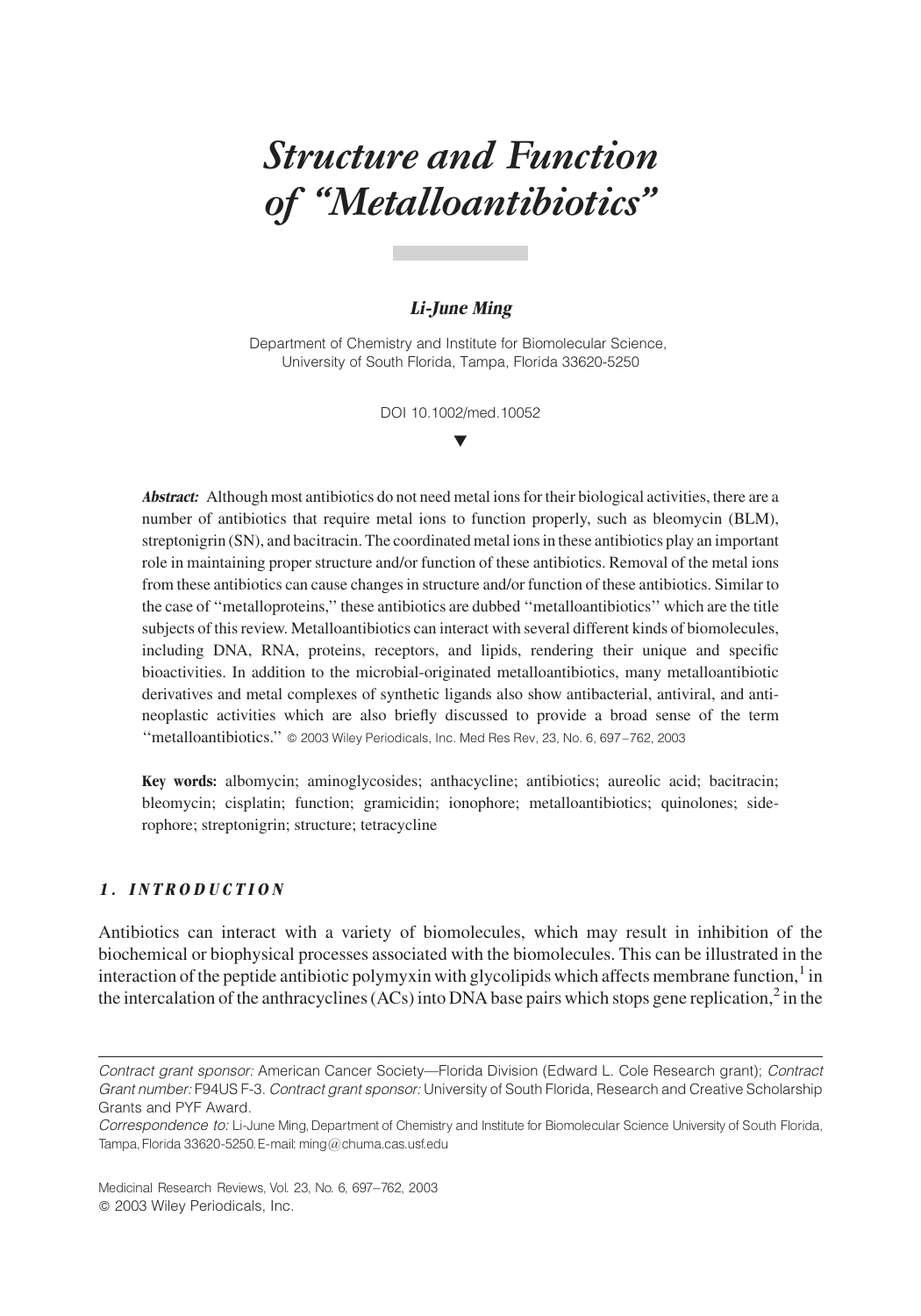# *Structure and Function of "Metalloantibiotics"*

***Li-June Ming***

Department of Chemistry and Institute for Biomolecular Science, University of South Florida, Tampa, Florida 33620-5250

DOI 10.1002/med.10052

***Abstract:*** Although most antibiotics do not need metal ions for their biological activities, there are a number of antibiotics that require metal ions to function properly, such as bleomycin (BLM), streptonigrin (SN), and bacitracin. The coordinated metal ions in these antibiotics play an important role in maintaining proper structure and/or function of these antibiotics. Removal of the metal ions from these antibiotics can cause changes in structure and/or function of these antibiotics. Similar to the case of ''metalloproteins,'' these antibiotics are dubbed ''metalloantibiotics'' which are the title subjects of this review. Metalloantibiotics can interact with several different kinds of biomolecules, including DNA, RNA, proteins, receptors, and lipids, rendering their unique and specific bioactivities. In addition to the microbial-originated metalloantibiotics, many metalloantibiotic derivatives and metal complexes of synthetic ligands also show antibacterial, antiviral, and antineoplastic activities which are also briefly discussed to provide a broad sense of the term ''metalloantibiotics.'' © 2003 Wiley Periodicals, Inc. Med Res Rev, 23, No. 6, 697–762, 2003

**Key words:** albomycin; aminoglycosides; anthacycline; antibiotics; aureolic acid; bacitracin; bleomycin; cisplatin; function; gramicidin; ionophore; metalloantibiotics; quinolones; siderophore; streptonigrin; structure; tetracycline

## *1. INTRODUCTION*

Antibiotics can interact with a variety of biomolecules, which may result in inhibition of the biochemical or biophysical processes associated with the biomolecules. This can be illustrated in the interaction of the peptide antibiotic polymyxin with glycolipids which affects membrane function,[1] in the intercalation of the anthracyclines (ACs) into DNA base pairs which stops gene replication,[2] in the

---

*Contract grant sponsor:* American Cancer Society—Florida Division (Edward L. Cole Research grant); *Contract Grant number:* F94US F-3. *Contract grant sponsor:* University of South Florida, Research and Creative Scholarship Grants and PYF Award.

*Correspondence to:* Li-June Ming, Department of Chemistry and Institute for Biomolecular Science University of South Florida, Tampa, Florida 33620-5250. E-mail: ming@chuma.cas.usf.edu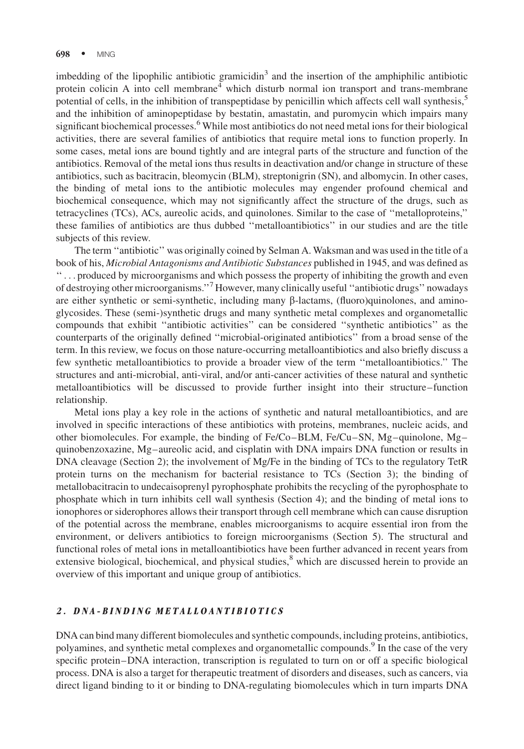imbedding of the lipophilic antibiotic gramicidin[3] and the insertion of the amphiphilic antibiotic protein colicin A into cell membrane[4] which disturb normal ion transport and trans-membrane potential of cells, in the inhibition of transpeptidase by penicillin which affects cell wall synthesis,[5] and the inhibition of aminopeptidase by bestatin, amastatin, and puromycin which impairs many significant biochemical processes.[6] While most antibiotics do not need metal ions for their biological activities, there are several families of antibiotics that require metal ions to function properly. In some cases, metal ions are bound tightly and are integral parts of the structure and function of the antibiotics. Removal of the metal ions thus results in deactivation and/or change in structure of these antibiotics, such as bacitracin, bleomycin (BLM), streptonigrin (SN), and albomycin. In other cases, the binding of metal ions to the antibiotic molecules may engender profound chemical and biochemical consequence, which may not significantly affect the structure of the drugs, such as tetracyclines (TCs), ACs, aureolic acids, and quinolones. Similar to the case of ''metalloproteins,'' these families of antibiotics are thus dubbed ''metalloantibiotics'' in our studies and are the title subjects of this review.

The term ''antibiotic'' was originally coined by Selman A. Waksman and was used in the title of a book of his, *Microbial Antagonisms and Antibiotic Substances* published in 1945, and was defined as ''. . . produced by microorganisms and which possess the property of inhibiting the growth and even of destroying other microorganisms.''[7] However, many clinically useful ''antibiotic drugs'' nowadays are either synthetic or semi-synthetic, including many β-lactams, (fluoro)quinolones, and aminoglycosides. These (semi-)synthetic drugs and many synthetic metal complexes and organometallic compounds that exhibit ''antibiotic activities'' can be considered ''synthetic antibiotics'' as the counterparts of the originally defined ''microbial-originated antibiotics'' from a broad sense of the term. In this review, we focus on those nature-occurring metalloantibiotics and also briefly discuss a few synthetic metalloantibiotics to provide a broader view of the term ''metalloantibiotics.'' The structures and anti-microbial, anti-viral, and/or anti-cancer activities of these natural and synthetic metalloantibiotics will be discussed to provide further insight into their structure–function relationship.

Metal ions play a key role in the actions of synthetic and natural metalloantibiotics, and are involved in specific interactions of these antibiotics with proteins, membranes, nucleic acids, and other biomolecules. For example, the binding of Fe/Co–BLM, Fe/Cu–SN, Mg–quinolone, Mg–quinobenzoxazine, Mg–aureolic acid, and cisplatin with DNA impairs DNA function or results in DNA cleavage (Section 2); the involvement of Mg/Fe in the binding of TCs to the regulatory TetR protein turns on the mechanism for bacterial resistance to TCs (Section 3); the binding of metallobacitracin to undecaisoprenyl pyrophosphate prohibits the recycling of the pyrophosphate to phosphate which in turn inhibits cell wall synthesis (Section 4); and the binding of metal ions to ionophores or siderophores allows their transport through cell membrane which can cause disruption of the potential across the membrane, enables microorganisms to acquire essential iron from the environment, or delivers antibiotics to foreign microorganisms (Section 5). The structural and functional roles of metal ions in metalloantibiotics have been further advanced in recent years from extensive biological, biochemical, and physical studies,[8] which are discussed herein to provide an overview of this important and unique group of antibiotics.

## 2. DNA-BINDING METALLOANTIBIOTICS

DNA can bind many different biomolecules and synthetic compounds, including proteins, antibiotics, polyamines, and synthetic metal complexes and organometallic compounds.[9] In the case of the very specific protein–DNA interaction, transcription is regulated to turn on or off a specific biological process. DNA is also a target for therapeutic treatment of disorders and diseases, such as cancers, via direct ligand binding to it or binding to DNA-regulating biomolecules which in turn imparts DNA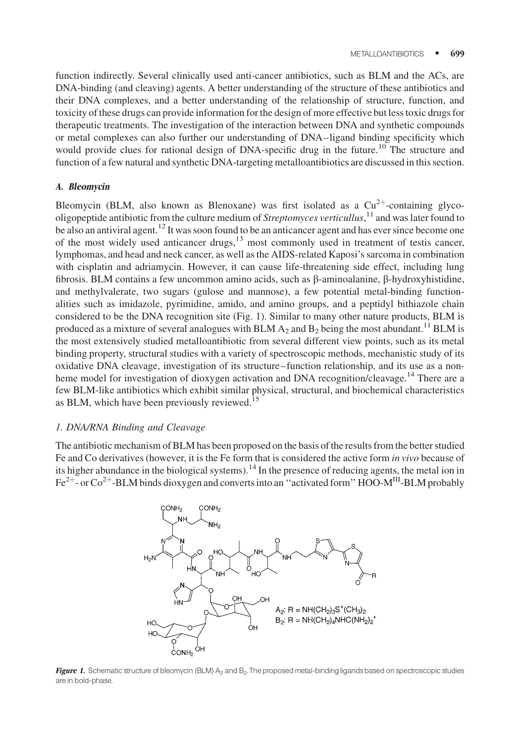function indirectly. Several clinically used anti-cancer antibiotics, such as BLM and the ACs, are DNA-binding (and cleaving) agents. A better understanding of the structure of these antibiotics and their DNA complexes, and a better understanding of the relationship of structure, function, and toxicity of these drugs can provide information for the design of more effective but less toxic drugs for therapeutic treatments. The investigation of the interaction between DNA and synthetic compounds or metal complexes can also further our understanding of DNA–ligand binding specificity which would provide clues for rational design of DNA-specific drug in the future.[10] The structure and function of a few natural and synthetic DNA-targeting metalloantibiotics are discussed in this section.

### *A. Bleomycin*

Bleomycin (BLM, also known as Blenoxane) was first isolated as a $Cu^{2+}$-containing glyco-oligopeptide antibiotic from the culture medium of *Streptomyces verticullus*,[11] and was later found to be also an antiviral agent.[12] It was soon found to be an anticancer agent and has ever since become one of the most widely used anticancer drugs,[13] most commonly used in treatment of testis cancer, lymphomas, and head and neck cancer, as well as the AIDS-related Kaposi's sarcoma in combination with cisplatin and adriamycin. However, it can cause life-threatening side effect, including lung fibrosis. BLM contains a few uncommon amino acids, such as β-aminoalanine, β-hydroxyhistidine, and methylvalerate, two sugars (gulose and mannose), a few potential metal-binding functionalities such as imidazole, pyrimidine, amido, and amino groups, and a peptidyl bithiazole chain considered to be the DNA recognition site (Fig. 1). Similar to many other nature products, BLM is produced as a mixture of several analogues with BLM $A_2$ and $B_2$ being the most abundant.[11] BLM is the most extensively studied metalloantibiotic from several different view points, such as its metal binding property, structural studies with a variety of spectroscopic methods, mechanistic study of its oxidative DNA cleavage, investigation of its structure–function relationship, and its use as a non-heme model for investigation of dioxygen activation and DNA recognition/cleavage.[14] There are a few BLM-like antibiotics which exhibit similar physical, structural, and biochemical characteristics as BLM, which have been previously reviewed.[15]

#### *1. DNA/RNA Binding and Cleavage*

The antibiotic mechanism of BLM has been proposed on the basis of the results from the better studied Fe and Co derivatives (however, it is the Fe form that is considered the active form *in vivo* because of its higher abundance in the biological systems).[14] In the presence of reducing agents, the metal ion in $Fe^{2+}$- or $Co^{2+}$-BLM binds dioxygen and converts into an "activated form" HOO-$M^{III}$-BLM probably

A₂: R = $NH(CH_2)_3S^+(CH_3)_2$
B₂: R = $NH(CH_2)_4NHC(NH_2)_2^+$

***Figure 1.*** Schematic structure of bleomycin (BLM) $A_2$ and $B_2$. The proposed metal-binding ligands based on spectroscopic studies are in bold-phase.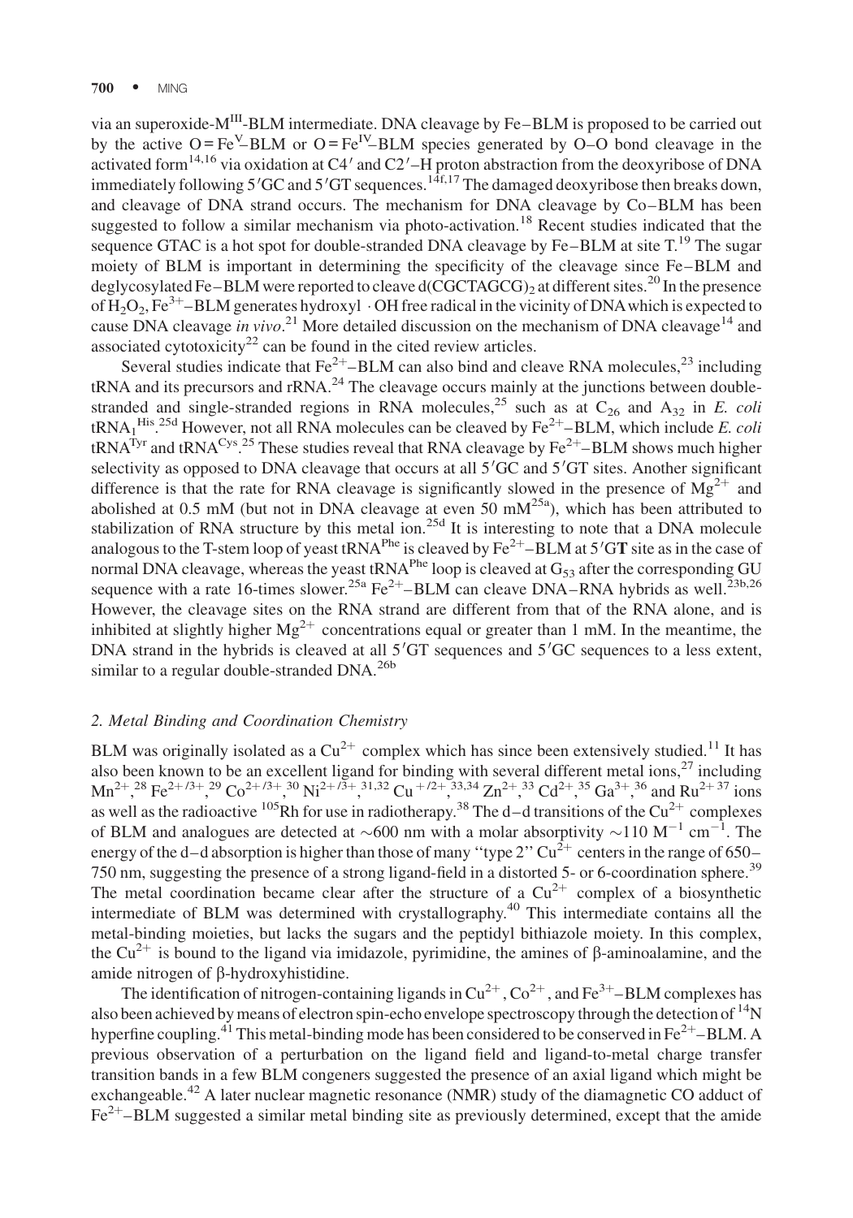via an superoxide-$M^{III}$-BLM intermediate. DNA cleavage by Fe–BLM is proposed to be carried out by the active $O{=}Fe^{V}$–BLM or $O{=}Fe^{IV}$–BLM species generated by O–O bond cleavage in the activated form[14,16] via oxidation at C4′ and C2′–H proton abstraction from the deoxyribose of DNA immediately following 5′GC and 5′GT sequences.[14f,17] The damaged deoxyribose then breaks down, and cleavage of DNA strand occurs. The mechanism for DNA cleavage by Co–BLM has been suggested to follow a similar mechanism via photo-activation.[18] Recent studies indicated that the sequence GTAC is a hot spot for double-stranded DNA cleavage by Fe–BLM at site T.[19] The sugar moiety of BLM is important in determining the specificity of the cleavage since Fe–BLM and deglycosylated Fe–BLM were reported to cleave $d(CGCTAGCG)_2$ at different sites.[20] In the presence of $H_2O_2$, $Fe^{3+}$–BLM generates hydroxyl ·OH free radical in the vicinity of DNA which is expected to cause DNA cleavage *in vivo*.[21] More detailed discussion on the mechanism of DNA cleavage[14] and associated cytotoxicity[22] can be found in the cited review articles.

Several studies indicate that $Fe^{2+}$–BLM can also bind and cleave RNA molecules,[23] including tRNA and its precursors and rRNA.[24] The cleavage occurs mainly at the junctions between double-stranded and single-stranded regions in RNA molecules,[25] such as at $C_{26}$ and $A_{32}$ in *E. coli* $tRNA_1^{His}$.[25d] However, not all RNA molecules can be cleaved by $Fe^{2+}$–BLM, which include *E. coli* $tRNA^{Tyr}$ and $tRNA^{Cys}$.[25] These studies reveal that RNA cleavage by $Fe^{2+}$–BLM shows much higher selectivity as opposed to DNA cleavage that occurs at all 5′GC and 5′GT sites. Another significant difference is that the rate for RNA cleavage is significantly slowed in the presence of $Mg^{2+}$ and abolished at 0.5 mM (but not in DNA cleavage at even 50 mM[25a]), which has been attributed to stabilization of RNA structure by this metal ion.[25d] It is interesting to note that a DNA molecule analogous to the T-stem loop of yeast $tRNA^{Phe}$ is cleaved by $Fe^{2+}$–BLM at 5′G**T** site as in the case of normal DNA cleavage, whereas the yeast $tRNA^{Phe}$ loop is cleaved at $G_{53}$ after the corresponding GU sequence with a rate 16-times slower.[25a] $Fe^{2+}$–BLM can cleave DNA–RNA hybrids as well.[23b,26] However, the cleavage sites on the RNA strand are different from that of the RNA alone, and is inhibited at slightly higher $Mg^{2+}$ concentrations equal or greater than 1 mM. In the meantime, the DNA strand in the hybrids is cleaved at all 5′GT sequences and 5′GC sequences to a less extent, similar to a regular double-stranded DNA.[26b]

### *2. Metal Binding and Coordination Chemistry*

BLM was originally isolated as a $Cu^{2+}$ complex which has since been extensively studied.[11] It has also been known to be an excellent ligand for binding with several different metal ions,[27] including $Mn^{2+}$,[28] $Fe^{2+/3+}$,[29] $Co^{2+/3+}$,[30] $Ni^{2+/3+}$,[31,32] $Cu^{+/2+}$,[33,34] $Zn^{2+}$,[33] $Cd^{2+}$,[35] $Ga^{3+}$,[36] and $Ru^{2+}$[37] ions as well as the radioactive $^{105}Rh$ for use in radiotherapy.[38] The d–d transitions of the $Cu^{2+}$ complexes of BLM and analogues are detected at ~600 nm with a molar absorptivity ~110 $M^{-1}$ $cm^{-1}$. The energy of the d–d absorption is higher than those of many "type 2" $Cu^{2+}$ centers in the range of 650–750 nm, suggesting the presence of a strong ligand-field in a distorted 5- or 6-coordination sphere.[39] The metal coordination became clear after the structure of a $Cu^{2+}$ complex of a biosynthetic intermediate of BLM was determined with crystallography.[40] This intermediate contains all the metal-binding moieties, but lacks the sugars and the peptidyl bithiazole moiety. In this complex, the $Cu^{2+}$ is bound to the ligand via imidazole, pyrimidine, the amines of β-aminoalamine, and the amide nitrogen of β-hydroxyhistidine.

The identification of nitrogen-containing ligands in $Cu^{2+}$, $Co^{2+}$, and $Fe^{3+}$–BLM complexes has also been achieved by means of electron spin-echo envelope spectroscopy through the detection of $^{14}N$ hyperfine coupling.[41] This metal-binding mode has been considered to be conserved in $Fe^{2+}$–BLM. A previous observation of a perturbation on the ligand field and ligand-to-metal charge transfer transition bands in a few BLM congeners suggested the presence of an axial ligand which might be exchangeable.[42] A later nuclear magnetic resonance (NMR) study of the diamagnetic CO adduct of $Fe^{2+}$–BLM suggested a similar metal binding site as previously determined, except that the amide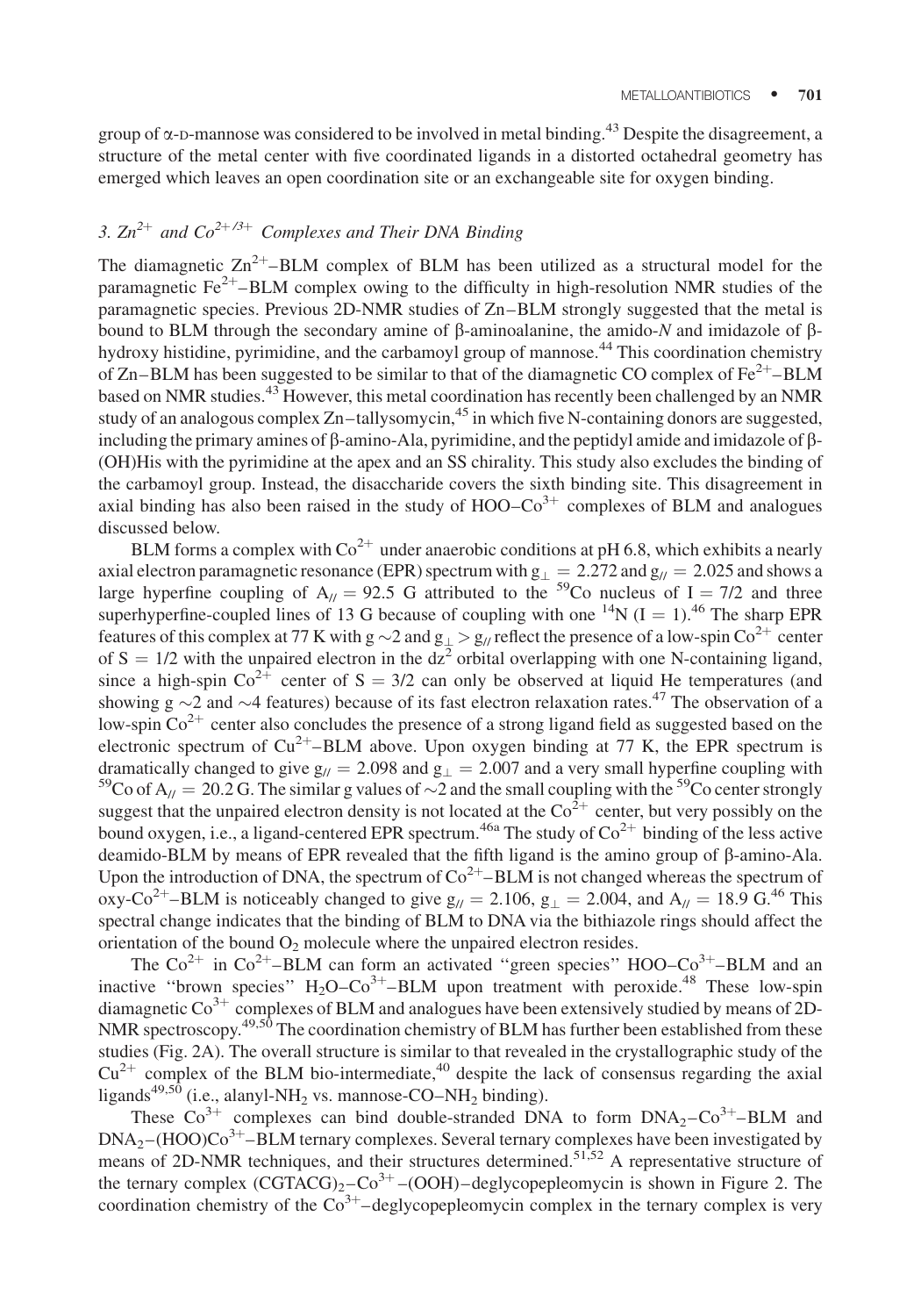group of α-D-mannose was considered to be involved in metal binding.[43] Despite the disagreement, a structure of the metal center with five coordinated ligands in a distorted octahedral geometry has emerged which leaves an open coordination site or an exchangeable site for oxygen binding.

### 3. $Zn^{2+}$ and $Co^{2+/3+}$ Complexes and Their DNA Binding

The diamagnetic $Zn^{2+}$–BLM complex of BLM has been utilized as a structural model for the paramagnetic $Fe^{2+}$–BLM complex owing to the difficulty in high-resolution NMR studies of the paramagnetic species. Previous 2D-NMR studies of Zn–BLM strongly suggested that the metal is bound to BLM through the secondary amine of β-aminoalanine, the amido-*N* and imidazole of β-hydroxy histidine, pyrimidine, and the carbamoyl group of mannose.[44] This coordination chemistry of Zn–BLM has been suggested to be similar to that of the diamagnetic CO complex of $Fe^{2+}$–BLM based on NMR studies.[43] However, this metal coordination has recently been challenged by an NMR study of an analogous complex Zn–tallysomycin,[45] in which five N-containing donors are suggested, including the primary amines of β-amino-Ala, pyrimidine, and the peptidyl amide and imidazole of β-(OH)His with the pyrimidine at the apex and an SS chirality. This study also excludes the binding of the carbamoyl group. Instead, the disaccharide covers the sixth binding site. This disagreement in axial binding has also been raised in the study of HOO–$Co^{3+}$ complexes of BLM and analogues discussed below.

BLM forms a complex with $Co^{2+}$ under anaerobic conditions at pH 6.8, which exhibits a nearly axial electron paramagnetic resonance (EPR) spectrum with $g_{\perp} = 2.272$ and $g_{//} = 2.025$ and shows a large hyperfine coupling of $A_{//} = 92.5$ G attributed to the $^{59}Co$ nucleus of $I = 7/2$ and three superhyperfine-coupled lines of 13 G because of coupling with one $^{14}N$ ($I = 1$).[46] The sharp EPR features of this complex at 77 K with $g \sim 2$ and $g_{\perp} > g_{//}$ reflect the presence of a low-spin $Co^{2+}$ center of $S = 1/2$ with the unpaired electron in the $dz^2$ orbital overlapping with one N-containing ligand, since a high-spin $Co^{2+}$ center of $S = 3/2$ can only be observed at liquid He temperatures (and showing $g \sim 2$ and $\sim 4$ features) because of its fast electron relaxation rates.[47] The observation of a low-spin $Co^{2+}$ center also concludes the presence of a strong ligand field as suggested based on the electronic spectrum of $Cu^{2+}$–BLM above. Upon oxygen binding at 77 K, the EPR spectrum is dramatically changed to give $g_{//} = 2.098$ and $g_{\perp} = 2.007$ and a very small hyperfine coupling with $^{59}Co$ of $A_{//} = 20.2$ G. The similar g values of $\sim 2$ and the small coupling with the $^{59}Co$ center strongly suggest that the unpaired electron density is not located at the $Co^{2+}$ center, but very possibly on the bound oxygen, i.e., a ligand-centered EPR spectrum.[46a] The study of $Co^{2+}$ binding of the less active deamido-BLM by means of EPR revealed that the fifth ligand is the amino group of β-amino-Ala. Upon the introduction of DNA, the spectrum of $Co^{2+}$–BLM is not changed whereas the spectrum of oxy-$Co^{2+}$–BLM is noticeably changed to give $g_{//} = 2.106$, $g_{\perp} = 2.004$, and $A_{//} = 18.9$ G.[46] This spectral change indicates that the binding of BLM to DNA via the bithiazole rings should affect the orientation of the bound $O_2$ molecule where the unpaired electron resides.

The $Co^{2+}$ in $Co^{2+}$–BLM can form an activated "green species" HOO–$Co^{3+}$–BLM and an inactive "brown species" $H_2O$–$Co^{3+}$–BLM upon treatment with peroxide.[48] These low-spin diamagnetic $Co^{3+}$ complexes of BLM and analogues have been extensively studied by means of 2D-NMR spectroscopy.[49,50] The coordination chemistry of BLM has further been established from these studies (Fig. 2A). The overall structure is similar to that revealed in the crystallographic study of the $Cu^{2+}$ complex of the BLM bio-intermediate,[40] despite the lack of consensus regarding the axial ligands[49,50] (i.e., alanyl-$NH_2$ vs. mannose-CO–$NH_2$ binding).

These $Co^{3+}$ complexes can bind double-stranded DNA to form $DNA_2$–$Co^{3+}$–BLM and $DNA_2$–(HOO)$Co^{3+}$–BLM ternary complexes. Several ternary complexes have been investigated by means of 2D-NMR techniques, and their structures determined.[51,52] A representative structure of the ternary complex $(CGTACG)_2$–$Co^{3+}$–(OOH)–deglycopepleomycin is shown in Figure 2. The coordination chemistry of the $Co^{3+}$–deglycopepleomycin complex in the ternary complex is very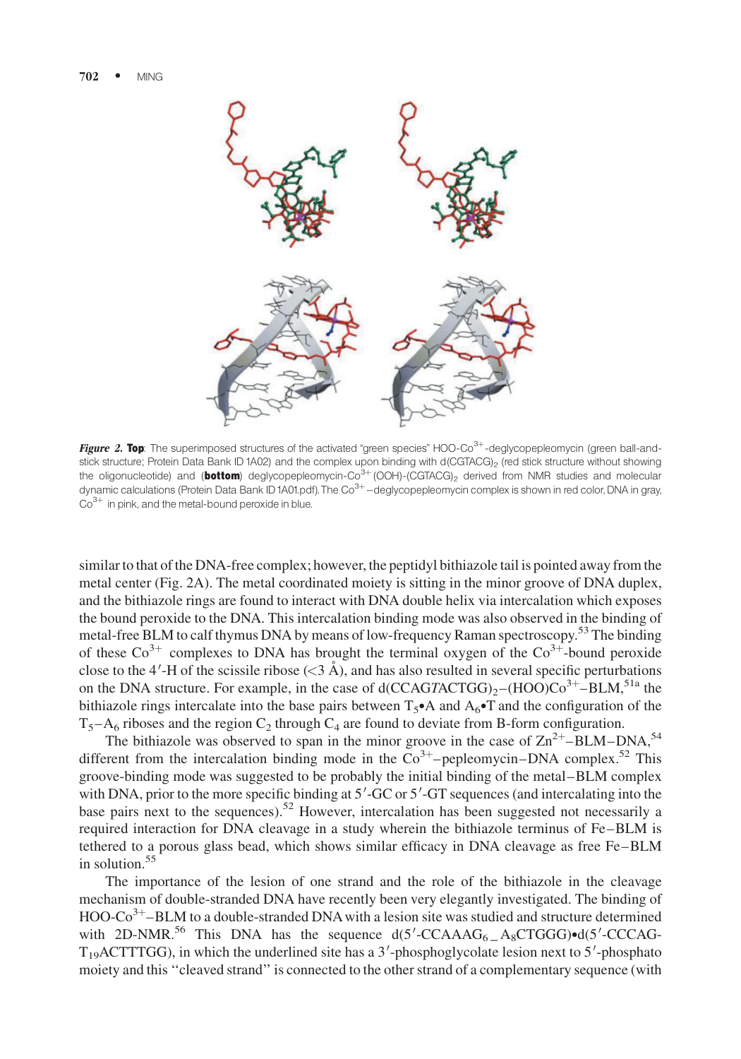*Figure 2.* **Top**: The superimposed structures of the activated "green species" HOO-$Co^{3+}$-deglycopepleomycin (green ball-and-stick structure; Protein Data Bank ID 1A02) and the complex upon binding with d(CGTACG)$_2$ (red stick structure without showing the oligonucleotide) and (**bottom**) deglycopepleomycin-$Co^{3+}$ (OOH)-(CGTACG)$_2$ derived from NMR studies and molecular dynamic calculations (Protein Data Bank ID 1A01.pdf). The $Co^{3+}$–deglycopepleomycin complex is shown in red color, DNA in gray, $Co^{3+}$ in pink, and the metal-bound peroxide in blue.

similar to that of the DNA-free complex; however, the peptidyl bithiazole tail is pointed away from the metal center (Fig. 2A). The metal coordinated moiety is sitting in the minor groove of DNA duplex, and the bithiazole rings are found to interact with DNA double helix via intercalation which exposes the bound peroxide to the DNA. This intercalation binding mode was also observed in the binding of metal-free BLM to calf thymus DNA by means of low-frequency Raman spectroscopy.[53] The binding of these $Co^{3+}$ complexes to DNA has brought the terminal oxygen of the $Co^{3+}$-bound peroxide close to the 4′-H of the scissile ribose (<3 Å), and has also resulted in several specific perturbations on the DNA structure. For example, in the case of d(CCAG*T*ACTGG)$_2$–(HOO)$Co^{3+}$–BLM,[51a] the bithiazole rings intercalate into the base pairs between $T_5$•A and $A_6$•T and the configuration of the $T_5$–$A_6$ riboses and the region $C_2$ through $C_4$ are found to deviate from B-form configuration.

The bithiazole was observed to span in the minor groove in the case of $Zn^{2+}$–BLM–DNA,[54] different from the intercalation binding mode in the $Co^{3+}$–pepleomycin–DNA complex.[52] This groove-binding mode was suggested to be probably the initial binding of the metal–BLM complex with DNA, prior to the more specific binding at 5′-GC or 5′-GT sequences (and intercalating into the base pairs next to the sequences).[52] However, intercalation has been suggested not necessarily a required interaction for DNA cleavage in a study wherein the bithiazole terminus of Fe–BLM is tethered to a porous glass bead, which shows similar efficacy in DNA cleavage as free Fe–BLM in solution.[55]

The importance of the lesion of one strand and the role of the bithiazole in the cleavage mechanism of double-stranded DNA have recently been very elegantly investigated. The binding of HOO-$Co^{3+}$–BLM to a double-stranded DNA with a lesion site was studied and structure determined with 2D-NMR.[56] This DNA has the sequence d(5′-CCAAAG$_6$ _ A$_8$CTGGG)•d(5′-CCCAG-T$_{19}$ACTTTGG), in which the underlined site has a 3′-phosphoglycolate lesion next to 5′-phosphato moiety and this "cleaved strand" is connected to the other strand of a complementary sequence (with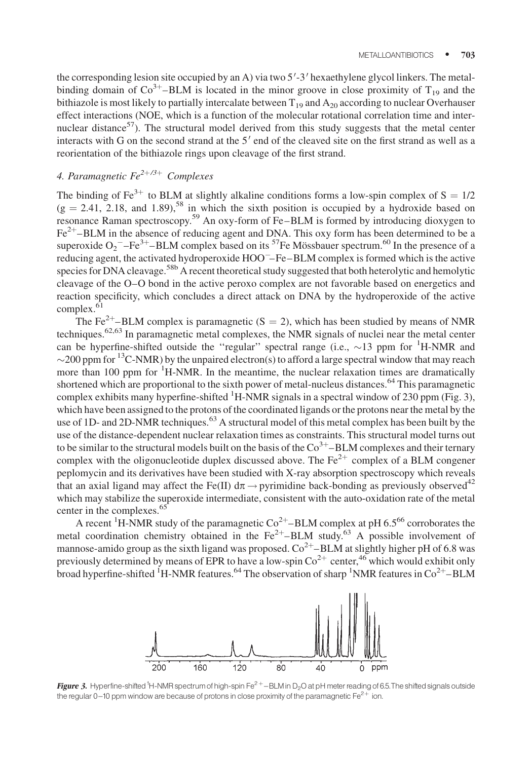the corresponding lesion site occupied by an A) via two 5′-3′ hexaethylene glycol linkers. The metal-binding domain of $Co^{3+}$–BLM is located in the minor groove in close proximity of $T_{19}$ and the bithiazole is most likely to partially intercalate between $T_{19}$ and $A_{20}$ according to nuclear Overhauser effect interactions (NOE, which is a function of the molecular rotational correlation time and internuclear distance[57]). The structural model derived from this study suggests that the metal center interacts with G on the second strand at the 5′ end of the cleaved site on the first strand as well as a reorientation of the bithiazole rings upon cleavage of the first strand.

### 4. Paramagnetic $Fe^{2+/3+}$ Complexes

The binding of $Fe^{3+}$ to BLM at slightly alkaline conditions forms a low-spin complex of $S = 1/2$ ($g = 2.41$, 2.18, and 1.89),[58] in which the sixth position is occupied by a hydroxide based on resonance Raman spectroscopy.[59] An oxy-form of Fe–BLM is formed by introducing dioxygen to $Fe^{2+}$–BLM in the absence of reducing agent and DNA. This oxy form has been determined to be a superoxide $O_2^{-}$–$Fe^{3+}$–BLM complex based on its $^{57}$Fe Mössbauer spectrum.[60] In the presence of a reducing agent, the activated hydroperoxide $HOO^{-}$–Fe–BLM complex is formed which is the active species for DNA cleavage.[58b] A recent theoretical study suggested that both heterolytic and hemolytic cleavage of the O–O bond in the active peroxo complex are not favorable based on energetics and reaction specificity, which concludes a direct attack on DNA by the hydroperoxide of the active complex.[61]

The $Fe^{2+}$–BLM complex is paramagnetic ($S = 2$), which has been studied by means of NMR techniques.[62,63] In paramagnetic metal complexes, the NMR signals of nuclei near the metal center can be hyperfine-shifted outside the "regular" spectral range (i.e., ~13 ppm for $^{1}$H-NMR and ~200 ppm for $^{13}$C-NMR) by the unpaired electron(s) to afford a large spectral window that may reach more than 100 ppm for $^{1}$H-NMR. In the meantime, the nuclear relaxation times are dramatically shortened which are proportional to the sixth power of metal-nucleus distances.[64] This paramagnetic complex exhibits many hyperfine-shifted $^{1}$H-NMR signals in a spectral window of 230 ppm (Fig. 3), which have been assigned to the protons of the coordinated ligands or the protons near the metal by the use of 1D- and 2D-NMR techniques.[63] A structural model of this metal complex has been built by the use of the distance-dependent nuclear relaxation times as constraints. This structural model turns out to be similar to the structural models built on the basis of the $Co^{3+}$–BLM complexes and their ternary complex with the oligonucleotide duplex discussed above. The $Fe^{2+}$ complex of a BLM congener peplomycin and its derivatives have been studied with X-ray absorption spectroscopy which reveals that an axial ligand may affect the Fe(II) $d\pi \rightarrow$ pyrimidine back-bonding as previously observed[42] which may stabilize the superoxide intermediate, consistent with the auto-oxidation rate of the metal center in the complexes.[65]

A recent $^{1}$H-NMR study of the paramagnetic $Co^{2+}$–BLM complex at pH 6.5[66] corroborates the metal coordination chemistry obtained in the $Fe^{2+}$–BLM study.[63] A possible involvement of mannose-amido group as the sixth ligand was proposed. $Co^{2+}$–BLM at slightly higher pH of 6.8 was previously determined by means of EPR to have a low-spin $Co^{2+}$ center,[46] which would exhibit only broad hyperfine-shifted $^{1}$H-NMR features.[64] The observation of sharp $^{1}$NMR features in $Co^{2+}$–BLM

**Figure 3.** Hyperfine-shifted $^{1}$H-NMR spectrum of high-spin $Fe^{2+}$–BLM in $D_2O$ at pH meter reading of 6.5. The shifted signals outside the regular 0–10 ppm window are because of protons in close proximity of the paramagnetic $Fe^{2+}$ ion.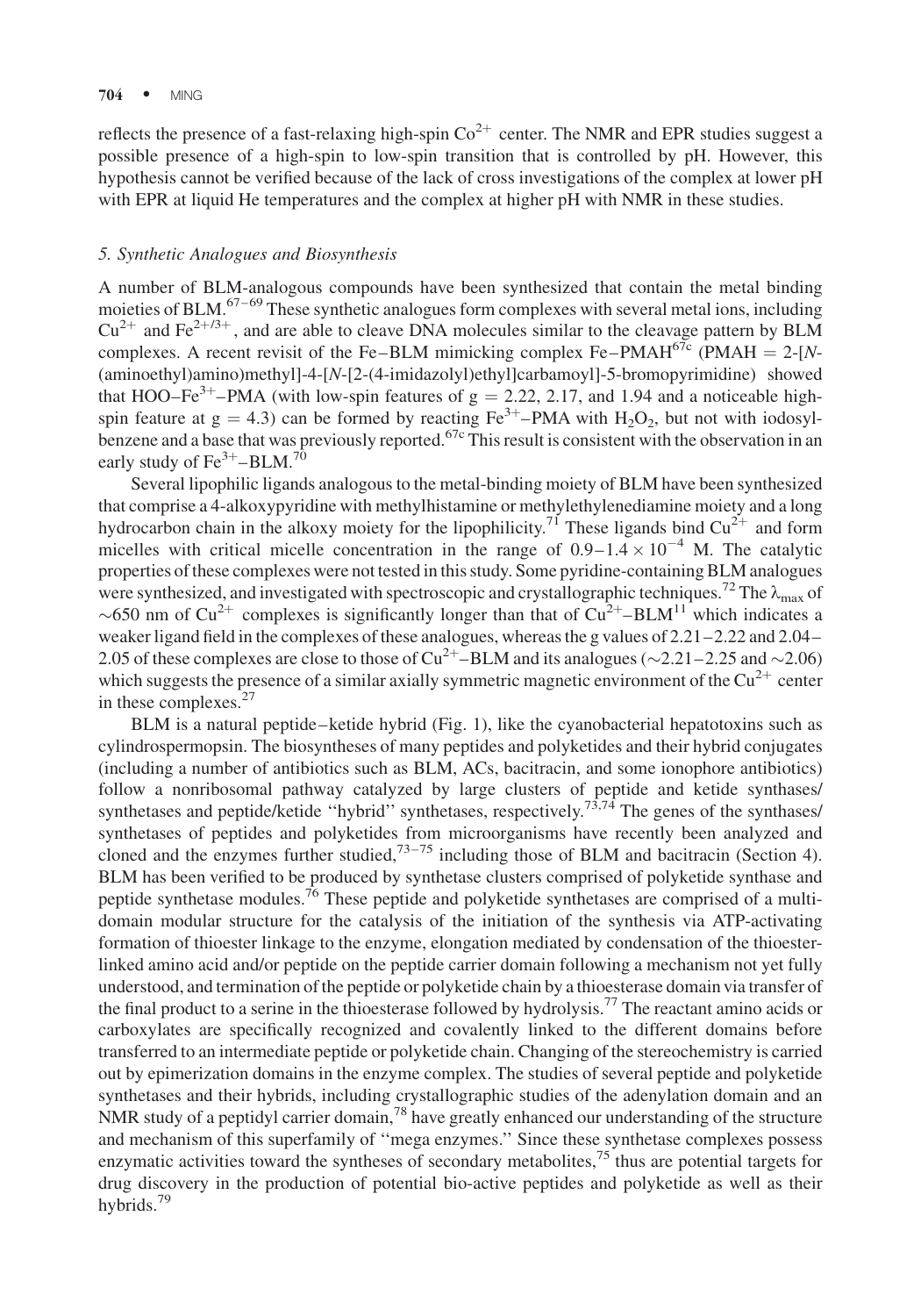reflects the presence of a fast-relaxing high-spin $Co^{2+}$ center. The NMR and EPR studies suggest a possible presence of a high-spin to low-spin transition that is controlled by pH. However, this hypothesis cannot be verified because of the lack of cross investigations of the complex at lower pH with EPR at liquid He temperatures and the complex at higher pH with NMR in these studies.

### *5. Synthetic Analogues and Biosynthesis*

A number of BLM-analogous compounds have been synthesized that contain the metal binding moieties of BLM.[67–69] These synthetic analogues form complexes with several metal ions, including $Cu^{2+}$ and $Fe^{2+/3+}$, and are able to cleave DNA molecules similar to the cleavage pattern by BLM complexes. A recent revisit of the Fe–BLM mimicking complex Fe–PMAH[67c] (PMAH = 2-[*N*-(aminoethyl)amino)methyl]-4-[*N*-[2-(4-imidazolyl)ethyl]carbamoyl]-5-bromopyrimidine) showed that HOO–$Fe^{3+}$–PMA (with low-spin features of $g = 2.22$, 2.17, and 1.94 and a noticeable high-spin feature at $g = 4.3$) can be formed by reacting $Fe^{3+}$–PMA with $H_2O_2$, but not with iodosylbenzene and a base that was previously reported.[67c] This result is consistent with the observation in an early study of $Fe^{3+}$–BLM.[70]

Several lipophilic ligands analogous to the metal-binding moiety of BLM have been synthesized that comprise a 4-alkoxypyridine with methylhistamine or methylethylenediamine moiety and a long hydrocarbon chain in the alkoxy moiety for the lipophilicity.[71] These ligands bind $Cu^{2+}$ and form micelles with critical micelle concentration in the range of $0.9–1.4 \times 10^{-4}$ M. The catalytic properties of these complexes were not tested in this study. Some pyridine-containing BLM analogues were synthesized, and investigated with spectroscopic and crystallographic techniques.[72] The $\lambda_{max}$ of ~650 nm of $Cu^{2+}$ complexes is significantly longer than that of $Cu^{2+}$–BLM[11] which indicates a weaker ligand field in the complexes of these analogues, whereas the g values of 2.21–2.22 and 2.04–2.05 of these complexes are close to those of $Cu^{2+}$–BLM and its analogues (~2.21–2.25 and ~2.06) which suggests the presence of a similar axially symmetric magnetic environment of the $Cu^{2+}$ center in these complexes.[27]

BLM is a natural peptide–ketide hybrid (Fig. 1), like the cyanobacterial hepatotoxins such as cylindrospermopsin. The biosyntheses of many peptides and polyketides and their hybrid conjugates (including a number of antibiotics such as BLM, ACs, bacitracin, and some ionophore antibiotics) follow a nonribosomal pathway catalyzed by large clusters of peptide and ketide synthases/synthetases and peptide/ketide "hybrid" synthetases, respectively.[73,74] The genes of the synthases/synthetases of peptides and polyketides from microorganisms have recently been analyzed and cloned and the enzymes further studied,[73–75] including those of BLM and bacitracin (Section 4). BLM has been verified to be produced by synthetase clusters comprised of polyketide synthase and peptide synthetase modules.[76] These peptide and polyketide synthetases are comprised of a multidomain modular structure for the catalysis of the initiation of the synthesis via ATP-activating formation of thioester linkage to the enzyme, elongation mediated by condensation of the thioester-linked amino acid and/or peptide on the peptide carrier domain following a mechanism not yet fully understood, and termination of the peptide or polyketide chain by a thioesterase domain via transfer of the final product to a serine in the thioesterase followed by hydrolysis.[77] The reactant amino acids or carboxylates are specifically recognized and covalently linked to the different domains before transferred to an intermediate peptide or polyketide chain. Changing of the stereochemistry is carried out by epimerization domains in the enzyme complex. The studies of several peptide and polyketide synthetases and their hybrids, including crystallographic studies of the adenylation domain and an NMR study of a peptidyl carrier domain,[78] have greatly enhanced our understanding of the structure and mechanism of this superfamily of "mega enzymes." Since these synthetase complexes possess enzymatic activities toward the syntheses of secondary metabolites,[75] thus are potential targets for drug discovery in the production of potential bio-active peptides and polyketide as well as their hybrids.[79]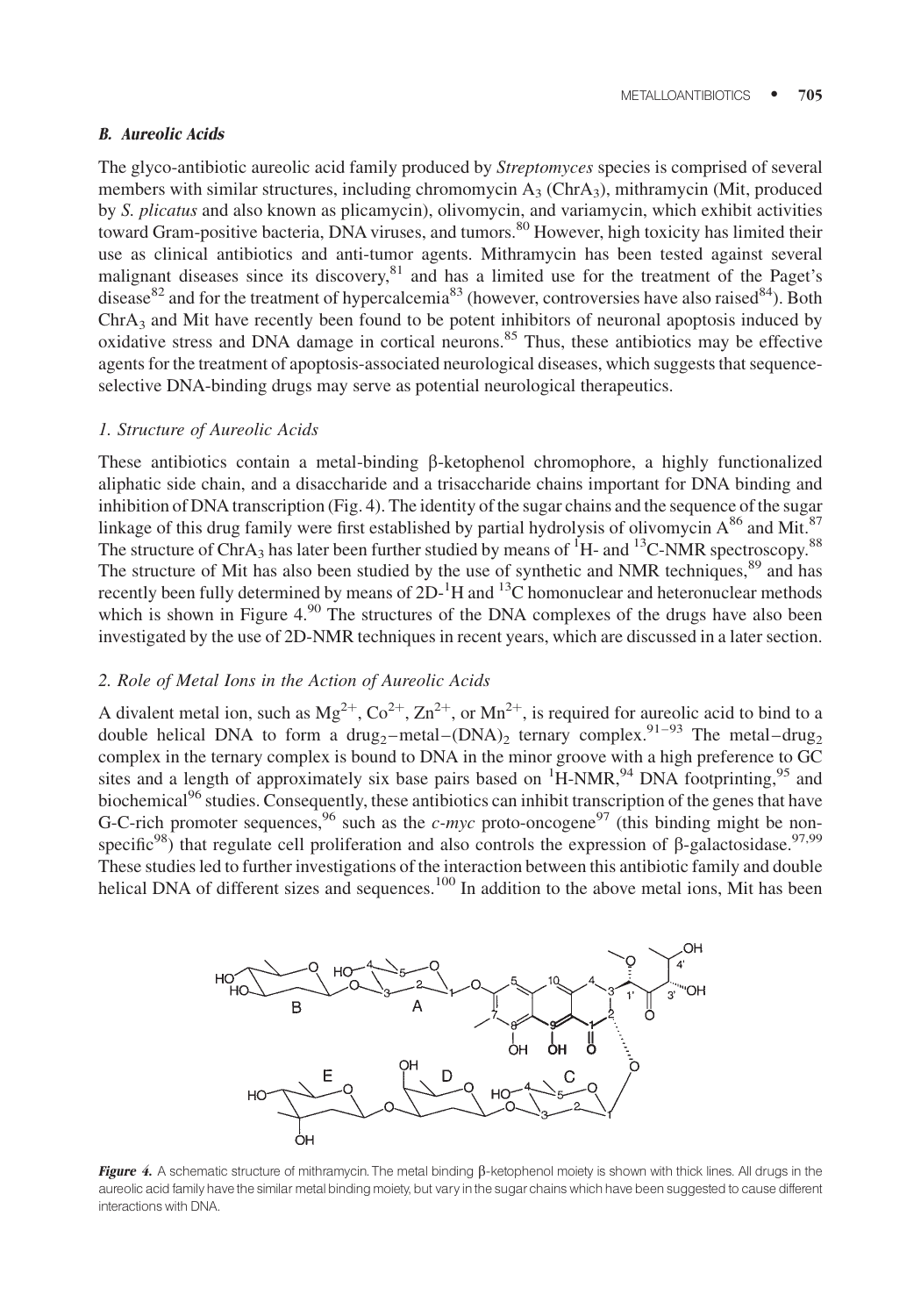### *B. Aureolic Acids*

The glyco-antibiotic aureolic acid family produced by *Streptomyces* species is comprised of several members with similar structures, including chromomycin $A_3$ ($ChrA_3$), mithramycin (Mit, produced by *S. plicatus* and also known as plicamycin), olivomycin, and variamycin, which exhibit activities toward Gram-positive bacteria, DNA viruses, and tumors.[80] However, high toxicity has limited their use as clinical antibiotics and anti-tumor agents. Mithramycin has been tested against several malignant diseases since its discovery,[81] and has a limited use for the treatment of the Paget's disease[82] and for the treatment of hypercalcemia[83] (however, controversies have also raised[84]). Both $ChrA_3$ and Mit have recently been found to be potent inhibitors of neuronal apoptosis induced by oxidative stress and DNA damage in cortical neurons.[85] Thus, these antibiotics may be effective agents for the treatment of apoptosis-associated neurological diseases, which suggests that sequence-selective DNA-binding drugs may serve as potential neurological therapeutics.

#### *1. Structure of Aureolic Acids*

These antibiotics contain a metal-binding β-ketophenol chromophore, a highly functionalized aliphatic side chain, and a disaccharide and a trisaccharide chains important for DNA binding and inhibition of DNA transcription (Fig. 4). The identity of the sugar chains and the sequence of the sugar linkage of this drug family were first established by partial hydrolysis of olivomycin A[86] and Mit.[87] The structure of $ChrA_3$ has later been further studied by means of $^1H$- and $^{13}C$-NMR spectroscopy.[88] The structure of Mit has also been studied by the use of synthetic and NMR techniques,[89] and has recently been fully determined by means of 2D-$^1H$ and $^{13}C$ homonuclear and heteronuclear methods which is shown in Figure 4.[90] The structures of the DNA complexes of the drugs have also been investigated by the use of 2D-NMR techniques in recent years, which are discussed in a later section.

#### *2. Role of Metal Ions in the Action of Aureolic Acids*

A divalent metal ion, such as $Mg^{2+}$, $Co^{2+}$, $Zn^{2+}$, or $Mn^{2+}$, is required for aureolic acid to bind to a double helical DNA to form a $drug_2$–metal–$(DNA)_2$ ternary complex.[91–93] The metal–$drug_2$ complex in the ternary complex is bound to DNA in the minor groove with a high preference to GC sites and a length of approximately six base pairs based on $^1H$-NMR,[94] DNA footprinting,[95] and biochemical[96] studies. Consequently, these antibiotics can inhibit transcription of the genes that have G-C-rich promoter sequences,[96] such as the *c-myc* proto-oncogene[97] (this binding might be non-specific[98]) that regulate cell proliferation and also controls the expression of β-galactosidase.[97,99] These studies led to further investigations of the interaction between this antibiotic family and double helical DNA of different sizes and sequences.[100] In addition to the above metal ions, Mit has been

***Figure 4.*** A schematic structure of mithramycin. The metal binding β-ketophenol moiety is shown with thick lines. All drugs in the aureolic acid family have the similar metal binding moiety, but vary in the sugar chains which have been suggested to cause different interactions with DNA.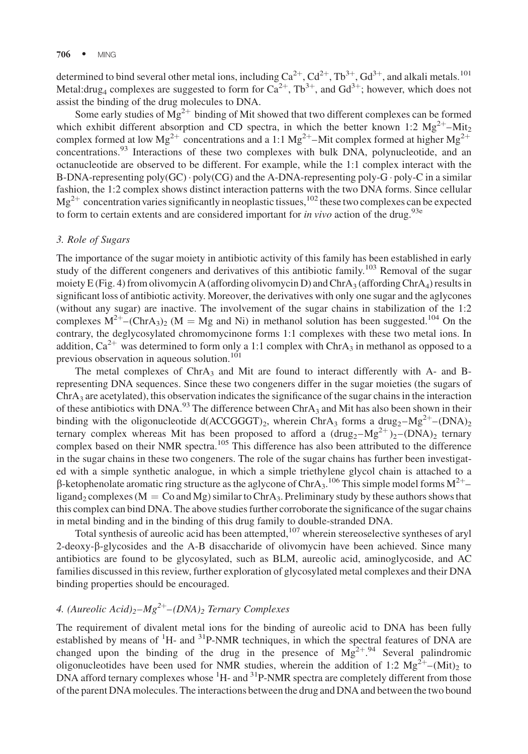determined to bind several other metal ions, including $Ca^{2+}$, $Cd^{2+}$, $Tb^{3+}$, $Gd^{3+}$, and alkali metals.[101] Metal:drug$_4$ complexes are suggested to form for $Ca^{2+}$, $Tb^{3+}$, and $Gd^{3+}$; however, which does not assist the binding of the drug molecules to DNA.

Some early studies of $Mg^{2+}$ binding of Mit showed that two different complexes can be formed which exhibit different absorption and CD spectra, in which the better known 1:2 $Mg^{2+}$–$Mit_2$ complex formed at low $Mg^{2+}$ concentrations and a 1:1 $Mg^{2+}$–Mit complex formed at higher $Mg^{2+}$ concentrations.[93] Interactions of these two complexes with bulk DNA, polynucleotide, and an octanucleotide are observed to be different. For example, while the 1:1 complex interact with the B-DNA-representing poly(GC) · poly(CG) and the A-DNA-representing poly-G · poly-C in a similar fashion, the 1:2 complex shows distinct interaction patterns with the two DNA forms. Since cellular $Mg^{2+}$ concentration varies significantly in neoplastic tissues,[102] these two complexes can be expected to form to certain extents and are considered important for *in vivo* action of the drug.[93e]

### 3. Role of Sugars

The importance of the sugar moiety in antibiotic activity of this family has been established in early study of the different congeners and derivatives of this antibiotic family.[103] Removal of the sugar moiety E (Fig. 4) from olivomycin A (affording olivomycin D) and $ChrA_3$ (affording $ChrA_4$) results in significant loss of antibiotic activity. Moreover, the derivatives with only one sugar and the aglycones (without any sugar) are inactive. The involvement of the sugar chains in stabilization of the 1:2 complexes $M^{2+}$–$(ChrA_3)_2$ (M = Mg and Ni) in methanol solution has been suggested.[104] On the contrary, the deglycosylated chromomycinone forms 1:1 complexes with these two metal ions. In addition, $Ca^{2+}$ was determined to form only a 1:1 complex with $ChrA_3$ in methanol as opposed to a previous observation in aqueous solution.[101]

The metal complexes of $ChrA_3$ and Mit are found to interact differently with A- and B-representing DNA sequences. Since these two congeners differ in the sugar moieties (the sugars of $ChrA_3$ are acetylated), this observation indicates the significance of the sugar chains in the interaction of these antibiotics with DNA.[93] The difference between $ChrA_3$ and Mit has also been shown in their binding with the oligonucleotide d(ACCGGGT)$_2$, wherein $ChrA_3$ forms a drug$_2$–$Mg^{2+}$–(DNA)$_2$ ternary complex whereas Mit has been proposed to afford a (drug$_2$–$Mg^{2+}$)$_2$–(DNA)$_2$ ternary complex based on their NMR spectra.[105] This difference has also been attributed to the difference in the sugar chains in these two congeners. The role of the sugar chains has further been investigated with a simple synthetic analogue, in which a simple triethylene glycol chain is attached to a β-ketophenolate aromatic ring structure as the aglycone of $ChrA_3$.[106] This simple model forms $M^{2+}$–ligand$_2$ complexes (M = Co and Mg) similar to $ChrA_3$. Preliminary study by these authors shows that this complex can bind DNA. The above studies further corroborate the significance of the sugar chains in metal binding and in the binding of this drug family to double-stranded DNA.

Total synthesis of aureolic acid has been attempted,[107] wherein stereoselective syntheses of aryl 2-deoxy-β-glycosides and the A-B disaccharide of olivomycin have been achieved. Since many antibiotics are found to be glycosylated, such as BLM, aureolic acid, aminoglycoside, and AC families discussed in this review, further exploration of glycosylated metal complexes and their DNA binding properties should be encouraged.

### 4. (Aureolic Acid)$_2$–$Mg^{2+}$–(DNA)$_2$ Ternary Complexes

The requirement of divalent metal ions for the binding of aureolic acid to DNA has been fully established by means of $^1H$- and $^{31}P$-NMR techniques, in which the spectral features of DNA are changed upon the binding of the drug in the presence of $Mg^{2+}$.[94] Several palindromic oligonucleotides have been used for NMR studies, wherein the addition of 1:2 $Mg^{2+}$–$(Mit)_2$ to DNA afford ternary complexes whose $^1H$- and $^{31}P$-NMR spectra are completely different from those of the parent DNA molecules. The interactions between the drug and DNA and between the two bound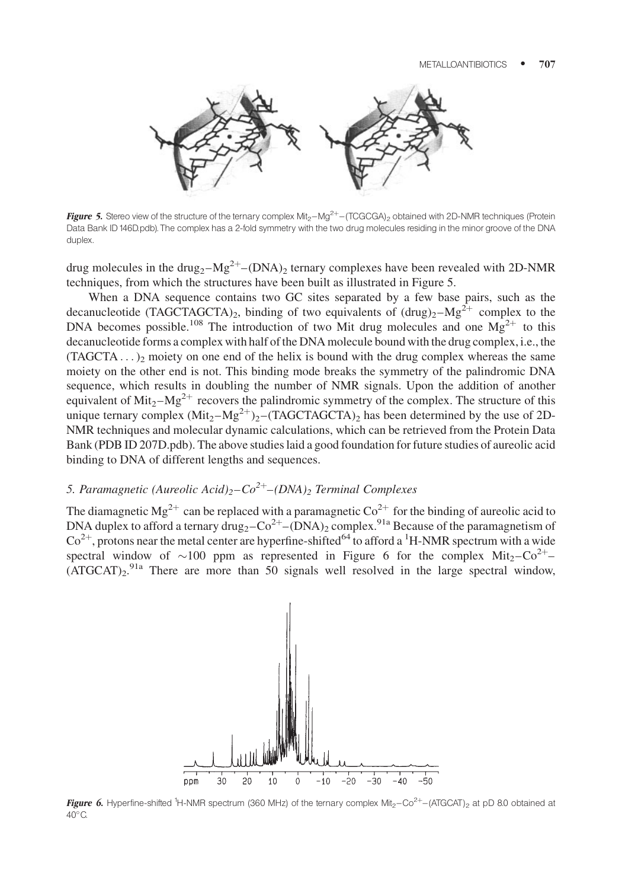Figure 5. Stereo view of the structure of the ternary complex $Mit_2–Mg^{2+}–(TCGCGA)_2$ obtained with 2D-NMR techniques (Protein Data Bank ID 146D.pdb). The complex has a 2-fold symmetry with the two drug molecules residing in the minor groove of the DNA duplex.

drug molecules in the $drug_2–Mg^{2+}–(DNA)_2$ ternary complexes have been revealed with 2D-NMR techniques, from which the structures have been built as illustrated in Figure 5.

When a DNA sequence contains two GC sites separated by a few base pairs, such as the decanucleotide $(TAGCTAGCTA)_2$, binding of two equivalents of $(drug)_2–Mg^{2+}$ complex to the DNA becomes possible.[108] The introduction of two Mit drug molecules and one $Mg^{2+}$ to this decanucleotide forms a complex with half of the DNA molecule bound with the drug complex, i.e., the $(TAGCTA\ldots)_2$ moiety on one end of the helix is bound with the drug complex whereas the same moiety on the other end is not. This binding mode breaks the symmetry of the palindromic DNA sequence, which results in doubling the number of NMR signals. Upon the addition of another equivalent of $Mit_2–Mg^{2+}$ recovers the palindromic symmetry of the complex. The structure of this unique ternary complex $(Mit_2–Mg^{2+})_2–(TAGCTAGCTA)_2$ has been determined by the use of 2D-NMR techniques and molecular dynamic calculations, which can be retrieved from the Protein Data Bank (PDB ID 207D.pdb). The above studies laid a good foundation for future studies of aureolic acid binding to DNA of different lengths and sequences.

### 5. Paramagnetic (Aureolic Acid)$_2$–$Co^{2+}$–(DNA)$_2$ Terminal Complexes

The diamagnetic $Mg^{2+}$ can be replaced with a paramagnetic $Co^{2+}$ for the binding of aureolic acid to DNA duplex to afford a ternary $drug_2–Co^{2+}–(DNA)_2$ complex.[91a] Because of the paramagnetism of $Co^{2+}$, protons near the metal center are hyperfine-shifted[64] to afford a $^1$H-NMR spectrum with a wide spectral window of ~100 ppm as represented in Figure 6 for the complex $Mit_2–Co^{2+}–(ATGCAT)_2$.[91a] There are more than 50 signals well resolved in the large spectral window,

Figure 6. Hyperfine-shifted $^1$H-NMR spectrum (360 MHz) of the ternary complex $Mit_2–Co^{2+}–(ATGCAT)_2$ at pD 8.0 obtained at 40°C.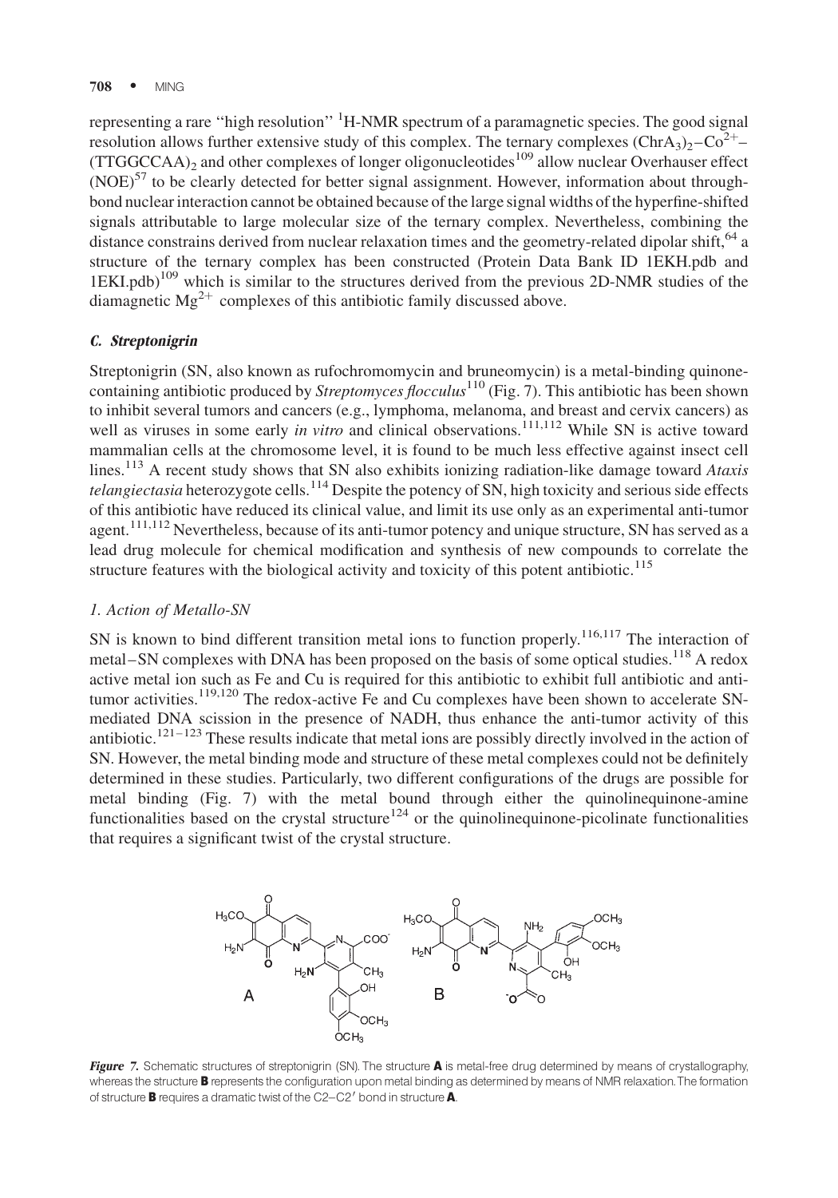representing a rare "high resolution" $^1$H-NMR spectrum of a paramagnetic species. The good signal resolution allows further extensive study of this complex. The ternary complexes $(ChrA_3)_2$–$Co^{2+}$–$(TTGGCCAA)_2$ and other complexes of longer oligonucleotides[109] allow nuclear Overhauser effect (NOE)[57] to be clearly detected for better signal assignment. However, information about through-bond nuclear interaction cannot be obtained because of the large signal widths of the hyperfine-shifted signals attributable to large molecular size of the ternary complex. Nevertheless, combining the distance constrains derived from nuclear relaxation times and the geometry-related dipolar shift,[64] a structure of the ternary complex has been constructed (Protein Data Bank ID 1EKH.pdb and 1EKI.pdb)[109] which is similar to the structures derived from the previous 2D-NMR studies of the diamagnetic $Mg^{2+}$ complexes of this antibiotic family discussed above.

### *C. Streptonigrin*

Streptonigrin (SN, also known as rufochromomycin and bruneomycin) is a metal-binding quinone-containing antibiotic produced by *Streptomyces flocculus*[110] (Fig. 7). This antibiotic has been shown to inhibit several tumors and cancers (e.g., lymphoma, melanoma, and breast and cervix cancers) as well as viruses in some early *in vitro* and clinical observations.[111,112] While SN is active toward mammalian cells at the chromosome level, it is found to be much less effective against insect cell lines.[113] A recent study shows that SN also exhibits ionizing radiation-like damage toward *Ataxis telangiectasia* heterozygote cells.[114] Despite the potency of SN, high toxicity and serious side effects of this antibiotic have reduced its clinical value, and limit its use only as an experimental anti-tumor agent.[111,112] Nevertheless, because of its anti-tumor potency and unique structure, SN has served as a lead drug molecule for chemical modification and synthesis of new compounds to correlate the structure features with the biological activity and toxicity of this potent antibiotic.[115]

#### *1. Action of Metallo-SN*

SN is known to bind different transition metal ions to function properly.[116,117] The interaction of metal–SN complexes with DNA has been proposed on the basis of some optical studies.[118] A redox active metal ion such as Fe and Cu is required for this antibiotic to exhibit full antibiotic and anti-tumor activities.[119,120] The redox-active Fe and Cu complexes have been shown to accelerate SN-mediated DNA scission in the presence of NADH, thus enhance the anti-tumor activity of this antibiotic.[121–123] These results indicate that metal ions are possibly directly involved in the action of SN. However, the metal binding mode and structure of these metal complexes could not be definitely determined in these studies. Particularly, two different configurations of the drugs are possible for metal binding (Fig. 7) with the metal bound through either the quinolinequinone-amine functionalities based on the crystal structure[124] or the quinolinequinone-picolinate functionalities that requires a significant twist of the crystal structure.

***Figure 7.*** Schematic structures of streptonigrin (SN). The structure **A** is metal-free drug determined by means of crystallography, whereas the structure **B** represents the configuration upon metal binding as determined by means of NMR relaxation. The formation of structure **B** requires a dramatic twist of the C2–C2′ bond in structure **A**.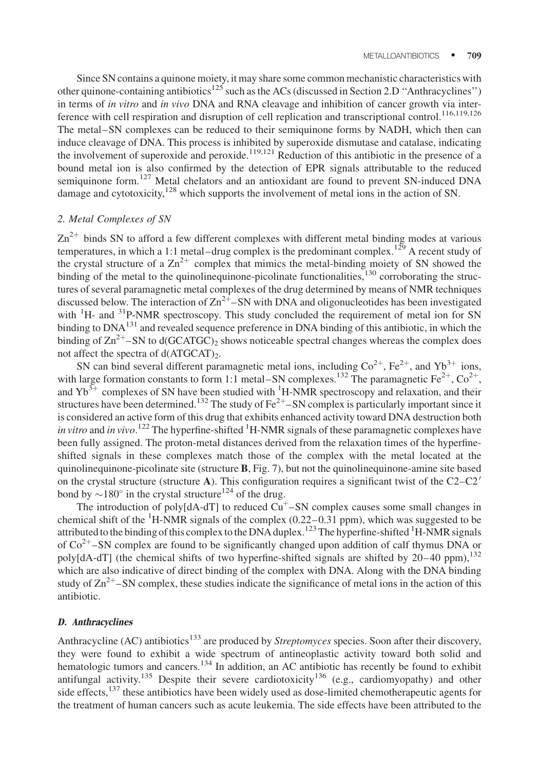Since SN contains a quinone moiety, it may share some common mechanistic characteristics with other quinone-containing antibiotics[125] such as the ACs (discussed in Section 2.D "Anthracyclines") in terms of *in vitro* and *in vivo* DNA and RNA cleavage and inhibition of cancer growth via interference with cell respiration and disruption of cell replication and transcriptional control.[116,119,126] The metal–SN complexes can be reduced to their semiquinone forms by NADH, which then can induce cleavage of DNA. This process is inhibited by superoxide dismutase and catalase, indicating the involvement of superoxide and peroxide.[119,121] Reduction of this antibiotic in the presence of a bound metal ion is also confirmed by the detection of EPR signals attributable to the reduced semiquinone form.[127] Metal chelators and an antioxidant are found to prevent SN-induced DNA damage and cytotoxicity,[128] which supports the involvement of metal ions in the action of SN.

### 2. Metal Complexes of SN

$Zn^{2+}$ binds SN to afford a few different complexes with different metal binding modes at various temperatures, in which a 1:1 metal–drug complex is the predominant complex.[129] A recent study of the crystal structure of a $Zn^{2+}$ complex that mimics the metal-binding moiety of SN showed the binding of the metal to the quinolinequinone-picolinate functionalities,[130] corroborating the structures of several paramagnetic metal complexes of the drug determined by means of NMR techniques discussed below. The interaction of $Zn^{2+}$–SN with DNA and oligonucleotides has been investigated with $^1$H- and $^{31}$P-NMR spectroscopy. This study concluded the requirement of metal ion for SN binding to DNA[131] and revealed sequence preference in DNA binding of this antibiotic, in which the binding of $Zn^{2+}$–SN to $d(GCATGC)_2$ shows noticeable spectral changes whereas the complex does not affect the spectra of $d(ATGCAT)_2$.

SN can bind several different paramagnetic metal ions, including $Co^{2+}$, $Fe^{2+}$, and $Yb^{3+}$ ions, with large formation constants to form 1:1 metal–SN complexes.[132] The paramagnetic $Fe^{2+}$, $Co^{2+}$, and $Yb^{3+}$ complexes of SN have been studied with $^1$H-NMR spectroscopy and relaxation, and their structures have been determined.[132] The study of $Fe^{2+}$–SN complex is particularly important since it is considered an active form of this drug that exhibits enhanced activity toward DNA destruction both *in vitro* and *in vivo*.[122] The hyperfine-shifted $^1$H-NMR signals of these paramagnetic complexes have been fully assigned. The proton-metal distances derived from the relaxation times of the hyperfine-shifted signals in these complexes match those of the complex with the metal located at the quinolinequinone-picolinate site (structure **B**, Fig. 7), but not the quinolinequinone-amine site based on the crystal structure (structure **A**). This configuration requires a significant twist of the C2–C2′ bond by ~180° in the crystal structure[124] of the drug.

The introduction of poly[dA-dT] to reduced $Cu^{+}$–SN complex causes some small changes in chemical shift of the $^1$H-NMR signals of the complex (0.22–0.31 ppm), which was suggested to be attributed to the binding of this complex to the DNA duplex.[123] The hyperfine-shifted $^1$H-NMR signals of $Co^{2+}$–SN complex are found to be significantly changed upon addition of calf thymus DNA or poly[dA-dT] (the chemical shifts of two hyperfine-shifted signals are shifted by 20–40 ppm),[132] which are also indicative of direct binding of the complex with DNA. Along with the DNA binding study of $Zn^{2+}$–SN complex, these studies indicate the significance of metal ions in the action of this antibiotic.

## *D. Anthracyclines*

Anthracycline (AC) antibiotics[133] are produced by *Streptomyces* species. Soon after their discovery, they were found to exhibit a wide spectrum of antineoplastic activity toward both solid and hematologic tumors and cancers.[134] In addition, an AC antibiotic has recently be found to exhibit antifungal activity.[135] Despite their severe cardiotoxicity[136] (e.g., cardiomyopathy) and other side effects,[137] these antibiotics have been widely used as dose-limited chemotherapeutic agents for the treatment of human cancers such as acute leukemia. The side effects have been attributed to the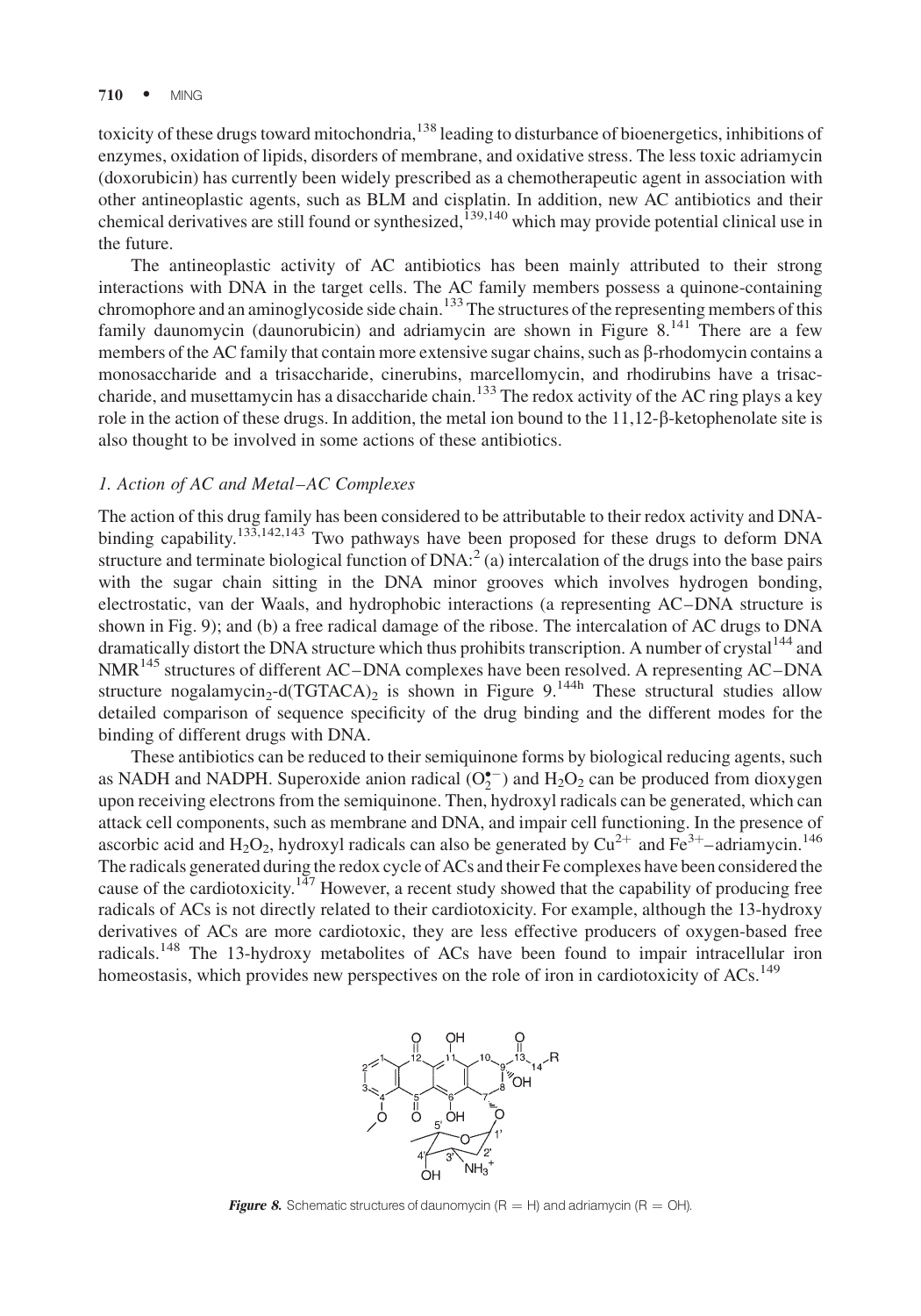toxicity of these drugs toward mitochondria,[138] leading to disturbance of bioenergetics, inhibitions of enzymes, oxidation of lipids, disorders of membrane, and oxidative stress. The less toxic adriamycin (doxorubicin) has currently been widely prescribed as a chemotherapeutic agent in association with other antineoplastic agents, such as BLM and cisplatin. In addition, new AC antibiotics and their chemical derivatives are still found or synthesized,[139,140] which may provide potential clinical use in the future.

The antineoplastic activity of AC antibiotics has been mainly attributed to their strong interactions with DNA in the target cells. The AC family members possess a quinone-containing chromophore and an aminoglycoside side chain.[133] The structures of the representing members of this family daunomycin (daunorubicin) and adriamycin are shown in Figure 8.[141] There are a few members of the AC family that contain more extensive sugar chains, such as β-rhodomycin contains a monosaccharide and a trisaccharide, cinerubins, marcellomycin, and rhodirubins have a trisaccharide, and musettamycin has a disaccharide chain.[133] The redox activity of the AC ring plays a key role in the action of these drugs. In addition, the metal ion bound to the 11,12-β-ketophenolate site is also thought to be involved in some actions of these antibiotics.

### *1. Action of AC and Metal–AC Complexes*

The action of this drug family has been considered to be attributable to their redox activity and DNA-binding capability.[133,142,143] Two pathways have been proposed for these drugs to deform DNA structure and terminate biological function of DNA:[2] (a) intercalation of the drugs into the base pairs with the sugar chain sitting in the DNA minor grooves which involves hydrogen bonding, electrostatic, van der Waals, and hydrophobic interactions (a representing AC–DNA structure is shown in Fig. 9); and (b) a free radical damage of the ribose. The intercalation of AC drugs to DNA dramatically distort the DNA structure which thus prohibits transcription. A number of crystal[144] and NMR[145] structures of different AC–DNA complexes have been resolved. A representing AC–DNA structure nogalamycin$_2$-d(TGTACA)$_2$ is shown in Figure 9.[144h] These structural studies allow detailed comparison of sequence specificity of the drug binding and the different modes for the binding of different drugs with DNA.

These antibiotics can be reduced to their semiquinone forms by biological reducing agents, such as NADH and NADPH. Superoxide anion radical ($O_2^{\bullet -}$) and $H_2O_2$ can be produced from dioxygen upon receiving electrons from the semiquinone. Then, hydroxyl radicals can be generated, which can attack cell components, such as membrane and DNA, and impair cell functioning. In the presence of ascorbic acid and $H_2O_2$, hydroxyl radicals can also be generated by $Cu^{2+}$ and $Fe^{3+}$–adriamycin.[146] The radicals generated during the redox cycle of ACs and their Fe complexes have been considered the cause of the cardiotoxicity.[147] However, a recent study showed that the capability of producing free radicals of ACs is not directly related to their cardiotoxicity. For example, although the 13-hydroxy derivatives of ACs are more cardiotoxic, they are less effective producers of oxygen-based free radicals.[148] The 13-hydroxy metabolites of ACs have been found to impair intracellular iron homeostasis, which provides new perspectives on the role of iron in cardiotoxicity of ACs.[149]

***Figure 8.*** Schematic structures of daunomycin (R = H) and adriamycin (R = OH).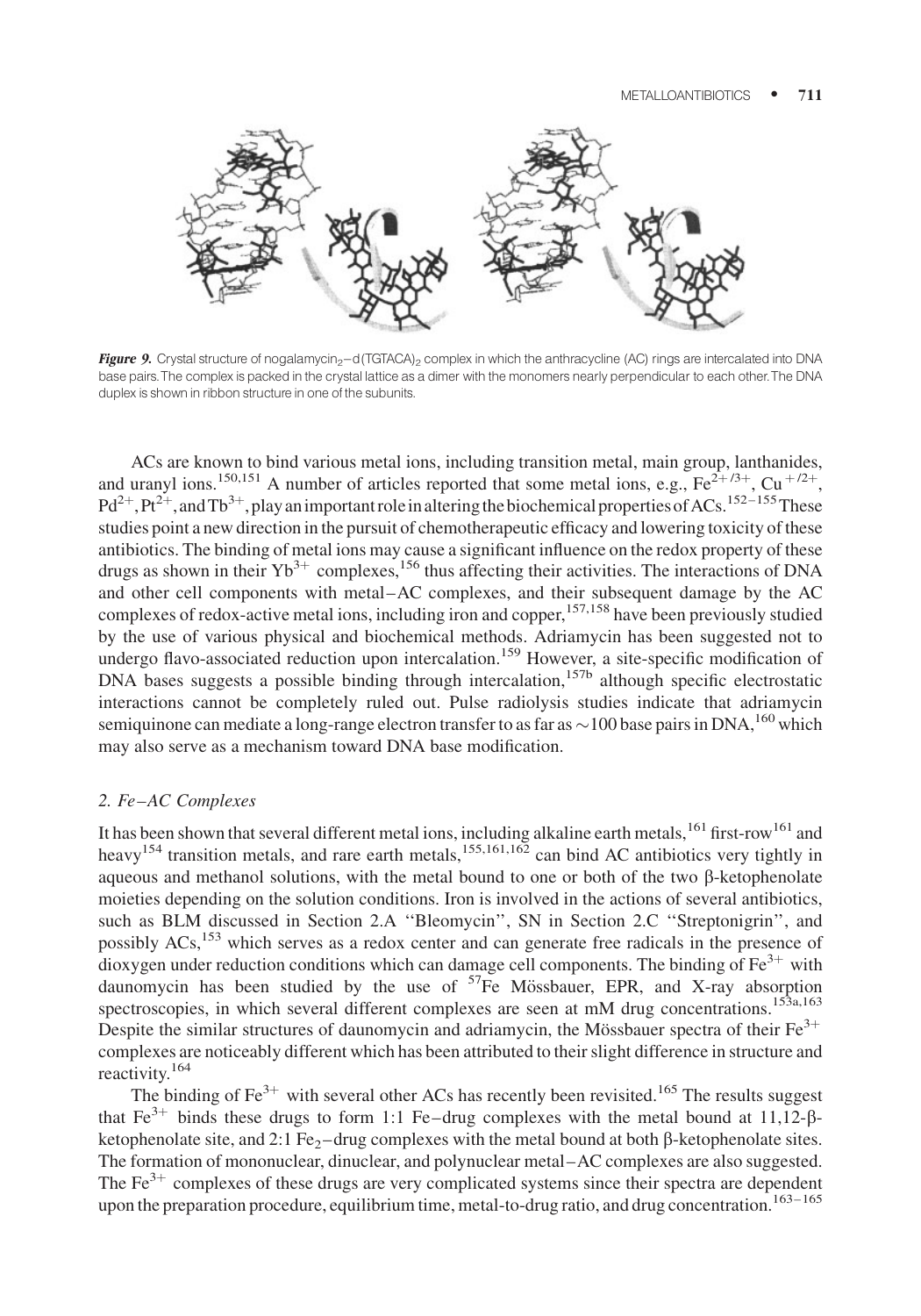***Figure 9.*** Crystal structure of nogalamycin$_2$–d(TGTACA)$_2$ complex in which the anthracycline (AC) rings are intercalated into DNA base pairs. The complex is packed in the crystal lattice as a dimer with the monomers nearly perpendicular to each other. The DNA duplex is shown in ribbon structure in one of the subunits.

ACs are known to bind various metal ions, including transition metal, main group, lanthanides, and uranyl ions.[150,151] A number of articles reported that some metal ions, e.g., $Fe^{2+/3+}$, $Cu^{+/2+}$, $Pd^{2+}$, $Pt^{2+}$, and $Tb^{3+}$, play an important role in altering the biochemical properties of ACs.[152–155] These studies point a new direction in the pursuit of chemotherapeutic efficacy and lowering toxicity of these antibiotics. The binding of metal ions may cause a significant influence on the redox property of these drugs as shown in their $Yb^{3+}$ complexes,[156] thus affecting their activities. The interactions of DNA and other cell components with metal–AC complexes, and their subsequent damage by the AC complexes of redox-active metal ions, including iron and copper,[157,158] have been previously studied by the use of various physical and biochemical methods. Adriamycin has been suggested not to undergo flavo-associated reduction upon intercalation.[159] However, a site-specific modification of DNA bases suggests a possible binding through intercalation,[157b] although specific electrostatic interactions cannot be completely ruled out. Pulse radiolysis studies indicate that adriamycin semiquinone can mediate a long-range electron transfer to as far as ~100 base pairs in DNA,[160] which may also serve as a mechanism toward DNA base modification.

### 2. Fe–AC Complexes

It has been shown that several different metal ions, including alkaline earth metals,[161] first-row[161] and heavy[154] transition metals, and rare earth metals,[155,161,162] can bind AC antibiotics very tightly in aqueous and methanol solutions, with the metal bound to one or both of the two β-ketophenolate moieties depending on the solution conditions. Iron is involved in the actions of several antibiotics, such as BLM discussed in Section 2.A ''Bleomycin'', SN in Section 2.C ''Streptonigrin'', and possibly ACs,[153] which serves as a redox center and can generate free radicals in the presence of dioxygen under reduction conditions which can damage cell components. The binding of $Fe^{3+}$ with daunomycin has been studied by the use of $^{57}$Fe Mössbauer, EPR, and X-ray absorption spectroscopies, in which several different complexes are seen at mM drug concentrations.[153a,163] Despite the similar structures of daunomycin and adriamycin, the Mössbauer spectra of their $Fe^{3+}$ complexes are noticeably different which has been attributed to their slight difference in structure and reactivity.[164]

The binding of $Fe^{3+}$ with several other ACs has recently been revisited.[165] The results suggest that $Fe^{3+}$ binds these drugs to form 1:1 Fe–drug complexes with the metal bound at 11,12-β-ketophenolate site, and 2:1 $Fe_2$–drug complexes with the metal bound at both β-ketophenolate sites. The formation of mononuclear, dinuclear, and polynuclear metal–AC complexes are also suggested. The $Fe^{3+}$ complexes of these drugs are very complicated systems since their spectra are dependent upon the preparation procedure, equilibrium time, metal-to-drug ratio, and drug concentration.[163–165]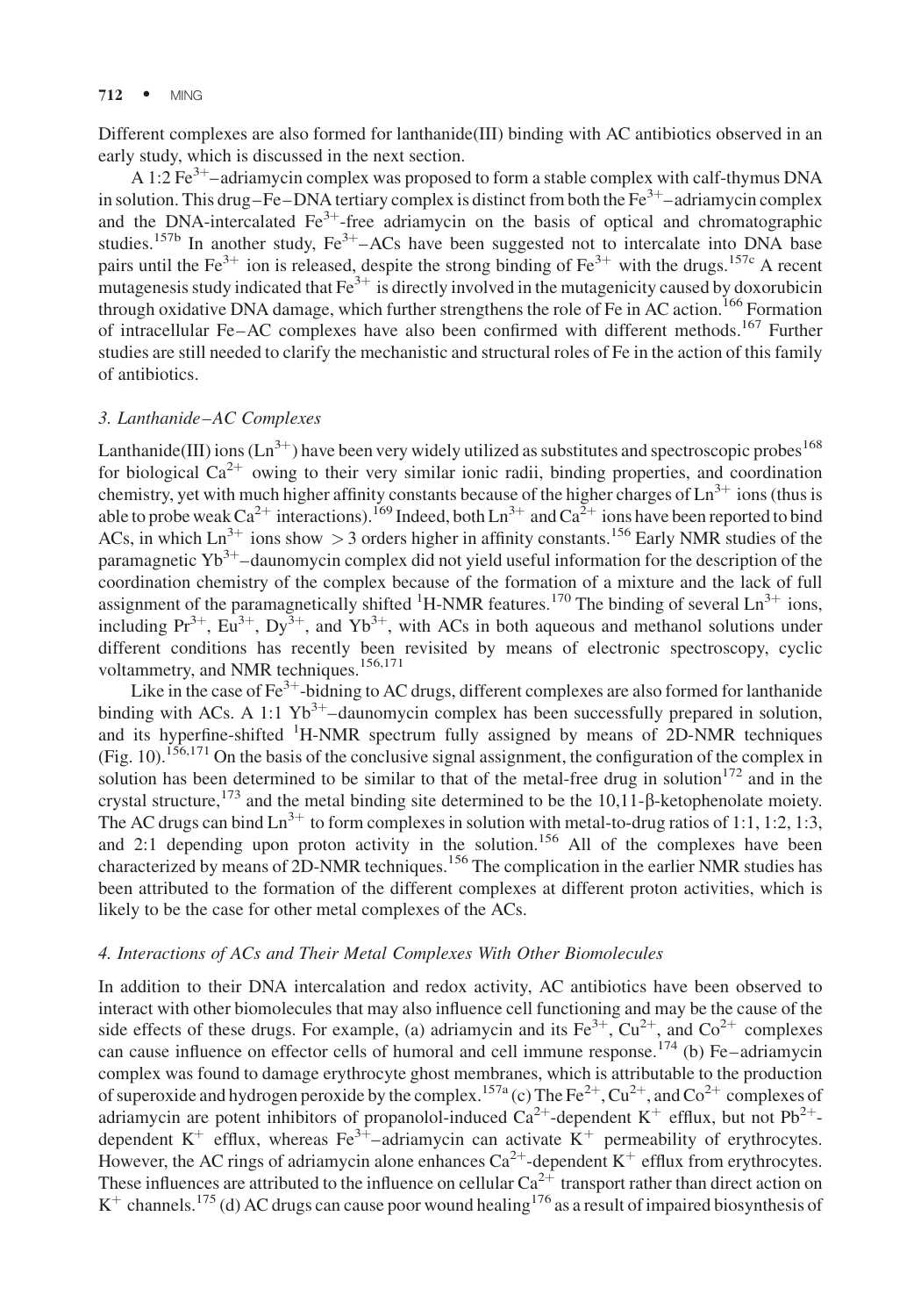Different complexes are also formed for lanthanide(III) binding with AC antibiotics observed in an early study, which is discussed in the next section.

A 1:2 $Fe^{3+}$–adriamycin complex was proposed to form a stable complex with calf-thymus DNA in solution. This drug–Fe–DNA tertiary complex is distinct from both the $Fe^{3+}$–adriamycin complex and the DNA-intercalated $Fe^{3+}$-free adriamycin on the basis of optical and chromatographic studies.[157b] In another study, $Fe^{3+}$–ACs have been suggested not to intercalate into DNA base pairs until the $Fe^{3+}$ ion is released, despite the strong binding of $Fe^{3+}$ with the drugs.[157c] A recent mutagenesis study indicated that $Fe^{3+}$ is directly involved in the mutagenicity caused by doxorubicin through oxidative DNA damage, which further strengthens the role of Fe in AC action.[166] Formation of intracellular Fe–AC complexes have also been confirmed with different methods.[167] Further studies are still needed to clarify the mechanistic and structural roles of Fe in the action of this family of antibiotics.

### *3. Lanthanide–AC Complexes*

Lanthanide(III) ions ($Ln^{3+}$) have been very widely utilized as substitutes and spectroscopic probes[168] for biological $Ca^{2+}$ owing to their very similar ionic radii, binding properties, and coordination chemistry, yet with much higher affinity constants because of the higher charges of $Ln^{3+}$ ions (thus is able to probe weak $Ca^{2+}$ interactions).[169] Indeed, both $Ln^{3+}$ and $Ca^{2+}$ ions have been reported to bind ACs, in which $Ln^{3+}$ ions show $> 3$ orders higher in affinity constants.[156] Early NMR studies of the paramagnetic $Yb^{3+}$–daunomycin complex did not yield useful information for the description of the coordination chemistry of the complex because of the formation of a mixture and the lack of full assignment of the paramagnetically shifted $^{1}$H-NMR features.[170] The binding of several $Ln^{3+}$ ions, including $Pr^{3+}$, $Eu^{3+}$, $Dy^{3+}$, and $Yb^{3+}$, with ACs in both aqueous and methanol solutions under different conditions has recently been revisited by means of electronic spectroscopy, cyclic voltammetry, and NMR techniques.[156,171]

Like in the case of $Fe^{3+}$-bidning to AC drugs, different complexes are also formed for lanthanide binding with ACs. A 1:1 $Yb^{3+}$–daunomycin complex has been successfully prepared in solution, and its hyperfine-shifted $^{1}$H-NMR spectrum fully assigned by means of 2D-NMR techniques (Fig. 10).[156,171] On the basis of the conclusive signal assignment, the configuration of the complex in solution has been determined to be similar to that of the metal-free drug in solution[172] and in the crystal structure,[173] and the metal binding site determined to be the 10,11-β-ketophenolate moiety. The AC drugs can bind $Ln^{3+}$ to form complexes in solution with metal-to-drug ratios of 1:1, 1:2, 1:3, and 2:1 depending upon proton activity in the solution.[156] All of the complexes have been characterized by means of 2D-NMR techniques.[156] The complication in the earlier NMR studies has been attributed to the formation of the different complexes at different proton activities, which is likely to be the case for other metal complexes of the ACs.

### *4. Interactions of ACs and Their Metal Complexes With Other Biomolecules*

In addition to their DNA intercalation and redox activity, AC antibiotics have been observed to interact with other biomolecules that may also influence cell functioning and may be the cause of the side effects of these drugs. For example, (a) adriamycin and its $Fe^{3+}$, $Cu^{2+}$, and $Co^{2+}$ complexes can cause influence on effector cells of humoral and cell immune response.[174] (b) Fe–adriamycin complex was found to damage erythrocyte ghost membranes, which is attributable to the production of superoxide and hydrogen peroxide by the complex.[157a] (c) The $Fe^{2+}$, $Cu^{2+}$, and $Co^{2+}$ complexes of adriamycin are potent inhibitors of propanolol-induced $Ca^{2+}$-dependent $K^{+}$ efflux, but not $Pb^{2+}$-dependent $K^{+}$ efflux, whereas $Fe^{3+}$–adriamycin can activate $K^{+}$ permeability of erythrocytes. However, the AC rings of adriamycin alone enhances $Ca^{2+}$-dependent $K^{+}$ efflux from erythrocytes. These influences are attributed to the influence on cellular $Ca^{2+}$ transport rather than direct action on $K^{+}$ channels.[175] (d) AC drugs can cause poor wound healing[176] as a result of impaired biosynthesis of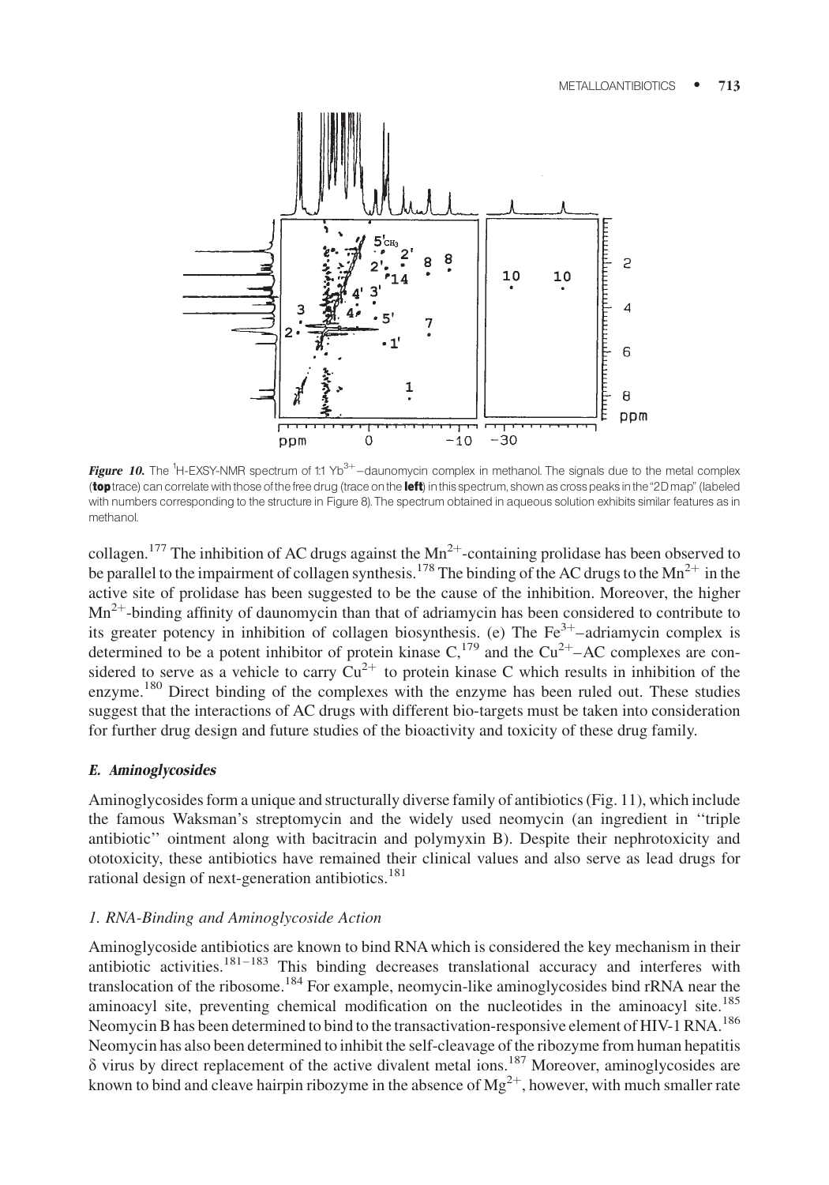**Figure 10.** The $^1$H-EXSY-NMR spectrum of 1:1 $Yb^{3+}$–daunomycin complex in methanol. The signals due to the metal complex (**top** trace) can correlate with those of the free drug (trace on the **left**) in this spectrum, shown as cross peaks in the "2D map" (labeled with numbers corresponding to the structure in Figure 8). The spectrum obtained in aqueous solution exhibits similar features as in methanol.

collagen.[177] The inhibition of AC drugs against the $Mn^{2+}$-containing prolidase has been observed to be parallel to the impairment of collagen synthesis.[178] The binding of the AC drugs to the $Mn^{2+}$ in the active site of prolidase has been suggested to be the cause of the inhibition. Moreover, the higher $Mn^{2+}$-binding affinity of daunomycin than that of adriamycin has been considered to contribute to its greater potency in inhibition of collagen biosynthesis. (e) The $Fe^{3+}$–adriamycin complex is determined to be a potent inhibitor of protein kinase C,[179] and the $Cu^{2+}$–AC complexes are considered to serve as a vehicle to carry $Cu^{2+}$ to protein kinase C which results in inhibition of the enzyme.[180] Direct binding of the complexes with the enzyme has been ruled out. These studies suggest that the interactions of AC drugs with different bio-targets must be taken into consideration for further drug design and future studies of the bioactivity and toxicity of these drug family.

### *E. Aminoglycosides*

Aminoglycosides form a unique and structurally diverse family of antibiotics (Fig. 11), which include the famous Waksman's streptomycin and the widely used neomycin (an ingredient in ''triple antibiotic'' ointment along with bacitracin and polymyxin B). Despite their nephrotoxicity and ototoxicity, these antibiotics have remained their clinical values and also serve as lead drugs for rational design of next-generation antibiotics.[181]

#### *1. RNA-Binding and Aminoglycoside Action*

Aminoglycoside antibiotics are known to bind RNA which is considered the key mechanism in their antibiotic activities.[181–183] This binding decreases translational accuracy and interferes with translocation of the ribosome.[184] For example, neomycin-like aminoglycosides bind rRNA near the aminoacyl site, preventing chemical modification on the nucleotides in the aminoacyl site.[185] Neomycin B has been determined to bind to the transactivation-responsive element of HIV-1 RNA.[186] Neomycin has also been determined to inhibit the self-cleavage of the ribozyme from human hepatitis $\delta$ virus by direct replacement of the active divalent metal ions.[187] Moreover, aminoglycosides are known to bind and cleave hairpin ribozyme in the absence of $Mg^{2+}$, however, with much smaller rate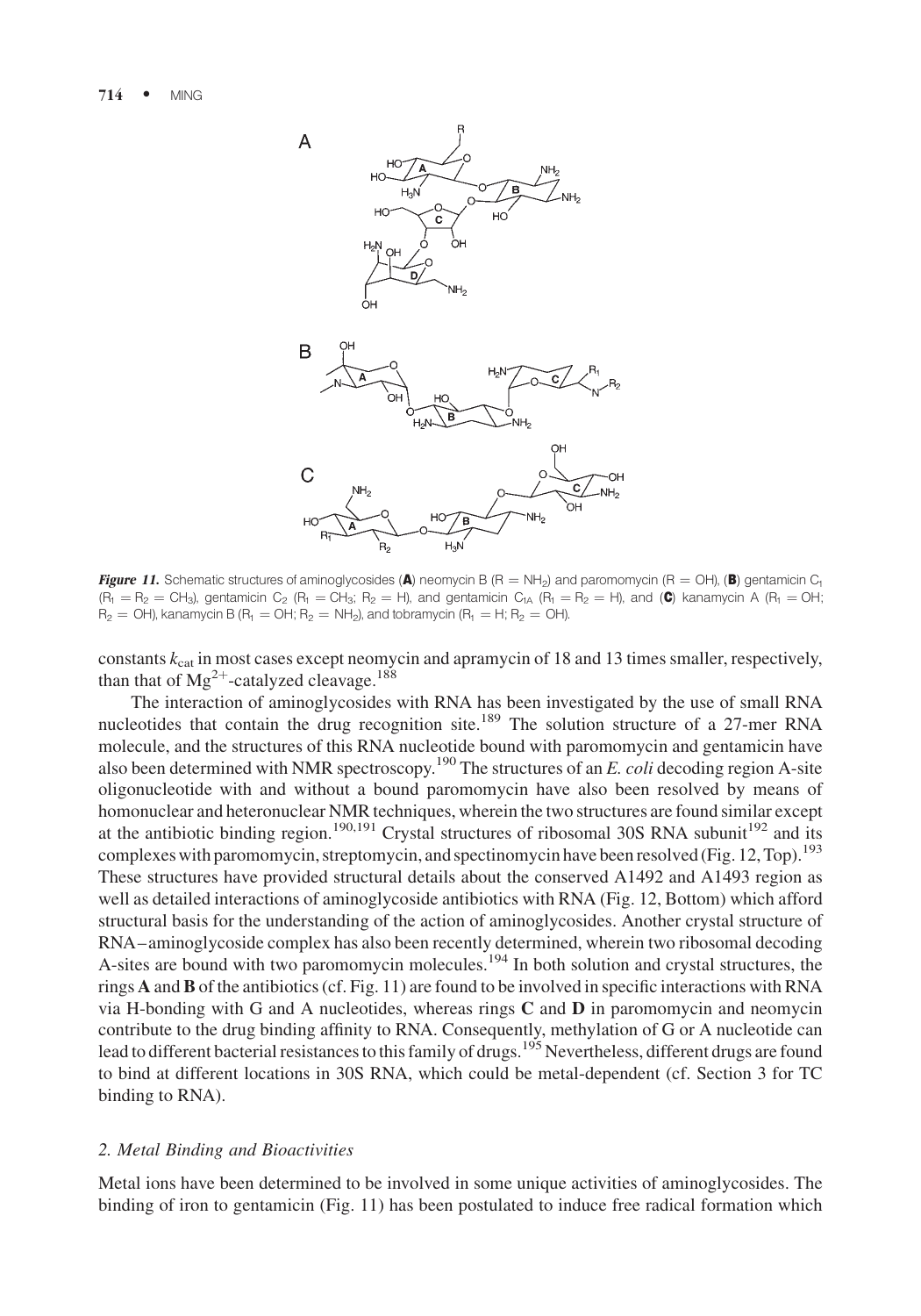**Figure 11.** Schematic structures of aminoglycosides (**A**) neomycin B (R = $NH_2$) and paromomycin (R = OH), (**B**) gentamicin $C_1$ ($R_1 = R_2 = CH_3$), gentamicin $C_2$ ($R_1 = CH_3$; $R_2$ = H), and gentamicin $C_{1A}$ ($R_1 = R_2$ = H), and (**C**) kanamycin A ($R_1$ = OH; $R_2$ = OH), kanamycin B ($R_1$ = OH; $R_2 = NH_2$), and tobramycin ($R_1$ = H; $R_2$ = OH).

constants $k_{cat}$ in most cases except neomycin and apramycin of 18 and 13 times smaller, respectively, than that of $Mg^{2+}$-catalyzed cleavage.[188]

The interaction of aminoglycosides with RNA has been investigated by the use of small RNA nucleotides that contain the drug recognition site.[189] The solution structure of a 27-mer RNA molecule, and the structures of this RNA nucleotide bound with paromomycin and gentamicin have also been determined with NMR spectroscopy.[190] The structures of an *E. coli* decoding region A-site oligonucleotide with and without a bound paromomycin have also been resolved by means of homonuclear and heteronuclear NMR techniques, wherein the two structures are found similar except at the antibiotic binding region.[190,191] Crystal structures of ribosomal 30S RNA subunit[192] and its complexes with paromomycin, streptomycin, and spectinomycin have been resolved (Fig. 12, Top).[193] These structures have provided structural details about the conserved A1492 and A1493 region as well as detailed interactions of aminoglycoside antibiotics with RNA (Fig. 12, Bottom) which afford structural basis for the understanding of the action of aminoglycosides. Another crystal structure of RNA–aminoglycoside complex has also been recently determined, wherein two ribosomal decoding A-sites are bound with two paromomycin molecules.[194] In both solution and crystal structures, the rings **A** and **B** of the antibiotics (cf. Fig. 11) are found to be involved in specific interactions with RNA via H-bonding with G and A nucleotides, whereas rings **C** and **D** in paromomycin and neomycin contribute to the drug binding affinity to RNA. Consequently, methylation of G or A nucleotide can lead to different bacterial resistances to this family of drugs.[195] Nevertheless, different drugs are found to bind at different locations in 30S RNA, which could be metal-dependent (cf. Section 3 for TC binding to RNA).

### *2. Metal Binding and Bioactivities*

Metal ions have been determined to be involved in some unique activities of aminoglycosides. The binding of iron to gentamicin (Fig. 11) has been postulated to induce free radical formation which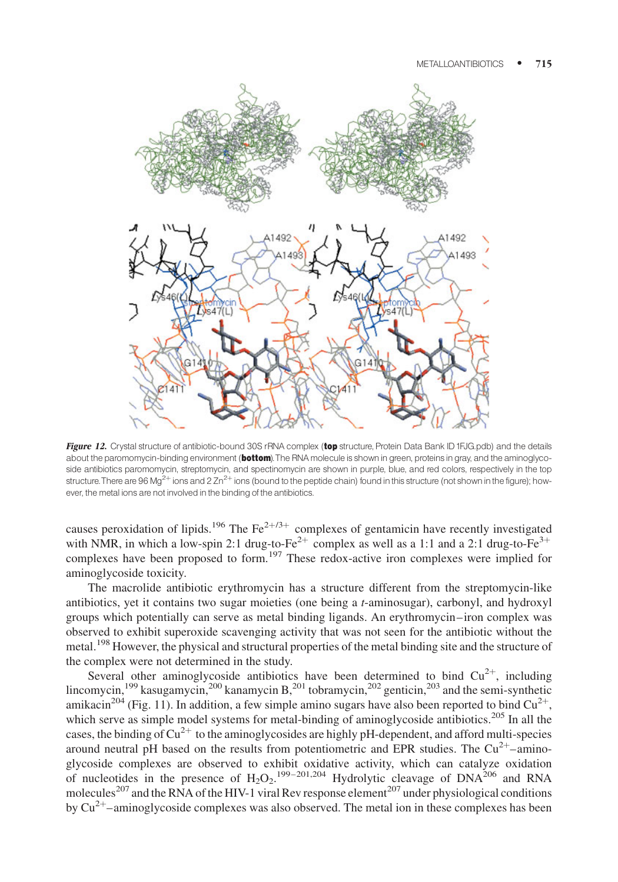*Figure 12.* Crystal structure of antibiotic-bound 30S rRNA complex (**top** structure, Protein Data Bank ID 1FJG.pdb) and the details about the paromomycin-binding environment (**bottom**). The RNA molecule is shown in green, proteins in gray, and the aminoglycoside antibiotics paromomycin, streptomycin, and spectinomycin are shown in purple, blue, and red colors, respectively in the top structure. There are 96 $Mg^{2+}$ ions and 2 $Zn^{2+}$ ions (bound to the peptide chain) found in this structure (not shown in the figure); however, the metal ions are not involved in the binding of the antibiotics.

causes peroxidation of lipids.[196] The $Fe^{2+/3+}$ complexes of gentamicin have recently investigated with NMR, in which a low-spin 2:1 drug-to-$Fe^{2+}$ complex as well as a 1:1 and a 2:1 drug-to-$Fe^{3+}$ complexes have been proposed to form.[197] These redox-active iron complexes were implied for aminoglycoside toxicity.

The macrolide antibiotic erythromycin has a structure different from the streptomycin-like antibiotics, yet it contains two sugar moieties (one being a *t*-aminosugar), carbonyl, and hydroxyl groups which potentially can serve as metal binding ligands. An erythromycin–iron complex was observed to exhibit superoxide scavenging activity that was not seen for the antibiotic without the metal.[198] However, the physical and structural properties of the metal binding site and the structure of the complex were not determined in the study.

Several other aminoglycoside antibiotics have been determined to bind $Cu^{2+}$, including lincomycin,[199] kasugamycin,[200] kanamycin B,[201] tobramycin,[202] genticin,[203] and the semi-synthetic amikacin[204] (Fig. 11). In addition, a few simple amino sugars have also been reported to bind $Cu^{2+}$, which serve as simple model systems for metal-binding of aminoglycoside antibiotics.[205] In all the cases, the binding of $Cu^{2+}$ to the aminoglycosides are highly pH-dependent, and afford multi-species around neutral pH based on the results from potentiometric and EPR studies. The $Cu^{2+}$–aminoglycoside complexes are observed to exhibit oxidative activity, which can catalyze oxidation of nucleotides in the presence of $H_2O_2$.[199–201,204] Hydrolytic cleavage of DNA[206] and RNA molecules[207] and the RNA of the HIV-1 viral Rev response element[207] under physiological conditions by $Cu^{2+}$–aminoglycoside complexes was also observed. The metal ion in these complexes has been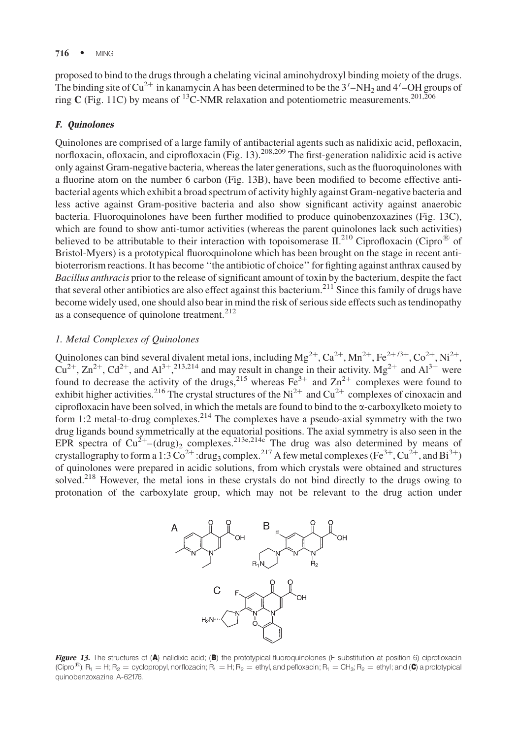proposed to bind to the drugs through a chelating vicinal aminohydroxyl binding moiety of the drugs. The binding site of $Cu^{2+}$ in kanamycin A has been determined to be the 3′–$NH_2$ and 4′–OH groups of ring **C** (Fig. 11C) by means of $^{13}$C-NMR relaxation and potentiometric measurements.[201,206]

### *F. Quinolones*

Quinolones are comprised of a large family of antibacterial agents such as nalidixic acid, pefloxacin, norfloxacin, ofloxacin, and ciprofloxacin (Fig. 13).[208,209] The first-generation nalidixic acid is active only against Gram-negative bacteria, whereas the later generations, such as the fluoroquinolones with a fluorine atom on the number 6 carbon (Fig. 13B), have been modified to become effective antibacterial agents which exhibit a broad spectrum of activity highly against Gram-negative bacteria and less active against Gram-positive bacteria and also show significant activity against anaerobic bacteria. Fluoroquinolones have been further modified to produce quinobenzoxazines (Fig. 13C), which are found to show anti-tumor activities (whereas the parent quinolones lack such activities) believed to be attributable to their interaction with topoisomerase II.[210] Ciprofloxacin (Cipro® of Bristol-Myers) is a prototypical fluoroquinolone which has been brought on the stage in recent antibioterrorism reactions. It has become ''the antibiotic of choice'' for fighting against anthrax caused by *Bacillus anthracis* prior to the release of significant amount of toxin by the bacterium, despite the fact that several other antibiotics are also effect against this bacterium.[211] Since this family of drugs have become widely used, one should also bear in mind the risk of serious side effects such as tendinopathy as a consequence of quinolone treatment.[212]

#### *1. Metal Complexes of Quinolones*

Quinolones can bind several divalent metal ions, including $Mg^{2+}$, $Ca^{2+}$, $Mn^{2+}$, $Fe^{2+/3+}$, $Co^{2+}$, $Ni^{2+}$, $Cu^{2+}$, $Zn^{2+}$, $Cd^{2+}$, and $Al^{3+}$,[213,214] and may result in change in their activity. $Mg^{2+}$ and $Al^{3+}$ were found to decrease the activity of the drugs,[215] whereas $Fe^{3+}$ and $Zn^{2+}$ complexes were found to exhibit higher activities.[216] The crystal structures of the $Ni^{2+}$ and $Cu^{2+}$ complexes of cinoxacin and ciprofloxacin have been solved, in which the metals are found to bind to the α-carboxylketo moiety to form 1:2 metal-to-drug complexes.[214] The complexes have a pseudo-axial symmetry with the two drug ligands bound symmetrically at the equatorial positions. The axial symmetry is also seen in the EPR spectra of $Cu^{2+}$–$(drug)_2$ complexes.[213e,214c] The drug was also determined by means of crystallography to form a 1:3 $Co^{2+}$:$drug_3$ complex.[217] A few metal complexes ($Fe^{3+}$, $Cu^{2+}$, and $Bi^{3+}$) of quinolones were prepared in acidic solutions, from which crystals were obtained and structures solved.[218] However, the metal ions in these crystals do not bind directly to the drugs owing to protonation of the carboxylate group, which may not be relevant to the drug action under

***Figure 13.*** The structures of (**A**) nalidixic acid; (**B**) the prototypical fluoroquinolones (F substitution at position 6) ciprofloxacin (Cipro®); $R_1$ = H; $R_2$ = cyclopropyl, norfloxacin; $R_1$ = H; $R_2$ = ethyl, and pefloxacin; $R_1$ = $CH_3$; $R_2$ = ethyl; and (**C**) a prototypical quinobenzoxazine, A-62176.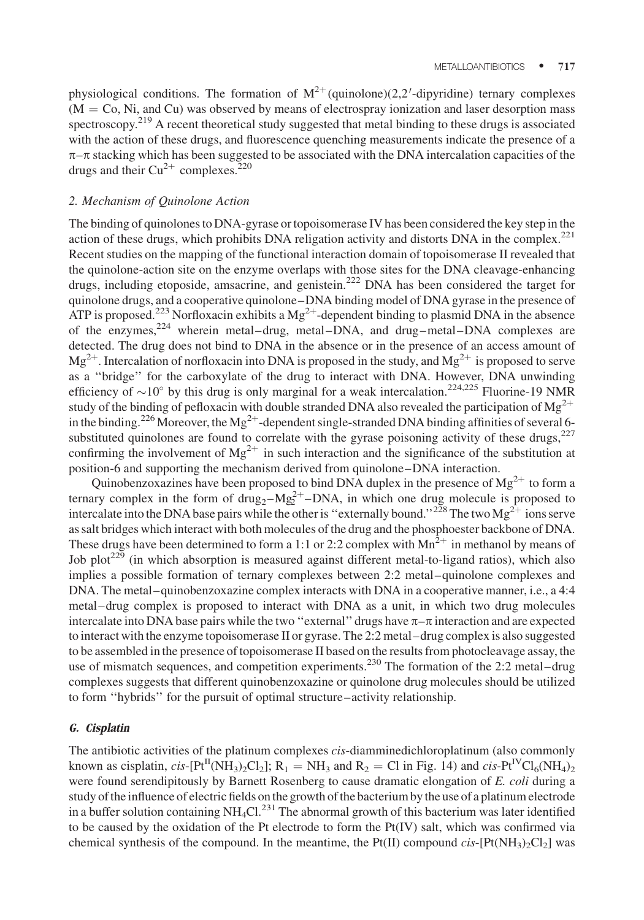physiological conditions. The formation of $M^{2+}$(quinolone)(2,2′-dipyridine) ternary complexes (M = Co, Ni, and Cu) was observed by means of electrospray ionization and laser desorption mass spectroscopy.[219] A recent theoretical study suggested that metal binding to these drugs is associated with the action of these drugs, and fluorescence quenching measurements indicate the presence of a π–π stacking which has been suggested to be associated with the DNA intercalation capacities of the drugs and their $Cu^{2+}$ complexes.[220]

### *2. Mechanism of Quinolone Action*

The binding of quinolones to DNA-gyrase or topoisomerase IV has been considered the key step in the action of these drugs, which prohibits DNA religation activity and distorts DNA in the complex.[221] Recent studies on the mapping of the functional interaction domain of topoisomerase II revealed that the quinolone-action site on the enzyme overlaps with those sites for the DNA cleavage-enhancing drugs, including etoposide, amsacrine, and genistein.[222] DNA has been considered the target for quinolone drugs, and a cooperative quinolone–DNA binding model of DNA gyrase in the presence of ATP is proposed.[223] Norfloxacin exhibits a $Mg^{2+}$-dependent binding to plasmid DNA in the absence of the enzymes,[224] wherein metal–drug, metal–DNA, and drug–metal–DNA complexes are detected. The drug does not bind to DNA in the absence or in the presence of an access amount of $Mg^{2+}$. Intercalation of norfloxacin into DNA is proposed in the study, and $Mg^{2+}$ is proposed to serve as a "bridge" for the carboxylate of the drug to interact with DNA. However, DNA unwinding efficiency of $\sim 10^{\circ}$ by this drug is only marginal for a weak intercalation.[224,225] Fluorine-19 NMR study of the binding of pefloxacin with double stranded DNA also revealed the participation of $Mg^{2+}$ in the binding.[226] Moreover, the $Mg^{2+}$-dependent single-stranded DNA binding affinities of several 6-substituted quinolones are found to correlate with the gyrase poisoning activity of these drugs,[227] confirming the involvement of $Mg^{2+}$ in such interaction and the significance of the substitution at position-6 and supporting the mechanism derived from quinolone–DNA interaction.

Quinobenzoxazines have been proposed to bind DNA duplex in the presence of $Mg^{2+}$ to form a ternary complex in the form of drug$_2$–$Mg_2^{2+}$–DNA, in which one drug molecule is proposed to intercalate into the DNA base pairs while the other is "externally bound."[228] The two $Mg^{2+}$ ions serve as salt bridges which interact with both molecules of the drug and the phosphoester backbone of DNA. These drugs have been determined to form a 1:1 or 2:2 complex with $Mn^{2+}$ in methanol by means of Job plot[229] (in which absorption is measured against different metal-to-ligand ratios), which also implies a possible formation of ternary complexes between 2:2 metal–quinolone complexes and DNA. The metal–quinobenzoxazine complex interacts with DNA in a cooperative manner, i.e., a 4:4 metal–drug complex is proposed to interact with DNA as a unit, in which two drug molecules intercalate into DNA base pairs while the two "external" drugs have π–π interaction and are expected to interact with the enzyme topoisomerase II or gyrase. The 2:2 metal–drug complex is also suggested to be assembled in the presence of topoisomerase II based on the results from photocleavage assay, the use of mismatch sequences, and competition experiments.[230] The formation of the 2:2 metal–drug complexes suggests that different quinobenzoxazine or quinolone drug molecules should be utilized to form "hybrids" for the pursuit of optimal structure–activity relationship.

## ***G. Cisplatin***

The antibiotic activities of the platinum complexes *cis*-diamminedichloroplatinum (also commonly known as cisplatin, *cis*-[$Pt^{II}(NH_3)_2Cl_2$]; $R_1 = NH_3$ and $R_2 = Cl$ in Fig. 14) and *cis*-$Pt^{IV}Cl_6(NH_4)_2$ were found serendipitously by Barnett Rosenberg to cause dramatic elongation of *E. coli* during a study of the influence of electric fields on the growth of the bacterium by the use of a platinum electrode in a buffer solution containing $NH_4Cl$.[231] The abnormal growth of this bacterium was later identified to be caused by the oxidation of the Pt electrode to form the Pt(IV) salt, which was confirmed via chemical synthesis of the compound. In the meantime, the Pt(II) compound *cis*-[$Pt(NH_3)_2Cl_2$] was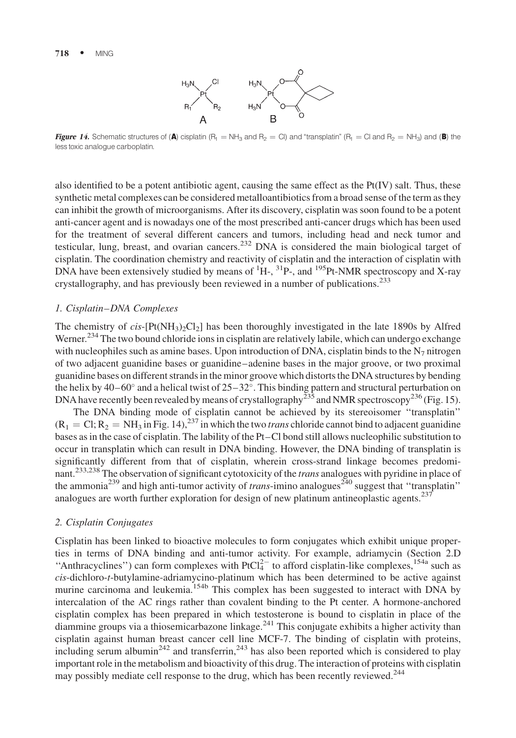Figure 14. Schematic structures of (**A**) cisplatin ($R_1 = NH_3$ and $R_2 = Cl$) and "transplatin" ($R_1 = Cl$ and $R_2 = NH_3$) and (**B**) the less toxic analogue carboplatin.

also identified to be a potent antibiotic agent, causing the same effect as the Pt(IV) salt. Thus, these synthetic metal complexes can be considered metalloantibiotics from a broad sense of the term as they can inhibit the growth of microorganisms. After its discovery, cisplatin was soon found to be a potent anti-cancer agent and is nowadays one of the most prescribed anti-cancer drugs which has been used for the treatment of several different cancers and tumors, including head and neck tumor and testicular, lung, breast, and ovarian cancers.[232] DNA is considered the main biological target of cisplatin. The coordination chemistry and reactivity of cisplatin and the interaction of cisplatin with DNA have been extensively studied by means of $^{1}H$-, $^{31}P$-, and $^{195}Pt$-NMR spectroscopy and X-ray crystallography, and has previously been reviewed in a number of publications.[233]

### 1. Cisplatin–DNA Complexes

The chemistry of *cis*-$[Pt(NH_3)_2Cl_2]$ has been thoroughly investigated in the late 1890s by Alfred Werner.[234] The two bound chloride ions in cisplatin are relatively labile, which can undergo exchange with nucleophiles such as amine bases. Upon introduction of DNA, cisplatin binds to the $N_7$ nitrogen of two adjacent guanidine bases or guanidine–adenine bases in the major groove, or two proximal guanidine bases on different strands in the minor groove which distorts the DNA structures by bending the helix by 40–60° and a helical twist of 25–32°. This binding pattern and structural perturbation on DNA have recently been revealed by means of crystallography[235] and NMR spectroscopy[236] (Fig. 15).

The DNA binding mode of cisplatin cannot be achieved by its stereoisomer "transplatin" ($R_1 = Cl; R_2 = NH_3$ in Fig. 14),[237] in which the two *trans* chloride cannot bind to adjacent guanidine bases as in the case of cisplatin. The lability of the Pt–Cl bond still allows nucleophilic substitution to occur in transplatin which can result in DNA binding. However, the DNA binding of transplatin is significantly different from that of cisplatin, wherein cross-strand linkage becomes predominant.[233,238] The observation of significant cytotoxicity of the *trans* analogues with pyridine in place of the ammonia[239] and high anti-tumor activity of *trans*-imino analogues[240] suggest that "transplatin" analogues are worth further exploration for design of new platinum antineoplastic agents.[237]

### 2. Cisplatin Conjugates

Cisplatin has been linked to bioactive molecules to form conjugates which exhibit unique properties in terms of DNA binding and anti-tumor activity. For example, adriamycin (Section 2.D "Anthracyclines") can form complexes with $PtCl_4^{2-}$ to afford cisplatin-like complexes,[154a] such as *cis*-dichloro-*t*-butylamine-adriamycino-platinum which has been determined to be active against murine carcinoma and leukemia.[154b] This complex has been suggested to interact with DNA by intercalation of the AC rings rather than covalent binding to the Pt center. A hormone-anchored cisplatin complex has been prepared in which testosterone is bound to cisplatin in place of the diammine groups via a thiosemicarbazone linkage.[241] This conjugate exhibits a higher activity than cisplatin against human breast cancer cell line MCF-7. The binding of cisplatin with proteins, including serum albumin[242] and transferrin,[243] has also been reported which is considered to play important role in the metabolism and bioactivity of this drug. The interaction of proteins with cisplatin may possibly mediate cell response to the drug, which has been recently reviewed.[244]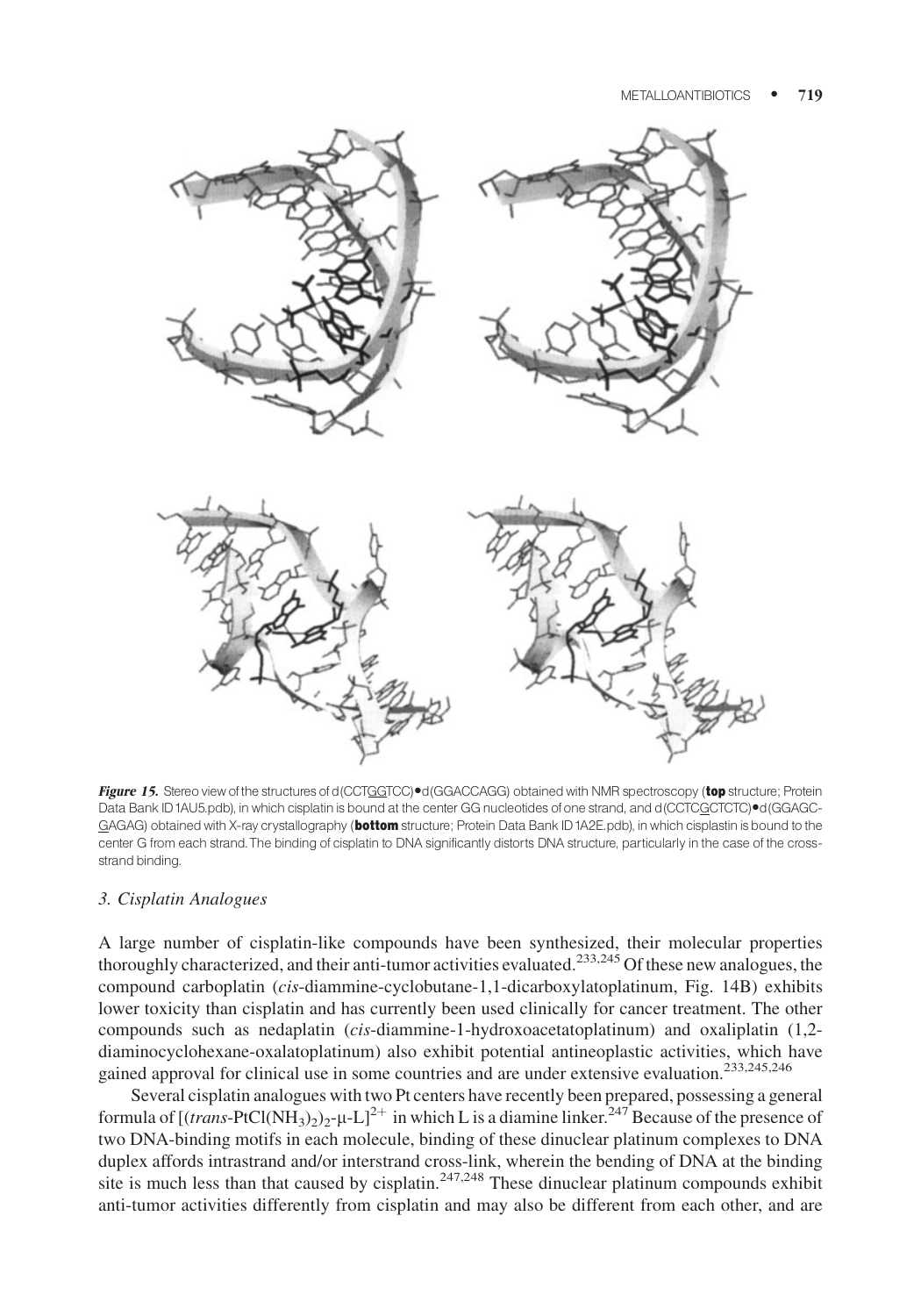*Figure 15.* Stereo view of the structures of d(CCTGGTCC)•d(GGACCAGG) obtained with NMR spectroscopy (**top** structure; Protein Data Bank ID 1AU5.pdb), in which cisplatin is bound at the center GG nucleotides of one strand, and d(CCTCGCTCTC)•d(GGAGCGAGAG) obtained with X-ray crystallography (**bottom** structure; Protein Data Bank ID 1A2E.pdb), in which cisplastin is bound to the center G from each strand. The binding of cisplatin to DNA significantly distorts DNA structure, particularly in the case of the cross-strand binding.

### *3. Cisplatin Analogues*

A large number of cisplatin-like compounds have been synthesized, their molecular properties thoroughly characterized, and their anti-tumor activities evaluated.[233,245] Of these new analogues, the compound carboplatin (*cis*-diammine-cyclobutane-1,1-dicarboxylatoplatinum, Fig. 14B) exhibits lower toxicity than cisplatin and has currently been used clinically for cancer treatment. The other compounds such as nedaplatin (*cis*-diammine-1-hydroxoacetatoplatinum) and oxaliplatin (1,2-diaminocyclohexane-oxalatoplatinum) also exhibit potential antineoplastic activities, which have gained approval for clinical use in some countries and are under extensive evaluation.[233,245,246]

Several cisplatin analogues with two Pt centers have recently been prepared, possessing a general formula of $[(trans\text{-}PtCl(NH_3)_2)_2\text{-}\mu\text{-}L]^{2+}$ in which L is a diamine linker.[247] Because of the presence of two DNA-binding motifs in each molecule, binding of these dinuclear platinum complexes to DNA duplex affords intrastrand and/or interstrand cross-link, wherein the bending of DNA at the binding site is much less than that caused by cisplatin.[247,248] These dinuclear platinum compounds exhibit anti-tumor activities differently from cisplatin and may also be different from each other, and are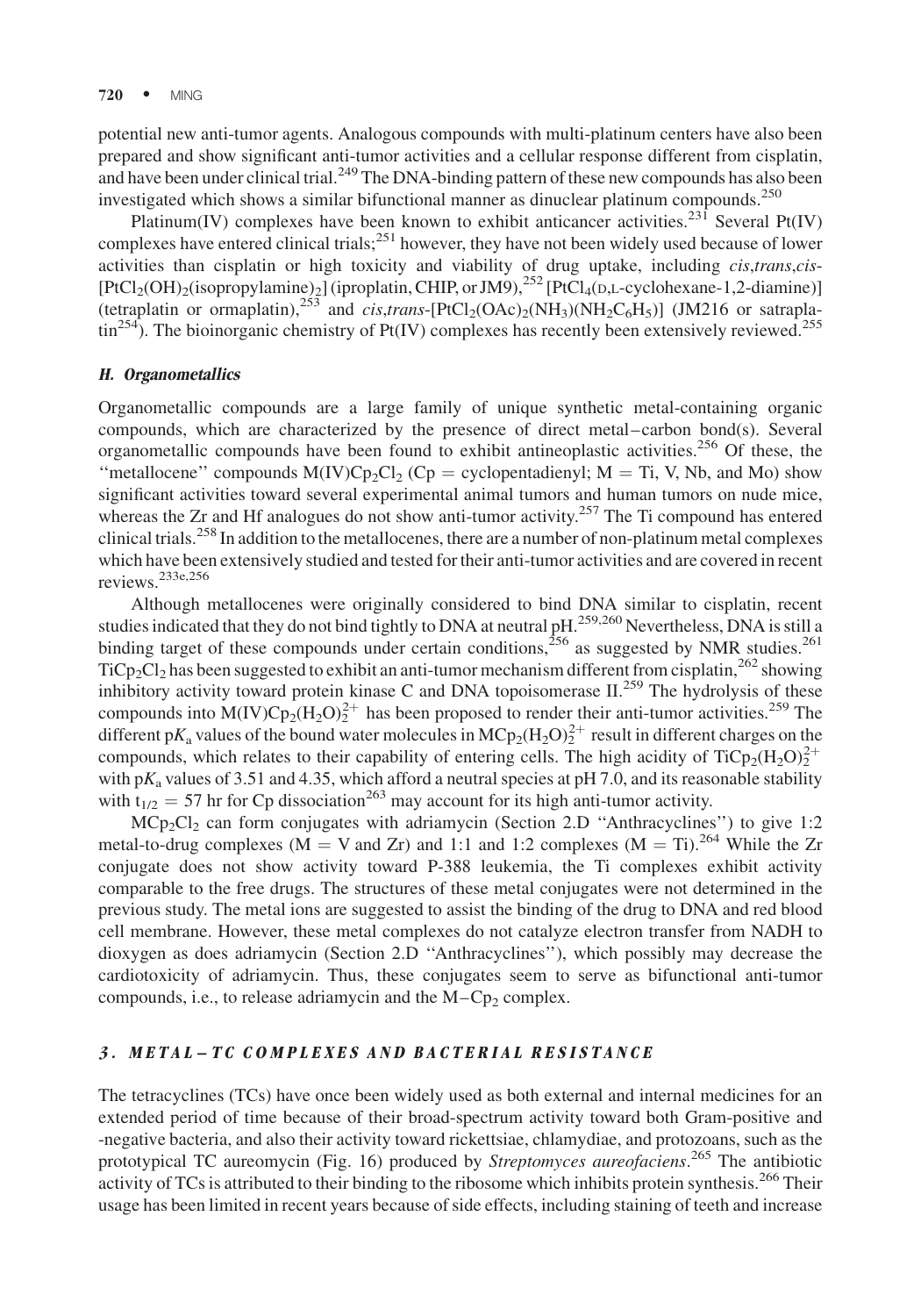potential new anti-tumor agents. Analogous compounds with multi-platinum centers have also been prepared and show significant anti-tumor activities and a cellular response different from cisplatin, and have been under clinical trial.[249] The DNA-binding pattern of these new compounds has also been investigated which shows a similar bifunctional manner as dinuclear platinum compounds.[250]

Platinum(IV) complexes have been known to exhibit anticancer activities.[231] Several Pt(IV) complexes have entered clinical trials;[251] however, they have not been widely used because of lower activities than cisplatin or high toxicity and viability of drug uptake, including *cis*,*trans*,*cis*-$[PtCl_2(OH)_2(isopropylamine)_2]$ (iproplatin, CHIP, or JM9),[252] $[PtCl_4$(D,L-cyclohexane-1,2-diamine)] (tetraplatin or ormaplatin),[253] and *cis*,*trans*-$[PtCl_2(OAc)_2(NH_3)(NH_2C_6H_5)]$ (JM216 or satraplatin[254]). The bioinorganic chemistry of Pt(IV) complexes has recently been extensively reviewed.[255]

### H. Organometallics

Organometallic compounds are a large family of unique synthetic metal-containing organic compounds, which are characterized by the presence of direct metal–carbon bond(s). Several organometallic compounds have been found to exhibit antineoplastic activities.[256] Of these, the ''metallocene'' compounds $M(IV)Cp_2Cl_2$ (Cp = cyclopentadienyl; M = Ti, V, Nb, and Mo) show significant activities toward several experimental animal tumors and human tumors on nude mice, whereas the Zr and Hf analogues do not show anti-tumor activity.[257] The Ti compound has entered clinical trials.[258] In addition to the metallocenes, there are a number of non-platinum metal complexes which have been extensively studied and tested for their anti-tumor activities and are covered in recent reviews.[233e,256]

Although metallocenes were originally considered to bind DNA similar to cisplatin, recent studies indicated that they do not bind tightly to DNA at neutral pH.[259,260] Nevertheless, DNA is still a binding target of these compounds under certain conditions,[256] as suggested by NMR studies.[261] $TiCp_2Cl_2$ has been suggested to exhibit an anti-tumor mechanism different from cisplatin,[262] showing inhibitory activity toward protein kinase C and DNA topoisomerase II.[259] The hydrolysis of these compounds into $M(IV)Cp_2(H_2O)_2^{2+}$ has been proposed to render their anti-tumor activities.[259] The different $pK_a$ values of the bound water molecules in $MCp_2(H_2O)_2^{2+}$ result in different charges on the compounds, which relates to their capability of entering cells. The high acidity of $TiCp_2(H_2O)_2^{2+}$ with $pK_a$ values of 3.51 and 4.35, which afford a neutral species at pH 7.0, and its reasonable stability with $t_{1/2} = 57$ hr for Cp dissociation[263] may account for its high anti-tumor activity.

$MCp_2Cl_2$ can form conjugates with adriamycin (Section 2.D ''Anthracyclines'') to give 1:2 metal-to-drug complexes (M = V and Zr) and 1:1 and 1:2 complexes (M = Ti).[264] While the Zr conjugate does not show activity toward P-388 leukemia, the Ti complexes exhibit activity comparable to the free drugs. The structures of these metal conjugates were not determined in the previous study. The metal ions are suggested to assist the binding of the drug to DNA and red blood cell membrane. However, these metal complexes do not catalyze electron transfer from NADH to dioxygen as does adriamycin (Section 2.D ''Anthracyclines''), which possibly may decrease the cardiotoxicity of adriamycin. Thus, these conjugates seem to serve as bifunctional anti-tumor compounds, i.e., to release adriamycin and the $M–Cp_2$ complex.

## 3. METAL–TC COMPLEXES AND BACTERIAL RESISTANCE

The tetracyclines (TCs) have once been widely used as both external and internal medicines for an extended period of time because of their broad-spectrum activity toward both Gram-positive and -negative bacteria, and also their activity toward rickettsiae, chlamydiae, and protozoans, such as the prototypical TC aureomycin (Fig. 16) produced by *Streptomyces aureofaciens*.[265] The antibiotic activity of TCs is attributed to their binding to the ribosome which inhibits protein synthesis.[266] Their usage has been limited in recent years because of side effects, including staining of teeth and increase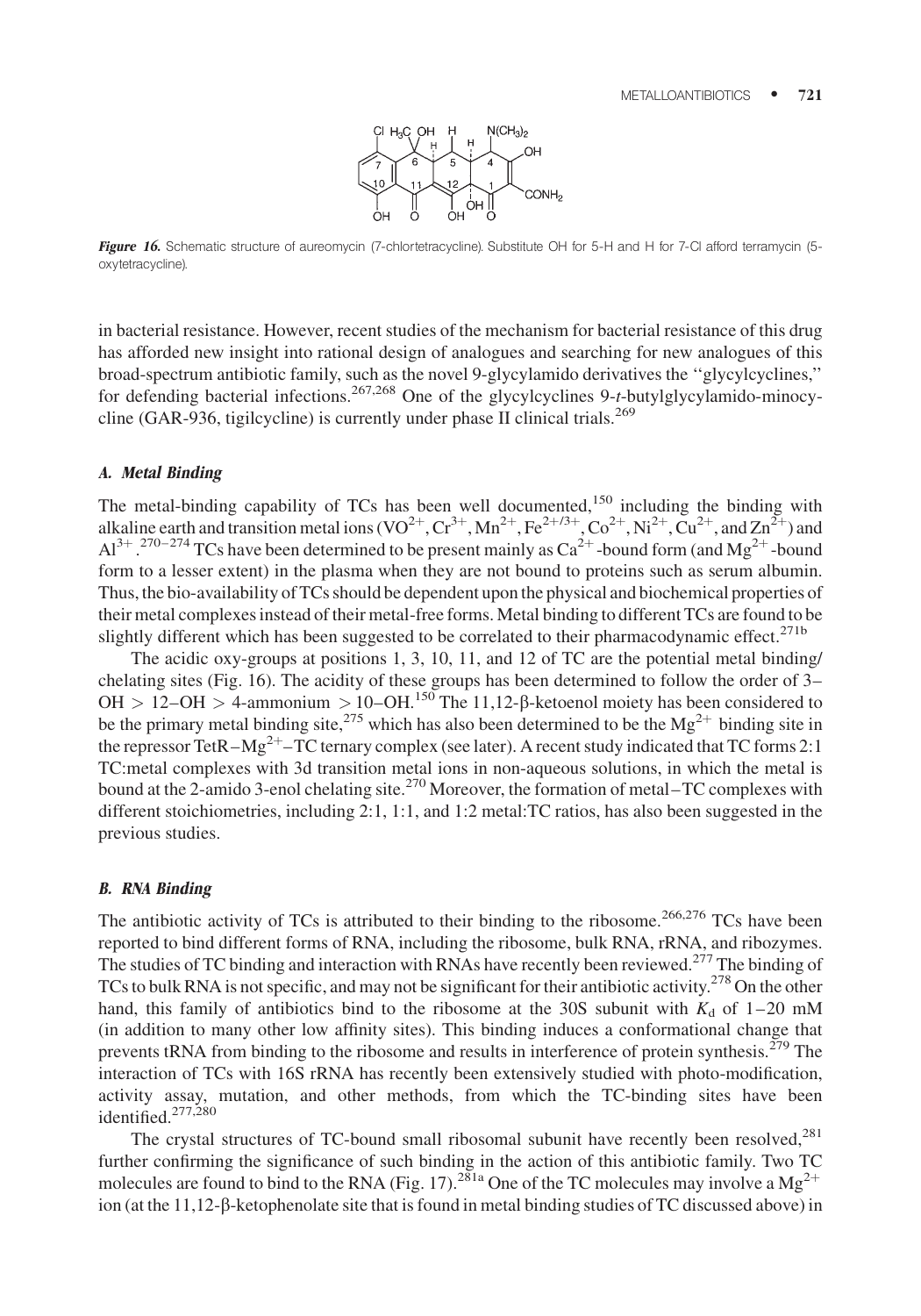*Figure 16.* Schematic structure of aureomycin (7-chlortetracycline). Substitute OH for 5-H and H for 7-Cl afford terramycin (5-oxytetracycline).

in bacterial resistance. However, recent studies of the mechanism for bacterial resistance of this drug has afforded new insight into rational design of analogues and searching for new analogues of this broad-spectrum antibiotic family, such as the novel 9-glycylamido derivatives the ''glycylcyclines,'' for defending bacterial infections.[267,268] One of the glycylcyclines 9-*t*-butylglycylamido-minocycline (GAR-936, tigilcycline) is currently under phase II clinical trials.[269]

### *A. Metal Binding*

The metal-binding capability of TCs has been well documented,[150] including the binding with alkaline earth and transition metal ions ($VO^{2+}$, $Cr^{3+}$, $Mn^{2+}$, $Fe^{2+/3+}$, $Co^{2+}$, $Ni^{2+}$, $Cu^{2+}$, and $Zn^{2+}$) and $Al^{3+}$.[270–274] TCs have been determined to be present mainly as $Ca^{2+}$-bound form (and $Mg^{2+}$-bound form to a lesser extent) in the plasma when they are not bound to proteins such as serum albumin. Thus, the bio-availability of TCs should be dependent upon the physical and biochemical properties of their metal complexes instead of their metal-free forms. Metal binding to different TCs are found to be slightly different which has been suggested to be correlated to their pharmacodynamic effect.[271b]

The acidic oxy-groups at positions 1, 3, 10, 11, and 12 of TC are the potential metal binding/chelating sites (Fig. 16). The acidity of these groups has been determined to follow the order of 3–OH > 12–OH > 4-ammonium > 10–OH.[150] The 11,12-β-ketoenol moiety has been considered to be the primary metal binding site,[275] which has also been determined to be the $Mg^{2+}$ binding site in the repressor TetR–$Mg^{2+}$–TC ternary complex (see later). A recent study indicated that TC forms 2:1 TC:metal complexes with 3d transition metal ions in non-aqueous solutions, in which the metal is bound at the 2-amido 3-enol chelating site.[270] Moreover, the formation of metal–TC complexes with different stoichiometries, including 2:1, 1:1, and 1:2 metal:TC ratios, has also been suggested in the previous studies.

### *B. RNA Binding*

The antibiotic activity of TCs is attributed to their binding to the ribosome.[266,276] TCs have been reported to bind different forms of RNA, including the ribosome, bulk RNA, rRNA, and ribozymes. The studies of TC binding and interaction with RNAs have recently been reviewed.[277] The binding of TCs to bulk RNA is not specific, and may not be significant for their antibiotic activity.[278] On the other hand, this family of antibiotics bind to the ribosome at the 30S subunit with $K_d$ of 1–20 mM (in addition to many other low affinity sites). This binding induces a conformational change that prevents tRNA from binding to the ribosome and results in interference of protein synthesis.[279] The interaction of TCs with 16S rRNA has recently been extensively studied with photo-modification, activity assay, mutation, and other methods, from which the TC-binding sites have been identified.[277,280]

The crystal structures of TC-bound small ribosomal subunit have recently been resolved,[281] further confirming the significance of such binding in the action of this antibiotic family. Two TC molecules are found to bind to the RNA (Fig. 17).[281a] One of the TC molecules may involve a $Mg^{2+}$ ion (at the 11,12-β-ketophenolate site that is found in metal binding studies of TC discussed above) in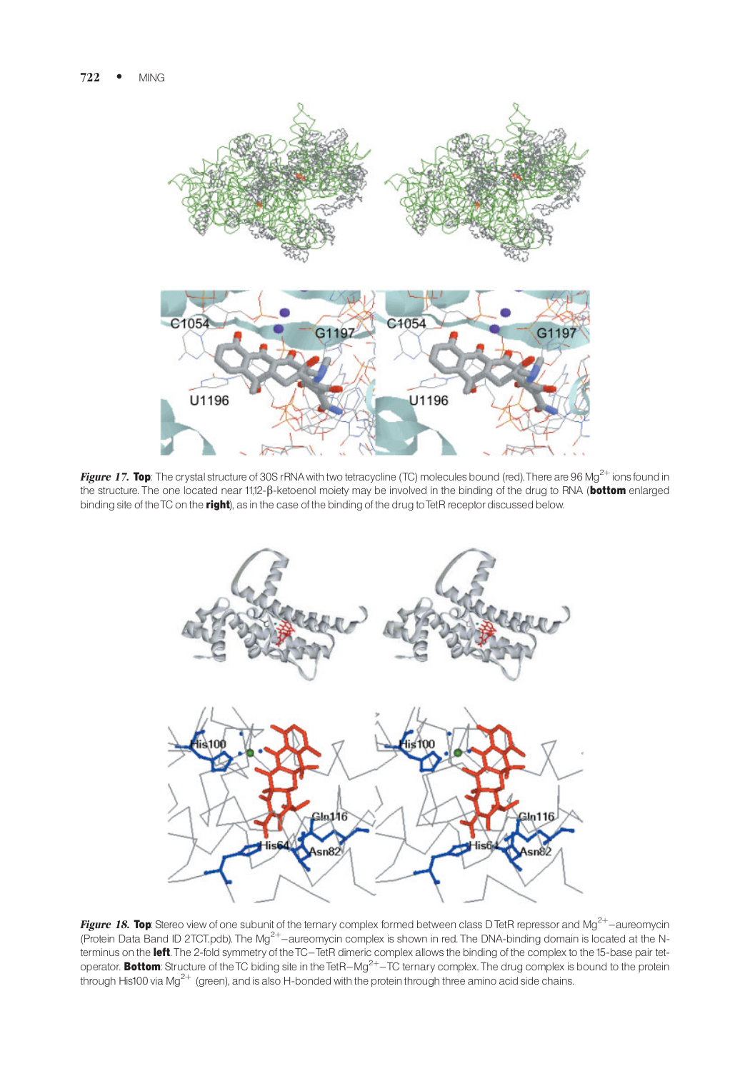***Figure 17.*** **Top**: The crystal structure of 30S rRNA with two tetracycline (TC) molecules bound (red). There are 96 $Mg^{2+}$ ions found in the structure. The one located near 11,12-β-ketoenol moiety may be involved in the binding of the drug to RNA (**bottom** enlarged binding site of the TC on the **right**), as in the case of the binding of the drug to TetR receptor discussed below.

***Figure 18.*** **Top**: Stereo view of one subunit of the ternary complex formed between class D TetR repressor and $Mg^{2+}$–aureomycin (Protein Data Band ID 2TCT.pdb). The $Mg^{2+}$–aureomycin complex is shown in red. The DNA-binding domain is located at the N-terminus on the **left**. The 2-fold symmetry of the TC–TetR dimeric complex allows the binding of the complex to the 15-base pair tet-operator. **Bottom**: Structure of the TC biding site in the TetR–$Mg^{2+}$–TC ternary complex. The drug complex is bound to the protein through His100 via $Mg^{2+}$ (green), and is also H-bonded with the protein through three amino acid side chains.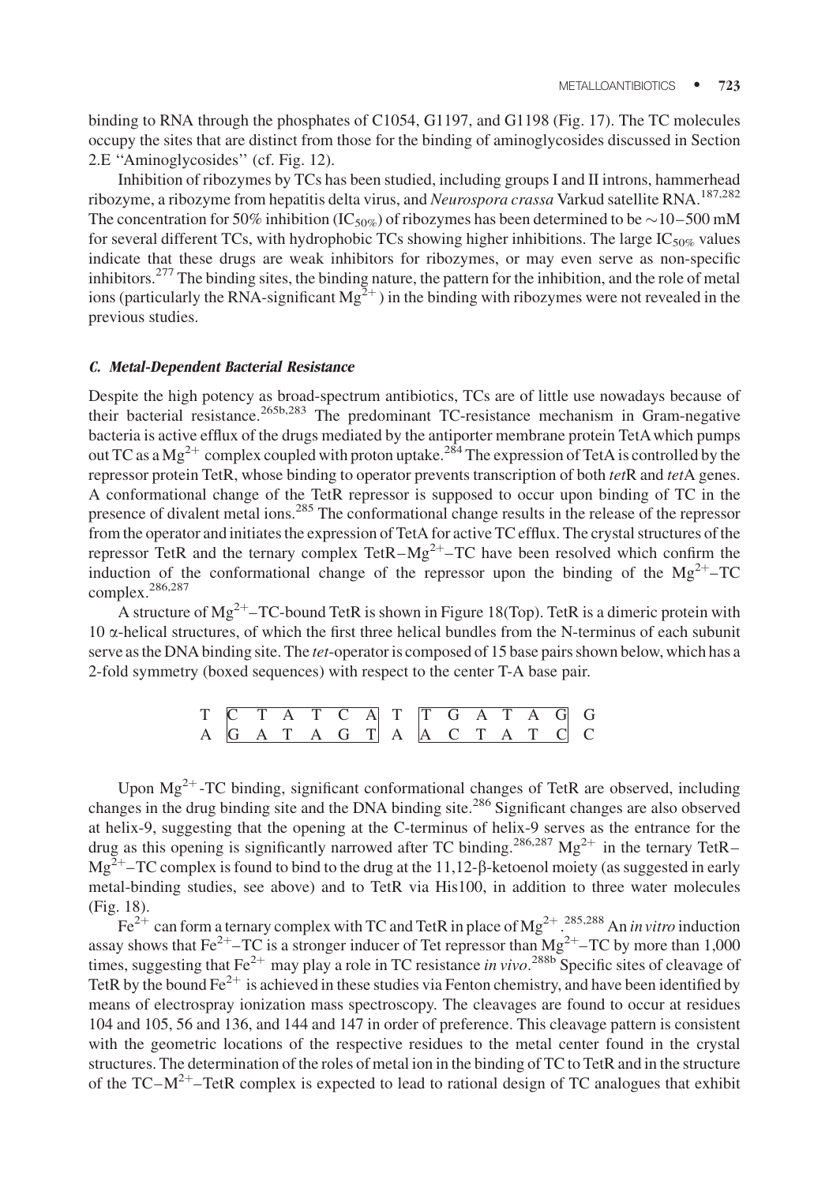binding to RNA through the phosphates of C1054, G1197, and G1198 (Fig. 17). The TC molecules occupy the sites that are distinct from those for the binding of aminoglycosides discussed in Section 2.E ''Aminoglycosides'' (cf. Fig. 12).

Inhibition of ribozymes by TCs has been studied, including groups I and II introns, hammerhead ribozyme, a ribozyme from hepatitis delta virus, and *Neurospora crassa* Varkud satellite RNA.[187,282] The concentration for 50% inhibition ($IC_{50\%}$) of ribozymes has been determined to be ~10–500 mM for several different TCs, with hydrophobic TCs showing higher inhibitions. The large $IC_{50\%}$ values indicate that these drugs are weak inhibitors for ribozymes, or may even serve as non-specific inhibitors.[277] The binding sites, the binding nature, the pattern for the inhibition, and the role of metal ions (particularly the RNA-significant $Mg^{2+}$) in the binding with ribozymes were not revealed in the previous studies.

### *C. Metal-Dependent Bacterial Resistance*

Despite the high potency as broad-spectrum antibiotics, TCs are of little use nowadays because of their bacterial resistance.[265b,283] The predominant TC-resistance mechanism in Gram-negative bacteria is active efflux of the drugs mediated by the antiporter membrane protein TetA which pumps out TC as a $Mg^{2+}$ complex coupled with proton uptake.[284] The expression of TetA is controlled by the repressor protein TetR, whose binding to operator prevents transcription of both *tet*R and *tet*A genes. A conformational change of the TetR repressor is supposed to occur upon binding of TC in the presence of divalent metal ions.[285] The conformational change results in the release of the repressor from the operator and initiates the expression of TetA for active TC efflux. The crystal structures of the repressor TetR and the ternary complex TetR–$Mg^{2+}$–TC have been resolved which confirm the induction of the conformational change of the repressor upon the binding of the $Mg^{2+}$–TC complex.[286,287]

A structure of $Mg^{2+}$–TC-bound TetR is shown in Figure 18(Top). TetR is a dimeric protein with 10 α-helical structures, of which the first three helical bundles from the N-terminus of each subunit serve as the DNA binding site. The *tet*-operator is composed of 15 base pairs shown below, which has a 2-fold symmetry (boxed sequences) with respect to the center T-A base pair.

```
T [C T A T C A] T [T G A T A G] G
A [G A T A G T] A [A C T A T C] C
```

Upon $Mg^{2+}$-TC binding, significant conformational changes of TetR are observed, including changes in the drug binding site and the DNA binding site.[286] Significant changes are also observed at helix-9, suggesting that the opening at the C-terminus of helix-9 serves as the entrance for the drug as this opening is significantly narrowed after TC binding.[286,287] $Mg^{2+}$ in the ternary TetR–$Mg^{2+}$–TC complex is found to bind to the drug at the 11,12-β-ketoenol moiety (as suggested in early metal-binding studies, see above) and to TetR via His100, in addition to three water molecules (Fig. 18).

$Fe^{2+}$ can form a ternary complex with TC and TetR in place of $Mg^{2+}$.[285,288] An *in vitro* induction assay shows that $Fe^{2+}$–TC is a stronger inducer of Tet repressor than $Mg^{2+}$–TC by more than 1,000 times, suggesting that $Fe^{2+}$ may play a role in TC resistance *in vivo*.[288b] Specific sites of cleavage of TetR by the bound $Fe^{2+}$ is achieved in these studies via Fenton chemistry, and have been identified by means of electrospray ionization mass spectroscopy. The cleavages are found to occur at residues 104 and 105, 56 and 136, and 144 and 147 in order of preference. This cleavage pattern is consistent with the geometric locations of the respective residues to the metal center found in the crystal structures. The determination of the roles of metal ion in the binding of TC to TetR and in the structure of the TC–$M^{2+}$–TetR complex is expected to lead to rational design of TC analogues that exhibit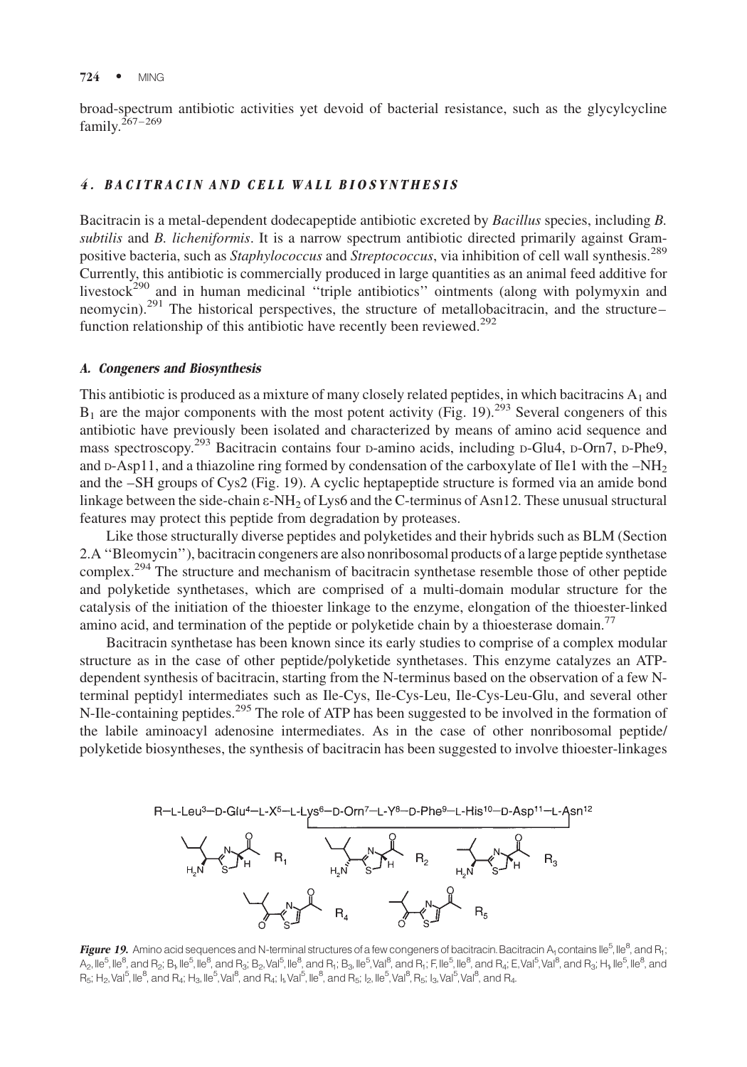broad-spectrum antibiotic activities yet devoid of bacterial resistance, such as the glycylcycline family.[267–269]

## *4. BACITRACIN AND CELL WALL BIOSYNTHESIS*

Bacitracin is a metal-dependent dodecapeptide antibiotic excreted by *Bacillus* species, including *B. subtilis* and *B. licheniformis*. It is a narrow spectrum antibiotic directed primarily against Gram-positive bacteria, such as *Staphylococcus* and *Streptococcus*, via inhibition of cell wall synthesis.[289] Currently, this antibiotic is commercially produced in large quantities as an animal feed additive for livestock[290] and in human medicinal ''triple antibiotics'' ointments (along with polymyxin and neomycin).[291] The historical perspectives, the structure of metallobacitracin, and the structure–function relationship of this antibiotic have recently been reviewed.[292]

### *A. Congeners and Biosynthesis*

This antibiotic is produced as a mixture of many closely related peptides, in which bacitracins $A_1$ and $B_1$ are the major components with the most potent activity (Fig. 19).[293] Several congeners of this antibiotic have previously been isolated and characterized by means of amino acid sequence and mass spectroscopy.[293] Bacitracin contains four D-amino acids, including D-Glu4, D-Orn7, D-Phe9, and D-Asp11, and a thiazoline ring formed by condensation of the carboxylate of Ile1 with the $-NH_2$ and the –SH groups of Cys2 (Fig. 19). A cyclic heptapeptide structure is formed via an amide bond linkage between the side-chain $\varepsilon$-$NH_2$ of Lys6 and the C-terminus of Asn12. These unusual structural features may protect this peptide from degradation by proteases.

Like those structurally diverse peptides and polyketides and their hybrids such as BLM (Section 2.A ''Bleomycin''), bacitracin congeners are also nonribosomal products of a large peptide synthetase complex.[294] The structure and mechanism of bacitracin synthetase resemble those of other peptide and polyketide synthetases, which are comprised of a multi-domain modular structure for the catalysis of the initiation of the thioester linkage to the enzyme, elongation of the thioester-linked amino acid, and termination of the peptide or polyketide chain by a thioesterase domain.[77]

Bacitracin synthetase has been known since its early studies to comprise of a complex modular structure as in the case of other peptide/polyketide synthetases. This enzyme catalyzes an ATP-dependent synthesis of bacitracin, starting from the N-terminus based on the observation of a few N-terminal peptidyl intermediates such as Ile-Cys, Ile-Cys-Leu, Ile-Cys-Leu-Glu, and several other N-Ile-containing peptides.[295] The role of ATP has been suggested to be involved in the formation of the labile aminoacyl adenosine intermediates. As in the case of other nonribosomal peptide/polyketide biosyntheses, the synthesis of bacitracin has been suggested to involve thioester-linkages

R–L-Leu³–D-Glu⁴–L-X⁵–L-Lys⁶–D-Orn⁷–L-Y⁸–D-Phe⁹–L-His¹⁰–D-Asp¹¹–L-Asn¹²

**Figure 19.** Amino acid sequences and N-terminal structures of a few congeners of bacitracin. Bacitracin $A_1$ contains Ile$^5$, Ile$^8$, and $R_1$; $A_2$, Ile$^5$, Ile$^8$, and $R_2$; $B_1$, Ile$^5$, Ile$^8$, and $R_3$; $B_2$, Val$^5$, Ile$^8$, and $R_1$; $B_3$, Ile$^5$, Val$^8$, and $R_1$; F, Ile$^5$, Ile$^8$, and $R_4$; E, Val$^5$, Val$^8$, and $R_3$; $H_1$ Ile$^5$, Ile$^8$, and $R_5$; $H_2$, Val$^5$, Ile$^8$, and $R_4$; $H_3$, Ile$^5$, Val$^8$, and $R_4$; $I_1$ Val$^5$, Ile$^8$, and $R_5$; $I_2$, Ile$^5$, Val$^8$, $R_5$; $I_3$, Val$^5$, Val$^8$, and $R_4$.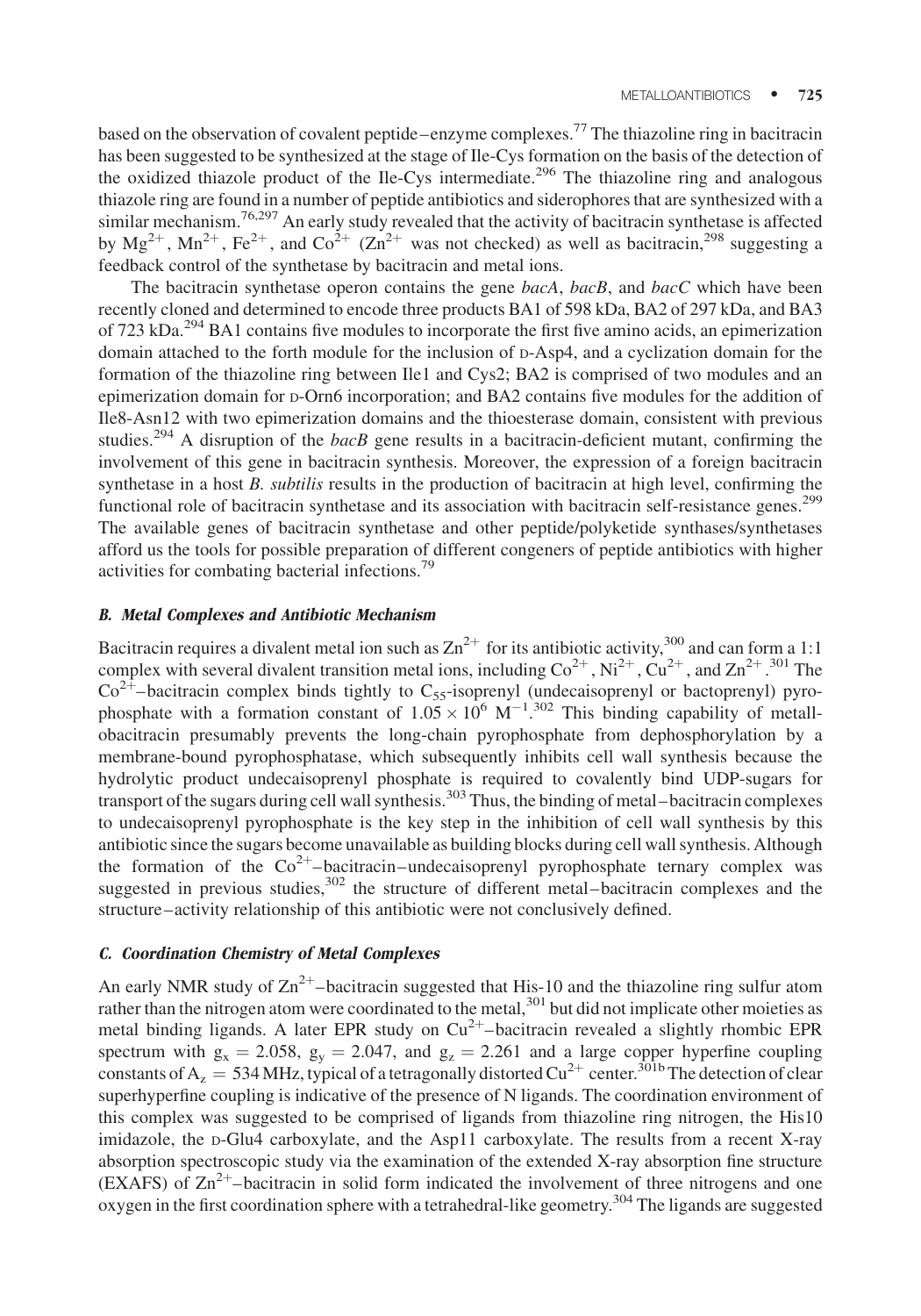based on the observation of covalent peptide–enzyme complexes.[77] The thiazoline ring in bacitracin has been suggested to be synthesized at the stage of Ile-Cys formation on the basis of the detection of the oxidized thiazole product of the Ile-Cys intermediate.[296] The thiazoline ring and analogous thiazole ring are found in a number of peptide antibiotics and siderophores that are synthesized with a similar mechanism.[76,297] An early study revealed that the activity of bacitracin synthetase is affected by $Mg^{2+}$, $Mn^{2+}$, $Fe^{2+}$, and $Co^{2+}$ ($Zn^{2+}$ was not checked) as well as bacitracin,[298] suggesting a feedback control of the synthetase by bacitracin and metal ions.

The bacitracin synthetase operon contains the gene *bacA*, *bacB*, and *bacC* which have been recently cloned and determined to encode three products BA1 of 598 kDa, BA2 of 297 kDa, and BA3 of 723 kDa.[294] BA1 contains five modules to incorporate the first five amino acids, an epimerization domain attached to the forth module for the inclusion of D-Asp4, and a cyclization domain for the formation of the thiazoline ring between Ile1 and Cys2; BA2 is comprised of two modules and an epimerization domain for D-Orn6 incorporation; and BA2 contains five modules for the addition of Ile8-Asn12 with two epimerization domains and the thioesterase domain, consistent with previous studies.[294] A disruption of the *bacB* gene results in a bacitracin-deficient mutant, confirming the involvement of this gene in bacitracin synthesis. Moreover, the expression of a foreign bacitracin synthetase in a host *B. subtilis* results in the production of bacitracin at high level, confirming the functional role of bacitracin synthetase and its association with bacitracin self-resistance genes.[299] The available genes of bacitracin synthetase and other peptide/polyketide synthases/synthetases afford us the tools for possible preparation of different congeners of peptide antibiotics with higher activities for combating bacterial infections.[79]

#### *B. Metal Complexes and Antibiotic Mechanism*

Bacitracin requires a divalent metal ion such as $Zn^{2+}$ for its antibiotic activity,[300] and can form a 1:1 complex with several divalent transition metal ions, including $Co^{2+}$, $Ni^{2+}$, $Cu^{2+}$, and $Zn^{2+}$.[301] The $Co^{2+}$–bacitracin complex binds tightly to $C_{55}$-isoprenyl (undecaisoprenyl or bactoprenyl) pyrophosphate with a formation constant of $1.05 \times 10^6\ M^{-1}$.[302] This binding capability of metallobacitracin presumably prevents the long-chain pyrophosphate from dephosphorylation by a membrane-bound pyrophosphatase, which subsequently inhibits cell wall synthesis because the hydrolytic product undecaisoprenyl phosphate is required to covalently bind UDP-sugars for transport of the sugars during cell wall synthesis.[303] Thus, the binding of metal–bacitracin complexes to undecaisoprenyl pyrophosphate is the key step in the inhibition of cell wall synthesis by this antibiotic since the sugars become unavailable as building blocks during cell wall synthesis. Although the formation of the $Co^{2+}$–bacitracin–undecaisoprenyl pyrophosphate ternary complex was suggested in previous studies,[302] the structure of different metal–bacitracin complexes and the structure–activity relationship of this antibiotic were not conclusively defined.

#### *C. Coordination Chemistry of Metal Complexes*

An early NMR study of $Zn^{2+}$–bacitracin suggested that His-10 and the thiazoline ring sulfur atom rather than the nitrogen atom were coordinated to the metal,[301] but did not implicate other moieties as metal binding ligands. A later EPR study on $Cu^{2+}$–bacitracin revealed a slightly rhombic EPR spectrum with $g_x = 2.058$, $g_y = 2.047$, and $g_z = 2.261$ and a large copper hyperfine coupling constants of $A_z = 534$ MHz, typical of a tetragonally distorted $Cu^{2+}$ center.[301b] The detection of clear superhyperfine coupling is indicative of the presence of N ligands. The coordination environment of this complex was suggested to be comprised of ligands from thiazoline ring nitrogen, the His10 imidazole, the D-Glu4 carboxylate, and the Asp11 carboxylate. The results from a recent X-ray absorption spectroscopic study via the examination of the extended X-ray absorption fine structure (EXAFS) of $Zn^{2+}$–bacitracin in solid form indicated the involvement of three nitrogens and one oxygen in the first coordination sphere with a tetrahedral-like geometry.[304] The ligands are suggested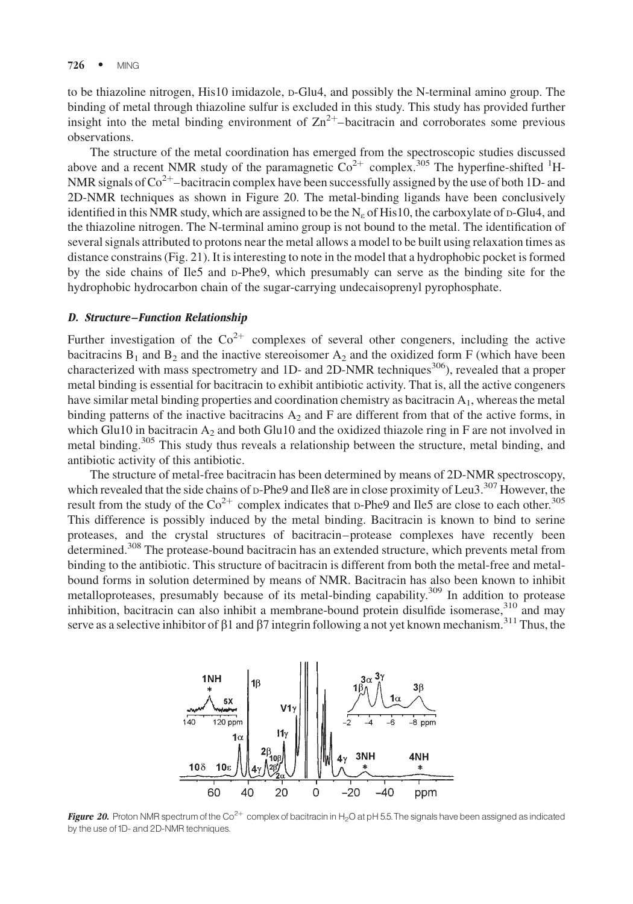to be thiazoline nitrogen, His10 imidazole, D-Glu4, and possibly the N-terminal amino group. The binding of metal through thiazoline sulfur is excluded in this study. This study has provided further insight into the metal binding environment of $Zn^{2+}$–bacitracin and corroborates some previous observations.

The structure of the metal coordination has emerged from the spectroscopic studies discussed above and a recent NMR study of the paramagnetic $Co^{2+}$ complex.[305] The hyperfine-shifted $^{1}$H-NMR signals of $Co^{2+}$–bacitracin complex have been successfully assigned by the use of both 1D- and 2D-NMR techniques as shown in Figure 20. The metal-binding ligands have been conclusively identified in this NMR study, which are assigned to be the $N_\varepsilon$ of His10, the carboxylate of D-Glu4, and the thiazoline nitrogen. The N-terminal amino group is not bound to the metal. The identification of several signals attributed to protons near the metal allows a model to be built using relaxation times as distance constrains (Fig. 21). It is interesting to note in the model that a hydrophobic pocket is formed by the side chains of Ile5 and D-Phe9, which presumably can serve as the binding site for the hydrophobic hydrocarbon chain of the sugar-carrying undecaisoprenyl pyrophosphate.

### *D. Structure–Function Relationship*

Further investigation of the $Co^{2+}$ complexes of several other congeners, including the active bacitracins $B_1$ and $B_2$ and the inactive stereoisomer $A_2$ and the oxidized form F (which have been characterized with mass spectrometry and 1D- and 2D-NMR techniques[306]), revealed that a proper metal binding is essential for bacitracin to exhibit antibiotic activity. That is, all the active congeners have similar metal binding properties and coordination chemistry as bacitracin $A_1$, whereas the metal binding patterns of the inactive bacitracins $A_2$ and F are different from that of the active forms, in which Glu10 in bacitracin $A_2$ and both Glu10 and the oxidized thiazole ring in F are not involved in metal binding.[305] This study thus reveals a relationship between the structure, metal binding, and antibiotic activity of this antibiotic.

The structure of metal-free bacitracin has been determined by means of 2D-NMR spectroscopy, which revealed that the side chains of D-Phe9 and Ile8 are in close proximity of Leu3.[307] However, the result from the study of the $Co^{2+}$ complex indicates that D-Phe9 and Ile5 are close to each other.[305] This difference is possibly induced by the metal binding. Bacitracin is known to bind to serine proteases, and the crystal structures of bacitracin–protease complexes have recently been determined.[308] The protease-bound bacitracin has an extended structure, which prevents metal from binding to the antibiotic. This structure of bacitracin is different from both the metal-free and metal-bound forms in solution determined by means of NMR. Bacitracin has also been known to inhibit metalloproteases, presumably because of its metal-binding capability.[309] In addition to protease inhibition, bacitracin can also inhibit a membrane-bound protein disulfide isomerase,[310] and may serve as a selective inhibitor of β1 and β7 integrin following a not yet known mechanism.[311] Thus, the

***Figure 20.*** Proton NMR spectrum of the $Co^{2+}$ complex of bacitracin in $H_2O$ at pH 5.5. The signals have been assigned as indicated by the use of 1D- and 2D-NMR techniques.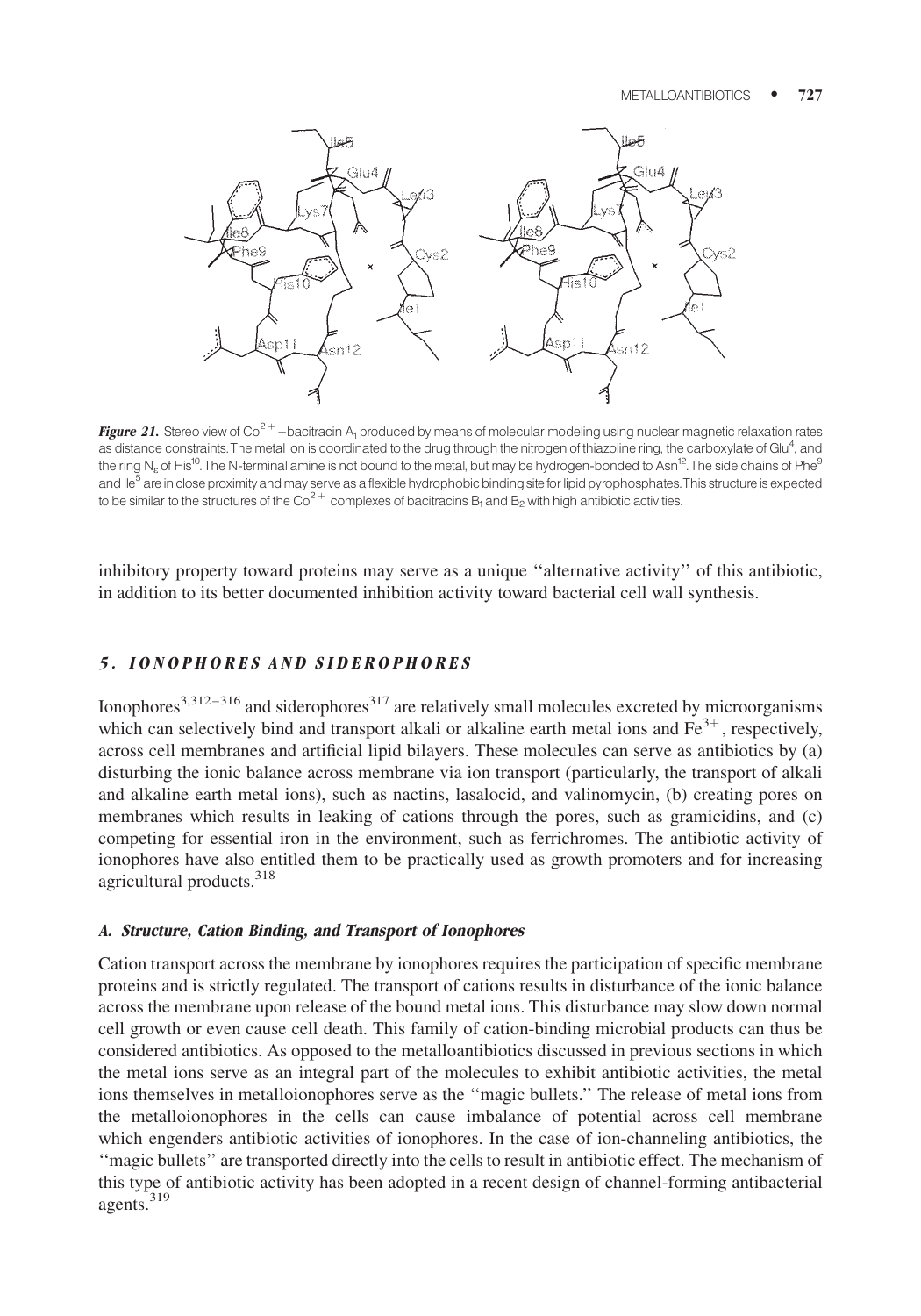***Figure 21.*** Stereo view of $Co^{2+}$–bacitracin $A_1$ produced by means of molecular modeling using nuclear magnetic relaxation rates as distance constraints. The metal ion is coordinated to the drug through the nitrogen of thiazoline ring, the carboxylate of $Glu^4$, and the ring $N_\varepsilon$ of $His^{10}$. The N-terminal amine is not bound to the metal, but may be hydrogen-bonded to $Asn^{12}$. The side chains of $Phe^9$ and $Ile^5$ are in close proximity and may serve as a flexible hydrophobic binding site for lipid pyrophosphates. This structure is expected to be similar to the structures of the $Co^{2+}$ complexes of bacitracins $B_1$ and $B_2$ with high antibiotic activities.

inhibitory property toward proteins may serve as a unique ''alternative activity'' of this antibiotic, in addition to its better documented inhibition activity toward bacterial cell wall synthesis.

## 5. IONOPHORES AND SIDEROPHORES

Ionophores[3,312–316] and siderophores[317] are relatively small molecules excreted by microorganisms which can selectively bind and transport alkali or alkaline earth metal ions and $Fe^{3+}$, respectively, across cell membranes and artificial lipid bilayers. These molecules can serve as antibiotics by (a) disturbing the ionic balance across membrane via ion transport (particularly, the transport of alkali and alkaline earth metal ions), such as nactins, lasalocid, and valinomycin, (b) creating pores on membranes which results in leaking of cations through the pores, such as gramicidins, and (c) competing for essential iron in the environment, such as ferrichromes. The antibiotic activity of ionophores have also entitled them to be practically used as growth promoters and for increasing agricultural products.[318]

### A. Structure, Cation Binding, and Transport of Ionophores

Cation transport across the membrane by ionophores requires the participation of specific membrane proteins and is strictly regulated. The transport of cations results in disturbance of the ionic balance across the membrane upon release of the bound metal ions. This disturbance may slow down normal cell growth or even cause cell death. This family of cation-binding microbial products can thus be considered antibiotics. As opposed to the metalloantibiotics discussed in previous sections in which the metal ions serve as an integral part of the molecules to exhibit antibiotic activities, the metal ions themselves in metalloionophores serve as the ''magic bullets.'' The release of metal ions from the metalloionophores in the cells can cause imbalance of potential across cell membrane which engenders antibiotic activities of ionophores. In the case of ion-channeling antibiotics, the ''magic bullets'' are transported directly into the cells to result in antibiotic effect. The mechanism of this type of antibiotic activity has been adopted in a recent design of channel-forming antibacterial agents.[319]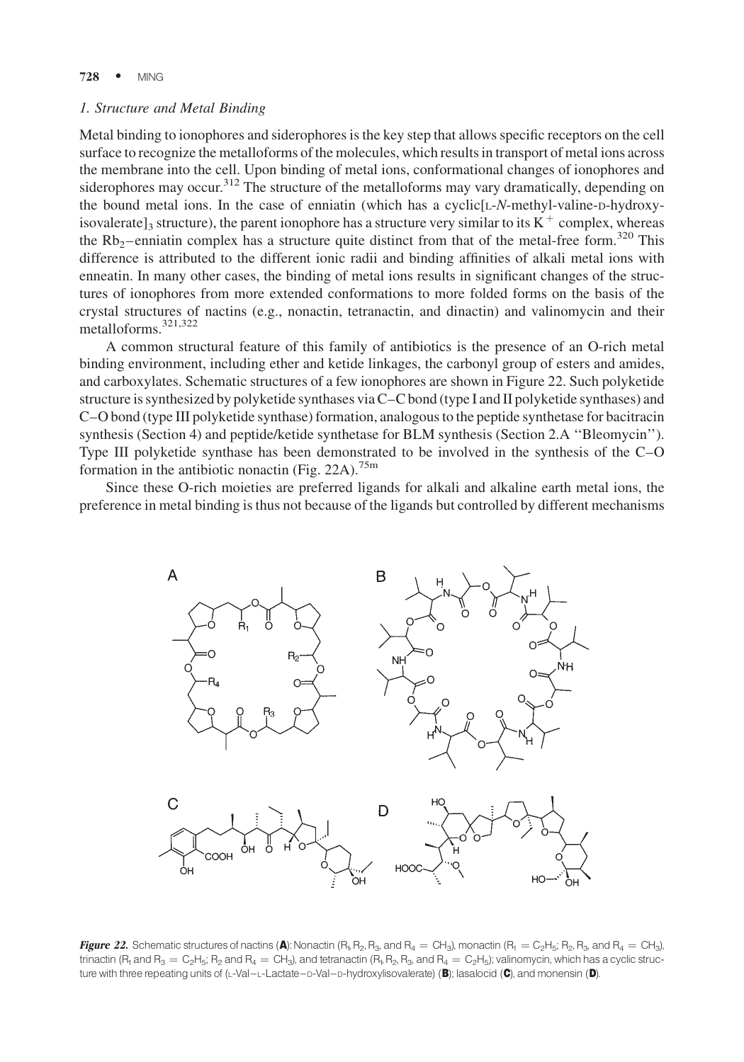### 1. Structure and Metal Binding

Metal binding to ionophores and siderophores is the key step that allows specific receptors on the cell surface to recognize the metalloforms of the molecules, which results in transport of metal ions across the membrane into the cell. Upon binding of metal ions, conformational changes of ionophores and siderophores may occur.[312] The structure of the metalloforms may vary dramatically, depending on the bound metal ions. In the case of enniatin (which has a cyclic[L-*N*-methyl-valine-D-hydroxy-isovalerate]$_3$ structure), the parent ionophore has a structure very similar to its $K^+$ complex, whereas the $Rb_2$–enniatin complex has a structure quite distinct from that of the metal-free form.[320] This difference is attributed to the different ionic radii and binding affinities of alkali metal ions with enneatin. In many other cases, the binding of metal ions results in significant changes of the structures of ionophores from more extended conformations to more folded forms on the basis of the crystal structures of nactins (e.g., nonactin, tetranactin, and dinactin) and valinomycin and their metalloforms.[321,322]

A common structural feature of this family of antibiotics is the presence of an O-rich metal binding environment, including ether and ketide linkages, the carbonyl group of esters and amides, and carboxylates. Schematic structures of a few ionophores are shown in Figure 22. Such polyketide structure is synthesized by polyketide synthases via C–C bond (type I and II polyketide synthases) and C–O bond (type III polyketide synthase) formation, analogous to the peptide synthetase for bacitracin synthesis (Section 4) and peptide/ketide synthetase for BLM synthesis (Section 2.A ''Bleomycin''). Type III polyketide synthase has been demonstrated to be involved in the synthesis of the C–O formation in the antibiotic nonactin (Fig. 22A).[75m]

Since these O-rich moieties are preferred ligands for alkali and alkaline earth metal ions, the preference in metal binding is thus not because of the ligands but controlled by different mechanisms

***Figure 22.*** Schematic structures of nactins (**A**): Nonactin ($R_1$, $R_2$, $R_3$, and $R_4$ = $CH_3$), monactin ($R_1$ = $C_2H_5$; $R_2$, $R_3$, and $R_4$ = $CH_3$), trinactin ($R_1$ and $R_3$ = $C_2H_5$; $R_2$ and $R_4$ = $CH_3$), and tetranactin ($R_1$, $R_2$, $R_3$, and $R_4$ = $C_2H_5$); valinomycin, which has a cyclic structure with three repeating units of (L-Val–L-Lactate–D-Val–D-hydroxylisovalerate) (**B**); lasalocid (**C**), and monensin (**D**).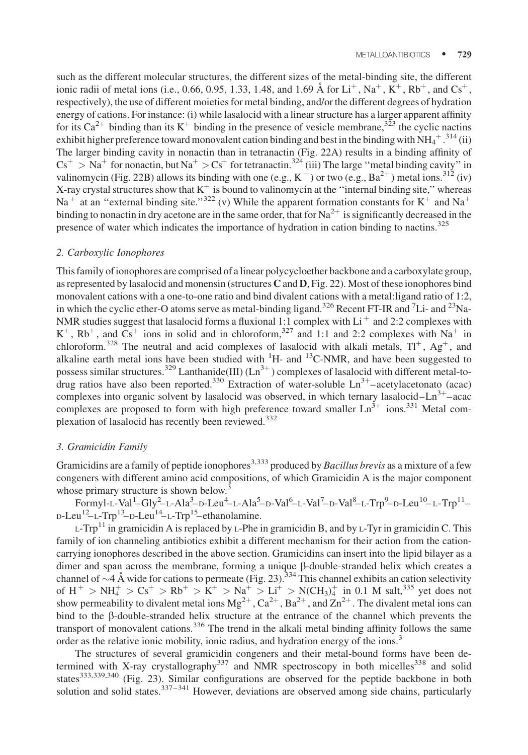such as the different molecular structures, the different sizes of the metal-binding site, the different ionic radii of metal ions (i.e., 0.66, 0.95, 1.33, 1.48, and 1.69 Å for $Li^+$, $Na^+$, $K^+$, $Rb^+$, and $Cs^+$, respectively), the use of different moieties for metal binding, and/or the different degrees of hydration energy of cations. For instance: (i) while lasalocid with a linear structure has a larger apparent affinity for its $Ca^{2+}$ binding than its $K^+$ binding in the presence of vesicle membrane,[323] the cyclic nactins exhibit higher preference toward monovalent cation binding and best in the binding with $NH_4^+$.[314] (ii) The larger binding cavity in nonactin than in tetranactin (Fig. 22A) results in a binding affinity of $Cs^+ > Na^+$ for nonactin, but $Na^+ > Cs^+$ for tetranactin.[324] (iii) The large "metal binding cavity" in valinomycin (Fig. 22B) allows its binding with one (e.g., $K^+$) or two (e.g., $Ba^{2+}$) metal ions.[312] (iv) X-ray crystal structures show that $K^+$ is bound to valinomycin at the "internal binding site," whereas $Na^+$ at an "external binding site."[322] (v) While the apparent formation constants for $K^+$ and $Na^+$ binding to nonactin in dry acetone are in the same order, that for $Na^{2+}$ is significantly decreased in the presence of water which indicates the importance of hydration in cation binding to nactins.[325]

### 2. Carboxylic Ionophores

This family of ionophores are comprised of a linear polycycloether backbone and a carboxylate group, as represented by lasalocid and monensin (structures **C** and **D**, Fig. 22). Most of these ionophores bind monovalent cations with a one-to-one ratio and bind divalent cations with a metal:ligand ratio of 1:2, in which the cyclic ether-O atoms serve as metal-binding ligand.[326] Recent FT-IR and $^7$Li- and $^{23}$Na-NMR studies suggest that lasalocid forms a fluxional 1:1 complex with $Li^+$ and 2:2 complexes with $K^+$, $Rb^+$, and $Cs^+$ ions in solid and in chloroform,[327] and 1:1 and 2:2 complexes with $Na^+$ in chloroform.[328] The neutral and acid complexes of lasalocid with alkali metals, $Tl^+$, $Ag^+$, and alkaline earth metal ions have been studied with $^1$H- and $^{13}$C-NMR, and have been suggested to possess similar structures.[329] Lanthanide(III) ($Ln^{3+}$) complexes of lasalocid with different metal-to-drug ratios have also been reported.[330] Extraction of water-soluble $Ln^{3+}$–acetylacetonato (acac) complexes into organic solvent by lasalocid was observed, in which ternary lasalocid–$Ln^{3+}$–acac complexes are proposed to form with high preference toward smaller $Ln^{3+}$ ions.[331] Metal complexation of lasalocid has recently been reviewed.[332]

### 3. Gramicidin Family

Gramicidins are a family of peptide ionophores[3,333] produced by *Bacillus brevis* as a mixture of a few congeners with different amino acid compositions, of which Gramicidin A is the major component whose primary structure is shown below.[3]

Formyl-L-Val$^1$–Gly$^2$–L-Ala$^3$–D-Leu$^4$–L-Ala$^5$–D-Val$^6$–L-Val$^7$–D-Val$^8$–L-Trp$^9$–D-Leu$^{10}$–L-Trp$^{11}$–D-Leu$^{12}$–L-Trp$^{13}$–D-Leu$^{14}$–L-Trp$^{15}$–ethanolamine.

L-Trp$^{11}$ in gramicidin A is replaced by L-Phe in gramicidin B, and by L-Tyr in gramicidin C. This family of ion channeling antibiotics exhibit a different mechanism for their action from the cation-carrying ionophores described in the above section. Gramicidins can insert into the lipid bilayer as a dimer and span across the membrane, forming a unique β-double-stranded helix which creates a channel of ~4 Å wide for cations to permeate (Fig. 23).[334] This channel exhibits an cation selectivity of $H^+ > NH_4^+ > Cs^+ > Rb^+ > K^+ > Na^+ > Li^+ > N(CH_3)_4^+$ in 0.1 M salt,[335] yet does not show permeability to divalent metal ions $Mg^{2+}$, $Ca^{2+}$, $Ba^{2+}$, and $Zn^{2+}$. The divalent metal ions can bind to the β-double-stranded helix structure at the entrance of the channel which prevents the transport of monovalent cations.[336] The trend in the alkali metal binding affinity follows the same order as the relative ionic mobility, ionic radius, and hydration energy of the ions.[3]

The structures of several gramicidin congeners and their metal-bound forms have been determined with X-ray crystallography[337] and NMR spectroscopy in both micelles[338] and solid states[333,339,340] (Fig. 23). Similar configurations are observed for the peptide backbone in both solution and solid states.[337–341] However, deviations are observed among side chains, particularly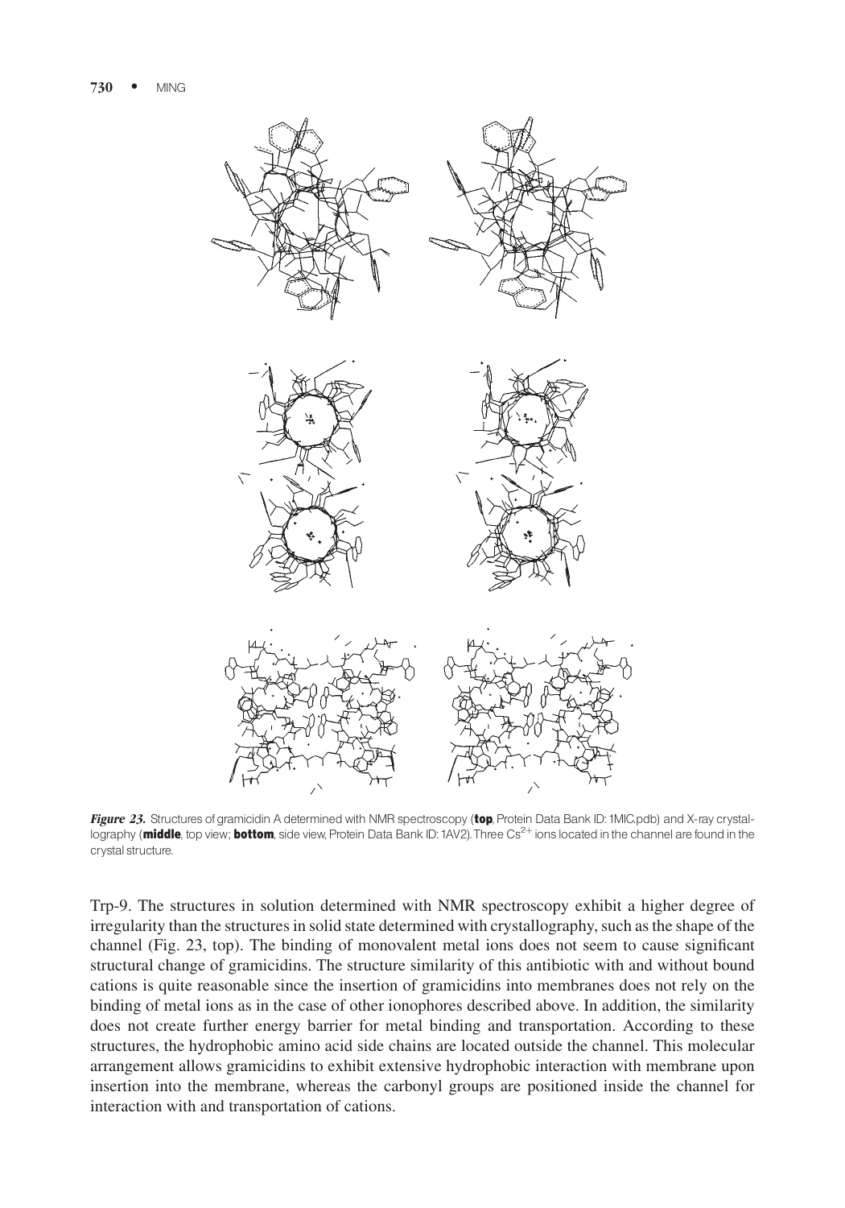*Figure 23.* Structures of gramicidin A determined with NMR spectroscopy (**top**, Protein Data Bank ID: 1MIC.pdb) and X-ray crystallography (**middle**, top view; **bottom**, side view, Protein Data Bank ID: 1AV2). Three $Cs^{2+}$ ions located in the channel are found in the crystal structure.

Trp-9. The structures in solution determined with NMR spectroscopy exhibit a higher degree of irregularity than the structures in solid state determined with crystallography, such as the shape of the channel (Fig. 23, top). The binding of monovalent metal ions does not seem to cause significant structural change of gramicidins. The structure similarity of this antibiotic with and without bound cations is quite reasonable since the insertion of gramicidins into membranes does not rely on the binding of metal ions as in the case of other ionophores described above. In addition, the similarity does not create further energy barrier for metal binding and transportation. According to these structures, the hydrophobic amino acid side chains are located outside the channel. This molecular arrangement allows gramicidins to exhibit extensive hydrophobic interaction with membrane upon insertion into the membrane, whereas the carbonyl groups are positioned inside the channel for interaction with and transportation of cations.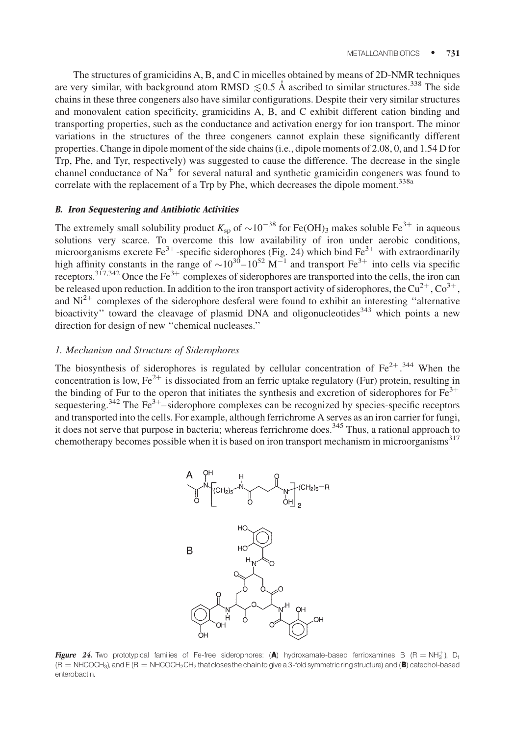The structures of gramicidins A, B, and C in micelles obtained by means of 2D-NMR techniques are very similar, with background atom RMSD $\lesssim 0.5$ Å ascribed to similar structures.[338] The side chains in these three congeners also have similar configurations. Despite their very similar structures and monovalent cation specificity, gramicidins A, B, and C exhibit different cation binding and transporting properties, such as the conductance and activation energy for ion transport. The minor variations in the structures of the three congeners cannot explain these significantly different properties. Change in dipole moment of the side chains (i.e., dipole moments of 2.08, 0, and 1.54 D for Trp, Phe, and Tyr, respectively) was suggested to cause the difference. The decrease in the single channel conductance of $Na^+$ for several natural and synthetic gramicidin congeners was found to correlate with the replacement of a Trp by Phe, which decreases the dipole moment.[338a]

### *B. Iron Sequestering and Antibiotic Activities*

The extremely small solubility product $K_{sp}$ of $\sim 10^{-38}$ for $Fe(OH)_3$ makes soluble $Fe^{3+}$ in aqueous solutions very scarce. To overcome this low availability of iron under aerobic conditions, microorganisms excrete $Fe^{3+}$-specific siderophores (Fig. 24) which bind $Fe^{3+}$ with extraordinarily high affinity constants in the range of $\sim 10^{30}$–$10^{52}$ $M^{-1}$ and transport $Fe^{3+}$ into cells via specific receptors.[317,342] Once the $Fe^{3+}$ complexes of siderophores are transported into the cells, the iron can be released upon reduction. In addition to the iron transport activity of siderophores, the $Cu^{2+}$, $Co^{3+}$, and $Ni^{2+}$ complexes of the siderophore desferal were found to exhibit an interesting "alternative bioactivity" toward the cleavage of plasmid DNA and oligonucleotides[343] which points a new direction for design of new "chemical nucleases."

#### *1. Mechanism and Structure of Siderophores*

The biosynthesis of siderophores is regulated by cellular concentration of $Fe^{2+}$.[344] When the concentration is low, $Fe^{2+}$ is dissociated from an ferric uptake regulatory (Fur) protein, resulting in the binding of Fur to the operon that initiates the synthesis and excretion of siderophores for $Fe^{3+}$ sequestering.[342] The $Fe^{3+}$–siderophore complexes can be recognized by species-specific receptors and transported into the cells. For example, although ferrichrome A serves as an iron carrier for fungi, it does not serve that purpose in bacteria; whereas ferrichrome does.[345] Thus, a rational approach to chemotherapy becomes possible when it is based on iron transport mechanism in microorganisms[317]

***Figure 24.*** Two prototypical families of Fe-free siderophores: (**A**) hydroxamate-based ferrioxamines B ($R = NH_3^+$), $D_1$ ($R = NHCOCH_3$), and E ($R = NHCOCH_2CH_2$ that closes the chain to give a 3-fold symmetric ring structure) and (**B**) catechol-based enterobactin.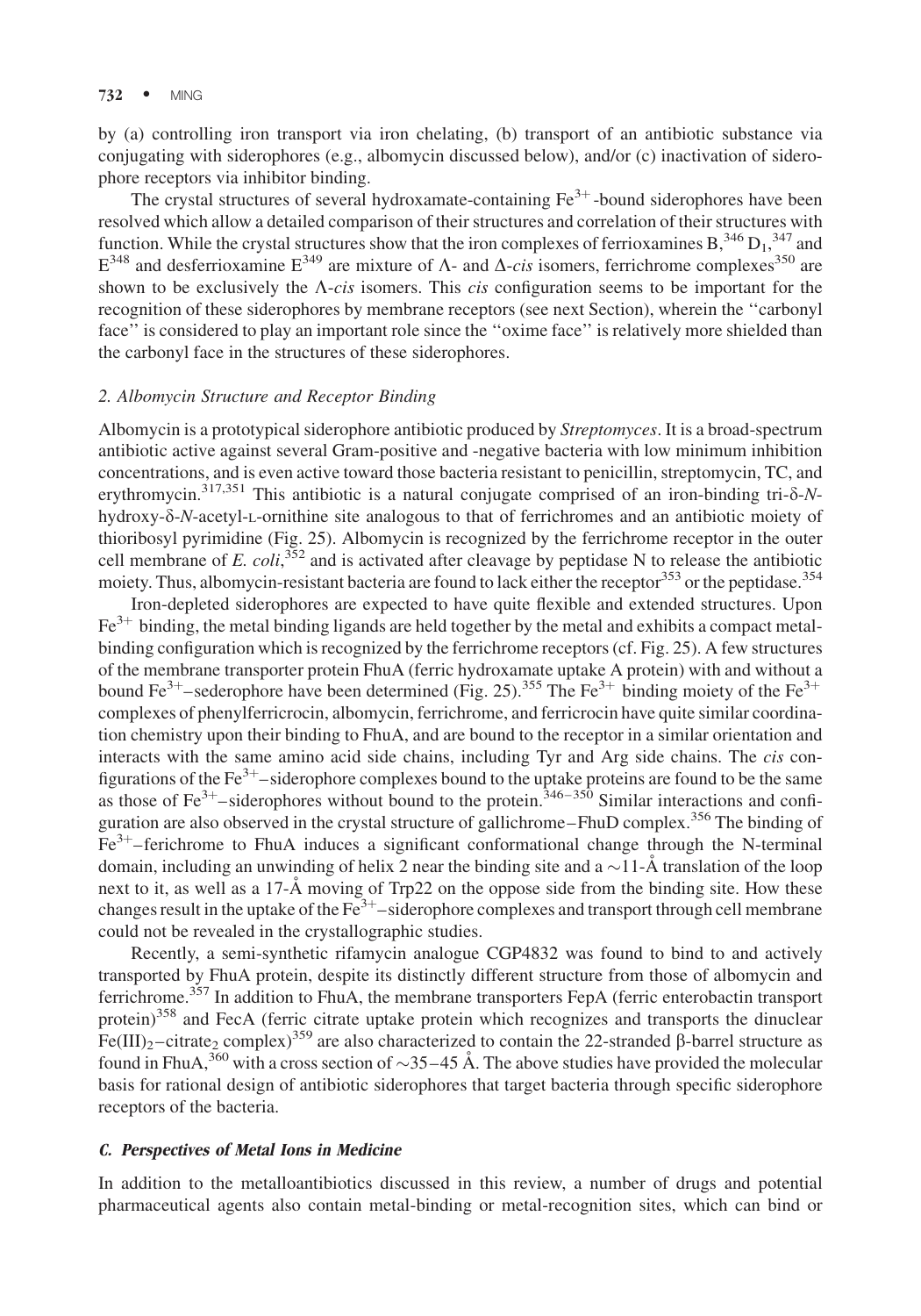by (a) controlling iron transport via iron chelating, (b) transport of an antibiotic substance via conjugating with siderophores (e.g., albomycin discussed below), and/or (c) inactivation of siderophore receptors via inhibitor binding.

The crystal structures of several hydroxamate-containing $Fe^{3+}$-bound siderophores have been resolved which allow a detailed comparison of their structures and correlation of their structures with function. While the crystal structures show that the iron complexes of ferrioxamines B,[346] $D_1$,[347] and E[348] and desferrioxamine E[349] are mixture of Λ- and Δ-*cis* isomers, ferrichrome complexes[350] are shown to be exclusively the Λ-*cis* isomers. This *cis* configuration seems to be important for the recognition of these siderophores by membrane receptors (see next Section), wherein the "carbonyl face" is considered to play an important role since the "oxime face" is relatively more shielded than the carbonyl face in the structures of these siderophores.

### 2. Albomycin Structure and Receptor Binding

Albomycin is a prototypical siderophore antibiotic produced by *Streptomyces*. It is a broad-spectrum antibiotic active against several Gram-positive and -negative bacteria with low minimum inhibition concentrations, and is even active toward those bacteria resistant to penicillin, streptomycin, TC, and erythromycin.[317,351] This antibiotic is a natural conjugate comprised of an iron-binding tri-δ-*N*-hydroxy-δ-*N*-acetyl-L-ornithine site analogous to that of ferrichromes and an antibiotic moiety of thioribosyl pyrimidine (Fig. 25). Albomycin is recognized by the ferrichrome receptor in the outer cell membrane of *E. coli*,[352] and is activated after cleavage by peptidase N to release the antibiotic moiety. Thus, albomycin-resistant bacteria are found to lack either the receptor[353] or the peptidase.[354]

Iron-depleted siderophores are expected to have quite flexible and extended structures. Upon $Fe^{3+}$ binding, the metal binding ligands are held together by the metal and exhibits a compact metal-binding configuration which is recognized by the ferrichrome receptors (cf. Fig. 25). A few structures of the membrane transporter protein FhuA (ferric hydroxamate uptake A protein) with and without a bound $Fe^{3+}$–sederophore have been determined (Fig. 25).[355] The $Fe^{3+}$ binding moiety of the $Fe^{3+}$ complexes of phenylferricrocin, albomycin, ferrichrome, and ferricrocin have quite similar coordination chemistry upon their binding to FhuA, and are bound to the receptor in a similar orientation and interacts with the same amino acid side chains, including Tyr and Arg side chains. The *cis* configurations of the $Fe^{3+}$–siderophore complexes bound to the uptake proteins are found to be the same as those of $Fe^{3+}$–siderophores without bound to the protein.[346–350] Similar interactions and configuration are also observed in the crystal structure of gallichrome–FhuD complex.[356] The binding of $Fe^{3+}$–ferichrome to FhuA induces a significant conformational change through the N-terminal domain, including an unwinding of helix 2 near the binding site and a ~11-Å translation of the loop next to it, as well as a 17-Å moving of Trp22 on the oppose side from the binding site. How these changes result in the uptake of the $Fe^{3+}$–siderophore complexes and transport through cell membrane could not be revealed in the crystallographic studies.

Recently, a semi-synthetic rifamycin analogue CGP4832 was found to bind to and actively transported by FhuA protein, despite its distinctly different structure from those of albomycin and ferrichrome.[357] In addition to FhuA, the membrane transporters FepA (ferric enterobactin transport protein)[358] and FecA (ferric citrate uptake protein which recognizes and transports the dinuclear $Fe(III)_2$–citrate$_2$ complex)[359] are also characterized to contain the 22-stranded β-barrel structure as found in FhuA,[360] with a cross section of ~35–45 Å. The above studies have provided the molecular basis for rational design of antibiotic siderophores that target bacteria through specific siderophore receptors of the bacteria.

## C. Perspectives of Metal Ions in Medicine

In addition to the metalloantibiotics discussed in this review, a number of drugs and potential pharmaceutical agents also contain metal-binding or metal-recognition sites, which can bind or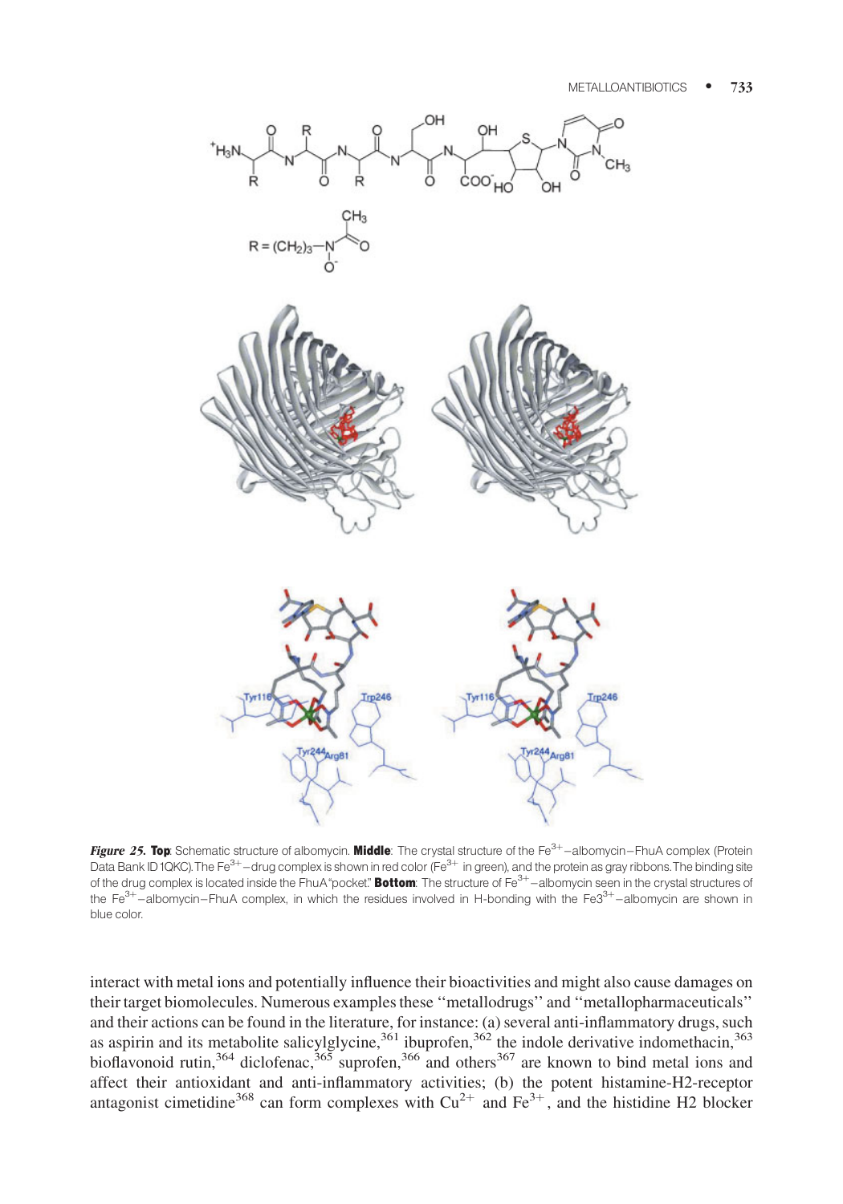*Figure 25.* **Top**: Schematic structure of albomycin. **Middle**: The crystal structure of the $Fe^{3+}$–albomycin–FhuA complex (Protein Data Bank ID 1QKC). The $Fe^{3+}$–drug complex is shown in red color ($Fe^{3+}$ in green), and the protein as gray ribbons. The binding site of the drug complex is located inside the FhuA "pocket." **Bottom**: The structure of $Fe^{3+}$–albomycin seen in the crystal structures of the $Fe^{3+}$–albomycin–FhuA complex, in which the residues involved in H-bonding with the Fe3$^{3+}$–albomycin are shown in blue color.

interact with metal ions and potentially influence their bioactivities and might also cause damages on their target biomolecules. Numerous examples these ''metallodrugs'' and ''metallopharmaceuticals'' and their actions can be found in the literature, for instance: (a) several anti-inflammatory drugs, such as aspirin and its metabolite salicylglycine,[361] ibuprofen,[362] the indole derivative indomethacin,[363] bioflavonoid rutin,[364] diclofenac,[365] suprofen,[366] and others[367] are known to bind metal ions and affect their antioxidant and anti-inflammatory activities; (b) the potent histamine-H2-receptor antagonist cimetidine[368] can form complexes with $Cu^{2+}$ and $Fe^{3+}$, and the histidine H2 blocker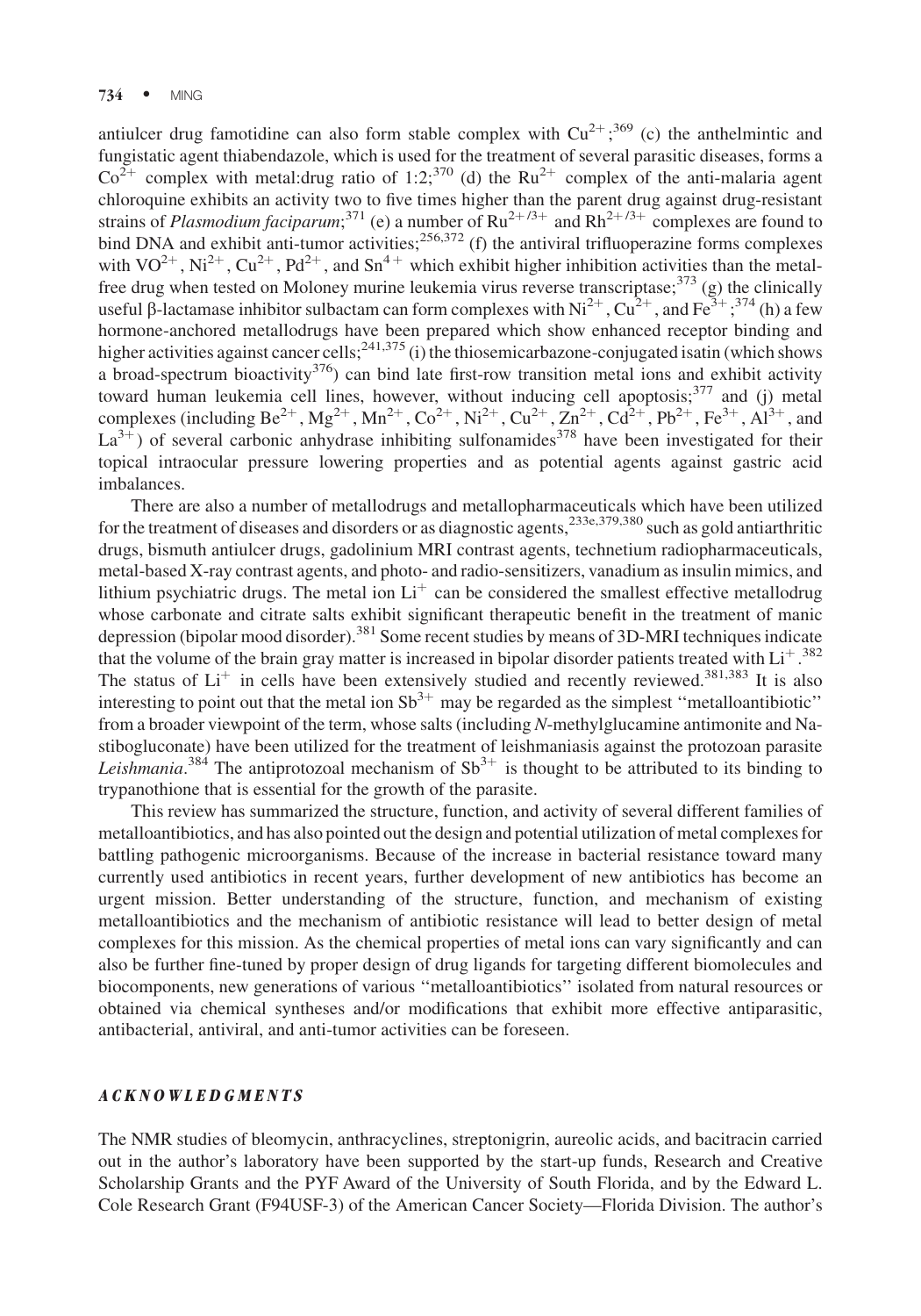antiulcer drug famotidine can also form stable complex with $Cu^{2+}$;[369] (c) the anthelmintic and fungistatic agent thiabendazole, which is used for the treatment of several parasitic diseases, forms a $Co^{2+}$ complex with metal:drug ratio of 1:2;[370] (d) the $Ru^{2+}$ complex of the anti-malaria agent chloroquine exhibits an activity two to five times higher than the parent drug against drug-resistant strains of *Plasmodium faciparum*;[371] (e) a number of $Ru^{2+/3+}$ and $Rh^{2+/3+}$ complexes are found to bind DNA and exhibit anti-tumor activities;[256,372] (f) the antiviral trifluoperazine forms complexes with $VO^{2+}$, $Ni^{2+}$, $Cu^{2+}$, $Pd^{2+}$, and $Sn^{4+}$ which exhibit higher inhibition activities than the metal-free drug when tested on Moloney murine leukemia virus reverse transcriptase;[373] (g) the clinically useful β-lactamase inhibitor sulbactam can form complexes with $Ni^{2+}$, $Cu^{2+}$, and $Fe^{3+}$;[374] (h) a few hormone-anchored metallodrugs have been prepared which show enhanced receptor binding and higher activities against cancer cells;[241,375] (i) the thiosemicarbazone-conjugated isatin (which shows a broad-spectrum bioactivity[376]) can bind late first-row transition metal ions and exhibit activity toward human leukemia cell lines, however, without inducing cell apoptosis;[377] and (j) metal complexes (including $Be^{2+}$, $Mg^{2+}$, $Mn^{2+}$, $Co^{2+}$, $Ni^{2+}$, $Cu^{2+}$, $Zn^{2+}$, $Cd^{2+}$, $Pb^{2+}$, $Fe^{3+}$, $Al^{3+}$, and $La^{3+}$) of several carbonic anhydrase inhibiting sulfonamides[378] have been investigated for their topical intraocular pressure lowering properties and as potential agents against gastric acid imbalances.

There are also a number of metallodrugs and metallopharmaceuticals which have been utilized for the treatment of diseases and disorders or as diagnostic agents,[233e,379,380] such as gold antiarthritic drugs, bismuth antiulcer drugs, gadolinium MRI contrast agents, technetium radiopharmaceuticals, metal-based X-ray contrast agents, and photo- and radio-sensitizers, vanadium as insulin mimics, and lithium psychiatric drugs. The metal ion $Li^{+}$ can be considered the smallest effective metallodrug whose carbonate and citrate salts exhibit significant therapeutic benefit in the treatment of manic depression (bipolar mood disorder).[381] Some recent studies by means of 3D-MRI techniques indicate that the volume of the brain gray matter is increased in bipolar disorder patients treated with $Li^{+}$.[382] The status of $Li^{+}$ in cells have been extensively studied and recently reviewed.[381,383] It is also interesting to point out that the metal ion $Sb^{3+}$ may be regarded as the simplest ''metalloantibiotic'' from a broader viewpoint of the term, whose salts (including *N*-methylglucamine antimonite and Na-stibogluconate) have been utilized for the treatment of leishmaniasis against the protozoan parasite *Leishmania*.[384] The antiprotozoal mechanism of $Sb^{3+}$ is thought to be attributed to its binding to trypanothione that is essential for the growth of the parasite.

This review has summarized the structure, function, and activity of several different families of metalloantibiotics, and has also pointed out the design and potential utilization of metal complexes for battling pathogenic microorganisms. Because of the increase in bacterial resistance toward many currently used antibiotics in recent years, further development of new antibiotics has become an urgent mission. Better understanding of the structure, function, and mechanism of existing metalloantibiotics and the mechanism of antibiotic resistance will lead to better design of metal complexes for this mission. As the chemical properties of metal ions can vary significantly and can also be further fine-tuned by proper design of drug ligands for targeting different biomolecules and biocomponents, new generations of various ''metalloantibiotics'' isolated from natural resources or obtained via chemical syntheses and/or modifications that exhibit more effective antiparasitic, antibacterial, antiviral, and anti-tumor activities can be foreseen.

## ACKNOWLEDGMENTS

The NMR studies of bleomycin, anthracyclines, streptonigrin, aureolic acids, and bacitracin carried out in the author's laboratory have been supported by the start-up funds, Research and Creative Scholarship Grants and the PYF Award of the University of South Florida, and by the Edward L. Cole Research Grant (F94USF-3) of the American Cancer Society—Florida Division. The author's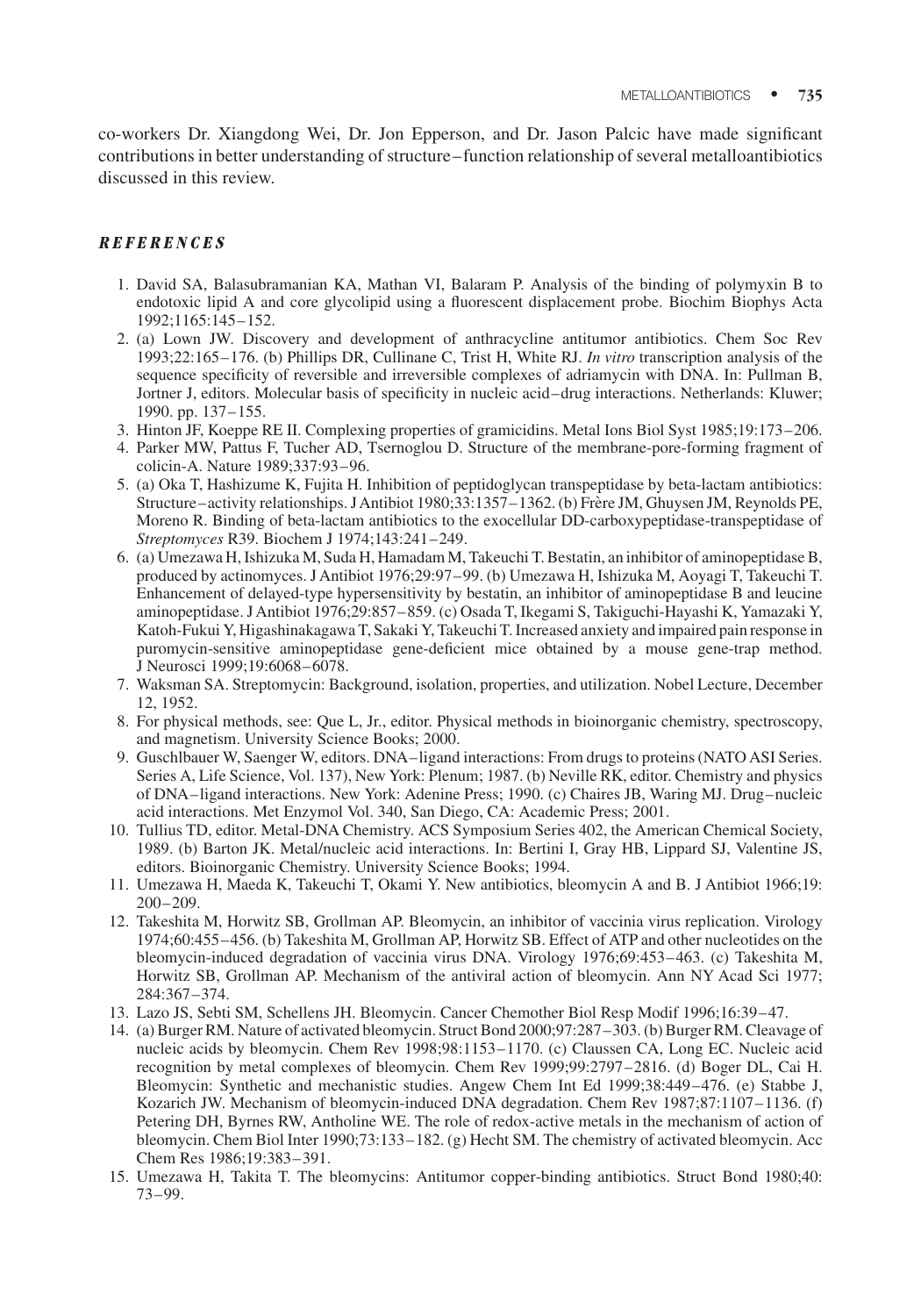co-workers Dr. Xiangdong Wei, Dr. Jon Epperson, and Dr. Jason Palcic have made significant contributions in better understanding of structure–function relationship of several metalloantibiotics discussed in this review.

## *REFERENCES*

1. David SA, Balasubramanian KA, Mathan VI, Balaram P. Analysis of the binding of polymyxin B to endotoxic lipid A and core glycolipid using a fluorescent displacement probe. Biochim Biophys Acta 1992;1165:145–152.
2. (a) Lown JW. Discovery and development of anthracycline antitumor antibiotics. Chem Soc Rev 1993;22:165–176. (b) Phillips DR, Cullinane C, Trist H, White RJ. *In vitro* transcription analysis of the sequence specificity of reversible and irreversible complexes of adriamycin with DNA. In: Pullman B, Jortner J, editors. Molecular basis of specificity in nucleic acid–drug interactions. Netherlands: Kluwer; 1990. pp. 137–155.
3. Hinton JF, Koeppe RE II. Complexing properties of gramicidins. Metal Ions Biol Syst 1985;19:173–206.
4. Parker MW, Pattus F, Tucher AD, Tsernoglou D. Structure of the membrane-pore-forming fragment of colicin-A. Nature 1989;337:93–96.
5. (a) Oka T, Hashizume K, Fujita H. Inhibition of peptidoglycan transpeptidase by beta-lactam antibiotics: Structure–activity relationships. J Antibiot 1980;33:1357–1362. (b) Frère JM, Ghuysen JM, Reynolds PE, Moreno R. Binding of beta-lactam antibiotics to the exocellular DD-carboxypeptidase-transpeptidase of *Streptomyces* R39. Biochem J 1974;143:241–249.
6. (a) Umezawa H, Ishizuka M, Suda H, Hamadam M, Takeuchi T. Bestatin, an inhibitor of aminopeptidase B, produced by actinomyces. J Antibiot 1976;29:97–99. (b) Umezawa H, Ishizuka M, Aoyagi T, Takeuchi T. Enhancement of delayed-type hypersensitivity by bestatin, an inhibitor of aminopeptidase B and leucine aminopeptidase. J Antibiot 1976;29:857–859. (c) Osada T, Ikegami S, Takiguchi-Hayashi K, Yamazaki Y, Katoh-Fukui Y, Higashinakagawa T, Sakaki Y, Takeuchi T. Increased anxiety and impaired pain response in puromycin-sensitive aminopeptidase gene-deficient mice obtained by a mouse gene-trap method. J Neurosci 1999;19:6068–6078.
7. Waksman SA. Streptomycin: Background, isolation, properties, and utilization. Nobel Lecture, December 12, 1952.
8. For physical methods, see: Que L, Jr., editor. Physical methods in bioinorganic chemistry, spectroscopy, and magnetism. University Science Books; 2000.
9. Guschlbauer W, Saenger W, editors. DNA–ligand interactions: From drugs to proteins (NATO ASI Series. Series A, Life Science, Vol. 137), New York: Plenum; 1987. (b) Neville RK, editor. Chemistry and physics of DNA–ligand interactions. New York: Adenine Press; 1990. (c) Chaires JB, Waring MJ. Drug–nucleic acid interactions. Met Enzymol Vol. 340, San Diego, CA: Academic Press; 2001.
10. Tullius TD, editor. Metal-DNA Chemistry. ACS Symposium Series 402, the American Chemical Society, 1989. (b) Barton JK. Metal/nucleic acid interactions. In: Bertini I, Gray HB, Lippard SJ, Valentine JS, editors. Bioinorganic Chemistry. University Science Books; 1994.
11. Umezawa H, Maeda K, Takeuchi T, Okami Y. New antibiotics, bleomycin A and B. J Antibiot 1966;19: 200–209.
12. Takeshita M, Horwitz SB, Grollman AP. Bleomycin, an inhibitor of vaccinia virus replication. Virology 1974;60:455–456. (b) Takeshita M, Grollman AP, Horwitz SB. Effect of ATP and other nucleotides on the bleomycin-induced degradation of vaccinia virus DNA. Virology 1976;69:453–463. (c) Takeshita M, Horwitz SB, Grollman AP. Mechanism of the antiviral action of bleomycin. Ann NY Acad Sci 1977; 284:367–374.
13. Lazo JS, Sebti SM, Schellens JH. Bleomycin. Cancer Chemother Biol Resp Modif 1996;16:39–47.
14. (a) Burger RM. Nature of activated bleomycin. Struct Bond 2000;97:287–303. (b) Burger RM. Cleavage of nucleic acids by bleomycin. Chem Rev 1998;98:1153–1170. (c) Claussen CA, Long EC. Nucleic acid recognition by metal complexes of bleomycin. Chem Rev 1999;99:2797–2816. (d) Boger DL, Cai H. Bleomycin: Synthetic and mechanistic studies. Angew Chem Int Ed 1999;38:449–476. (e) Stabbe J, Kozarich JW. Mechanism of bleomycin-induced DNA degradation. Chem Rev 1987;87:1107–1136. (f) Petering DH, Byrnes RW, Antholine WE. The role of redox-active metals in the mechanism of action of bleomycin. Chem Biol Inter 1990;73:133–182. (g) Hecht SM. The chemistry of activated bleomycin. Acc Chem Res 1986;19:383–391.
15. Umezawa H, Takita T. The bleomycins: Antitumor copper-binding antibiotics. Struct Bond 1980;40: 73–99.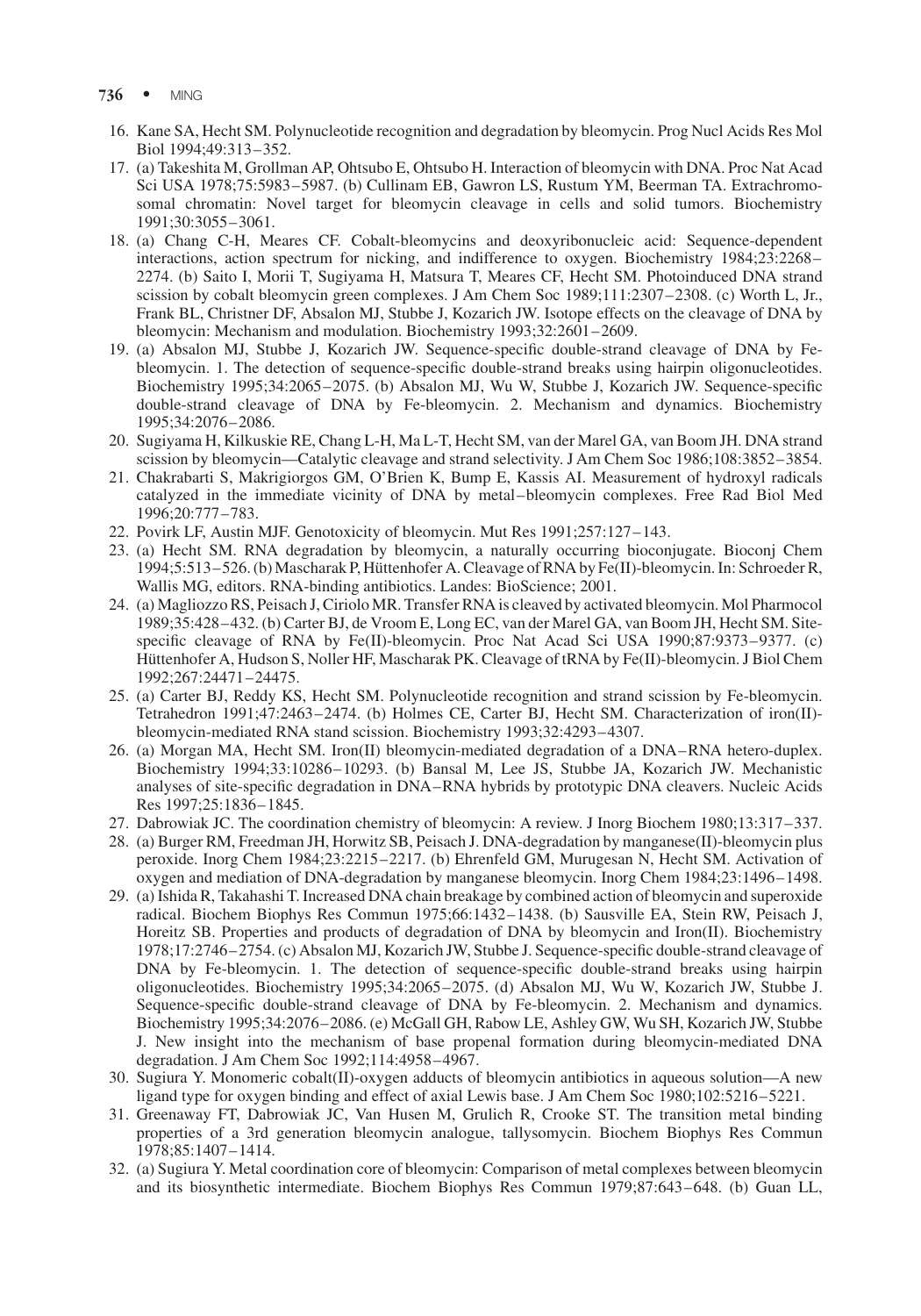16. Kane SA, Hecht SM. Polynucleotide recognition and degradation by bleomycin. Prog Nucl Acids Res Mol Biol 1994;49:313–352.
17. (a) Takeshita M, Grollman AP, Ohtsubo E, Ohtsubo H. Interaction of bleomycin with DNA. Proc Nat Acad Sci USA 1978;75:5983–5987. (b) Cullinam EB, Gawron LS, Rustum YM, Beerman TA. Extrachromosomal chromatin: Novel target for bleomycin cleavage in cells and solid tumors. Biochemistry 1991;30:3055–3061.
18. (a) Chang C-H, Meares CF. Cobalt-bleomycins and deoxyribonucleic acid: Sequence-dependent interactions, action spectrum for nicking, and indifference to oxygen. Biochemistry 1984;23:2268–2274. (b) Saito I, Morii T, Sugiyama H, Matsura T, Meares CF, Hecht SM. Photoinduced DNA strand scission by cobalt bleomycin green complexes. J Am Chem Soc 1989;111:2307–2308. (c) Worth L, Jr., Frank BL, Christner DF, Absalon MJ, Stubbe J, Kozarich JW. Isotope effects on the cleavage of DNA by bleomycin: Mechanism and modulation. Biochemistry 1993;32:2601–2609.
19. (a) Absalon MJ, Stubbe J, Kozarich JW. Sequence-specific double-strand cleavage of DNA by Fe-bleomycin. 1. The detection of sequence-specific double-strand breaks using hairpin oligonucleotides. Biochemistry 1995;34:2065–2075. (b) Absalon MJ, Wu W, Stubbe J, Kozarich JW. Sequence-specific double-strand cleavage of DNA by Fe-bleomycin. 2. Mechanism and dynamics. Biochemistry 1995;34:2076–2086.
20. Sugiyama H, Kilkuskie RE, Chang L-H, Ma L-T, Hecht SM, van der Marel GA, van Boom JH. DNA strand scission by bleomycin—Catalytic cleavage and strand selectivity. J Am Chem Soc 1986;108:3852–3854.
21. Chakrabarti S, Makrigiorgos GM, O'Brien K, Bump E, Kassis AI. Measurement of hydroxyl radicals catalyzed in the immediate vicinity of DNA by metal–bleomycin complexes. Free Rad Biol Med 1996;20:777–783.
22. Povirk LF, Austin MJF. Genotoxicity of bleomycin. Mut Res 1991;257:127–143.
23. (a) Hecht SM. RNA degradation by bleomycin, a naturally occurring bioconjugate. Bioconj Chem 1994;5:513–526. (b) Mascharak P, Hüttenhofer A. Cleavage of RNA by Fe(II)-bleomycin. In: Schroeder R, Wallis MG, editors. RNA-binding antibiotics. Landes: BioScience; 2001.
24. (a) Magliozzo RS, Peisach J, Ciriolo MR. Transfer RNA is cleaved by activated bleomycin. Mol Pharmocol 1989;35:428–432. (b) Carter BJ, de Vroom E, Long EC, van der Marel GA, van Boom JH, Hecht SM. Site-specific cleavage of RNA by Fe(II)-bleomycin. Proc Nat Acad Sci USA 1990;87:9373–9377. (c) Hüttenhofer A, Hudson S, Noller HF, Mascharak PK. Cleavage of tRNA by Fe(II)-bleomycin. J Biol Chem 1992;267:24471–24475.
25. (a) Carter BJ, Reddy KS, Hecht SM. Polynucleotide recognition and strand scission by Fe-bleomycin. Tetrahedron 1991;47:2463–2474. (b) Holmes CE, Carter BJ, Hecht SM. Characterization of iron(II)-bleomycin-mediated RNA stand scission. Biochemistry 1993;32:4293–4307.
26. (a) Morgan MA, Hecht SM. Iron(II) bleomycin-mediated degradation of a DNA–RNA hetero-duplex. Biochemistry 1994;33:10286–10293. (b) Bansal M, Lee JS, Stubbe JA, Kozarich JW. Mechanistic analyses of site-specific degradation in DNA–RNA hybrids by prototypic DNA cleavers. Nucleic Acids Res 1997;25:1836–1845.
27. Dabrowiak JC. The coordination chemistry of bleomycin: A review. J Inorg Biochem 1980;13:317–337.
28. (a) Burger RM, Freedman JH, Horwitz SB, Peisach J. DNA-degradation by manganese(II)-bleomycin plus peroxide. Inorg Chem 1984;23:2215–2217. (b) Ehrenfeld GM, Murugesan N, Hecht SM. Activation of oxygen and mediation of DNA-degradation by manganese bleomycin. Inorg Chem 1984;23:1496–1498.
29. (a) Ishida R, Takahashi T. Increased DNA chain breakage by combined action of bleomycin and superoxide radical. Biochem Biophys Res Commun 1975;66:1432–1438. (b) Sausville EA, Stein RW, Peisach J, Horeitz SB. Properties and products of degradation of DNA by bleomycin and Iron(II). Biochemistry 1978;17:2746–2754. (c) Absalon MJ, Kozarich JW, Stubbe J. Sequence-specific double-strand cleavage of DNA by Fe-bleomycin. 1. The detection of sequence-specific double-strand breaks using hairpin oligonucleotides. Biochemistry 1995;34:2065–2075. (d) Absalon MJ, Wu W, Kozarich JW, Stubbe J. Sequence-specific double-strand cleavage of DNA by Fe-bleomycin. 2. Mechanism and dynamics. Biochemistry 1995;34:2076–2086. (e) McGall GH, Rabow LE, Ashley GW, Wu SH, Kozarich JW, Stubbe J. New insight into the mechanism of base propenal formation during bleomycin-mediated DNA degradation. J Am Chem Soc 1992;114:4958–4967.
30. Sugiura Y. Monomeric cobalt(II)-oxygen adducts of bleomycin antibiotics in aqueous solution—A new ligand type for oxygen binding and effect of axial Lewis base. J Am Chem Soc 1980;102:5216–5221.
31. Greenaway FT, Dabrowiak JC, Van Husen M, Grulich R, Crooke ST. The transition metal binding properties of a 3rd generation bleomycin analogue, tallysomycin. Biochem Biophys Res Commun 1978;85:1407–1414.
32. (a) Sugiura Y. Metal coordination core of bleomycin: Comparison of metal complexes between bleomycin and its biosynthetic intermediate. Biochem Biophys Res Commun 1979;87:643–648. (b) Guan LL,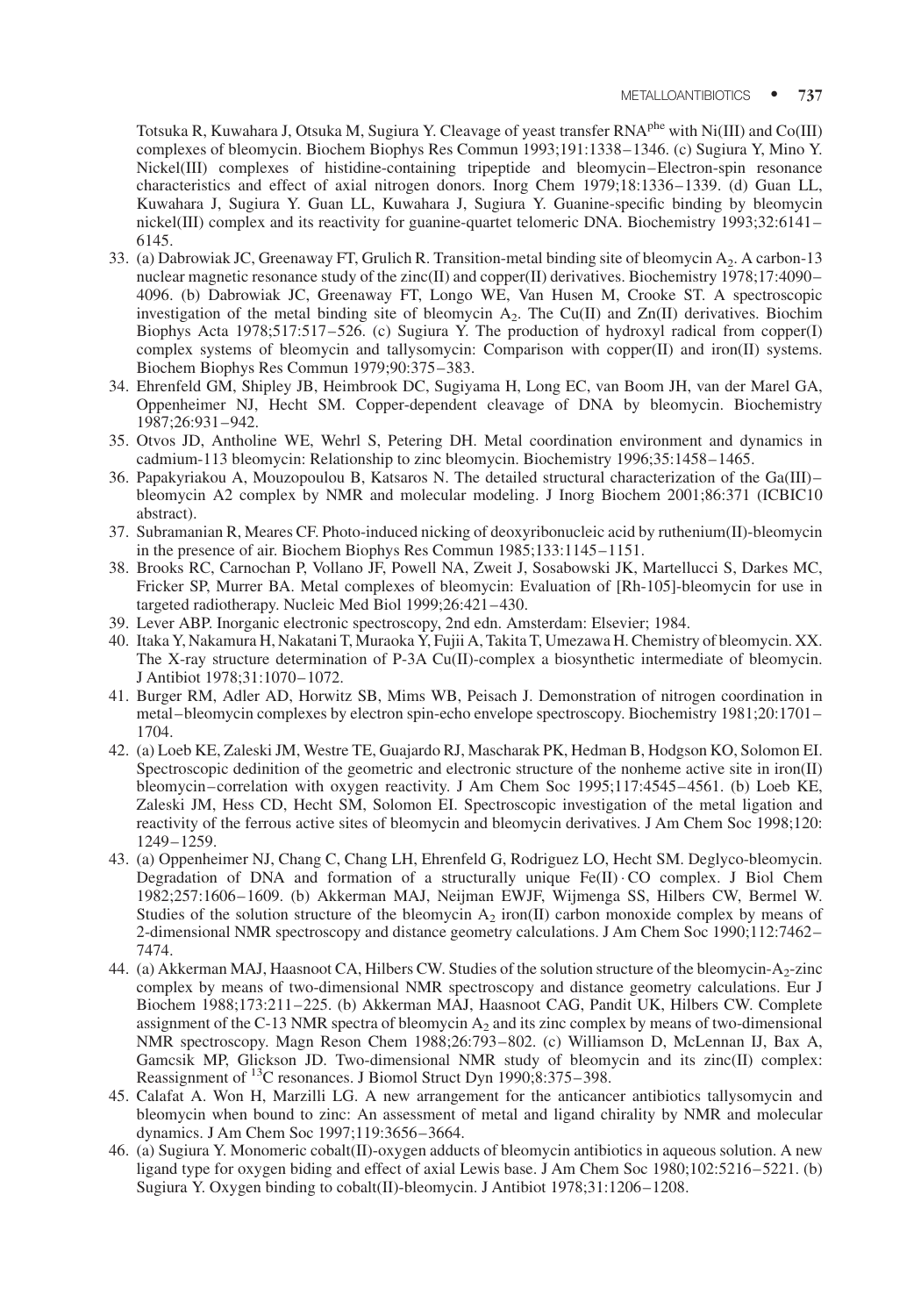Totsuka R, Kuwahara J, Otsuka M, Sugiura Y. Cleavage of yeast transfer RNA$^{phe}$ with Ni(III) and Co(III) complexes of bleomycin. Biochem Biophys Res Commun 1993;191:1338–1346. (c) Sugiura Y, Mino Y. Nickel(III) complexes of histidine-containing tripeptide and bleomycin–Electron-spin resonance characteristics and effect of axial nitrogen donors. Inorg Chem 1979;18:1336–1339. (d) Guan LL, Kuwahara J, Sugiura Y. Guan LL, Kuwahara J, Sugiura Y. Guanine-specific binding by bleomycin nickel(III) complex and its reactivity for guanine-quartet telomeric DNA. Biochemistry 1993;32:6141–6145.

33. (a) Dabrowiak JC, Greenaway FT, Grulich R. Transition-metal binding site of bleomycin $A_2$. A carbon-13 nuclear magnetic resonance study of the zinc(II) and copper(II) derivatives. Biochemistry 1978;17:4090–4096. (b) Dabrowiak JC, Greenaway FT, Longo WE, Van Husen M, Crooke ST. A spectroscopic investigation of the metal binding site of bleomycin $A_2$. The Cu(II) and Zn(II) derivatives. Biochim Biophys Acta 1978;517:517–526. (c) Sugiura Y. The production of hydroxyl radical from copper(I) complex systems of bleomycin and tallysomycin: Comparison with copper(II) and iron(II) systems. Biochem Biophys Res Commun 1979;90:375–383.
34. Ehrenfeld GM, Shipley JB, Heimbrook DC, Sugiyama H, Long EC, van Boom JH, van der Marel GA, Oppenheimer NJ, Hecht SM. Copper-dependent cleavage of DNA by bleomycin. Biochemistry 1987;26:931–942.
35. Otvos JD, Antholine WE, Wehrl S, Petering DH. Metal coordination environment and dynamics in cadmium-113 bleomycin: Relationship to zinc bleomycin. Biochemistry 1996;35:1458–1465.
36. Papakyriakou A, Mouzopoulou B, Katsaros N. The detailed structural characterization of the Ga(III)–bleomycin A2 complex by NMR and molecular modeling. J Inorg Biochem 2001;86:371 (ICBIC10 abstract).
37. Subramanian R, Meares CF. Photo-induced nicking of deoxyribonucleic acid by ruthenium(II)-bleomycin in the presence of air. Biochem Biophys Res Commun 1985;133:1145–1151.
38. Brooks RC, Carnochan P, Vollano JF, Powell NA, Zweit J, Sosabowski JK, Martellucci S, Darkes MC, Fricker SP, Murrer BA. Metal complexes of bleomycin: Evaluation of [Rh-105]-bleomycin for use in targeted radiotherapy. Nucleic Med Biol 1999;26:421–430.
39. Lever ABP. Inorganic electronic spectroscopy, 2nd edn. Amsterdam: Elsevier; 1984.
40. Itaka Y, Nakamura H, Nakatani T, Muraoka Y, Fujii A, Takita T, Umezawa H. Chemistry of bleomycin. XX. The X-ray structure determination of P-3A Cu(II)-complex a biosynthetic intermediate of bleomycin. J Antibiot 1978;31:1070–1072.
41. Burger RM, Adler AD, Horwitz SB, Mims WB, Peisach J. Demonstration of nitrogen coordination in metal–bleomycin complexes by electron spin-echo envelope spectroscopy. Biochemistry 1981;20:1701–1704.
42. (a) Loeb KE, Zaleski JM, Westre TE, Guajardo RJ, Mascharak PK, Hedman B, Hodgson KO, Solomon EI. Spectroscopic dedinition of the geometric and electronic structure of the nonheme active site in iron(II) bleomycin–correlation with oxygen reactivity. J Am Chem Soc 1995;117:4545–4561. (b) Loeb KE, Zaleski JM, Hess CD, Hecht SM, Solomon EI. Spectroscopic investigation of the metal ligation and reactivity of the ferrous active sites of bleomycin and bleomycin derivatives. J Am Chem Soc 1998;120: 1249–1259.
43. (a) Oppenheimer NJ, Chang C, Chang LH, Ehrenfeld G, Rodriguez LO, Hecht SM. Deglyco-bleomycin. Degradation of DNA and formation of a structurally unique Fe(II)·CO complex. J Biol Chem 1982;257:1606–1609. (b) Akkerman MAJ, Neijman EWJF, Wijmenga SS, Hilbers CW, Bermel W. Studies of the solution structure of the bleomycin $A_2$ iron(II) carbon monoxide complex by means of 2-dimensional NMR spectroscopy and distance geometry calculations. J Am Chem Soc 1990;112:7462–7474.
44. (a) Akkerman MAJ, Haasnoot CA, Hilbers CW. Studies of the solution structure of the bleomycin-$A_2$-zinc complex by means of two-dimensional NMR spectroscopy and distance geometry calculations. Eur J Biochem 1988;173:211–225. (b) Akkerman MAJ, Haasnoot CAG, Pandit UK, Hilbers CW. Complete assignment of the C-13 NMR spectra of bleomycin $A_2$ and its zinc complex by means of two-dimensional NMR spectroscopy. Magn Reson Chem 1988;26:793–802. (c) Williamson D, McLennan IJ, Bax A, Gamcsik MP, Glickson JD. Two-dimensional NMR study of bleomycin and its zinc(II) complex: Reassignment of $^{13}C$ resonances. J Biomol Struct Dyn 1990;8:375–398.
45. Calafat A. Won H, Marzilli LG. A new arrangement for the anticancer antibiotics tallysomycin and bleomycin when bound to zinc: An assessment of metal and ligand chirality by NMR and molecular dynamics. J Am Chem Soc 1997;119:3656–3664.
46. (a) Sugiura Y. Monomeric cobalt(II)-oxygen adducts of bleomycin antibiotics in aqueous solution. A new ligand type for oxygen biding and effect of axial Lewis base. J Am Chem Soc 1980;102:5216–5221. (b) Sugiura Y. Oxygen binding to cobalt(II)-bleomycin. J Antibiot 1978;31:1206–1208.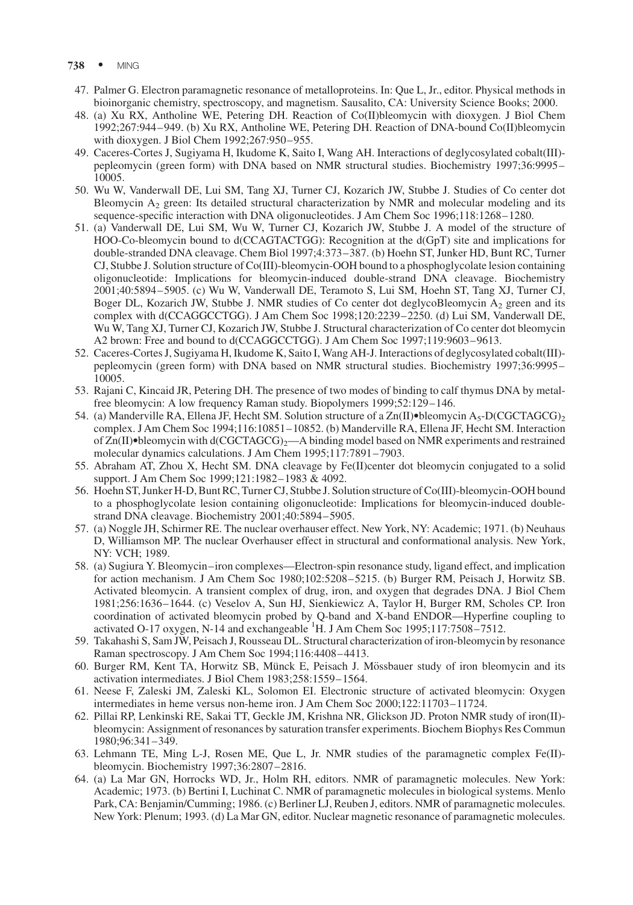47. Palmer G. Electron paramagnetic resonance of metalloproteins. In: Que L, Jr., editor. Physical methods in bioinorganic chemistry, spectroscopy, and magnetism. Sausalito, CA: University Science Books; 2000.
48. (a) Xu RX, Antholine WE, Petering DH. Reaction of Co(II)bleomycin with dioxygen. J Biol Chem 1992;267:944–949. (b) Xu RX, Antholine WE, Petering DH. Reaction of DNA-bound Co(II)bleomycin with dioxygen. J Biol Chem 1992;267:950–955.
49. Caceres-Cortes J, Sugiyama H, Ikudome K, Saito I, Wang AH. Interactions of deglycosylated cobalt(III)-pepleomycin (green form) with DNA based on NMR structural studies. Biochemistry 1997;36:9995–10005.
50. Wu W, Vanderwall DE, Lui SM, Tang XJ, Turner CJ, Kozarich JW, Stubbe J. Studies of Co center dot Bleomycin $A_2$ green: Its detailed structural characterization by NMR and molecular modeling and its sequence-specific interaction with DNA oligonucleotides. J Am Chem Soc 1996;118:1268–1280.
51. (a) Vanderwall DE, Lui SM, Wu W, Turner CJ, Kozarich JW, Stubbe J. A model of the structure of HOO-Co-bleomycin bound to d(CCAGTACTGG): Recognition at the d(GpT) site and implications for double-stranded DNA cleavage. Chem Biol 1997;4:373–387. (b) Hoehn ST, Junker HD, Bunt RC, Turner CJ, Stubbe J. Solution structure of Co(III)-bleomycin-OOH bound to a phosphoglycolate lesion containing oligonucleotide: Implications for bleomycin-induced double-strand DNA cleavage. Biochemistry 2001;40:5894–5905. (c) Wu W, Vanderwall DE, Teramoto S, Lui SM, Hoehn ST, Tang XJ, Turner CJ, Boger DL, Kozarich JW, Stubbe J. NMR studies of Co center dot deglycoBleomycin $A_2$ green and its complex with d(CCAGGCCTGG). J Am Chem Soc 1998;120:2239–2250. (d) Lui SM, Vanderwall DE, Wu W, Tang XJ, Turner CJ, Kozarich JW, Stubbe J. Structural characterization of Co center dot bleomycin A2 brown: Free and bound to d(CCAGGCCTGG). J Am Chem Soc 1997;119:9603–9613.
52. Caceres-Cortes J, Sugiyama H, Ikudome K, Saito I, Wang AH-J. Interactions of deglycosylated cobalt(III)-pepleomycin (green form) with DNA based on NMR structural studies. Biochemistry 1997;36:9995–10005.
53. Rajani C, Kincaid JR, Petering DH. The presence of two modes of binding to calf thymus DNA by metal-free bleomycin: A low frequency Raman study. Biopolymers 1999;52:129–146.
54. (a) Manderville RA, Ellena JF, Hecht SM. Solution structure of a Zn(II)•bleomycin $A_5$-D$(CGCTAGCG)_2$ complex. J Am Chem Soc 1994;116:10851–10852. (b) Manderville RA, Ellena JF, Hecht SM. Interaction of Zn(II)•bleomycin with d$(CGCTAGCG)_2$—A binding model based on NMR experiments and restrained molecular dynamics calculations. J Am Chem 1995;117:7891–7903.
55. Abraham AT, Zhou X, Hecht SM. DNA cleavage by Fe(II)center dot bleomycin conjugated to a solid support. J Am Chem Soc 1999;121:1982–1983 & 4092.
56. Hoehn ST, Junker H-D, Bunt RC, Turner CJ, Stubbe J. Solution structure of Co(III)-bleomycin-OOH bound to a phosphoglycolate lesion containing oligonucleotide: Implications for bleomycin-induced double-strand DNA cleavage. Biochemistry 2001;40:5894–5905.
57. (a) Noggle JH, Schirmer RE. The nuclear overhauser effect. New York, NY: Academic; 1971. (b) Neuhaus D, Williamson MP. The nuclear Overhauser effect in structural and conformational analysis. New York, NY: VCH; 1989.
58. (a) Sugiura Y. Bleomycin–iron complexes—Electron-spin resonance study, ligand effect, and implication for action mechanism. J Am Chem Soc 1980;102:5208–5215. (b) Burger RM, Peisach J, Horwitz SB. Activated bleomycin. A transient complex of drug, iron, and oxygen that degrades DNA. J Biol Chem 1981;256:1636–1644. (c) Veselov A, Sun HJ, Sienkiewicz A, Taylor H, Burger RM, Scholes CP. Iron coordination of activated bleomycin probed by Q-band and X-band ENDOR—Hyperfine coupling to activated O-17 oxygen, N-14 and exchangeable $^1$H. J Am Chem Soc 1995;117:7508–7512.
59. Takahashi S, Sam JW, Peisach J, Rousseau DL. Structural characterization of iron-bleomycin by resonance Raman spectroscopy. J Am Chem Soc 1994;116:4408–4413.
60. Burger RM, Kent TA, Horwitz SB, Münck E, Peisach J. Mössbauer study of iron bleomycin and its activation intermediates. J Biol Chem 1983;258:1559–1564.
61. Neese F, Zaleski JM, Zaleski KL, Solomon EI. Electronic structure of activated bleomycin: Oxygen intermediates in heme versus non-heme iron. J Am Chem Soc 2000;122:11703–11724.
62. Pillai RP, Lenkinski RE, Sakai TT, Geckle JM, Krishna NR, Glickson JD. Proton NMR study of iron(II)-bleomycin: Assignment of resonances by saturation transfer experiments. Biochem Biophys Res Commun 1980;96:341–349.
63. Lehmann TE, Ming L-J, Rosen ME, Que L, Jr. NMR studies of the paramagnetic complex Fe(II)-bleomycin. Biochemistry 1997;36:2807–2816.
64. (a) La Mar GN, Horrocks WD, Jr., Holm RH, editors. NMR of paramagnetic molecules. New York: Academic; 1973. (b) Bertini I, Luchinat C. NMR of paramagnetic molecules in biological systems. Menlo Park, CA: Benjamin/Cumming; 1986. (c) Berliner LJ, Reuben J, editors. NMR of paramagnetic molecules. New York: Plenum; 1993. (d) La Mar GN, editor. Nuclear magnetic resonance of paramagnetic molecules.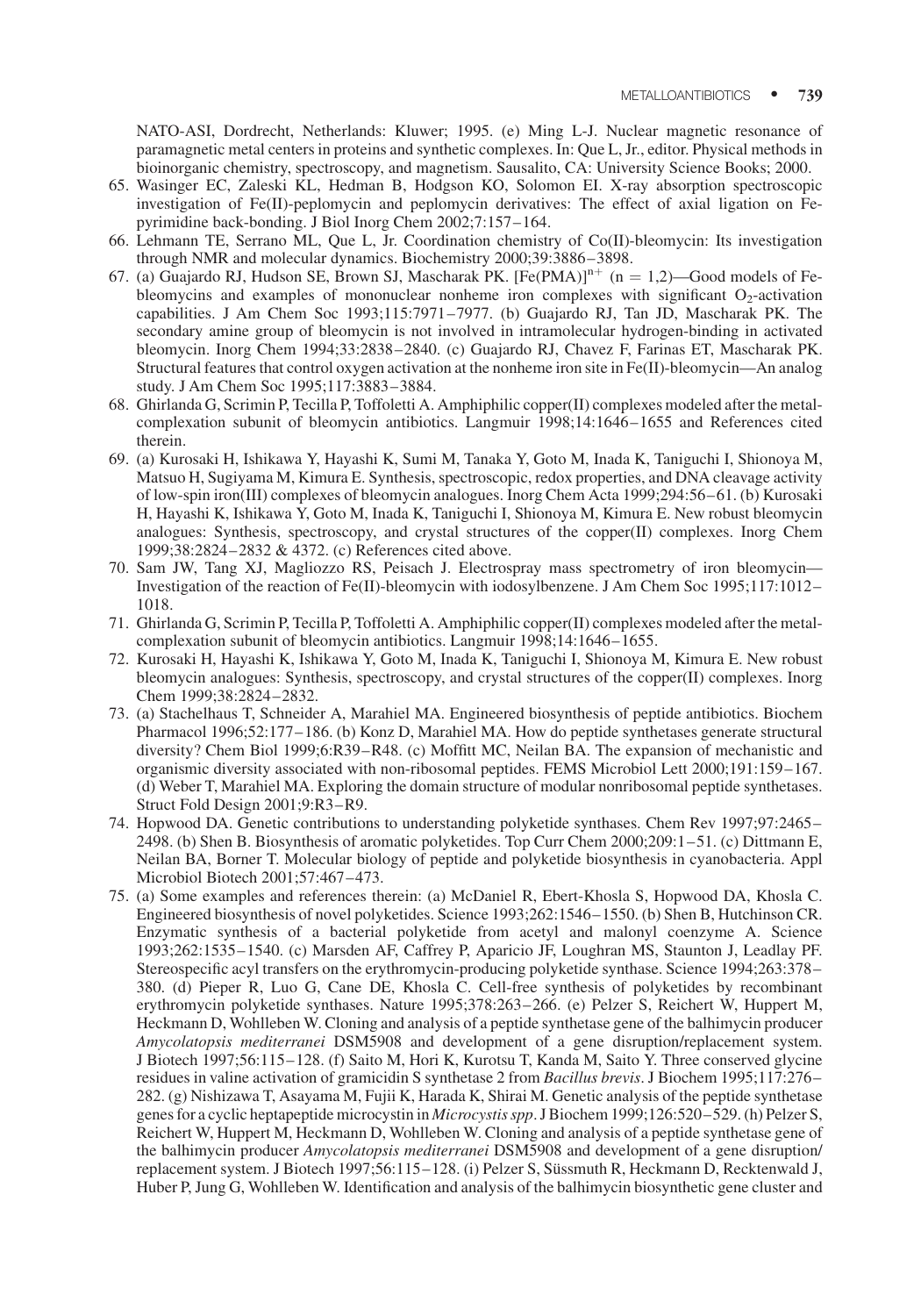NATO-ASI, Dordrecht, Netherlands: Kluwer; 1995. (e) Ming L-J. Nuclear magnetic resonance of paramagnetic metal centers in proteins and synthetic complexes. In: Que L, Jr., editor. Physical methods in bioinorganic chemistry, spectroscopy, and magnetism. Sausalito, CA: University Science Books; 2000.

65. Wasinger EC, Zaleski KL, Hedman B, Hodgson KO, Solomon EI. X-ray absorption spectroscopic investigation of Fe(II)-peplomycin and peplomycin derivatives: The effect of axial ligation on Fe-pyrimidine back-bonding. J Biol Inorg Chem 2002;7:157–164.
66. Lehmann TE, Serrano ML, Que L, Jr. Coordination chemistry of Co(II)-bleomycin: Its investigation through NMR and molecular dynamics. Biochemistry 2000;39:3886–3898.
67. (a) Guajardo RJ, Hudson SE, Brown SJ, Mascharak PK. $[Fe(PMA)]^{n+}$ (n = 1,2)—Good models of Fe-bleomycins and examples of mononuclear nonheme iron complexes with significant $O_2$-activation capabilities. J Am Chem Soc 1993;115:7971–7977. (b) Guajardo RJ, Tan JD, Mascharak PK. The secondary amine group of bleomycin is not involved in intramolecular hydrogen-binding in activated bleomycin. Inorg Chem 1994;33:2838–2840. (c) Guajardo RJ, Chavez F, Farinas ET, Mascharak PK. Structural features that control oxygen activation at the nonheme iron site in Fe(II)-bleomycin—An analog study. J Am Chem Soc 1995;117:3883–3884.
68. Ghirlanda G, Scrimin P, Tecilla P, Toffoletti A. Amphiphilic copper(II) complexes modeled after the metal-complexation subunit of bleomycin antibiotics. Langmuir 1998;14:1646–1655 and References cited therein.
69. (a) Kurosaki H, Ishikawa Y, Hayashi K, Sumi M, Tanaka Y, Goto M, Inada K, Taniguchi I, Shionoya M, Matsuo H, Sugiyama M, Kimura E. Synthesis, spectroscopic, redox properties, and DNA cleavage activity of low-spin iron(III) complexes of bleomycin analogues. Inorg Chem Acta 1999;294:56–61. (b) Kurosaki H, Hayashi K, Ishikawa Y, Goto M, Inada K, Taniguchi I, Shionoya M, Kimura E. New robust bleomycin analogues: Synthesis, spectroscopy, and crystal structures of the copper(II) complexes. Inorg Chem 1999;38:2824–2832 & 4372. (c) References cited above.
70. Sam JW, Tang XJ, Magliozzo RS, Peisach J. Electrospray mass spectrometry of iron bleomycin—Investigation of the reaction of Fe(II)-bleomycin with iodosylbenzene. J Am Chem Soc 1995;117:1012–1018.
71. Ghirlanda G, Scrimin P, Tecilla P, Toffoletti A. Amphiphilic copper(II) complexes modeled after the metal-complexation subunit of bleomycin antibiotics. Langmuir 1998;14:1646–1655.
72. Kurosaki H, Hayashi K, Ishikawa Y, Goto M, Inada K, Taniguchi I, Shionoya M, Kimura E. New robust bleomycin analogues: Synthesis, spectroscopy, and crystal structures of the copper(II) complexes. Inorg Chem 1999;38:2824–2832.
73. (a) Stachelhaus T, Schneider A, Marahiel MA. Engineered biosynthesis of peptide antibiotics. Biochem Pharmacol 1996;52:177–186. (b) Konz D, Marahiel MA. How do peptide synthetases generate structural diversity? Chem Biol 1999;6:R39–R48. (c) Moffitt MC, Neilan BA. The expansion of mechanistic and organismic diversity associated with non-ribosomal peptides. FEMS Microbiol Lett 2000;191:159–167. (d) Weber T, Marahiel MA. Exploring the domain structure of modular nonribosomal peptide synthetases. Struct Fold Design 2001;9:R3–R9.
74. Hopwood DA. Genetic contributions to understanding polyketide synthases. Chem Rev 1997;97:2465–2498. (b) Shen B. Biosynthesis of aromatic polyketides. Top Curr Chem 2000;209:1–51. (c) Dittmann E, Neilan BA, Borner T. Molecular biology of peptide and polyketide biosynthesis in cyanobacteria. Appl Microbiol Biotech 2001;57:467–473.
75. (a) Some examples and references therein: (a) McDaniel R, Ebert-Khosla S, Hopwood DA, Khosla C. Engineered biosynthesis of novel polyketides. Science 1993;262:1546–1550. (b) Shen B, Hutchinson CR. Enzymatic synthesis of a bacterial polyketide from acetyl and malonyl coenzyme A. Science 1993;262:1535–1540. (c) Marsden AF, Caffrey P, Aparicio JF, Loughran MS, Staunton J, Leadlay PF. Stereospecific acyl transfers on the erythromycin-producing polyketide synthase. Science 1994;263:378–380. (d) Pieper R, Luo G, Cane DE, Khosla C. Cell-free synthesis of polyketides by recombinant erythromycin polyketide synthases. Nature 1995;378:263–266. (e) Pelzer S, Reichert W, Huppert M, Heckmann D, Wohlleben W. Cloning and analysis of a peptide synthetase gene of the balhimycin producer *Amycolatopsis mediterranei* DSM5908 and development of a gene disruption/replacement system. J Biotech 1997;56:115–128. (f) Saito M, Hori K, Kurotsu T, Kanda M, Saito Y. Three conserved glycine residues in valine activation of gramicidin S synthetase 2 from *Bacillus brevis*. J Biochem 1995;117:276–282. (g) Nishizawa T, Asayama M, Fujii K, Harada K, Shirai M. Genetic analysis of the peptide synthetase genes for a cyclic heptapeptide microcystin in *Microcystis spp*. J Biochem 1999;126:520–529. (h) Pelzer S, Reichert W, Huppert M, Heckmann D, Wohlleben W. Cloning and analysis of a peptide synthetase gene of the balhimycin producer *Amycolatopsis mediterranei* DSM5908 and development of a gene disruption/replacement system. J Biotech 1997;56:115–128. (i) Pelzer S, Süssmuth R, Heckmann D, Recktenwald J, Huber P, Jung G, Wohlleben W. Identification and analysis of the balhimycin biosynthetic gene cluster and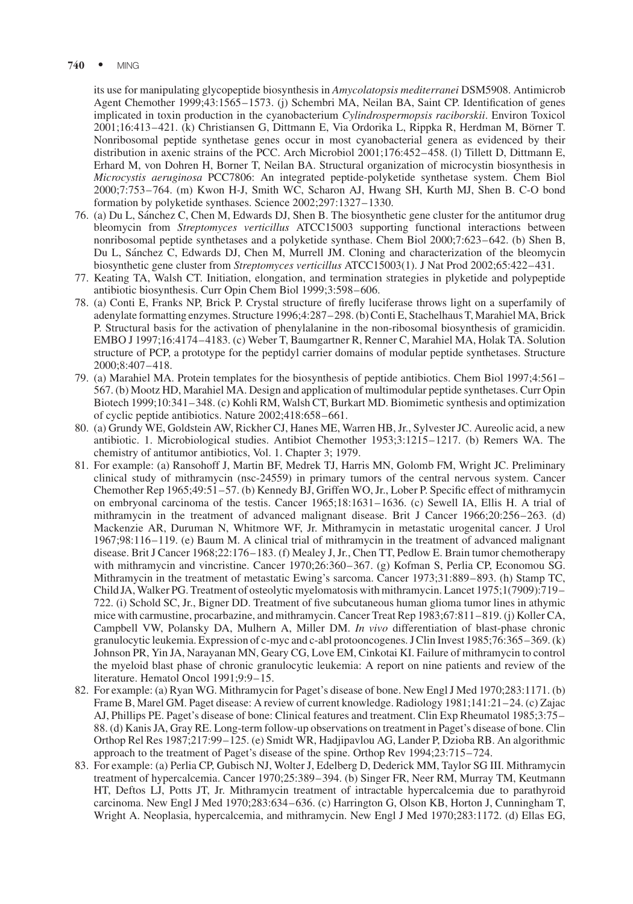its use for manipulating glycopeptide biosynthesis in *Amycolatopsis mediterranei* DSM5908. Antimicrob Agent Chemother 1999;43:1565–1573. (j) Schembri MA, Neilan BA, Saint CP. Identification of genes implicated in toxin production in the cyanobacterium *Cylindrospermopsis raciborskii*. Environ Toxicol 2001;16:413–421. (k) Christiansen G, Dittmann E, Via Ordorika L, Rippka R, Herdman M, Börner T. Nonribosomal peptide synthetase genes occur in most cyanobacterial genera as evidenced by their distribution in axenic strains of the PCC. Arch Microbiol 2001;176:452–458. (l) Tillett D, Dittmann E, Erhard M, von Dohren H, Borner T, Neilan BA. Structural organization of microcystin biosynthesis in *Microcystis aeruginosa* PCC7806: An integrated peptide-polyketide synthetase system. Chem Biol 2000;7:753–764. (m) Kwon H-J, Smith WC, Scharon AJ, Hwang SH, Kurth MJ, Shen B. C-O bond formation by polyketide synthases. Science 2002;297:1327–1330.

76. (a) Du L, Sánchez C, Chen M, Edwards DJ, Shen B. The biosynthetic gene cluster for the antitumor drug bleomycin from *Streptomyces verticillus* ATCC15003 supporting functional interactions between nonribosomal peptide synthetases and a polyketide synthase. Chem Biol 2000;7:623–642. (b) Shen B, Du L, Sánchez C, Edwards DJ, Chen M, Murrell JM. Cloning and characterization of the bleomycin biosynthetic gene cluster from *Streptomyces verticillus* ATCC15003(1). J Nat Prod 2002;65:422–431.
77. Keating TA, Walsh CT. Initiation, elongation, and termination strategies in plyketide and polypeptide antibiotic biosynthesis. Curr Opin Chem Biol 1999;3:598–606.
78. (a) Conti E, Franks NP, Brick P. Crystal structure of firefly luciferase throws light on a superfamily of adenylate formatting enzymes. Structure 1996;4:287–298. (b) Conti E, Stachelhaus T, Marahiel MA, Brick P. Structural basis for the activation of phenylalanine in the non-ribosomal biosynthesis of gramicidin. EMBO J 1997;16:4174–4183. (c) Weber T, Baumgartner R, Renner C, Marahiel MA, Holak TA. Solution structure of PCP, a prototype for the peptidyl carrier domains of modular peptide synthetases. Structure 2000;8:407–418.
79. (a) Marahiel MA. Protein templates for the biosynthesis of peptide antibiotics. Chem Biol 1997;4:561–567. (b) Mootz HD, Marahiel MA. Design and application of multimodular peptide synthetases. Curr Opin Biotech 1999;10:341–348. (c) Kohli RM, Walsh CT, Burkart MD. Biomimetic synthesis and optimization of cyclic peptide antibiotics. Nature 2002;418:658–661.
80. (a) Grundy WE, Goldstein AW, Rickher CJ, Hanes ME, Warren HB, Jr., Sylvester JC. Aureolic acid, a new antibiotic. 1. Microbiological studies. Antibiot Chemother 1953;3:1215–1217. (b) Remers WA. The chemistry of antitumor antibiotics, Vol. 1. Chapter 3; 1979.
81. For example: (a) Ransohoff J, Martin BF, Medrek TJ, Harris MN, Golomb FM, Wright JC. Preliminary clinical study of mithramycin (nsc-24559) in primary tumors of the central nervous system. Cancer Chemother Rep 1965;49:51–57. (b) Kennedy BJ, Griffen WO, Jr., Lober P. Specific effect of mithramycin on embryonal carcinoma of the testis. Cancer 1965;18:1631–1636. (c) Sewell IA, Ellis H. A trial of mithramycin in the treatment of advanced malignant disease. Brit J Cancer 1966;20:256–263. (d) Mackenzie AR, Duruman N, Whitmore WF, Jr. Mithramycin in metastatic urogenital cancer. J Urol 1967;98:116–119. (e) Baum M. A clinical trial of mithramycin in the treatment of advanced malignant disease. Brit J Cancer 1968;22:176–183. (f) Mealey J, Jr., Chen TT, Pedlow E. Brain tumor chemotherapy with mithramycin and vincristine. Cancer 1970;26:360–367. (g) Kofman S, Perlia CP, Economou SG. Mithramycin in the treatment of metastatic Ewing's sarcoma. Cancer 1973;31:889–893. (h) Stamp TC, Child JA, Walker PG. Treatment of osteolytic myelomatosis with mithramycin. Lancet 1975;1(7909):719–722. (i) Schold SC, Jr., Bigner DD. Treatment of five subcutaneous human glioma tumor lines in athymic mice with carmustine, procarbazine, and mithramycin. Cancer Treat Rep 1983;67:811–819. (j) Koller CA, Campbell VW, Polansky DA, Mulhern A, Miller DM. *In vivo* differentiation of blast-phase chronic granulocytic leukemia. Expression of c-myc and c-abl protooncogenes. J Clin Invest 1985;76:365–369. (k) Johnson PR, Yin JA, Narayanan MN, Geary CG, Love EM, Cinkotai KI. Failure of mithramycin to control the myeloid blast phase of chronic granulocytic leukemia: A report on nine patients and review of the literature. Hematol Oncol 1991;9:9–15.
82. For example: (a) Ryan WG. Mithramycin for Paget's disease of bone. New Engl J Med 1970;283:1171. (b) Frame B, Marel GM. Paget disease: A review of current knowledge. Radiology 1981;141:21–24. (c) Zajac AJ, Phillips PE. Paget's disease of bone: Clinical features and treatment. Clin Exp Rheumatol 1985;3:75–88. (d) Kanis JA, Gray RE. Long-term follow-up observations on treatment in Paget's disease of bone. Clin Orthop Rel Res 1987;217:99–125. (e) Smidt WR, Hadjipavlou AG, Lander P, Dzioba RB. An algorithmic approach to the treatment of Paget's disease of the spine. Orthop Rev 1994;23:715–724.
83. For example: (a) Perlia CP, Gubisch NJ, Wolter J, Edelberg D, Dederick MM, Taylor SG III. Mithramycin treatment of hypercalcemia. Cancer 1970;25:389–394. (b) Singer FR, Neer RM, Murray TM, Keutmann HT, Deftos LJ, Potts JT, Jr. Mithramycin treatment of intractable hypercalcemia due to parathyroid carcinoma. New Engl J Med 1970;283:634–636. (c) Harrington G, Olson KB, Horton J, Cunningham T, Wright A. Neoplasia, hypercalcemia, and mithramycin. New Engl J Med 1970;283:1172. (d) Ellas EG,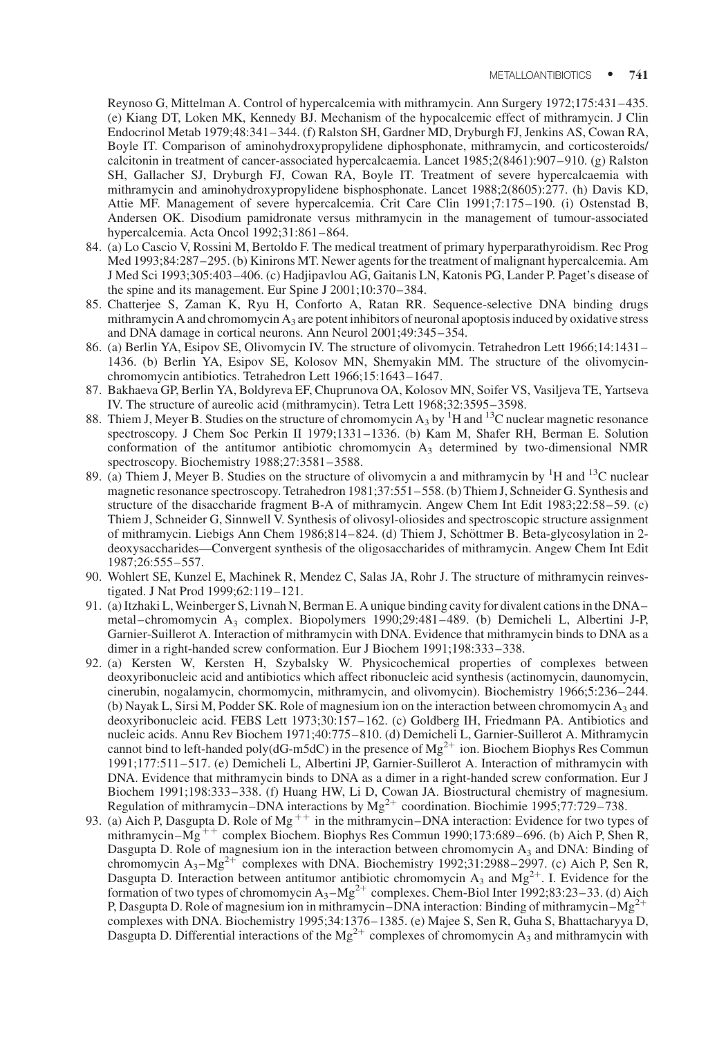Reynoso G, Mittelman A. Control of hypercalcemia with mithramycin. Ann Surgery 1972;175:431–435. (e) Kiang DT, Loken MK, Kennedy BJ. Mechanism of the hypocalcemic effect of mithramycin. J Clin Endocrinol Metab 1979;48:341–344. (f) Ralston SH, Gardner MD, Dryburgh FJ, Jenkins AS, Cowan RA, Boyle IT. Comparison of aminohydroxypropylidene diphosphonate, mithramycin, and corticosteroids/calcitonin in treatment of cancer-associated hypercalcaemia. Lancet 1985;2(8461):907–910. (g) Ralston SH, Gallacher SJ, Dryburgh FJ, Cowan RA, Boyle IT. Treatment of severe hypercalcaemia with mithramycin and aminohydroxypropylidene bisphosphonate. Lancet 1988;2(8605):277. (h) Davis KD, Attie MF. Management of severe hypercalcemia. Crit Care Clin 1991;7:175–190. (i) Ostenstad B, Andersen OK. Disodium pamidronate versus mithramycin in the management of tumour-associated hypercalcemia. Acta Oncol 1992;31:861–864.

84. (a) Lo Cascio V, Rossini M, Bertoldo F. The medical treatment of primary hyperparathyroidism. Rec Prog Med 1993;84:287–295. (b) Kinirons MT. Newer agents for the treatment of malignant hypercalcemia. Am J Med Sci 1993;305:403–406. (c) Hadjipavlou AG, Gaitanis LN, Katonis PG, Lander P. Paget's disease of the spine and its management. Eur Spine J 2001;10:370–384.
85. Chatterjee S, Zaman K, Ryu H, Conforto A, Ratan RR. Sequence-selective DNA binding drugs mithramycin A and chromomycin $A_3$ are potent inhibitors of neuronal apoptosis induced by oxidative stress and DNA damage in cortical neurons. Ann Neurol 2001;49:345–354.
86. (a) Berlin YA, Esipov SE, Olivomycin IV. The structure of olivomycin. Tetrahedron Lett 1966;14:1431–1436. (b) Berlin YA, Esipov SE, Kolosov MN, Shemyakin MM. The structure of the olivomycin-chromomycin antibiotics. Tetrahedron Lett 1966;15:1643–1647.
87. Bakhaeva GP, Berlin YA, Boldyreva EF, Chuprunova OA, Kolosov MN, Soifer VS, Vasiljeva TE, Yartseva IV. The structure of aureolic acid (mithramycin). Tetra Lett 1968;32:3595–3598.
88. Thiem J, Meyer B. Studies on the structure of chromomycin $A_3$ by $^1H$ and $^{13}C$ nuclear magnetic resonance spectroscopy. J Chem Soc Perkin II 1979;1331–1336. (b) Kam M, Shafer RH, Berman E. Solution conformation of the antitumor antibiotic chromomycin $A_3$ determined by two-dimensional NMR spectroscopy. Biochemistry 1988;27:3581–3588.
89. (a) Thiem J, Meyer B. Studies on the structure of olivomycin a and mithramycin by $^1H$ and $^{13}C$ nuclear magnetic resonance spectroscopy. Tetrahedron 1981;37:551–558. (b) Thiem J, Schneider G. Synthesis and structure of the disaccharide fragment B-A of mithramycin. Angew Chem Int Edit 1983;22:58–59. (c) Thiem J, Schneider G, Sinnwell V. Synthesis of olivosyl-oliosides and spectroscopic structure assignment of mithramycin. Liebigs Ann Chem 1986;814–824. (d) Thiem J, Schöttmer B. Beta-glycosylation in 2-deoxysaccharides—Convergent synthesis of the oligosaccharides of mithramycin. Angew Chem Int Edit 1987;26:555–557.
90. Wohlert SE, Kunzel E, Machinek R, Mendez C, Salas JA, Rohr J. The structure of mithramycin reinvestigated. J Nat Prod 1999;62:119–121.
91. (a) Itzhaki L, Weinberger S, Livnah N, Berman E. A unique binding cavity for divalent cations in the DNA–metal–chromomycin $A_3$ complex. Biopolymers 1990;29:481–489. (b) Demicheli L, Albertini J-P, Garnier-Suillerot A. Interaction of mithramycin with DNA. Evidence that mithramycin binds to DNA as a dimer in a right-handed screw conformation. Eur J Biochem 1991;198:333–338.
92. (a) Kersten W, Kersten H, Szybalsky W. Physicochemical properties of complexes between deoxyribonucleic acid and antibiotics which affect ribonucleic acid synthesis (actinomycin, daunomycin, cinerubin, nogalamycin, chormomycin, mithramycin, and olivomycin). Biochemistry 1966;5:236–244. (b) Nayak L, Sirsi M, Podder SK. Role of magnesium ion on the interaction between chromomycin $A_3$ and deoxyribonucleic acid. FEBS Lett 1973;30:157–162. (c) Goldberg IH, Friedmann PA. Antibiotics and nucleic acids. Annu Rev Biochem 1971;40:775–810. (d) Demicheli L, Garnier-Suillerot A. Mithramycin cannot bind to left-handed poly(dG-m5dC) in the presence of $Mg^{2+}$ ion. Biochem Biophys Res Commun 1991;177:511–517. (e) Demicheli L, Albertini JP, Garnier-Suillerot A. Interaction of mithramycin with DNA. Evidence that mithramycin binds to DNA as a dimer in a right-handed screw conformation. Eur J Biochem 1991;198:333–338. (f) Huang HW, Li D, Cowan JA. Biostructural chemistry of magnesium. Regulation of mithramycin–DNA interactions by $Mg^{2+}$ coordination. Biochimie 1995;77:729–738.
93. (a) Aich P, Dasgupta D. Role of $Mg^{++}$ in the mithramycin–DNA interaction: Evidence for two types of mithramycin–$Mg^{++}$ complex Biochem. Biophys Res Commun 1990;173:689–696. (b) Aich P, Shen R, Dasgupta D. Role of magnesium ion in the interaction between chromomycin $A_3$ and DNA: Binding of chromomycin $A_3$–$Mg^{2+}$ complexes with DNA. Biochemistry 1992;31:2988–2997. (c) Aich P, Sen R, Dasgupta D. Interaction between antitumor antibiotic chromomycin $A_3$ and $Mg^{2+}$. I. Evidence for the formation of two types of chromomycin $A_3$–$Mg^{2+}$ complexes. Chem-Biol Inter 1992;83:23–33. (d) Aich P, Dasgupta D. Role of magnesium ion in mithramycin–DNA interaction: Binding of mithramycin–$Mg^{2+}$ complexes with DNA. Biochemistry 1995;34:1376–1385. (e) Majee S, Sen R, Guha S, Bhattacharyya D, Dasgupta D. Differential interactions of the $Mg^{2+}$ complexes of chromomycin $A_3$ and mithramycin with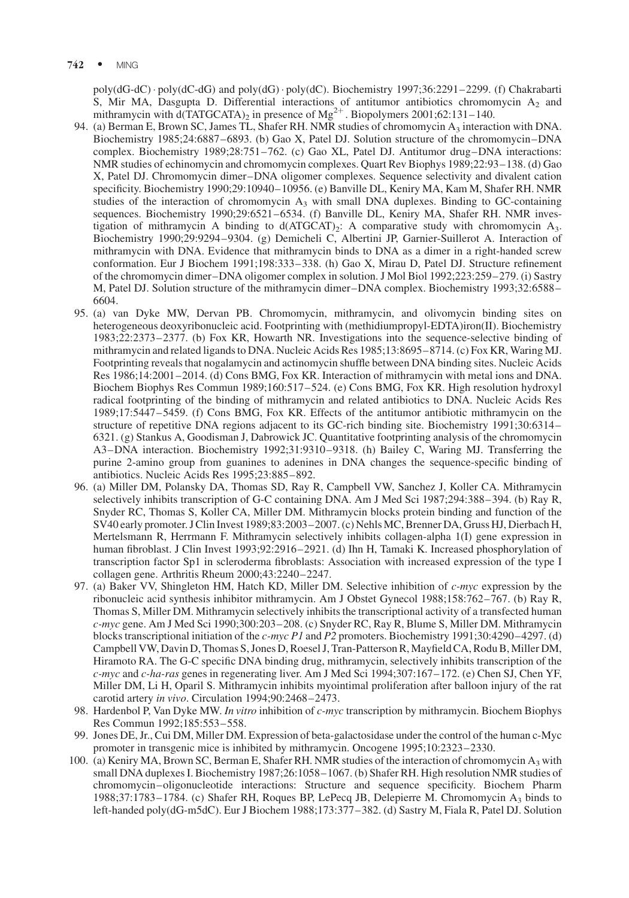poly(dG-dC) · poly(dC-dG) and poly(dG) · poly(dC). Biochemistry 1997;36:2291–2299. (f) Chakrabarti S, Mir MA, Dasgupta D. Differential interactions of antitumor antibiotics chromomycin $A_2$ and mithramycin with d(TATGCATA)$_2$ in presence of $Mg^{2+}$. Biopolymers 2001;62:131–140.

94. (a) Berman E, Brown SC, James TL, Shafer RH. NMR studies of chromomycin $A_3$ interaction with DNA. Biochemistry 1985;24:6887–6893. (b) Gao X, Patel DJ. Solution structure of the chromomycin–DNA complex. Biochemistry 1989;28:751–762. (c) Gao XL, Patel DJ. Antitumor drug–DNA interactions: NMR studies of echinomycin and chromomycin complexes. Quart Rev Biophys 1989;22:93–138. (d) Gao X, Patel DJ. Chromomycin dimer–DNA oligomer complexes. Sequence selectivity and divalent cation specificity. Biochemistry 1990;29:10940–10956. (e) Banville DL, Keniry MA, Kam M, Shafer RH. NMR studies of the interaction of chromomycin $A_3$ with small DNA duplexes. Binding to GC-containing sequences. Biochemistry 1990;29:6521–6534. (f) Banville DL, Keniry MA, Shafer RH. NMR investigation of mithramycin A binding to d(ATGCAT)$_2$: A comparative study with chromomycin $A_3$. Biochemistry 1990;29:9294–9304. (g) Demicheli C, Albertini JP, Garnier-Suillerot A. Interaction of mithramycin with DNA. Evidence that mithramycin binds to DNA as a dimer in a right-handed screw conformation. Eur J Biochem 1991;198:333–338. (h) Gao X, Mirau D, Patel DJ. Structure refinement of the chromomycin dimer–DNA oligomer complex in solution. J Mol Biol 1992;223:259–279. (i) Sastry M, Patel DJ. Solution structure of the mithramycin dimer–DNA complex. Biochemistry 1993;32:6588–6604.
95. (a) van Dyke MW, Dervan PB. Chromomycin, mithramycin, and olivomycin binding sites on heterogeneous deoxyribonucleic acid. Footprinting with (methidiumpropyl-EDTA)iron(II). Biochemistry 1983;22:2373–2377. (b) Fox KR, Howarth NR. Investigations into the sequence-selective binding of mithramycin and related ligands to DNA. Nucleic Acids Res 1985;13:8695–8714. (c) Fox KR, Waring MJ. Footprinting reveals that nogalamycin and actinomycin shuffle between DNA binding sites. Nucleic Acids Res 1986;14:2001–2014. (d) Cons BMG, Fox KR. Interaction of mithramycin with metal ions and DNA. Biochem Biophys Res Commun 1989;160:517–524. (e) Cons BMG, Fox KR. High resolution hydroxyl radical footprinting of the binding of mithramycin and related antibiotics to DNA. Nucleic Acids Res 1989;17:5447–5459. (f) Cons BMG, Fox KR. Effects of the antitumor antibiotic mithramycin on the structure of repetitive DNA regions adjacent to its GC-rich binding site. Biochemistry 1991;30:6314–6321. (g) Stankus A, Goodisman J, Dabrowick JC. Quantitative footprinting analysis of the chromomycin A3–DNA interaction. Biochemistry 1992;31:9310–9318. (h) Bailey C, Waring MJ. Transferring the purine 2-amino group from guanines to adenines in DNA changes the sequence-specific binding of antibiotics. Nucleic Acids Res 1995;23:885–892.
96. (a) Miller DM, Polansky DA, Thomas SD, Ray R, Campbell VW, Sanchez J, Koller CA. Mithramycin selectively inhibits transcription of G-C containing DNA. Am J Med Sci 1987;294:388–394. (b) Ray R, Snyder RC, Thomas S, Koller CA, Miller DM. Mithramycin blocks protein binding and function of the SV40 early promoter. J Clin Invest 1989;83:2003–2007. (c) Nehls MC, Brenner DA, Gruss HJ, Dierbach H, Mertelsmann R, Herrmann F. Mithramycin selectively inhibits collagen-alpha 1(I) gene expression in human fibroblast. J Clin Invest 1993;92:2916–2921. (d) Ihn H, Tamaki K. Increased phosphorylation of transcription factor Sp1 in scleroderma fibroblasts: Association with increased expression of the type I collagen gene. Arthritis Rheum 2000;43:2240–2247.
97. (a) Baker VV, Shingleton HM, Hatch KD, Miller DM. Selective inhibition of *c-myc* expression by the ribonucleic acid synthesis inhibitor mithramycin. Am J Obstet Gynecol 1988;158:762–767. (b) Ray R, Thomas S, Miller DM. Mithramycin selectively inhibits the transcriptional activity of a transfected human *c-myc* gene. Am J Med Sci 1990;300:203–208. (c) Snyder RC, Ray R, Blume S, Miller DM. Mithramycin blocks transcriptional initiation of the *c-myc P1* and *P2* promoters. Biochemistry 1991;30:4290–4297. (d) Campbell VW, Davin D, Thomas S, Jones D, Roesel J, Tran-Patterson R, Mayfield CA, Rodu B, Miller DM, Hiramoto RA. The G-C specific DNA binding drug, mithramycin, selectively inhibits transcription of the *c-myc* and *c-ha-ras* genes in regenerating liver. Am J Med Sci 1994;307:167–172. (e) Chen SJ, Chen YF, Miller DM, Li H, Oparil S. Mithramycin inhibits myointimal proliferation after balloon injury of the rat carotid artery *in vivo*. Circulation 1994;90:2468–2473.
98. Hardenbol P, Van Dyke MW. *In vitro* inhibition of *c-myc* transcription by mithramycin. Biochem Biophys Res Commun 1992;185:553–558.
99. Jones DE, Jr., Cui DM, Miller DM. Expression of beta-galactosidase under the control of the human c-Myc promoter in transgenic mice is inhibited by mithramycin. Oncogene 1995;10:2323–2330.
100. (a) Keniry MA, Brown SC, Berman E, Shafer RH. NMR studies of the interaction of chromomycin $A_3$ with small DNA duplexes I. Biochemistry 1987;26:1058–1067. (b) Shafer RH. High resolution NMR studies of chromomycin–oligonucleotide interactions: Structure and sequence specificity. Biochem Pharm 1988;37:1783–1784. (c) Shafer RH, Roques BP, LePecq JB, Delepierre M. Chromomycin $A_3$ binds to left-handed poly(dG-m5dC). Eur J Biochem 1988;173:377–382. (d) Sastry M, Fiala R, Patel DJ. Solution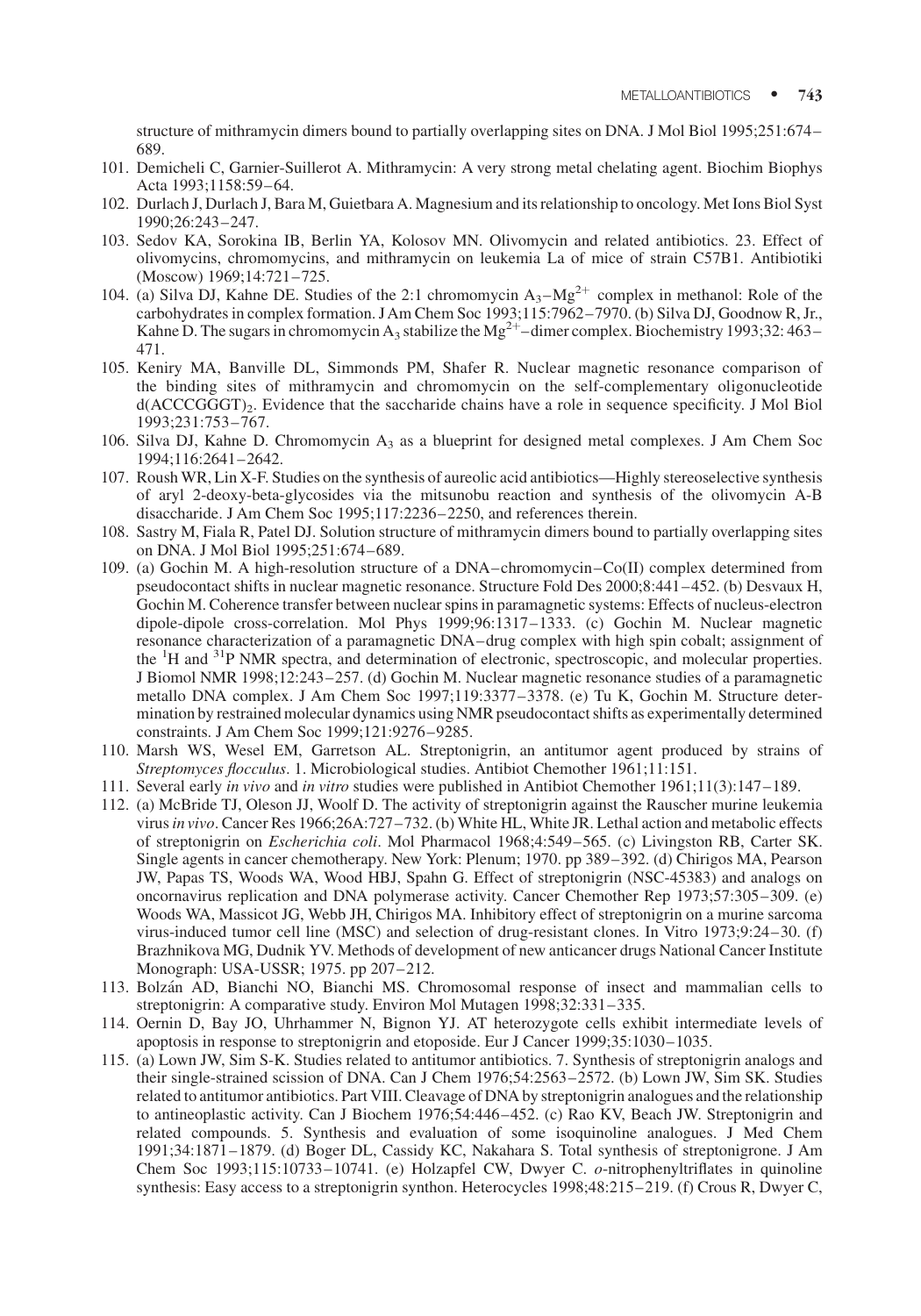structure of mithramycin dimers bound to partially overlapping sites on DNA. J Mol Biol 1995;251:674–689.

101. Demicheli C, Garnier-Suillerot A. Mithramycin: A very strong metal chelating agent. Biochim Biophys Acta 1993;1158:59–64.
102. Durlach J, Durlach J, Bara M, Guietbara A. Magnesium and its relationship to oncology. Met Ions Biol Syst 1990;26:243–247.
103. Sedov KA, Sorokina IB, Berlin YA, Kolosov MN. Olivomycin and related antibiotics. 23. Effect of olivomycins, chromomycins, and mithramycin on leukemia La of mice of strain C57B1. Antibiotiki (Moscow) 1969;14:721–725.
104. (a) Silva DJ, Kahne DE. Studies of the 2:1 chromomycin $A_3$–$Mg^{2+}$ complex in methanol: Role of the carbohydrates in complex formation. J Am Chem Soc 1993;115:7962–7970. (b) Silva DJ, Goodnow R, Jr., Kahne D. The sugars in chromomycin $A_3$ stabilize the $Mg^{2+}$–dimer complex. Biochemistry 1993;32: 463–471.
105. Keniry MA, Banville DL, Simmonds PM, Shafer R. Nuclear magnetic resonance comparison of the binding sites of mithramycin and chromomycin on the self-complementary oligonucleotide $d(ACCCGGGT)_2$. Evidence that the saccharide chains have a role in sequence specificity. J Mol Biol 1993;231:753–767.
106. Silva DJ, Kahne D. Chromomycin $A_3$ as a blueprint for designed metal complexes. J Am Chem Soc 1994;116:2641–2642.
107. Roush WR, Lin X-F. Studies on the synthesis of aureolic acid antibiotics—Highly stereoselective synthesis of aryl 2-deoxy-beta-glycosides via the mitsunobu reaction and synthesis of the olivomycin A-B disaccharide. J Am Chem Soc 1995;117:2236–2250, and references therein.
108. Sastry M, Fiala R, Patel DJ. Solution structure of mithramycin dimers bound to partially overlapping sites on DNA. J Mol Biol 1995;251:674–689.
109. (a) Gochin M. A high-resolution structure of a DNA–chromomycin–Co(II) complex determined from pseudocontact shifts in nuclear magnetic resonance. Structure Fold Des 2000;8:441–452. (b) Desvaux H, Gochin M. Coherence transfer between nuclear spins in paramagnetic systems: Effects of nucleus-electron dipole-dipole cross-correlation. Mol Phys 1999;96:1317–1333. (c) Gochin M. Nuclear magnetic resonance characterization of a paramagnetic DNA–drug complex with high spin cobalt; assignment of the $^{1}H$ and $^{31}P$ NMR spectra, and determination of electronic, spectroscopic, and molecular properties. J Biomol NMR 1998;12:243–257. (d) Gochin M. Nuclear magnetic resonance studies of a paramagnetic metallo DNA complex. J Am Chem Soc 1997;119:3377–3378. (e) Tu K, Gochin M. Structure determination by restrained molecular dynamics using NMR pseudocontact shifts as experimentally determined constraints. J Am Chem Soc 1999;121:9276–9285.
110. Marsh WS, Wesel EM, Garretson AL. Streptonigrin, an antitumor agent produced by strains of *Streptomyces flocculus*. 1. Microbiological studies. Antibiot Chemother 1961;11:151.
111. Several early *in vivo* and *in vitro* studies were published in Antibiot Chemother 1961;11(3):147–189.
112. (a) McBride TJ, Oleson JJ, Woolf D. The activity of streptonigrin against the Rauscher murine leukemia virus *in vivo*. Cancer Res 1966;26A:727–732. (b) White HL, White JR. Lethal action and metabolic effects of streptonigrin on *Escherichia coli*. Mol Pharmacol 1968;4:549–565. (c) Livingston RB, Carter SK. Single agents in cancer chemotherapy. New York: Plenum; 1970. pp 389–392. (d) Chirigos MA, Pearson JW, Papas TS, Woods WA, Wood HBJ, Spahn G. Effect of streptonigrin (NSC-45383) and analogs on oncornavirus replication and DNA polymerase activity. Cancer Chemother Rep 1973;57:305–309. (e) Woods WA, Massicot JG, Webb JH, Chirigos MA. Inhibitory effect of streptonigrin on a murine sarcoma virus-induced tumor cell line (MSC) and selection of drug-resistant clones. In Vitro 1973;9:24–30. (f) Brazhnikova MG, Dudnik YV. Methods of development of new anticancer drugs National Cancer Institute Monograph: USA-USSR; 1975. pp 207–212.
113. Bolzán AD, Bianchi NO, Bianchi MS. Chromosomal response of insect and mammalian cells to streptonigrin: A comparative study. Environ Mol Mutagen 1998;32:331–335.
114. Oernin D, Bay JO, Uhrhammer N, Bignon YJ. AT heterozygote cells exhibit intermediate levels of apoptosis in response to streptonigrin and etoposide. Eur J Cancer 1999;35:1030–1035.
115. (a) Lown JW, Sim S-K. Studies related to antitumor antibiotics. 7. Synthesis of streptonigrin analogs and their single-strained scission of DNA. Can J Chem 1976;54:2563–2572. (b) Lown JW, Sim SK. Studies related to antitumor antibiotics. Part VIII. Cleavage of DNA by streptonigrin analogues and the relationship to antineoplastic activity. Can J Biochem 1976;54:446–452. (c) Rao KV, Beach JW. Streptonigrin and related compounds. 5. Synthesis and evaluation of some isoquinoline analogues. J Med Chem 1991;34:1871–1879. (d) Boger DL, Cassidy KC, Nakahara S. Total synthesis of streptonigrone. J Am Chem Soc 1993;115:10733–10741. (e) Holzapfel CW, Dwyer C. *o*-nitrophenyltriflates in quinoline synthesis: Easy access to a streptonigrin synthon. Heterocycles 1998;48:215–219. (f) Crous R, Dwyer C,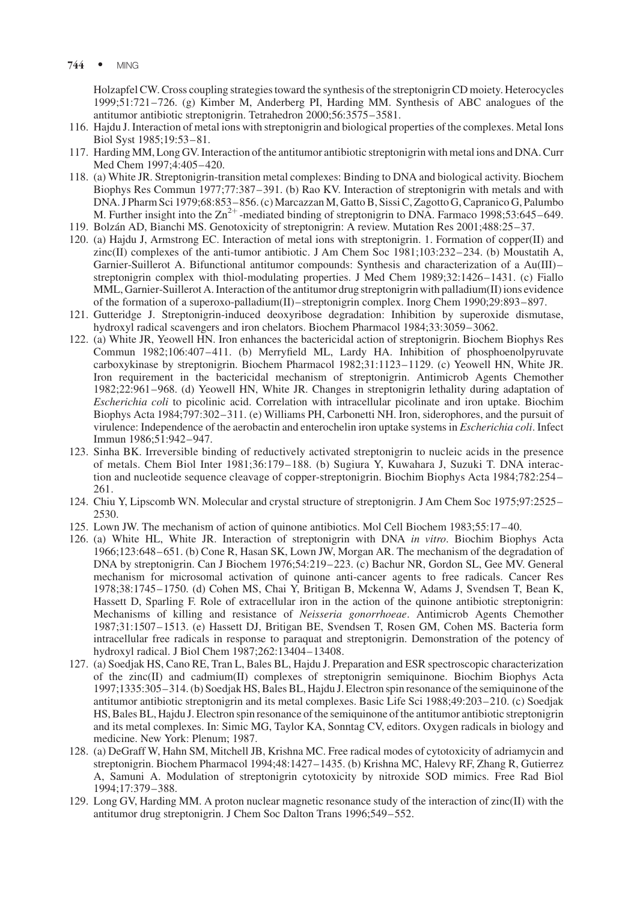Holzapfel CW. Cross coupling strategies toward the synthesis of the streptonigrin CD moiety. Heterocycles 1999;51:721–726. (g) Kimber M, Anderberg PI, Harding MM. Synthesis of ABC analogues of the antitumor antibiotic streptonigrin. Tetrahedron 2000;56:3575–3581.

116. Hajdu J. Interaction of metal ions with streptonigrin and biological properties of the complexes. Metal Ions Biol Syst 1985;19:53–81.
117. Harding MM, Long GV. Interaction of the antitumor antibiotic streptonigrin with metal ions and DNA. Curr Med Chem 1997;4:405–420.
118. (a) White JR. Streptonigrin-transition metal complexes: Binding to DNA and biological activity. Biochem Biophys Res Commun 1977;77:387–391. (b) Rao KV. Interaction of streptonigrin with metals and with DNA. J Pharm Sci 1979;68:853–856. (c) Marcazzan M, Gatto B, Sissi C, Zagotto G, Capranico G, Palumbo M. Further insight into the $Zn^{2+}$-mediated binding of streptonigrin to DNA. Farmaco 1998;53:645–649.
119. Bolzán AD, Bianchi MS. Genotoxicity of streptonigrin: A review. Mutation Res 2001;488:25–37.
120. (a) Hajdu J, Armstrong EC. Interaction of metal ions with streptonigrin. 1. Formation of copper(II) and zinc(II) complexes of the anti-tumor antibiotic. J Am Chem Soc 1981;103:232–234. (b) Moustatih A, Garnier-Suillerot A. Bifunctional antitumor compounds: Synthesis and characterization of a Au(III)–streptonigrin complex with thiol-modulating properties. J Med Chem 1989;32:1426–1431. (c) Fiallo MML, Garnier-Suillerot A. Interaction of the antitumor drug streptonigrin with palladium(II) ions evidence of the formation of a superoxo-palladium(II)–streptonigrin complex. Inorg Chem 1990;29:893–897.
121. Gutteridge J. Streptonigrin-induced deoxyribose degradation: Inhibition by superoxide dismutase, hydroxyl radical scavengers and iron chelators. Biochem Pharmacol 1984;33:3059–3062.
122. (a) White JR, Yeowell HN. Iron enhances the bactericidal action of streptonigrin. Biochem Biophys Res Commun 1982;106:407–411. (b) Merryfield ML, Lardy HA. Inhibition of phosphoenolpyruvate carboxykinase by streptonigrin. Biochem Pharmacol 1982;31:1123–1129. (c) Yeowell HN, White JR. Iron requirement in the bactericidal mechanism of streptonigrin. Antimicrob Agents Chemother 1982;22:961–968. (d) Yeowell HN, White JR. Changes in streptonigrin lethality during adaptation of *Escherichia coli* to picolinic acid. Correlation with intracellular picolinate and iron uptake. Biochim Biophys Acta 1984;797:302–311. (e) Williams PH, Carbonetti NH. Iron, siderophores, and the pursuit of virulence: Independence of the aerobactin and enterochelin iron uptake systems in *Escherichia coli*. Infect Immun 1986;51:942–947.
123. Sinha BK. Irreversible binding of reductively activated streptonigrin to nucleic acids in the presence of metals. Chem Biol Inter 1981;36:179–188. (b) Sugiura Y, Kuwahara J, Suzuki T. DNA interaction and nucleotide sequence cleavage of copper-streptonigrin. Biochim Biophys Acta 1984;782:254–261.
124. Chiu Y, Lipscomb WN. Molecular and crystal structure of streptonigrin. J Am Chem Soc 1975;97:2525–2530.
125. Lown JW. The mechanism of action of quinone antibiotics. Mol Cell Biochem 1983;55:17–40.
126. (a) White HL, White JR. Interaction of streptonigrin with DNA *in vitro*. Biochim Biophys Acta 1966;123:648–651. (b) Cone R, Hasan SK, Lown JW, Morgan AR. The mechanism of the degradation of DNA by streptonigrin. Can J Biochem 1976;54:219–223. (c) Bachur NR, Gordon SL, Gee MV. General mechanism for microsomal activation of quinone anti-cancer agents to free radicals. Cancer Res 1978;38:1745–1750. (d) Cohen MS, Chai Y, Britigan B, Mckenna W, Adams J, Svendsen T, Bean K, Hassett D, Sparling F. Role of extracellular iron in the action of the quinone antibiotic streptonigrin: Mechanisms of killing and resistance of *Neisseria gonorrhoeae*. Antimicrob Agents Chemother 1987;31:1507–1513. (e) Hassett DJ, Britigan BE, Svendsen T, Rosen GM, Cohen MS. Bacteria form intracellular free radicals in response to paraquat and streptonigrin. Demonstration of the potency of hydroxyl radical. J Biol Chem 1987;262:13404–13408.
127. (a) Soedjak HS, Cano RE, Tran L, Bales BL, Hajdu J. Preparation and ESR spectroscopic characterization of the zinc(II) and cadmium(II) complexes of streptonigrin semiquinone. Biochim Biophys Acta 1997;1335:305–314. (b) Soedjak HS, Bales BL, Hajdu J. Electron spin resonance of the semiquinone of the antitumor antibiotic streptonigrin and its metal complexes. Basic Life Sci 1988;49:203–210. (c) Soedjak HS, Bales BL, Hajdu J. Electron spin resonance of the semiquinone of the antitumor antibiotic streptonigrin and its metal complexes. In: Simic MG, Taylor KA, Sonntag CV, editors. Oxygen radicals in biology and medicine. New York: Plenum; 1987.
128. (a) DeGraff W, Hahn SM, Mitchell JB, Krishna MC. Free radical modes of cytotoxicity of adriamycin and streptonigrin. Biochem Pharmacol 1994;48:1427–1435. (b) Krishna MC, Halevy RF, Zhang R, Gutierrez A, Samuni A. Modulation of streptonigrin cytotoxicity by nitroxide SOD mimics. Free Rad Biol 1994;17:379–388.
129. Long GV, Harding MM. A proton nuclear magnetic resonance study of the interaction of zinc(II) with the antitumor drug streptonigrin. J Chem Soc Dalton Trans 1996;549–552.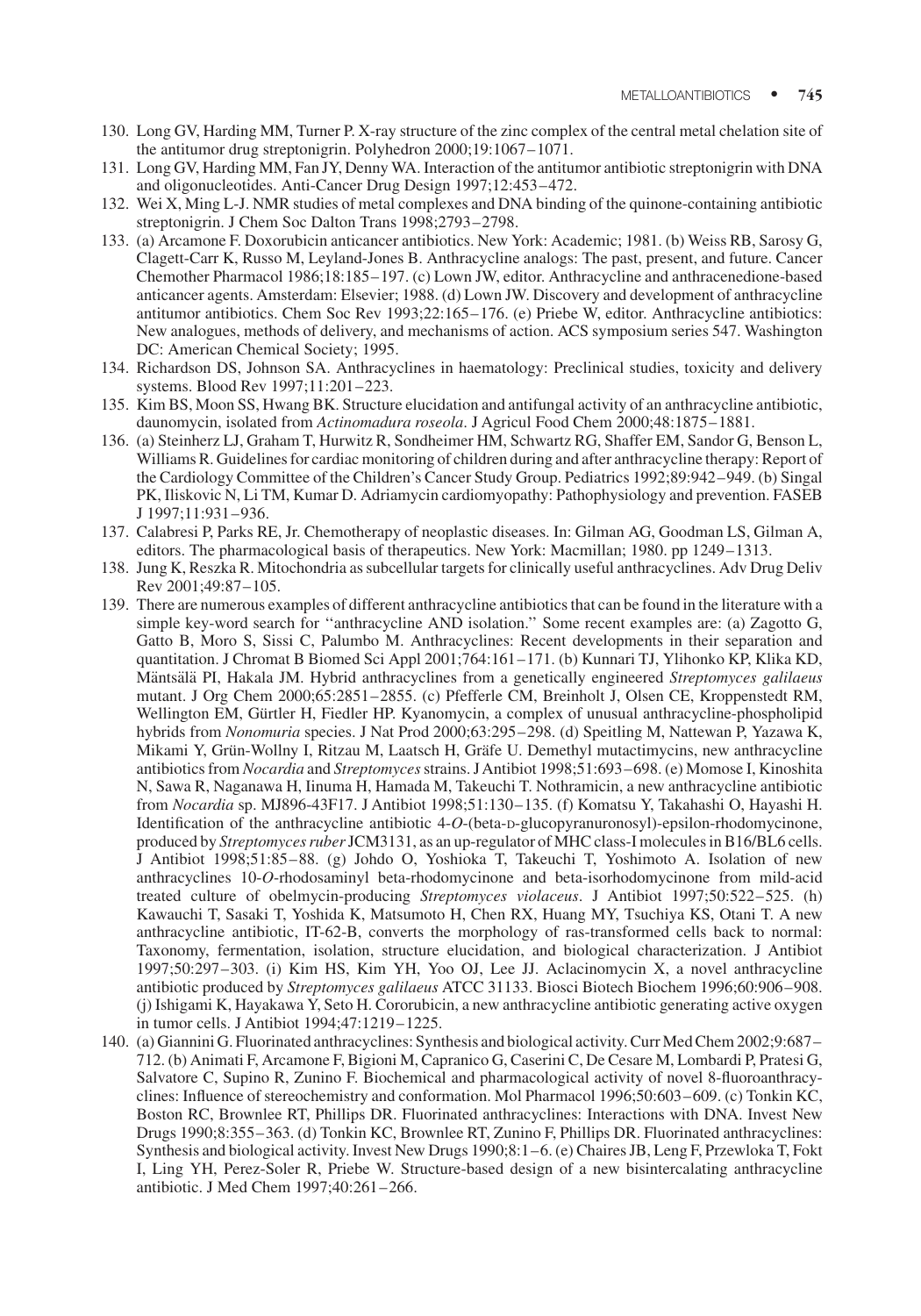130. Long GV, Harding MM, Turner P. X-ray structure of the zinc complex of the central metal chelation site of the antitumor drug streptonigrin. Polyhedron 2000;19:1067–1071.
131. Long GV, Harding MM, Fan JY, Denny WA. Interaction of the antitumor antibiotic streptonigrin with DNA and oligonucleotides. Anti-Cancer Drug Design 1997;12:453–472.
132. Wei X, Ming L-J. NMR studies of metal complexes and DNA binding of the quinone-containing antibiotic streptonigrin. J Chem Soc Dalton Trans 1998;2793–2798.
133. (a) Arcamone F. Doxorubicin anticancer antibiotics. New York: Academic; 1981. (b) Weiss RB, Sarosy G, Clagett-Carr K, Russo M, Leyland-Jones B. Anthracycline analogs: The past, present, and future. Cancer Chemother Pharmacol 1986;18:185–197. (c) Lown JW, editor. Anthracycline and anthracenedione-based anticancer agents. Amsterdam: Elsevier; 1988. (d) Lown JW. Discovery and development of anthracycline antitumor antibiotics. Chem Soc Rev 1993;22:165–176. (e) Priebe W, editor. Anthracycline antibiotics: New analogues, methods of delivery, and mechanisms of action. ACS symposium series 547. Washington DC: American Chemical Society; 1995.
134. Richardson DS, Johnson SA. Anthracyclines in haematology: Preclinical studies, toxicity and delivery systems. Blood Rev 1997;11:201–223.
135. Kim BS, Moon SS, Hwang BK. Structure elucidation and antifungal activity of an anthracycline antibiotic, daunomycin, isolated from *Actinomadura roseola*. J Agricul Food Chem 2000;48:1875–1881.
136. (a) Steinherz LJ, Graham T, Hurwitz R, Sondheimer HM, Schwartz RG, Shaffer EM, Sandor G, Benson L, Williams R. Guidelines for cardiac monitoring of children during and after anthracycline therapy: Report of the Cardiology Committee of the Children's Cancer Study Group. Pediatrics 1992;89:942–949. (b) Singal PK, Iliskovic N, Li TM, Kumar D. Adriamycin cardiomyopathy: Pathophysiology and prevention. FASEB J 1997;11:931–936.
137. Calabresi P, Parks RE, Jr. Chemotherapy of neoplastic diseases. In: Gilman AG, Goodman LS, Gilman A, editors. The pharmacological basis of therapeutics. New York: Macmillan; 1980. pp 1249–1313.
138. Jung K, Reszka R. Mitochondria as subcellular targets for clinically useful anthracyclines. Adv Drug Deliv Rev 2001;49:87–105.
139. There are numerous examples of different anthracycline antibiotics that can be found in the literature with a simple key-word search for "anthracycline AND isolation." Some recent examples are: (a) Zagotto G, Gatto B, Moro S, Sissi C, Palumbo M. Anthracyclines: Recent developments in their separation and quantitation. J Chromat B Biomed Sci Appl 2001;764:161–171. (b) Kunnari TJ, Ylihonko KP, Klika KD, Mäntsälä PI, Hakala JM. Hybrid anthracyclines from a genetically engineered *Streptomyces galilaeus* mutant. J Org Chem 2000;65:2851–2855. (c) Pfefferle CM, Breinholt J, Olsen CE, Kroppenstedt RM, Wellington EM, Gürtler H, Fiedler HP. Kyanomycin, a complex of unusual anthracycline-phospholipid hybrids from *Nonomuria* species. J Nat Prod 2000;63:295–298. (d) Speitling M, Nattewan P, Yazawa K, Mikami Y, Grün-Wollny I, Ritzau M, Laatsch H, Gräfe U. Demethyl mutactimycins, new anthracycline antibiotics from *Nocardia* and *Streptomyces* strains. J Antibiot 1998;51:693–698. (e) Momose I, Kinoshita N, Sawa R, Naganawa H, Iinuma H, Hamada M, Takeuchi T. Nothramicin, a new anthracycline antibiotic from *Nocardia* sp. MJ896-43F17. J Antibiot 1998;51:130–135. (f) Komatsu Y, Takahashi O, Hayashi H. Identification of the anthracycline antibiotic 4-*O*-(beta-D-glucopyranuronosyl)-epsilon-rhodomycinone, produced by *Streptomyces ruber* JCM3131, as an up-regulator of MHC class-I molecules in B16/BL6 cells. J Antibiot 1998;51:85–88. (g) Johdo O, Yoshioka T, Takeuchi T, Yoshimoto A. Isolation of new anthracyclines 10-*O*-rhodosaminyl beta-rhodomycinone and beta-isorhodomycinone from mild-acid treated culture of obelmycin-producing *Streptomyces violaceus*. J Antibiot 1997;50:522–525. (h) Kawauchi T, Sasaki T, Yoshida K, Matsumoto H, Chen RX, Huang MY, Tsuchiya KS, Otani T. A new anthracycline antibiotic, IT-62-B, converts the morphology of ras-transformed cells back to normal: Taxonomy, fermentation, isolation, structure elucidation, and biological characterization. J Antibiot 1997;50:297–303. (i) Kim HS, Kim YH, Yoo OJ, Lee JJ. Aclacinomycin X, a novel anthracycline antibiotic produced by *Streptomyces galilaeus* ATCC 31133. Biosci Biotech Biochem 1996;60:906–908. (j) Ishigami K, Hayakawa Y, Seto H. Cororubicin, a new anthracycline antibiotic generating active oxygen in tumor cells. J Antibiot 1994;47:1219–1225.
140. (a) Giannini G. Fluorinated anthracyclines: Synthesis and biological activity. Curr Med Chem 2002;9:687–712. (b) Animati F, Arcamone F, Bigioni M, Capranico G, Caserini C, De Cesare M, Lombardi P, Pratesi G, Salvatore C, Supino R, Zunino F. Biochemical and pharmacological activity of novel 8-fluoroanthracyclines: Influence of stereochemistry and conformation. Mol Pharmacol 1996;50:603–609. (c) Tonkin KC, Boston RC, Brownlee RT, Phillips DR. Fluorinated anthracyclines: Interactions with DNA. Invest New Drugs 1990;8:355–363. (d) Tonkin KC, Brownlee RT, Zunino F, Phillips DR. Fluorinated anthracyclines: Synthesis and biological activity. Invest New Drugs 1990;8:1–6. (e) Chaires JB, Leng F, Przewloka T, Fokt I, Ling YH, Perez-Soler R, Priebe W. Structure-based design of a new bisintercalating anthracycline antibiotic. J Med Chem 1997;40:261–266.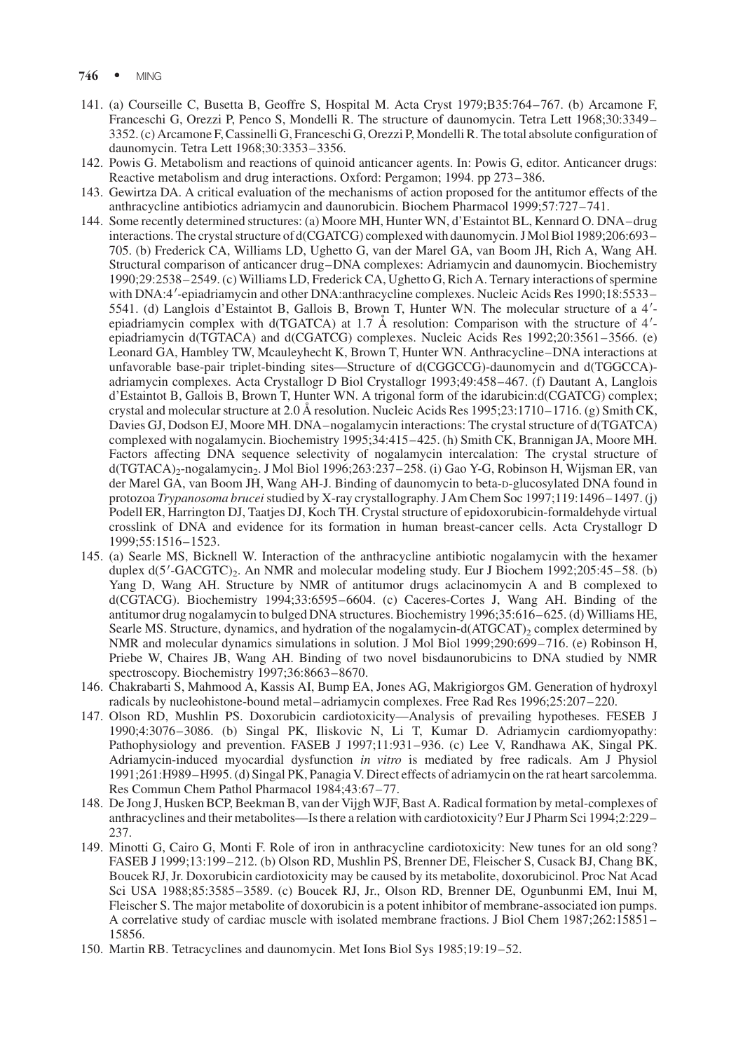141. (a) Courseille C, Busetta B, Geoffre S, Hospital M. Acta Cryst 1979;B35:764–767. (b) Arcamone F, Franceschi G, Orezzi P, Penco S, Mondelli R. The structure of daunomycin. Tetra Lett 1968;30:3349–3352. (c) Arcamone F, Cassinelli G, Franceschi G, Orezzi P, Mondelli R. The total absolute configuration of daunomycin. Tetra Lett 1968;30:3353–3356.
142. Powis G. Metabolism and reactions of quinoid anticancer agents. In: Powis G, editor. Anticancer drugs: Reactive metabolism and drug interactions. Oxford: Pergamon; 1994. pp 273–386.
143. Gewirtza DA. A critical evaluation of the mechanisms of action proposed for the antitumor effects of the anthracycline antibiotics adriamycin and daunorubicin. Biochem Pharmacol 1999;57:727–741.
144. Some recently determined structures: (a) Moore MH, Hunter WN, d'Estaintot BL, Kennard O. DNA–drug interactions. The crystal structure of d(CGATCG) complexed with daunomycin. J Mol Biol 1989;206:693–705. (b) Frederick CA, Williams LD, Ughetto G, van der Marel GA, van Boom JH, Rich A, Wang AH. Structural comparison of anticancer drug–DNA complexes: Adriamycin and daunomycin. Biochemistry 1990;29:2538–2549. (c) Williams LD, Frederick CA, Ughetto G, Rich A. Ternary interactions of spermine with DNA:4′-epiadriamycin and other DNA:anthracycline complexes. Nucleic Acids Res 1990;18:5533–5541. (d) Langlois d'Estaintot B, Gallois B, Brown T, Hunter WN. The molecular structure of a 4′-epiadriamycin complex with d(TGATCA) at 1.7 Å resolution: Comparison with the structure of 4′-epiadriamycin d(TGTACA) and d(CGATCG) complexes. Nucleic Acids Res 1992;20:3561–3566. (e) Leonard GA, Hambley TW, Mcauleyhecht K, Brown T, Hunter WN. Anthracycline–DNA interactions at unfavorable base-pair triplet-binding sites—Structure of d(CGGCCG)-daunomycin and d(TGGCCA)-adriamycin complexes. Acta Crystallogr D Biol Crystallogr 1993;49:458–467. (f) Dautant A, Langlois d'Estaintot B, Gallois B, Brown T, Hunter WN. A trigonal form of the idarubicin:d(CGATCG) complex; crystal and molecular structure at 2.0 Å resolution. Nucleic Acids Res 1995;23:1710–1716. (g) Smith CK, Davies GJ, Dodson EJ, Moore MH. DNA–nogalamycin interactions: The crystal structure of d(TGATCA) complexed with nogalamycin. Biochemistry 1995;34:415–425. (h) Smith CK, Brannigan JA, Moore MH. Factors affecting DNA sequence selectivity of nogalamycin intercalation: The crystal structure of $d(TGTACA)_2$-nogalamycin$_2$. J Mol Biol 1996;263:237–258. (i) Gao Y-G, Robinson H, Wijsman ER, van der Marel GA, van Boom JH, Wang AH-J. Binding of daunomycin to beta-D-glucosylated DNA found in protozoa *Trypanosoma brucei* studied by X-ray crystallography. J Am Chem Soc 1997;119:1496–1497. (j) Podell ER, Harrington DJ, Taatjes DJ, Koch TH. Crystal structure of epidoxorubicin-formaldehyde virtual crosslink of DNA and evidence for its formation in human breast-cancer cells. Acta Crystallogr D 1999;55:1516–1523.
145. (a) Searle MS, Bicknell W. Interaction of the anthracycline antibiotic nogalamycin with the hexamer duplex $d(5'\text{-GACGTC})_2$. An NMR and molecular modeling study. Eur J Biochem 1992;205:45–58. (b) Yang D, Wang AH. Structure by NMR of antitumor drugs aclacinomycin A and B complexed to d(CGTACG). Biochemistry 1994;33:6595–6604. (c) Caceres-Cortes J, Wang AH. Binding of the antitumor drug nogalamycin to bulged DNA structures. Biochemistry 1996;35:616–625. (d) Williams HE, Searle MS. Structure, dynamics, and hydration of the nogalamycin-$d(ATGCAT)_2$ complex determined by NMR and molecular dynamics simulations in solution. J Mol Biol 1999;290:699–716. (e) Robinson H, Priebe W, Chaires JB, Wang AH. Binding of two novel bisdaunorubicins to DNA studied by NMR spectroscopy. Biochemistry 1997;36:8663–8670.
146. Chakrabarti S, Mahmood A, Kassis AI, Bump EA, Jones AG, Makrigiorgos GM. Generation of hydroxyl radicals by nucleohistone-bound metal–adriamycin complexes. Free Rad Res 1996;25:207–220.
147. Olson RD, Mushlin PS. Doxorubicin cardiotoxicity—Analysis of prevailing hypotheses. FESEB J 1990;4:3076–3086. (b) Singal PK, Iliskovic N, Li T, Kumar D. Adriamycin cardiomyopathy: Pathophysiology and prevention. FASEB J 1997;11:931–936. (c) Lee V, Randhawa AK, Singal PK. Adriamycin-induced myocardial dysfunction *in vitro* is mediated by free radicals. Am J Physiol 1991;261:H989–H995. (d) Singal PK, Panagia V. Direct effects of adriamycin on the rat heart sarcolemma. Res Commun Chem Pathol Pharmacol 1984;43:67–77.
148. De Jong J, Husken BCP, Beekman B, van der Vijgh WJF, Bast A. Radical formation by metal-complexes of anthracyclines and their metabolites—Is there a relation with cardiotoxicity? Eur J Pharm Sci 1994;2:229–237.
149. Minotti G, Cairo G, Monti F. Role of iron in anthracycline cardiotoxicity: New tunes for an old song? FASEB J 1999;13:199–212. (b) Olson RD, Mushlin PS, Brenner DE, Fleischer S, Cusack BJ, Chang BK, Boucek RJ, Jr. Doxorubicin cardiotoxicity may be caused by its metabolite, doxorubicinol. Proc Nat Acad Sci USA 1988;85:3585–3589. (c) Boucek RJ, Jr., Olson RD, Brenner DE, Ogunbunmi EM, Inui M, Fleischer S. The major metabolite of doxorubicin is a potent inhibitor of membrane-associated ion pumps. A correlative study of cardiac muscle with isolated membrane fractions. J Biol Chem 1987;262:15851–15856.
150. Martin RB. Tetracyclines and daunomycin. Met Ions Biol Sys 1985;19:19–52.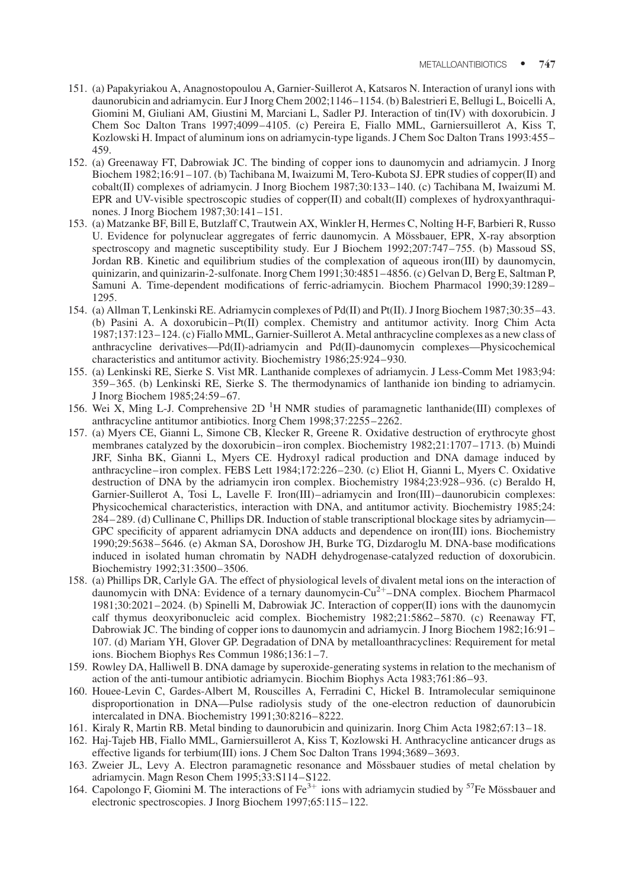151. (a) Papakyriakou A, Anagnostopoulou A, Garnier-Suillerot A, Katsaros N. Interaction of uranyl ions with daunorubicin and adriamycin. Eur J Inorg Chem 2002;1146–1154. (b) Balestrieri E, Bellugi L, Boicelli A, Giomini M, Giuliani AM, Giustini M, Marciani L, Sadler PJ. Interaction of tin(IV) with doxorubicin. J Chem Soc Dalton Trans 1997;4099–4105. (c) Pereira E, Fiallo MML, Garniersuillerot A, Kiss T, Kozlowski H. Impact of aluminum ions on adriamycin-type ligands. J Chem Soc Dalton Trans 1993:455–459.

152. (a) Greenaway FT, Dabrowiak JC. The binding of copper ions to daunomycin and adriamycin. J Inorg Biochem 1982;16:91–107. (b) Tachibana M, Iwaizumi M, Tero-Kubota SJ. EPR studies of copper(II) and cobalt(II) complexes of adriamycin. J Inorg Biochem 1987;30:133–140. (c) Tachibana M, Iwaizumi M. EPR and UV-visible spectroscopic studies of copper(II) and cobalt(II) complexes of hydroxyanthraquinones. J Inorg Biochem 1987;30:141–151.

153. (a) Matzanke BF, Bill E, Butzlaff C, Trautwein AX, Winkler H, Hermes C, Nolting H-F, Barbieri R, Russo U. Evidence for polynuclear aggregates of ferric daunomycin. A Mössbauer, EPR, X-ray absorption spectroscopy and magnetic susceptibility study. Eur J Biochem 1992;207:747–755. (b) Massoud SS, Jordan RB. Kinetic and equilibrium studies of the complexation of aqueous iron(III) by daunomycin, quinizarin, and quinizarin-2-sulfonate. Inorg Chem 1991;30:4851–4856. (c) Gelvan D, Berg E, Saltman P, Samuni A. Time-dependent modifications of ferric-adriamycin. Biochem Pharmacol 1990;39:1289–1295.

154. (a) Allman T, Lenkinski RE. Adriamycin complexes of Pd(II) and Pt(II). J Inorg Biochem 1987;30:35–43. (b) Pasini A. A doxorubicin–Pt(II) complex. Chemistry and antitumor activity. Inorg Chim Acta 1987;137:123–124. (c) Fiallo MML, Garnier-Suillerot A. Metal anthracycline complexes as a new class of anthracycline derivatives—Pd(II)-adriamycin and Pd(II)-daunomycin complexes—Physicochemical characteristics and antitumor activity. Biochemistry 1986;25:924–930.

155. (a) Lenkinski RE, Sierke S. Vist MR. Lanthanide complexes of adriamycin. J Less-Comm Met 1983;94: 359–365. (b) Lenkinski RE, Sierke S. The thermodynamics of lanthanide ion binding to adriamycin. J Inorg Biochem 1985;24:59–67.

156. Wei X, Ming L-J. Comprehensive 2D $^1$H NMR studies of paramagnetic lanthanide(III) complexes of anthracycline antitumor antibiotics. Inorg Chem 1998;37:2255–2262.

157. (a) Myers CE, Gianni L, Simone CB, Klecker R, Greene R. Oxidative destruction of erythrocyte ghost membranes catalyzed by the doxorubicin–iron complex. Biochemistry 1982;21:1707–1713. (b) Muindi JRF, Sinha BK, Gianni L, Myers CE. Hydroxyl radical production and DNA damage induced by anthracycline–iron complex. FEBS Lett 1984;172:226–230. (c) Eliot H, Gianni L, Myers C. Oxidative destruction of DNA by the adriamycin iron complex. Biochemistry 1984;23:928–936. (c) Beraldo H, Garnier-Suillerot A, Tosi L, Lavelle F. Iron(III)–adriamycin and Iron(III)–daunorubicin complexes: Physicochemical characteristics, interaction with DNA, and antitumor activity. Biochemistry 1985;24: 284–289. (d) Cullinane C, Phillips DR. Induction of stable transcriptional blockage sites by adriamycin—GPC specificity of apparent adriamycin DNA adducts and dependence on iron(III) ions. Biochemistry 1990;29:5638–5646. (e) Akman SA, Doroshow JH, Burke TG, Dizdaroglu M. DNA-base modifications induced in isolated human chromatin by NADH dehydrogenase-catalyzed reduction of doxorubicin. Biochemistry 1992;31:3500–3506.

158. (a) Phillips DR, Carlyle GA. The effect of physiological levels of divalent metal ions on the interaction of daunomycin with DNA: Evidence of a ternary daunomycin-$Cu^{2+}$–DNA complex. Biochem Pharmacol 1981;30:2021–2024. (b) Spinelli M, Dabrowiak JC. Interaction of copper(II) ions with the daunomycin calf thymus deoxyribonucleic acid complex. Biochemistry 1982;21:5862–5870. (c) Reenaway FT, Dabrowiak JC. The binding of copper ions to daunomycin and adriamycin. J Inorg Biochem 1982;16:91–107. (d) Mariam YH, Glover GP. Degradation of DNA by metalloanthracyclines: Requirement for metal ions. Biochem Biophys Res Commun 1986;136:1–7.

159. Rowley DA, Halliwell B. DNA damage by superoxide-generating systems in relation to the mechanism of action of the anti-tumour antibiotic adriamycin. Biochim Biophys Acta 1983;761:86–93.

160. Houee-Levin C, Gardes-Albert M, Rouscilles A, Ferradini C, Hickel B. Intramolecular semiquinone disproportionation in DNA—Pulse radiolysis study of the one-electron reduction of daunorubicin intercalated in DNA. Biochemistry 1991;30:8216–8222.

161. Kiraly R, Martin RB. Metal binding to daunorubicin and quinizarin. Inorg Chim Acta 1982;67:13–18.

162. Haj-Tajeb HB, Fiallo MML, Garniersuillerot A, Kiss T, Kozlowski H. Anthracycline anticancer drugs as effective ligands for terbium(III) ions. J Chem Soc Dalton Trans 1994;3689–3693.

163. Zweier JL, Levy A. Electron paramagnetic resonance and Mössbauer studies of metal chelation by adriamycin. Magn Reson Chem 1995;33:S114–S122.

164. Capolongo F, Giomini M. The interactions of $Fe^{3+}$ ions with adriamycin studied by $^{57}$Fe Mössbauer and electronic spectroscopies. J Inorg Biochem 1997;65:115–122.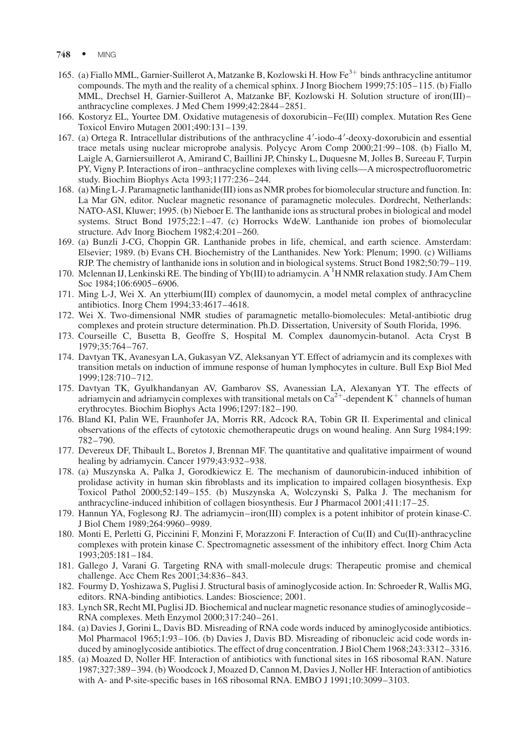165. (a) Fiallo MML, Garnier-Suillerot A, Matzanke B, Kozlowski H. How $Fe^{3+}$ binds anthracycline antitumor compounds. The myth and the reality of a chemical sphinx. J Inorg Biochem 1999;75:105–115. (b) Fiallo MML, Drechsel H, Garnier-Suillerot A, Matzanke BF, Kozlowski H. Solution structure of iron(III)–anthracycline complexes. J Med Chem 1999;42:2844–2851.
166. Kostoryz EL, Yourtee DM. Oxidative mutagenesis of doxorubicin–Fe(III) complex. Mutation Res Gene Toxicol Enviro Mutagen 2001;490:131–139.
167. (a) Ortega R. Intracellular distributions of the anthracycline 4′-iodo-4′-deoxy-doxorubicin and essential trace metals using nuclear microprobe analysis. Polycyc Arom Comp 2000;21:99–108. (b) Fiallo M, Laigle A, Garniersuillerot A, Amirand C, Baillini JP, Chinsky L, Duquesne M, Jolles B, Sureeau F, Turpin PY, Vigny P. Interactions of iron–anthracycline complexes with living cells—A microspectrofluorometric study. Biochim Biophys Acta 1993;1177:236–244.
168. (a) Ming L-J. Paramagnetic lanthanide(III) ions as NMR probes for biomolecular structure and function. In: La Mar GN, editor. Nuclear magnetic resonance of paramagnetic molecules. Dordrecht, Netherlands: NATO-ASI, Kluwer; 1995. (b) Nieboer E. The lanthanide ions as structural probes in biological and model systems. Struct Bond 1975;22:1–47. (c) Horrocks WdeW. Lanthanide ion probes of biomolecular structure. Adv Inorg Biochem 1982;4:201–260.
169. (a) Bunzli J-CG, Choppin GR. Lanthanide probes in life, chemical, and earth science. Amsterdam: Elsevier; 1989. (b) Evans CH. Biochemistry of the Lanthanides. New York: Plenum; 1990. (c) Williams RJP. The chemistry of lanthanide ions in solution and in biological systems. Struct Bond 1982;50:79–119.
170. Mclennan IJ, Lenkinski RE. The binding of Yb(III) to adriamycin. A $^{1}H$ NMR relaxation study. J Am Chem Soc 1984;106:6905–6906.
171. Ming L-J, Wei X. An ytterbium(III) complex of daunomycin, a model metal complex of anthracycline antibiotics. Inorg Chem 1994;33:4617–4618.
172. Wei X. Two-dimensional NMR studies of paramagnetic metallo-biomolecules: Metal-antibiotic drug complexes and protein structure determination. Ph.D. Dissertation, University of South Florida, 1996.
173. Courseille C, Busetta B, Geoffre S, Hospital M. Complex daunomycin-butanol. Acta Cryst B 1979;35:764–767.
174. Davtyan TK, Avanesyan LA, Gukasyan VZ, Aleksanyan YT. Effect of adriamycin and its complexes with transition metals on induction of immune response of human lymphocytes in culture. Bull Exp Biol Med 1999;128:710–712.
175. Davtyan TK, Gyulkhandanyan AV, Gambarov SS, Avanessian LA, Alexanyan YT. The effects of adriamycin and adriamycin complexes with transitional metals on $Ca^{2+}$-dependent $K^{+}$ channels of human erythrocytes. Biochim Biophys Acta 1996;1297:182–190.
176. Bland KI, Palin WE, Fraunhofer JA, Morris RR, Adcock RA, Tobin GR II. Experimental and clinical observations of the effects of cytotoxic chemotherapeutic drugs on wound healing. Ann Surg 1984;199: 782–790.
177. Devereux DF, Thibault L, Boretos J, Brennan MF. The quantitative and qualitative impairment of wound healing by adriamycin. Cancer 1979;43:932–938.
178. (a) Muszynska A, Palka J, Gorodkiewicz E. The mechanism of daunorubicin-induced inhibition of prolidase activity in human skin fibroblasts and its implication to impaired collagen biosynthesis. Exp Toxicol Pathol 2000;52:149–155. (b) Muszynska A, Wolczynski S, Palka J. The mechanism for anthracycline-induced inhibition of collagen biosynthesis. Eur J Pharmacol 2001;411:17–25.
179. Hannun YA, Foglesong RJ. The adriamycin–iron(III) complex is a potent inhibitor of protein kinase-C. J Biol Chem 1989;264:9960–9989.
180. Monti E, Perletti G, Piccinini F, Monzini F, Morazzoni F. Interaction of Cu(II) and Cu(II)-anthracycline complexes with protein kinase C. Spectromagnetic assessment of the inhibitory effect. Inorg Chim Acta 1993;205:181–184.
181. Gallego J, Varani G. Targeting RNA with small-molecule drugs: Therapeutic promise and chemical challenge. Acc Chem Res 2001;34:836–843.
182. Fourmy D, Yoshizawa S, Puglisi J. Structural basis of aminoglycoside action. In: Schroeder R, Wallis MG, editors. RNA-binding antibiotics. Landes: Bioscience; 2001.
183. Lynch SR, Recht MI, Puglisi JD. Biochemical and nuclear magnetic resonance studies of aminoglycoside–RNA complexes. Meth Enzymol 2000;317:240–261.
184. (a) Davies J, Gorini L, Davis BD. Misreading of RNA code words induced by aminoglycoside antibiotics. Mol Pharmacol 1965;1:93–106. (b) Davies J, Davis BD. Misreading of ribonucleic acid code words induced by aminoglycoside antibiotics. The effect of drug concentration. J Biol Chem 1968;243:3312–3316.
185. (a) Moazed D, Noller HF. Interaction of antibiotics with functional sites in 16S ribosomal RAN. Nature 1987;327:389–394. (b) Woodcock J, Moazed D, Cannon M, Davies J, Noller HF. Interaction of antibiotics with A- and P-site-specific bases in 16S ribosomal RNA. EMBO J 1991;10:3099–3103.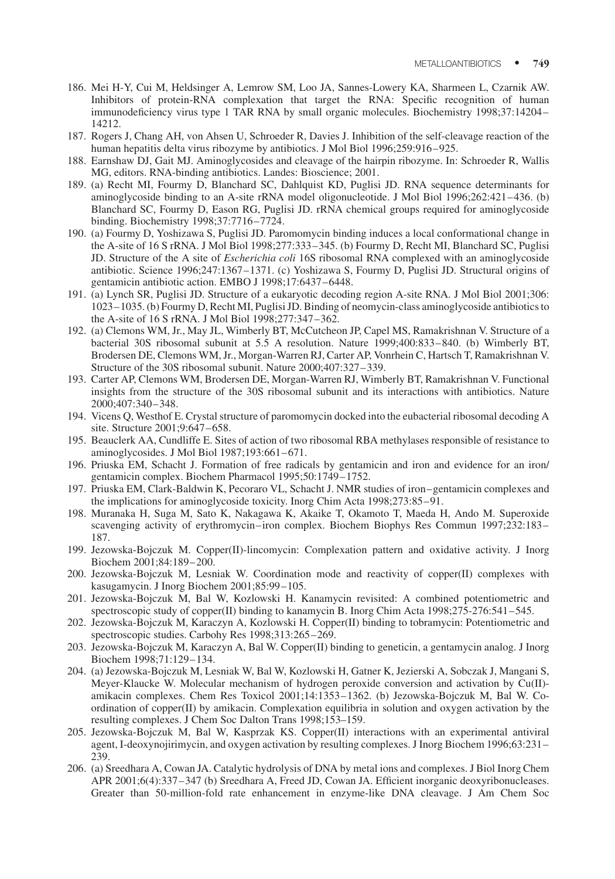186. Mei H-Y, Cui M, Heldsinger A, Lemrow SM, Loo JA, Sannes-Lowery KA, Sharmeen L, Czarnik AW. Inhibitors of protein-RNA complexation that target the RNA: Specific recognition of human immunodeficiency virus type 1 TAR RNA by small organic molecules. Biochemistry 1998;37:14204–14212.
187. Rogers J, Chang AH, von Ahsen U, Schroeder R, Davies J. Inhibition of the self-cleavage reaction of the human hepatitis delta virus ribozyme by antibiotics. J Mol Biol 1996;259:916–925.
188. Earnshaw DJ, Gait MJ. Aminoglycosides and cleavage of the hairpin ribozyme. In: Schroeder R, Wallis MG, editors. RNA-binding antibiotics. Landes: Bioscience; 2001.
189. (a) Recht MI, Fourmy D, Blanchard SC, Dahlquist KD, Puglisi JD. RNA sequence determinants for aminoglycoside binding to an A-site rRNA model oligonucleotide. J Mol Biol 1996;262:421–436. (b) Blanchard SC, Fourmy D, Eason RG, Puglisi JD. rRNA chemical groups required for aminoglycoside binding. Biochemistry 1998;37:7716–7724.
190. (a) Fourmy D, Yoshizawa S, Puglisi JD. Paromomycin binding induces a local conformational change in the A-site of 16 S rRNA. J Mol Biol 1998;277:333–345. (b) Fourmy D, Recht MI, Blanchard SC, Puglisi JD. Structure of the A site of *Escherichia coli* 16S ribosomal RNA complexed with an aminoglycoside antibiotic. Science 1996;247:1367–1371. (c) Yoshizawa S, Fourmy D, Puglisi JD. Structural origins of gentamicin antibiotic action. EMBO J 1998;17:6437–6448.
191. (a) Lynch SR, Puglisi JD. Structure of a eukaryotic decoding region A-site RNA. J Mol Biol 2001;306: 1023–1035. (b) Fourmy D, Recht MI, Puglisi JD. Binding of neomycin-class aminoglycoside antibiotics to the A-site of 16 S rRNA. J Mol Biol 1998;277:347–362.
192. (a) Clemons WM, Jr., May JL, Wimberly BT, McCutcheon JP, Capel MS, Ramakrishnan V. Structure of a bacterial 30S ribosomal subunit at 5.5 A resolution. Nature 1999;400:833–840. (b) Wimberly BT, Brodersen DE, Clemons WM, Jr., Morgan-Warren RJ, Carter AP, Vonrhein C, Hartsch T, Ramakrishnan V. Structure of the 30S ribosomal subunit. Nature 2000;407:327–339.
193. Carter AP, Clemons WM, Brodersen DE, Morgan-Warren RJ, Wimberly BT, Ramakrishnan V. Functional insights from the structure of the 30S ribosomal subunit and its interactions with antibiotics. Nature 2000;407:340–348.
194. Vicens Q, Westhof E. Crystal structure of paromomycin docked into the eubacterial ribosomal decoding A site. Structure 2001;9:647–658.
195. Beauclerk AA, Cundliffe E. Sites of action of two ribosomal RBA methylases responsible of resistance to aminoglycosides. J Mol Biol 1987;193:661–671.
196. Priuska EM, Schacht J. Formation of free radicals by gentamicin and iron and evidence for an iron/gentamicin complex. Biochem Pharmacol 1995;50:1749–1752.
197. Priuska EM, Clark-Baldwin K, Pecoraro VL, Schacht J. NMR studies of iron–gentamicin complexes and the implications for aminoglycoside toxicity. Inorg Chim Acta 1998;273:85–91.
198. Muranaka H, Suga M, Sato K, Nakagawa K, Akaike T, Okamoto T, Maeda H, Ando M. Superoxide scavenging activity of erythromycin–iron complex. Biochem Biophys Res Commun 1997;232:183–187.
199. Jezowska-Bojczuk M. Copper(II)-lincomycin: Complexation pattern and oxidative activity. J Inorg Biochem 2001;84:189–200.
200. Jezowska-Bojczuk M, Lesniak W. Coordination mode and reactivity of copper(II) complexes with kasugamycin. J Inorg Biochem 2001;85:99–105.
201. Jezowska-Bojczuk M, Bal W, Kozlowski H. Kanamycin revisited: A combined potentiometric and spectroscopic study of copper(II) binding to kanamycin B. Inorg Chim Acta 1998;275-276:541–545.
202. Jezowska-Bojczuk M, Karaczyn A, Kozlowski H. Copper(II) binding to tobramycin: Potentiometric and spectroscopic studies. Carbohy Res 1998;313:265–269.
203. Jezowska-Bojczuk M, Karaczyn A, Bal W. Copper(II) binding to geneticin, a gentamycin analog. J Inorg Biochem 1998;71:129–134.
204. (a) Jezowska-Bojczuk M, Lesniak W, Bal W, Kozlowski H, Gatner K, Jezierski A, Sobczak J, Mangani S, Meyer-Klaucke W. Molecular mechanism of hydrogen peroxide conversion and activation by Cu(II)-amikacin complexes. Chem Res Toxicol 2001;14:1353–1362. (b) Jezowska-Bojczuk M, Bal W. Co-ordination of copper(II) by amikacin. Complexation equilibria in solution and oxygen activation by the resulting complexes. J Chem Soc Dalton Trans 1998;153–159.
205. Jezowska-Bojczuk M, Bal W, Kasprzak KS. Copper(II) interactions with an experimental antiviral agent, I-deoxynojirimycin, and oxygen activation by resulting complexes. J Inorg Biochem 1996;63:231–239.
206. (a) Sreedhara A, Cowan JA. Catalytic hydrolysis of DNA by metal ions and complexes. J Biol Inorg Chem APR 2001;6(4):337–347 (b) Sreedhara A, Freed JD, Cowan JA. Efficient inorganic deoxyribonucleases. Greater than 50-million-fold rate enhancement in enzyme-like DNA cleavage. J Am Chem Soc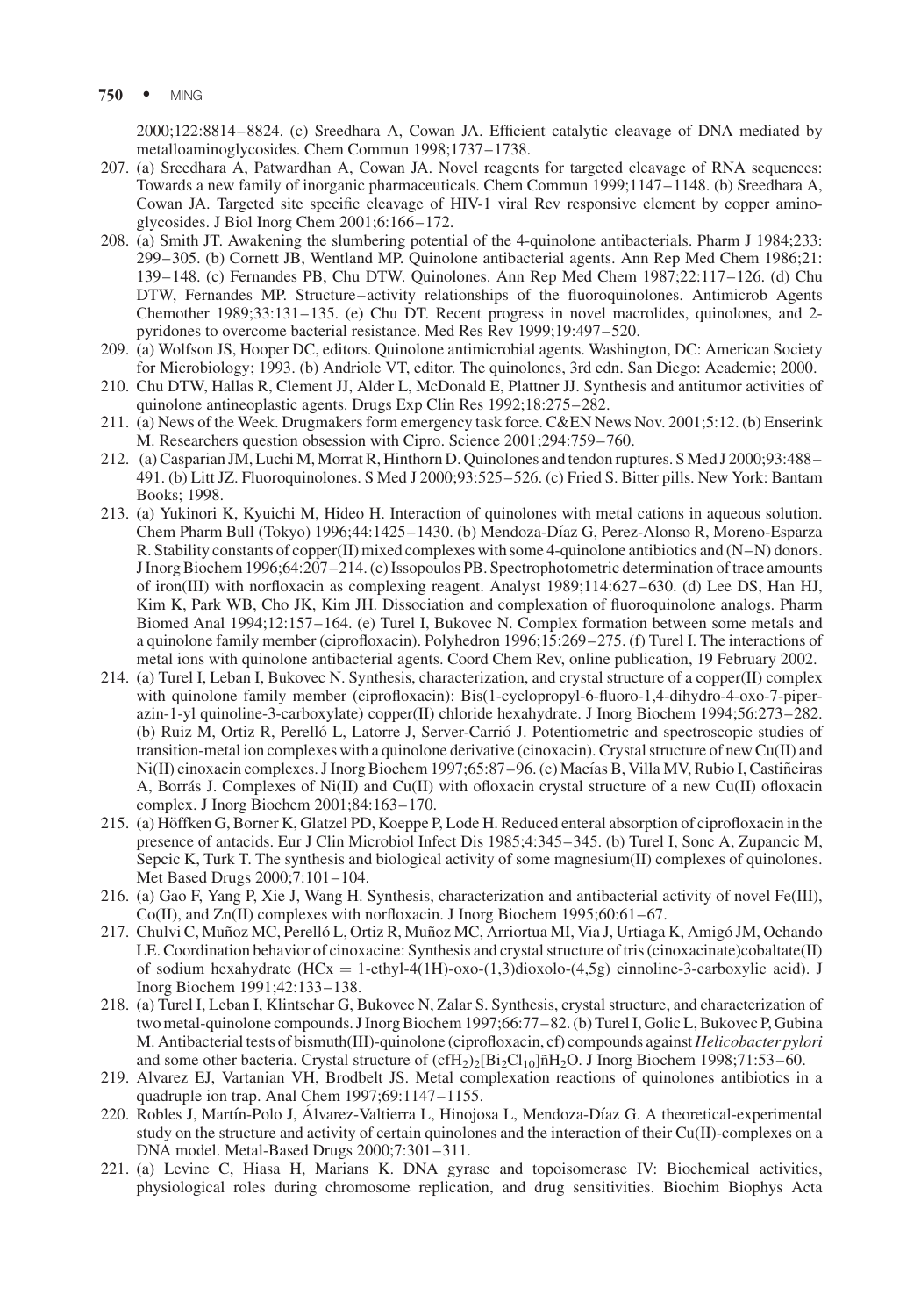2000;122:8814–8824. (c) Sreedhara A, Cowan JA. Efficient catalytic cleavage of DNA mediated by metalloaminoglycosides. Chem Commun 1998;1737–1738.

207. (a) Sreedhara A, Patwardhan A, Cowan JA. Novel reagents for targeted cleavage of RNA sequences: Towards a new family of inorganic pharmaceuticals. Chem Commun 1999;1147–1148. (b) Sreedhara A, Cowan JA. Targeted site specific cleavage of HIV-1 viral Rev responsive element by copper aminoglycosides. J Biol Inorg Chem 2001;6:166–172.
208. (a) Smith JT. Awakening the slumbering potential of the 4-quinolone antibacterials. Pharm J 1984;233: 299–305. (b) Cornett JB, Wentland MP. Quinolone antibacterial agents. Ann Rep Med Chem 1986;21: 139–148. (c) Fernandes PB, Chu DTW. Quinolones. Ann Rep Med Chem 1987;22:117–126. (d) Chu DTW, Fernandes MP. Structure–activity relationships of the fluoroquinolones. Antimicrob Agents Chemother 1989;33:131–135. (e) Chu DT. Recent progress in novel macrolides, quinolones, and 2-pyridones to overcome bacterial resistance. Med Res Rev 1999;19:497–520.
209. (a) Wolfson JS, Hooper DC, editors. Quinolone antimicrobial agents. Washington, DC: American Society for Microbiology; 1993. (b) Andriole VT, editor. The quinolones, 3rd edn. San Diego: Academic; 2000.
210. Chu DTW, Hallas R, Clement JJ, Alder L, McDonald E, Plattner JJ. Synthesis and antitumor activities of quinolone antineoplastic agents. Drugs Exp Clin Res 1992;18:275–282.
211. (a) News of the Week. Drugmakers form emergency task force. C&EN News Nov. 2001;5:12. (b) Enserink M. Researchers question obsession with Cipro. Science 2001;294:759–760.
212. (a) Casparian JM, Luchi M, Morrat R, Hinthorn D. Quinolones and tendon ruptures. S Med J 2000;93:488–491. (b) Litt JZ. Fluoroquinolones. S Med J 2000;93:525–526. (c) Fried S. Bitter pills. New York: Bantam Books; 1998.
213. (a) Yukinori K, Kyuichi M, Hideo H. Interaction of quinolones with metal cations in aqueous solution. Chem Pharm Bull (Tokyo) 1996;44:1425–1430. (b) Mendoza-Díaz G, Perez-Alonso R, Moreno-Esparza R. Stability constants of copper(II) mixed complexes with some 4-quinolone antibiotics and (N–N) donors. J Inorg Biochem 1996;64:207–214. (c) Issopoulos PB. Spectrophotometric determination of trace amounts of iron(III) with norfloxacin as complexing reagent. Analyst 1989;114:627–630. (d) Lee DS, Han HJ, Kim K, Park WB, Cho JK, Kim JH. Dissociation and complexation of fluoroquinolone analogs. Pharm Biomed Anal 1994;12:157–164. (e) Turel I, Bukovec N. Complex formation between some metals and a quinolone family member (ciprofloxacin). Polyhedron 1996;15:269–275. (f) Turel I. The interactions of metal ions with quinolone antibacterial agents. Coord Chem Rev, online publication, 19 February 2002.
214. (a) Turel I, Leban I, Bukovec N. Synthesis, characterization, and crystal structure of a copper(II) complex with quinolone family member (ciprofloxacin): Bis(1-cyclopropyl-6-fluoro-1,4-dihydro-4-oxo-7-piperazin-1-yl quinoline-3-carboxylate) copper(II) chloride hexahydrate. J Inorg Biochem 1994;56:273–282. (b) Ruiz M, Ortiz R, Perelló L, Latorre J, Server-Carrió J. Potentiometric and spectroscopic studies of transition-metal ion complexes with a quinolone derivative (cinoxacin). Crystal structure of new Cu(II) and Ni(II) cinoxacin complexes. J Inorg Biochem 1997;65:87–96. (c) Macías B, Villa MV, Rubio I, Castiñeiras A, Borrás J. Complexes of Ni(II) and Cu(II) with ofloxacin crystal structure of a new Cu(II) ofloxacin complex. J Inorg Biochem 2001;84:163–170.
215. (a) Höffken G, Borner K, Glatzel PD, Koeppe P, Lode H. Reduced enteral absorption of ciprofloxacin in the presence of antacids. Eur J Clin Microbiol Infect Dis 1985;4:345–345. (b) Turel I, Sonc A, Zupancic M, Sepcic K, Turk T. The synthesis and biological activity of some magnesium(II) complexes of quinolones. Met Based Drugs 2000;7:101–104.
216. (a) Gao F, Yang P, Xie J, Wang H. Synthesis, characterization and antibacterial activity of novel Fe(III), Co(II), and Zn(II) complexes with norfloxacin. J Inorg Biochem 1995;60:61–67.
217. Chulvi C, Muñoz MC, Perelló L, Ortiz R, Muñoz MC, Arriortua MI, Via J, Urtiaga K, Amigó JM, Ochando LE. Coordination behavior of cinoxacine: Synthesis and crystal structure of tris (cinoxacinate)cobaltate(II) of sodium hexahydrate (HCx = 1-ethyl-4(1H)-oxo-(1,3)dioxolo-(4,5g) cinnoline-3-carboxylic acid). J Inorg Biochem 1991;42:133–138.
218. (a) Turel I, Leban I, Klintschar G, Bukovec N, Zalar S. Synthesis, crystal structure, and characterization of two metal-quinolone compounds. J Inorg Biochem 1997;66:77–82. (b) Turel I, Golic L, Bukovec P, Gubina M. Antibacterial tests of bismuth(III)-quinolone (ciprofloxacin, cf) compounds against *Helicobacter pylori* and some other bacteria. Crystal structure of $(cfH_2)_2[Bi_2Cl_{10}]$ñ$H_2O$. J Inorg Biochem 1998;71:53–60.
219. Alvarez EJ, Vartanian VH, Brodbelt JS. Metal complexation reactions of quinolones antibiotics in a quadruple ion trap. Anal Chem 1997;69:1147–1155.
220. Robles J, Martín-Polo J, Álvarez-Valtierra L, Hinojosa L, Mendoza-Díaz G. A theoretical-experimental study on the structure and activity of certain quinolones and the interaction of their Cu(II)-complexes on a DNA model. Metal-Based Drugs 2000;7:301–311.
221. (a) Levine C, Hiasa H, Marians K. DNA gyrase and topoisomerase IV: Biochemical activities, physiological roles during chromosome replication, and drug sensitivities. Biochim Biophys Acta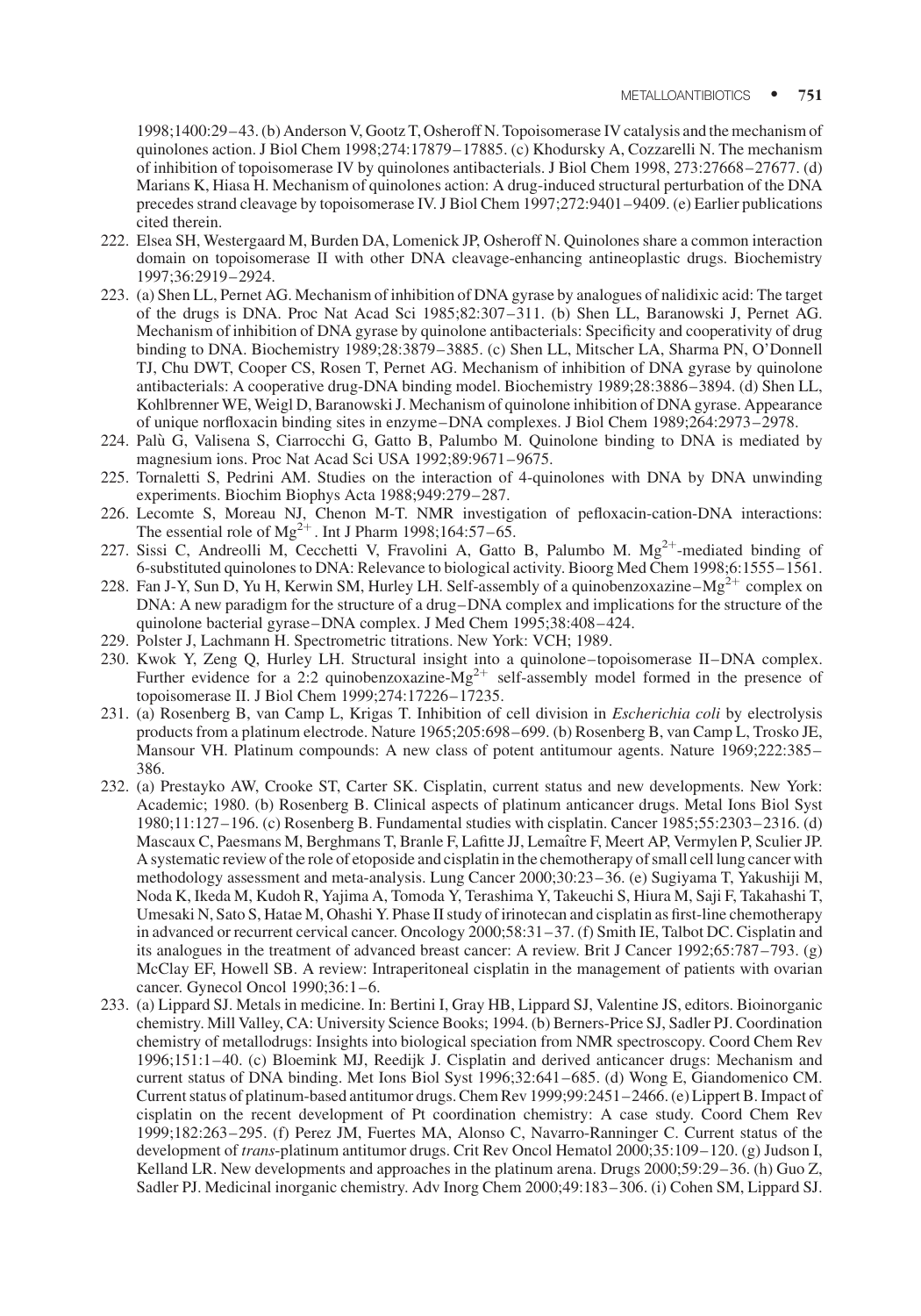1998;1400:29–43. (b) Anderson V, Gootz T, Osheroff N. Topoisomerase IV catalysis and the mechanism of quinolones action. J Biol Chem 1998;274:17879–17885. (c) Khodursky A, Cozzarelli N. The mechanism of inhibition of topoisomerase IV by quinolones antibacterials. J Biol Chem 1998, 273:27668–27677. (d) Marians K, Hiasa H. Mechanism of quinolones action: A drug-induced structural perturbation of the DNA precedes strand cleavage by topoisomerase IV. J Biol Chem 1997;272:9401–9409. (e) Earlier publications cited therein.

222. Elsea SH, Westergaard M, Burden DA, Lomenick JP, Osheroff N. Quinolones share a common interaction domain on topoisomerase II with other DNA cleavage-enhancing antineoplastic drugs. Biochemistry 1997;36:2919–2924.
223. (a) Shen LL, Pernet AG. Mechanism of inhibition of DNA gyrase by analogues of nalidixic acid: The target of the drugs is DNA. Proc Nat Acad Sci 1985;82:307–311. (b) Shen LL, Baranowski J, Pernet AG. Mechanism of inhibition of DNA gyrase by quinolone antibacterials: Specificity and cooperativity of drug binding to DNA. Biochemistry 1989;28:3879–3885. (c) Shen LL, Mitscher LA, Sharma PN, O'Donnell TJ, Chu DWT, Cooper CS, Rosen T, Pernet AG. Mechanism of inhibition of DNA gyrase by quinolone antibacterials: A cooperative drug-DNA binding model. Biochemistry 1989;28:3886–3894. (d) Shen LL, Kohlbrenner WE, Weigl D, Baranowski J. Mechanism of quinolone inhibition of DNA gyrase. Appearance of unique norfloxacin binding sites in enzyme–DNA complexes. J Biol Chem 1989;264:2973–2978.
224. Palù G, Valisena S, Ciarrocchi G, Gatto B, Palumbo M. Quinolone binding to DNA is mediated by magnesium ions. Proc Nat Acad Sci USA 1992;89:9671–9675.
225. Tornaletti S, Pedrini AM. Studies on the interaction of 4-quinolones with DNA by DNA unwinding experiments. Biochim Biophys Acta 1988;949:279–287.
226. Lecomte S, Moreau NJ, Chenon M-T. NMR investigation of pefloxacin-cation-DNA interactions: The essential role of $Mg^{2+}$. Int J Pharm 1998;164:57–65.
227. Sissi C, Andreolli M, Cecchetti V, Fravolini A, Gatto B, Palumbo M. $Mg^{2+}$-mediated binding of 6-substituted quinolones to DNA: Relevance to biological activity. Bioorg Med Chem 1998;6:1555–1561.
228. Fan J-Y, Sun D, Yu H, Kerwin SM, Hurley LH. Self-assembly of a quinobenzoxazine–$Mg^{2+}$ complex on DNA: A new paradigm for the structure of a drug–DNA complex and implications for the structure of the quinolone bacterial gyrase–DNA complex. J Med Chem 1995;38:408–424.
229. Polster J, Lachmann H. Spectrometric titrations. New York: VCH; 1989.
230. Kwok Y, Zeng Q, Hurley LH. Structural insight into a quinolone–topoisomerase II–DNA complex. Further evidence for a 2:2 quinobenzoxazine-$Mg^{2+}$ self-assembly model formed in the presence of topoisomerase II. J Biol Chem 1999;274:17226–17235.
231. (a) Rosenberg B, van Camp L, Krigas T. Inhibition of cell division in *Escherichia coli* by electrolysis products from a platinum electrode. Nature 1965;205:698–699. (b) Rosenberg B, van Camp L, Trosko JE, Mansour VH. Platinum compounds: A new class of potent antitumour agents. Nature 1969;222:385–386.
232. (a) Prestayko AW, Crooke ST, Carter SK. Cisplatin, current status and new developments. New York: Academic; 1980. (b) Rosenberg B. Clinical aspects of platinum anticancer drugs. Metal Ions Biol Syst 1980;11:127–196. (c) Rosenberg B. Fundamental studies with cisplatin. Cancer 1985;55:2303–2316. (d) Mascaux C, Paesmans M, Berghmans T, Branle F, Lafitte JJ, Lemaître F, Meert AP, Vermylen P, Sculier JP. A systematic review of the role of etoposide and cisplatin in the chemotherapy of small cell lung cancer with methodology assessment and meta-analysis. Lung Cancer 2000;30:23–36. (e) Sugiyama T, Yakushiji M, Noda K, Ikeda M, Kudoh R, Yajima A, Tomoda Y, Terashima Y, Takeuchi S, Hiura M, Saji F, Takahashi T, Umesaki N, Sato S, Hatae M, Ohashi Y. Phase II study of irinotecan and cisplatin as first-line chemotherapy in advanced or recurrent cervical cancer. Oncology 2000;58:31–37. (f) Smith IE, Talbot DC. Cisplatin and its analogues in the treatment of advanced breast cancer: A review. Brit J Cancer 1992;65:787–793. (g) McClay EF, Howell SB. A review: Intraperitoneal cisplatin in the management of patients with ovarian cancer. Gynecol Oncol 1990;36:1–6.
233. (a) Lippard SJ. Metals in medicine. In: Bertini I, Gray HB, Lippard SJ, Valentine JS, editors. Bioinorganic chemistry. Mill Valley, CA: University Science Books; 1994. (b) Berners-Price SJ, Sadler PJ. Coordination chemistry of metallodrugs: Insights into biological speciation from NMR spectroscopy. Coord Chem Rev 1996;151:1–40. (c) Bloemink MJ, Reedijk J. Cisplatin and derived anticancer drugs: Mechanism and current status of DNA binding. Met Ions Biol Syst 1996;32:641–685. (d) Wong E, Giandomenico CM. Current status of platinum-based antitumor drugs. Chem Rev 1999;99:2451–2466. (e) Lippert B. Impact of cisplatin on the recent development of Pt coordination chemistry: A case study. Coord Chem Rev 1999;182:263–295. (f) Perez JM, Fuertes MA, Alonso C, Navarro-Ranninger C. Current status of the development of *trans*-platinum antitumor drugs. Crit Rev Oncol Hematol 2000;35:109–120. (g) Judson I, Kelland LR. New developments and approaches in the platinum arena. Drugs 2000;59:29–36. (h) Guo Z, Sadler PJ. Medicinal inorganic chemistry. Adv Inorg Chem 2000;49:183–306. (i) Cohen SM, Lippard SJ.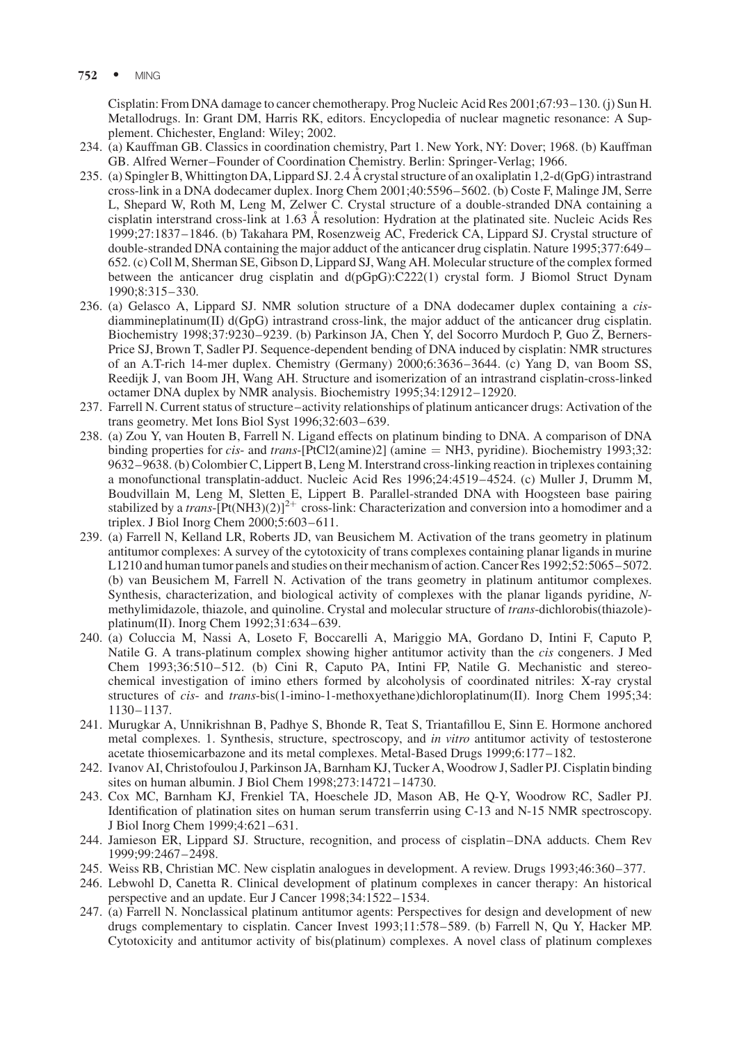Cisplatin: From DNA damage to cancer chemotherapy. Prog Nucleic Acid Res 2001;67:93–130. (j) Sun H. Metallodrugs. In: Grant DM, Harris RK, editors. Encyclopedia of nuclear magnetic resonance: A Supplement. Chichester, England: Wiley; 2002.

234. (a) Kauffman GB. Classics in coordination chemistry, Part 1. New York, NY: Dover; 1968. (b) Kauffman GB. Alfred Werner–Founder of Coordination Chemistry. Berlin: Springer-Verlag; 1966.
235. (a) Spingler B, Whittington DA, Lippard SJ. 2.4 Å crystal structure of an oxaliplatin 1,2-d(GpG) intrastrand cross-link in a DNA dodecamer duplex. Inorg Chem 2001;40:5596–5602. (b) Coste F, Malinge JM, Serre L, Shepard W, Roth M, Leng M, Zelwer C. Crystal structure of a double-stranded DNA containing a cisplatin interstrand cross-link at 1.63 Å resolution: Hydration at the platinated site. Nucleic Acids Res 1999;27:1837–1846. (b) Takahara PM, Rosenzweig AC, Frederick CA, Lippard SJ. Crystal structure of double-stranded DNA containing the major adduct of the anticancer drug cisplatin. Nature 1995;377:649–652. (c) Coll M, Sherman SE, Gibson D, Lippard SJ, Wang AH. Molecular structure of the complex formed between the anticancer drug cisplatin and d(pGpG):C222(1) crystal form. J Biomol Struct Dynam 1990;8:315–330.
236. (a) Gelasco A, Lippard SJ. NMR solution structure of a DNA dodecamer duplex containing a *cis*-diammineplatinum(II) d(GpG) intrastrand cross-link, the major adduct of the anticancer drug cisplatin. Biochemistry 1998;37:9230–9239. (b) Parkinson JA, Chen Y, del Socorro Murdoch P, Guo Z, Berners-Price SJ, Brown T, Sadler PJ. Sequence-dependent bending of DNA induced by cisplatin: NMR structures of an A.T-rich 14-mer duplex. Chemistry (Germany) 2000;6:3636–3644. (c) Yang D, van Boom SS, Reedijk J, van Boom JH, Wang AH. Structure and isomerization of an intrastrand cisplatin-cross-linked octamer DNA duplex by NMR analysis. Biochemistry 1995;34:12912–12920.
237. Farrell N. Current status of structure–activity relationships of platinum anticancer drugs: Activation of the trans geometry. Met Ions Biol Syst 1996;32:603–639.
238. (a) Zou Y, van Houten B, Farrell N. Ligand effects on platinum binding to DNA. A comparison of DNA binding properties for *cis*- and *trans*-[PtCl2(amine)2] (amine = NH3, pyridine). Biochemistry 1993;32:9632–9638. (b) Colombier C, Lippert B, Leng M. Interstrand cross-linking reaction in triplexes containing a monofunctional transplatin-adduct. Nucleic Acid Res 1996;24:4519–4524. (c) Muller J, Drumm M, Boudvillain M, Leng M, Sletten E, Lippert B. Parallel-stranded DNA with Hoogsteen base pairing stabilized by a *trans*-$[Pt(NH3)(2)]^{2+}$ cross-link: Characterization and conversion into a homodimer and a triplex. J Biol Inorg Chem 2000;5:603–611.
239. (a) Farrell N, Kelland LR, Roberts JD, van Beusichem M. Activation of the trans geometry in platinum antitumor complexes: A survey of the cytotoxicity of trans complexes containing planar ligands in murine L1210 and human tumor panels and studies on their mechanism of action. Cancer Res 1992;52:5065–5072. (b) van Beusichem M, Farrell N. Activation of the trans geometry in platinum antitumor complexes. Synthesis, characterization, and biological activity of complexes with the planar ligands pyridine, *N*-methylimidazole, thiazole, and quinoline. Crystal and molecular structure of *trans*-dichlorobis(thiazole)-platinum(II). Inorg Chem 1992;31:634–639.
240. (a) Coluccia M, Nassi A, Loseto F, Boccarelli A, Mariggio MA, Gordano D, Intini F, Caputo P, Natile G. A trans-platinum complex showing higher antitumor activity than the *cis* congeners. J Med Chem 1993;36:510–512. (b) Cini R, Caputo PA, Intini FP, Natile G. Mechanistic and stereochemical investigation of imino ethers formed by alcoholysis of coordinated nitriles: X-ray crystal structures of *cis*- and *trans*-bis(1-imino-1-methoxyethane)dichloroplatinum(II). Inorg Chem 1995;34:1130–1137.
241. Murugkar A, Unnikrishnan B, Padhye S, Bhonde R, Teat S, Triantafillou E, Sinn E. Hormone anchored metal complexes. 1. Synthesis, structure, spectroscopy, and *in vitro* antitumor activity of testosterone acetate thiosemicarbazone and its metal complexes. Metal-Based Drugs 1999;6:177–182.
242. Ivanov AI, Christofoulou J, Parkinson JA, Barnham KJ, Tucker A, Woodrow J, Sadler PJ. Cisplatin binding sites on human albumin. J Biol Chem 1998;273:14721–14730.
243. Cox MC, Barnham KJ, Frenkiel TA, Hoeschele JD, Mason AB, He Q-Y, Woodrow RC, Sadler PJ. Identification of platination sites on human serum transferrin using C-13 and N-15 NMR spectroscopy. J Biol Inorg Chem 1999;4:621–631.
244. Jamieson ER, Lippard SJ. Structure, recognition, and process of cisplatin–DNA adducts. Chem Rev 1999;99:2467–2498.
245. Weiss RB, Christian MC. New cisplatin analogues in development. A review. Drugs 1993;46:360–377.
246. Lebwohl D, Canetta R. Clinical development of platinum complexes in cancer therapy: An historical perspective and an update. Eur J Cancer 1998;34:1522–1534.
247. (a) Farrell N. Nonclassical platinum antitumor agents: Perspectives for design and development of new drugs complementary to cisplatin. Cancer Invest 1993;11:578–589. (b) Farrell N, Qu Y, Hacker MP. Cytotoxicity and antitumor activity of bis(platinum) complexes. A novel class of platinum complexes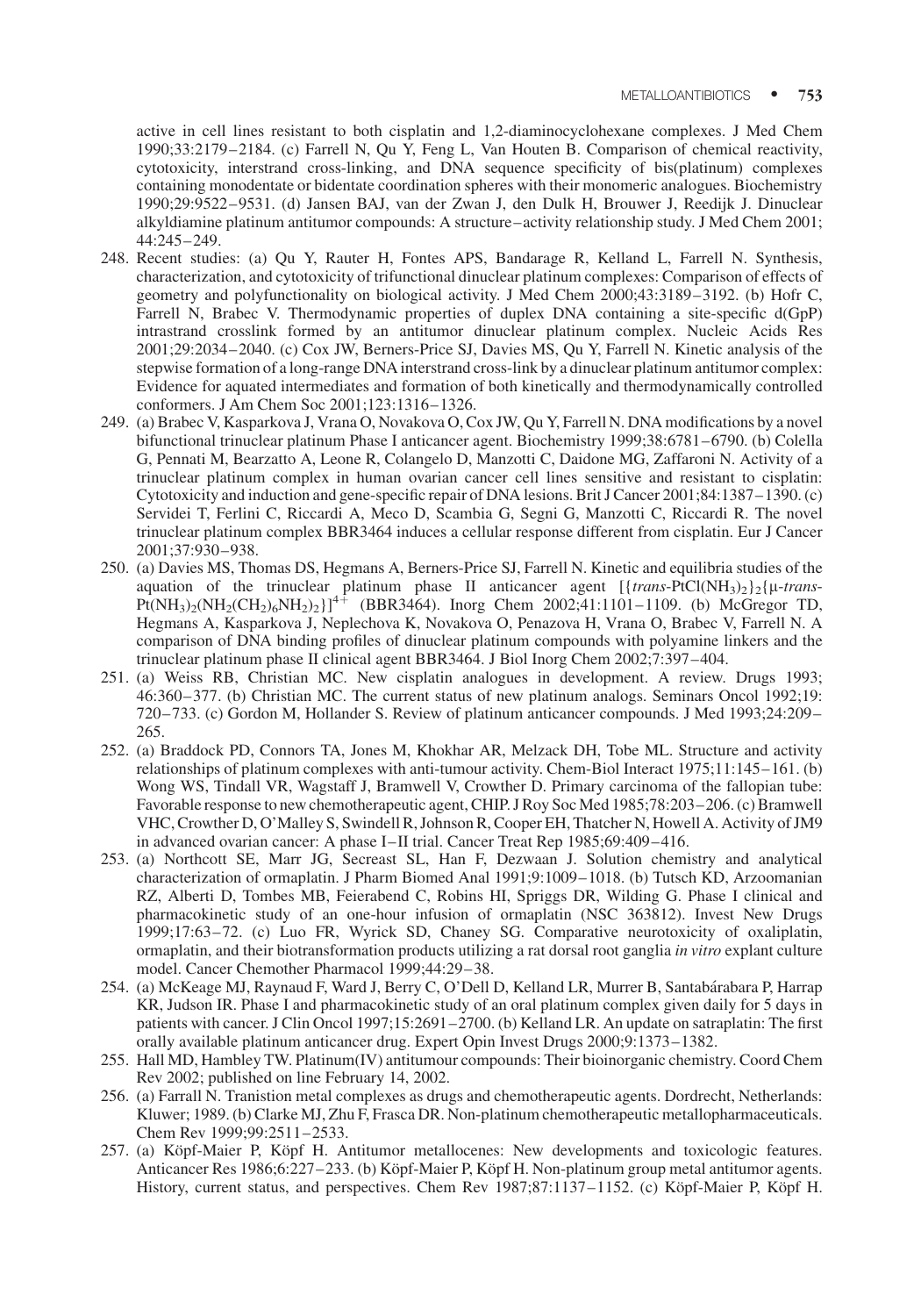active in cell lines resistant to both cisplatin and 1,2-diaminocyclohexane complexes. J Med Chem 1990;33:2179–2184. (c) Farrell N, Qu Y, Feng L, Van Houten B. Comparison of chemical reactivity, cytotoxicity, interstrand cross-linking, and DNA sequence specificity of bis(platinum) complexes containing monodentate or bidentate coordination spheres with their monomeric analogues. Biochemistry 1990;29:9522–9531. (d) Jansen BAJ, van der Zwan J, den Dulk H, Brouwer J, Reedijk J. Dinuclear alkyldiamine platinum antitumor compounds: A structure–activity relationship study. J Med Chem 2001; 44:245–249.

248. Recent studies: (a) Qu Y, Rauter H, Fontes APS, Bandarage R, Kelland L, Farrell N. Synthesis, characterization, and cytotoxicity of trifunctional dinuclear platinum complexes: Comparison of effects of geometry and polyfunctionality on biological activity. J Med Chem 2000;43:3189–3192. (b) Hofr C, Farrell N, Brabec V. Thermodynamic properties of duplex DNA containing a site-specific d(GpP) intrastrand crosslink formed by an antitumor dinuclear platinum complex. Nucleic Acids Res 2001;29:2034–2040. (c) Cox JW, Berners-Price SJ, Davies MS, Qu Y, Farrell N. Kinetic analysis of the stepwise formation of a long-range DNA interstrand cross-link by a dinuclear platinum antitumor complex: Evidence for aquated intermediates and formation of both kinetically and thermodynamically controlled conformers. J Am Chem Soc 2001;123:1316–1326.

249. (a) Brabec V, Kasparkova J, Vrana O, Novakova O, Cox JW, Qu Y, Farrell N. DNA modifications by a novel bifunctional trinuclear platinum Phase I anticancer agent. Biochemistry 1999;38:6781–6790. (b) Colella G, Pennati M, Bearzatto A, Leone R, Colangelo D, Manzotti C, Daidone MG, Zaffaroni N. Activity of a trinuclear platinum complex in human ovarian cancer cell lines sensitive and resistant to cisplatin: Cytotoxicity and induction and gene-specific repair of DNA lesions. Brit J Cancer 2001;84:1387–1390. (c) Servidei T, Ferlini C, Riccardi A, Meco D, Scambia G, Segni G, Manzotti C, Riccardi R. The novel trinuclear platinum complex BBR3464 induces a cellular response different from cisplatin. Eur J Cancer 2001;37:930–938.

250. (a) Davies MS, Thomas DS, Hegmans A, Berners-Price SJ, Farrell N. Kinetic and equilibria studies of the aquation of the trinuclear platinum phase II anticancer agent $[\{trans\text{-}PtCl(NH_3)_2\}_2\{\mu\text{-}trans\text{-}Pt(NH_3)_2(NH_2(CH_2)_6NH_2)_2\}]^{4+}$ (BBR3464). Inorg Chem 2002;41:1101–1109. (b) McGregor TD, Hegmans A, Kasparkova J, Neplechova K, Novakova O, Penazova H, Vrana O, Brabec V, Farrell N. A comparison of DNA binding profiles of dinuclear platinum compounds with polyamine linkers and the trinuclear platinum phase II clinical agent BBR3464. J Biol Inorg Chem 2002;7:397–404.

251. (a) Weiss RB, Christian MC. New cisplatin analogues in development. A review. Drugs 1993; 46:360–377. (b) Christian MC. The current status of new platinum analogs. Seminars Oncol 1992;19: 720–733. (c) Gordon M, Hollander S. Review of platinum anticancer compounds. J Med 1993;24:209–265.

252. (a) Braddock PD, Connors TA, Jones M, Khokhar AR, Melzack DH, Tobe ML. Structure and activity relationships of platinum complexes with anti-tumour activity. Chem-Biol Interact 1975;11:145–161. (b) Wong WS, Tindall VR, Wagstaff J, Bramwell V, Crowther D. Primary carcinoma of the fallopian tube: Favorable response to new chemotherapeutic agent, CHIP. J Roy Soc Med 1985;78:203–206. (c) Bramwell VHC, Crowther D, O'Malley S, Swindell R, Johnson R, Cooper EH, Thatcher N, Howell A. Activity of JM9 in advanced ovarian cancer: A phase I–II trial. Cancer Treat Rep 1985;69:409–416.

253. (a) Northcott SE, Marr JG, Secreast SL, Han F, Dezwaan J. Solution chemistry and analytical characterization of ormaplatin. J Pharm Biomed Anal 1991;9:1009–1018. (b) Tutsch KD, Arzoomanian RZ, Alberti D, Tombes MB, Feierabend C, Robins HI, Spriggs DR, Wilding G. Phase I clinical and pharmacokinetic study of an one-hour infusion of ormaplatin (NSC 363812). Invest New Drugs 1999;17:63–72. (c) Luo FR, Wyrick SD, Chaney SG. Comparative neurotoxicity of oxaliplatin, ormaplatin, and their biotransformation products utilizing a rat dorsal root ganglia *in vitro* explant culture model. Cancer Chemother Pharmacol 1999;44:29–38.

254. (a) McKeage MJ, Raynaud F, Ward J, Berry C, O'Dell D, Kelland LR, Murrer B, Santabárabara P, Harrap KR, Judson IR. Phase I and pharmacokinetic study of an oral platinum complex given daily for 5 days in patients with cancer. J Clin Oncol 1997;15:2691–2700. (b) Kelland LR. An update on satraplatin: The first orally available platinum anticancer drug. Expert Opin Invest Drugs 2000;9:1373–1382.

255. Hall MD, Hambley TW. Platinum(IV) antitumour compounds: Their bioinorganic chemistry. Coord Chem Rev 2002; published on line February 14, 2002.

256. (a) Farrall N. Tranistion metal complexes as drugs and chemotherapeutic agents. Dordrecht, Netherlands: Kluwer; 1989. (b) Clarke MJ, Zhu F, Frasca DR. Non-platinum chemotherapeutic metallopharmaceuticals. Chem Rev 1999;99:2511–2533.

257. (a) Köpf-Maier P, Köpf H. Antitumor metallocenes: New developments and toxicologic features. Anticancer Res 1986;6:227–233. (b) Köpf-Maier P, Köpf H. Non-platinum group metal antitumor agents. History, current status, and perspectives. Chem Rev 1987;87:1137–1152. (c) Köpf-Maier P, Köpf H.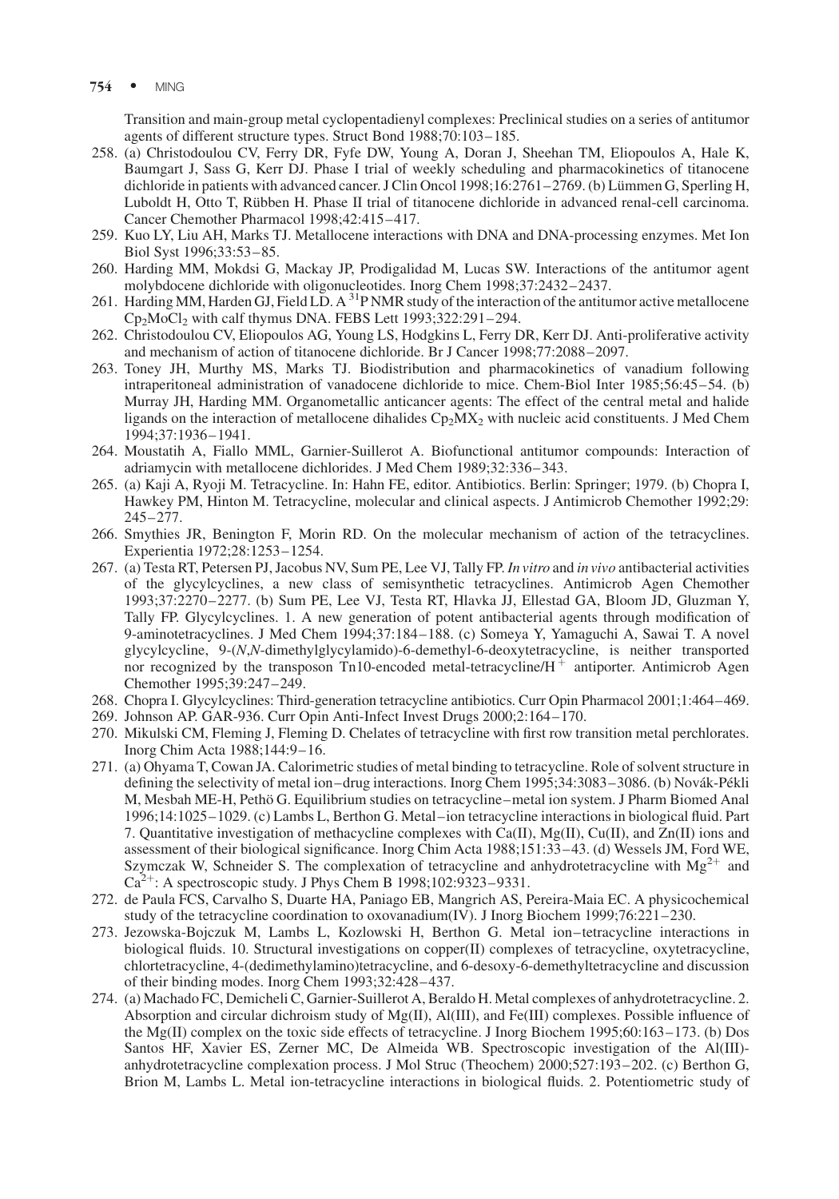Transition and main-group metal cyclopentadienyl complexes: Preclinical studies on a series of antitumor agents of different structure types. Struct Bond 1988;70:103–185.

258. (a) Christodoulou CV, Ferry DR, Fyfe DW, Young A, Doran J, Sheehan TM, Eliopoulos A, Hale K, Baumgart J, Sass G, Kerr DJ. Phase I trial of weekly scheduling and pharmacokinetics of titanocene dichloride in patients with advanced cancer. J Clin Oncol 1998;16:2761–2769. (b) Lümmen G, Sperling H, Luboldt H, Otto T, Rübben H. Phase II trial of titanocene dichloride in advanced renal-cell carcinoma. Cancer Chemother Pharmacol 1998;42:415–417.
259. Kuo LY, Liu AH, Marks TJ. Metallocene interactions with DNA and DNA-processing enzymes. Met Ion Biol Syst 1996;33:53–85.
260. Harding MM, Mokdsi G, Mackay JP, Prodigalidad M, Lucas SW. Interactions of the antitumor agent molybdocene dichloride with oligonucleotides. Inorg Chem 1998;37:2432–2437.
261. Harding MM, Harden GJ, Field LD. A $^{31}$P NMR study of the interaction of the antitumor active metallocene $Cp_2MoCl_2$ with calf thymus DNA. FEBS Lett 1993;322:291–294.
262. Christodoulou CV, Eliopoulos AG, Young LS, Hodgkins L, Ferry DR, Kerr DJ. Anti-proliferative activity and mechanism of action of titanocene dichloride. Br J Cancer 1998;77:2088–2097.
263. Toney JH, Murthy MS, Marks TJ. Biodistribution and pharmacokinetics of vanadium following intraperitoneal administration of vanadocene dichloride to mice. Chem-Biol Inter 1985;56:45–54. (b) Murray JH, Harding MM. Organometallic anticancer agents: The effect of the central metal and halide ligands on the interaction of metallocene dihalides $Cp_2MX_2$ with nucleic acid constituents. J Med Chem 1994;37:1936–1941.
264. Moustatih A, Fiallo MML, Garnier-Suillerot A. Biofunctional antitumor compounds: Interaction of adriamycin with metallocene dichlorides. J Med Chem 1989;32:336–343.
265. (a) Kaji A, Ryoji M. Tetracycline. In: Hahn FE, editor. Antibiotics. Berlin: Springer; 1979. (b) Chopra I, Hawkey PM, Hinton M. Tetracycline, molecular and clinical aspects. J Antimicrob Chemother 1992;29: 245–277.
266. Smythies JR, Benington F, Morin RD. On the molecular mechanism of action of the tetracyclines. Experientia 1972;28:1253–1254.
267. (a) Testa RT, Petersen PJ, Jacobus NV, Sum PE, Lee VJ, Tally FP. *In vitro* and *in vivo* antibacterial activities of the glycylcyclines, a new class of semisynthetic tetracyclines. Antimicrob Agen Chemother 1993;37:2270–2277. (b) Sum PE, Lee VJ, Testa RT, Hlavka JJ, Ellestad GA, Bloom JD, Gluzman Y, Tally FP. Glycylcyclines. 1. A new generation of potent antibacterial agents through modification of 9-aminotetracyclines. J Med Chem 1994;37:184–188. (c) Someya Y, Yamaguchi A, Sawai T. A novel glycylcycline, 9-(*N,N*-dimethylglycylamido)-6-demethyl-6-deoxytetracycline, is neither transported nor recognized by the transposon Tn10-encoded metal-tetracycline/$H^+$ antiporter. Antimicrob Agen Chemother 1995;39:247–249.
268. Chopra I. Glycylcyclines: Third-generation tetracycline antibiotics. Curr Opin Pharmacol 2001;1:464–469.
269. Johnson AP. GAR-936. Curr Opin Anti-Infect Invest Drugs 2000;2:164–170.
270. Mikulski CM, Fleming J, Fleming D. Chelates of tetracycline with first row transition metal perchlorates. Inorg Chim Acta 1988;144:9–16.
271. (a) Ohyama T, Cowan JA. Calorimetric studies of metal binding to tetracycline. Role of solvent structure in defining the selectivity of metal ion–drug interactions. Inorg Chem 1995;34:3083–3086. (b) Novák-Pékli M, Mesbah ME-H, Pethö G. Equilibrium studies on tetracycline–metal ion system. J Pharm Biomed Anal 1996;14:1025–1029. (c) Lambs L, Berthon G. Metal–ion tetracycline interactions in biological fluid. Part 7. Quantitative investigation of methacycline complexes with Ca(II), Mg(II), Cu(II), and Zn(II) ions and assessment of their biological significance. Inorg Chim Acta 1988;151:33–43. (d) Wessels JM, Ford WE, Szymczak W, Schneider S. The complexation of tetracycline and anhydrotetracycline with $Mg^{2+}$ and $Ca^{2+}$: A spectroscopic study. J Phys Chem B 1998;102:9323–9331.
272. de Paula FCS, Carvalho S, Duarte HA, Paniago EB, Mangrich AS, Pereira-Maia EC. A physicochemical study of the tetracycline coordination to oxovanadium(IV). J Inorg Biochem 1999;76:221–230.
273. Jezowska-Bojczuk M, Lambs L, Kozlowski H, Berthon G. Metal ion–tetracycline interactions in biological fluids. 10. Structural investigations on copper(II) complexes of tetracycline, oxytetracycline, chlortetracycline, 4-(dedimethylamino)tetracycline, and 6-desoxy-6-demethyltetracycline and discussion of their binding modes. Inorg Chem 1993;32:428–437.
274. (a) Machado FC, Demicheli C, Garnier-Suillerot A, Beraldo H. Metal complexes of anhydrotetracycline. 2. Absorption and circular dichroism study of Mg(II), Al(III), and Fe(III) complexes. Possible influence of the Mg(II) complex on the toxic side effects of tetracycline. J Inorg Biochem 1995;60:163–173. (b) Dos Santos HF, Xavier ES, Zerner MC, De Almeida WB. Spectroscopic investigation of the Al(III)-anhydrotetracycline complexation process. J Mol Struc (Theochem) 2000;527:193–202. (c) Berthon G, Brion M, Lambs L. Metal ion-tetracycline interactions in biological fluids. 2. Potentiometric study of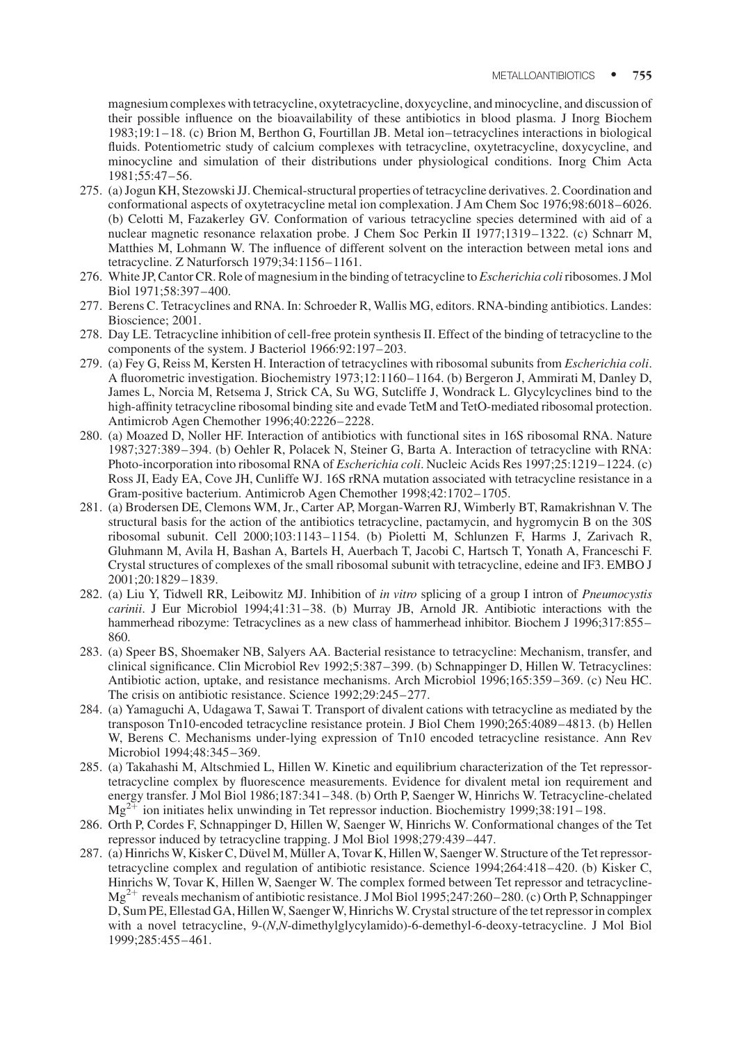magnesium complexes with tetracycline, oxytetracycline, doxycycline, and minocycline, and discussion of their possible influence on the bioavailability of these antibiotics in blood plasma. J Inorg Biochem 1983;19:1–18. (c) Brion M, Berthon G, Fourtillan JB. Metal ion–tetracyclines interactions in biological fluids. Potentiometric study of calcium complexes with tetracycline, oxytetracycline, doxycycline, and minocycline and simulation of their distributions under physiological conditions. Inorg Chim Acta 1981;55:47–56.

275. (a) Jogun KH, Stezowski JJ. Chemical-structural properties of tetracycline derivatives. 2. Coordination and conformational aspects of oxytetracycline metal ion complexation. J Am Chem Soc 1976;98:6018–6026. (b) Celotti M, Fazakerley GV. Conformation of various tetracycline species determined with aid of a nuclear magnetic resonance relaxation probe. J Chem Soc Perkin II 1977;1319–1322. (c) Schnarr M, Matthies M, Lohmann W. The influence of different solvent on the interaction between metal ions and tetracycline. Z Naturforsch 1979;34:1156–1161.
276. White JP, Cantor CR. Role of magnesium in the binding of tetracycline to *Escherichia coli* ribosomes. J Mol Biol 1971;58:397–400.
277. Berens C. Tetracyclines and RNA. In: Schroeder R, Wallis MG, editors. RNA-binding antibiotics. Landes: Bioscience; 2001.
278. Day LE. Tetracycline inhibition of cell-free protein synthesis II. Effect of the binding of tetracycline to the components of the system. J Bacteriol 1966:92:197–203.
279. (a) Fey G, Reiss M, Kersten H. Interaction of tetracyclines with ribosomal subunits from *Escherichia coli*. A fluorometric investigation. Biochemistry 1973;12:1160–1164. (b) Bergeron J, Ammirati M, Danley D, James L, Norcia M, Retsema J, Strick CA, Su WG, Sutcliffe J, Wondrack L. Glycylcyclines bind to the high-affinity tetracycline ribosomal binding site and evade TetM and TetO-mediated ribosomal protection. Antimicrob Agen Chemother 1996;40:2226–2228.
280. (a) Moazed D, Noller HF. Interaction of antibiotics with functional sites in 16S ribosomal RNA. Nature 1987;327:389–394. (b) Oehler R, Polacek N, Steiner G, Barta A. Interaction of tetracycline with RNA: Photo-incorporation into ribosomal RNA of *Escherichia coli*. Nucleic Acids Res 1997;25:1219–1224. (c) Ross JI, Eady EA, Cove JH, Cunliffe WJ. 16S rRNA mutation associated with tetracycline resistance in a Gram-positive bacterium. Antimicrob Agen Chemother 1998;42:1702–1705.
281. (a) Brodersen DE, Clemons WM, Jr., Carter AP, Morgan-Warren RJ, Wimberly BT, Ramakrishnan V. The structural basis for the action of the antibiotics tetracycline, pactamycin, and hygromycin B on the 30S ribosomal subunit. Cell 2000;103:1143–1154. (b) Pioletti M, Schlunzen F, Harms J, Zarivach R, Gluhmann M, Avila H, Bashan A, Bartels H, Auerbach T, Jacobi C, Hartsch T, Yonath A, Franceschi F. Crystal structures of complexes of the small ribosomal subunit with tetracycline, edeine and IF3. EMBO J 2001;20:1829–1839.
282. (a) Liu Y, Tidwell RR, Leibowitz MJ. Inhibition of *in vitro* splicing of a group I intron of *Pneumocystis carinii*. J Eur Microbiol 1994;41:31–38. (b) Murray JB, Arnold JR. Antibiotic interactions with the hammerhead ribozyme: Tetracyclines as a new class of hammerhead inhibitor. Biochem J 1996;317:855–860.
283. (a) Speer BS, Shoemaker NB, Salyers AA. Bacterial resistance to tetracycline: Mechanism, transfer, and clinical significance. Clin Microbiol Rev 1992;5:387–399. (b) Schnappinger D, Hillen W. Tetracyclines: Antibiotic action, uptake, and resistance mechanisms. Arch Microbiol 1996;165:359–369. (c) Neu HC. The crisis on antibiotic resistance. Science 1992;29:245–277.
284. (a) Yamaguchi A, Udagawa T, Sawai T. Transport of divalent cations with tetracycline as mediated by the transposon Tn10-encoded tetracycline resistance protein. J Biol Chem 1990;265:4089–4813. (b) Hellen W, Berens C. Mechanisms under-lying expression of Tn10 encoded tetracycline resistance. Ann Rev Microbiol 1994;48:345–369.
285. (a) Takahashi M, Altschmied L, Hillen W. Kinetic and equilibrium characterization of the Tet repressor-tetracycline complex by fluorescence measurements. Evidence for divalent metal ion requirement and energy transfer. J Mol Biol 1986;187:341–348. (b) Orth P, Saenger W, Hinrichs W. Tetracycline-chelated $Mg^{2+}$ ion initiates helix unwinding in Tet repressor induction. Biochemistry 1999;38:191–198.
286. Orth P, Cordes F, Schnappinger D, Hillen W, Saenger W, Hinrichs W. Conformational changes of the Tet repressor induced by tetracycline trapping. J Mol Biol 1998;279:439–447.
287. (a) Hinrichs W, Kisker C, Düvel M, Müller A, Tovar K, Hillen W, Saenger W. Structure of the Tet repressor-tetracycline complex and regulation of antibiotic resistance. Science 1994;264:418–420. (b) Kisker C, Hinrichs W, Tovar K, Hillen W, Saenger W. The complex formed between Tet repressor and tetracycline-$Mg^{2+}$ reveals mechanism of antibiotic resistance. J Mol Biol 1995;247:260–280. (c) Orth P, Schnappinger D, Sum PE, Ellestad GA, Hillen W, Saenger W, Hinrichs W. Crystal structure of the tet repressor in complex with a novel tetracycline, 9-(*N*,*N*-dimethylglycylamido)-6-demethyl-6-deoxy-tetracycline. J Mol Biol 1999;285:455–461.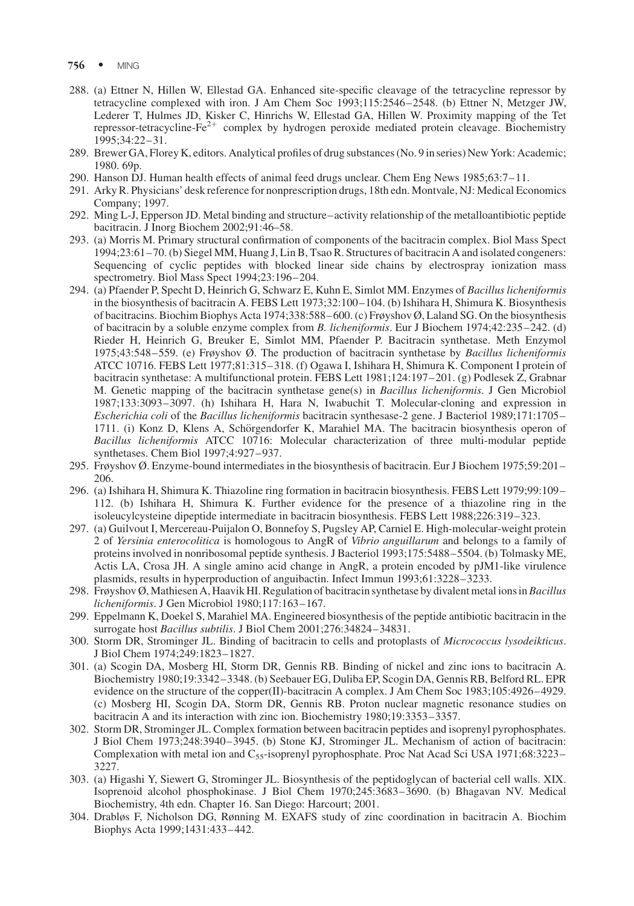288. (a) Ettner N, Hillen W, Ellestad GA. Enhanced site-specific cleavage of the tetracycline repressor by tetracycline complexed with iron. J Am Chem Soc 1993;115:2546–2548. (b) Ettner N, Metzger JW, Lederer T, Hulmes JD, Kisker C, Hinrichs W, Ellestad GA, Hillen W. Proximity mapping of the Tet repressor-tetracycline-$Fe^{2+}$ complex by hydrogen peroxide mediated protein cleavage. Biochemistry 1995;34:22–31.
289. Brewer GA, Florey K, editors. Analytical profiles of drug substances (No. 9 in series) New York: Academic; 1980. 69p.
290. Hanson DJ. Human health effects of animal feed drugs unclear. Chem Eng News 1985;63:7–11.
291. Arky R. Physicians' desk reference for nonprescription drugs, 18th edn. Montvale, NJ: Medical Economics Company; 1997.
292. Ming L-J, Epperson JD. Metal binding and structure–activity relationship of the metalloantibiotic peptide bacitracin. J Inorg Biochem 2002;91:46–58.
293. (a) Morris M. Primary structural confirmation of components of the bacitracin complex. Biol Mass Spect 1994;23:61–70. (b) Siegel MM, Huang J, Lin B, Tsao R. Structures of bacitracin A and isolated congeners: Sequencing of cyclic peptides with blocked linear side chains by electrospray ionization mass spectrometry. Biol Mass Spect 1994;23:196–204.
294. (a) Pfaender P, Specht D, Heinrich G, Schwarz E, Kuhn E, Simlot MM. Enzymes of *Bacillus licheniformis* in the biosynthesis of bacitracin A. FEBS Lett 1973;32:100–104. (b) Ishihara H, Shimura K. Biosynthesis of bacitracins. Biochim Biophys Acta 1974;338:588–600. (c) Frøyshov Ø, Laland SG. On the biosynthesis of bacitracin by a soluble enzyme complex from *B. licheniformis*. Eur J Biochem 1974;42:235–242. (d) Rieder H, Heinrich G, Breuker E, Simlot MM, Pfaender P. Bacitracin synthetase. Meth Enzymol 1975;43:548–559. (e) Frøyshov Ø. The production of bacitracin synthetase by *Bacillus licheniformis* ATCC 10716. FEBS Lett 1977;81:315–318. (f) Ogawa I, Ishihara H, Shimura K. Component I protein of bacitracin synthetase: A multifunctional protein. FEBS Lett 1981;124:197–201. (g) Podlesek Z, Grabnar M. Genetic mapping of the bacitracin synthetase gene(s) in *Bacillus licheniformis*. J Gen Microbiol 1987;133:3093–3097. (h) Ishihara H, Hara N, Iwabuchit T. Molecular-cloning and expression in *Escherichia coli* of the *Bacillus licheniformis* bacitracin synthesase-2 gene. J Bacteriol 1989;171:1705–1711. (i) Konz D, Klens A, Schörgendorfer K, Marahiel MA. The bacitracin biosynthesis operon of *Bacillus licheniformis* ATCC 10716: Molecular characterization of three multi-modular peptide synthetases. Chem Biol 1997;4:927–937.
295. Frøyshov Ø. Enzyme-bound intermediates in the biosynthesis of bacitracin. Eur J Biochem 1975;59:201–206.
296. (a) Ishihara H, Shimura K. Thiazoline ring formation in bacitracin biosynthesis. FEBS Lett 1979;99:109–112. (b) Ishihara H, Shimura K. Further evidence for the presence of a thiazoline ring in the isoleucylcysteine dipeptide intermediate in bacitracin biosynthesis. FEBS Lett 1988;226:319–323.
297. (a) Guilvout I, Mercereau-Puijalon O, Bonnefoy S, Pugsley AP, Carniel E. High-molecular-weight protein 2 of *Yersinia enterocolitica* is homologous to AngR of *Vibrio anguillarum* and belongs to a family of proteins involved in nonribosomal peptide synthesis. J Bacteriol 1993;175:5488–5504. (b) Tolmasky ME, Actis LA, Crosa JH. A single amino acid change in AngR, a protein encoded by pJM1-like virulence plasmids, results in hyperproduction of anguibactin. Infect Immun 1993;61:3228–3233.
298. Frøyshov Ø, Mathiesen A, Haavik HI. Regulation of bacitracin synthetase by divalent metal ions in *Bacillus licheniformis*. J Gen Microbiol 1980;117:163–167.
299. Eppelmann K, Doekel S, Marahiel MA. Engineered biosynthesis of the peptide antibiotic bacitracin in the surrogate host *Bacillus subtilis*. J Biol Chem 2001;276:34824–34831.
300. Storm DR, Strominger JL. Binding of bacitracin to cells and protoplasts of *Micrococcus lysodeikticus*. J Biol Chem 1974;249:1823–1827.
301. (a) Scogin DA, Mosberg HI, Storm DR, Gennis RB. Binding of nickel and zinc ions to bacitracin A. Biochemistry 1980;19:3342–3348. (b) Seebauer EG, Duliba EP, Scogin DA, Gennis RB, Belford RL. EPR evidence on the structure of the copper(II)-bacitracin A complex. J Am Chem Soc 1983;105:4926–4929. (c) Mosberg HI, Scogin DA, Storm DR, Gennis RB. Proton nuclear magnetic resonance studies on bacitracin A and its interaction with zinc ion. Biochemistry 1980;19:3353–3357.
302. Storm DR, Strominger JL. Complex formation between bacitracin peptides and isoprenyl pyrophosphates. J Biol Chem 1973;248:3940–3945. (b) Stone KJ, Strominger JL. Mechanism of action of bacitracin: Complexation with metal ion and $C_{55}$-isoprenyl pyrophosphate. Proc Nat Acad Sci USA 1971;68:3223–3227.
303. (a) Higashi Y, Siewert G, Strominger JL. Biosynthesis of the peptidoglycan of bacterial cell walls. XIX. Isoprenoid alcohol phosphokinase. J Biol Chem 1970;245:3683–3690. (b) Bhagavan NV. Medical Biochemistry, 4th edn. Chapter 16. San Diego: Harcourt; 2001.
304. Drabløs F, Nicholson DG, Rønning M. EXAFS study of zinc coordination in bacitracin A. Biochim Biophys Acta 1999;1431:433–442.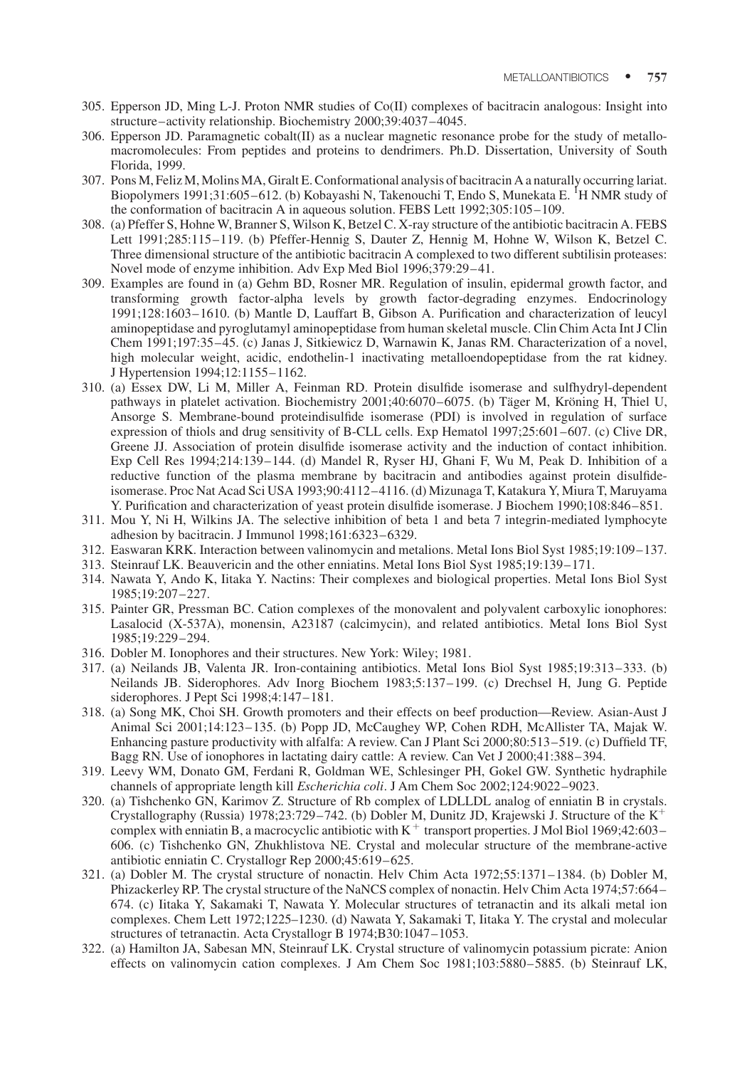305. Epperson JD, Ming L-J. Proton NMR studies of Co(II) complexes of bacitracin analogous: Insight into structure–activity relationship. Biochemistry 2000;39:4037–4045.
306. Epperson JD. Paramagnetic cobalt(II) as a nuclear magnetic resonance probe for the study of metallomacromolecules: From peptides and proteins to dendrimers. Ph.D. Dissertation, University of South Florida, 1999.
307. Pons M, Feliz M, Molins MA, Giralt E. Conformational analysis of bacitracin A a naturally occurring lariat. Biopolymers 1991;31:605–612. (b) Kobayashi N, Takenouchi T, Endo S, Munekata E. $^1$H NMR study of the conformation of bacitracin A in aqueous solution. FEBS Lett 1992;305:105–109.
308. (a) Pfeffer S, Hohne W, Branner S, Wilson K, Betzel C. X-ray structure of the antibiotic bacitracin A. FEBS Lett 1991;285:115–119. (b) Pfeffer-Hennig S, Dauter Z, Hennig M, Hohne W, Wilson K, Betzel C. Three dimensional structure of the antibiotic bacitracin A complexed to two different subtilisin proteases: Novel mode of enzyme inhibition. Adv Exp Med Biol 1996;379:29–41.
309. Examples are found in (a) Gehm BD, Rosner MR. Regulation of insulin, epidermal growth factor, and transforming growth factor-alpha levels by growth factor-degrading enzymes. Endocrinology 1991;128:1603–1610. (b) Mantle D, Lauffart B, Gibson A. Purification and characterization of leucyl aminopeptidase and pyroglutamyl aminopeptidase from human skeletal muscle. Clin Chim Acta Int J Clin Chem 1991;197:35–45. (c) Janas J, Sitkiewicz D, Warnawin K, Janas RM. Characterization of a novel, high molecular weight, acidic, endothelin-1 inactivating metalloendopeptidase from the rat kidney. J Hypertension 1994;12:1155–1162.
310. (a) Essex DW, Li M, Miller A, Feinman RD. Protein disulfide isomerase and sulfhydryl-dependent pathways in platelet activation. Biochemistry 2001;40:6070–6075. (b) Täger M, Kröning H, Thiel U, Ansorge S. Membrane-bound proteindisulfide isomerase (PDI) is involved in regulation of surface expression of thiols and drug sensitivity of B-CLL cells. Exp Hematol 1997;25:601–607. (c) Clive DR, Greene JJ. Association of protein disulfide isomerase activity and the induction of contact inhibition. Exp Cell Res 1994;214:139–144. (d) Mandel R, Ryser HJ, Ghani F, Wu M, Peak D. Inhibition of a reductive function of the plasma membrane by bacitracin and antibodies against protein disulfide-isomerase. Proc Nat Acad Sci USA 1993;90:4112–4116. (d) Mizunaga T, Katakura Y, Miura T, Maruyama Y. Purification and characterization of yeast protein disulfide isomerase. J Biochem 1990;108:846–851.
311. Mou Y, Ni H, Wilkins JA. The selective inhibition of beta 1 and beta 7 integrin-mediated lymphocyte adhesion by bacitracin. J Immunol 1998;161:6323–6329.
312. Easwaran KRK. Interaction between valinomycin and metalions. Metal Ions Biol Syst 1985;19:109–137.
313. Steinrauf LK. Beauvericin and the other enniatins. Metal Ions Biol Syst 1985;19:139–171.
314. Nawata Y, Ando K, Iitaka Y. Nactins: Their complexes and biological properties. Metal Ions Biol Syst 1985;19:207–227.
315. Painter GR, Pressman BC. Cation complexes of the monovalent and polyvalent carboxylic ionophores: Lasalocid (X-537A), monensin, A23187 (calcimycin), and related antibiotics. Metal Ions Biol Syst 1985;19:229–294.
316. Dobler M. Ionophores and their structures. New York: Wiley; 1981.
317. (a) Neilands JB, Valenta JR. Iron-containing antibiotics. Metal Ions Biol Syst 1985;19:313–333. (b) Neilands JB. Siderophores. Adv Inorg Biochem 1983;5:137–199. (c) Drechsel H, Jung G. Peptide siderophores. J Pept Sci 1998;4:147–181.
318. (a) Song MK, Choi SH. Growth promoters and their effects on beef production—Review. Asian-Aust J Animal Sci 2001;14:123–135. (b) Popp JD, McCaughey WP, Cohen RDH, McAllister TA, Majak W. Enhancing pasture productivity with alfalfa: A review. Can J Plant Sci 2000;80:513–519. (c) Duffield TF, Bagg RN. Use of ionophores in lactating dairy cattle: A review. Can Vet J 2000;41:388–394.
319. Leevy WM, Donato GM, Ferdani R, Goldman WE, Schlesinger PH, Gokel GW. Synthetic hydraphile channels of appropriate length kill *Escherichia coli*. J Am Chem Soc 2002;124:9022–9023.
320. (a) Tishchenko GN, Karimov Z. Structure of Rb complex of LDLLDL analog of enniatin B in crystals. Crystallography (Russia) 1978;23:729–742. (b) Dobler M, Dunitz JD, Krajewski J. Structure of the $K^+$ complex with enniatin B, a macrocyclic antibiotic with $K^+$ transport properties. J Mol Biol 1969;42:603–606. (c) Tishchenko GN, Zhukhlistova NE. Crystal and molecular structure of the membrane-active antibiotic enniatin C. Crystallogr Rep 2000;45:619–625.
321. (a) Dobler M. The crystal structure of nonactin. Helv Chim Acta 1972;55:1371–1384. (b) Dobler M, Phizackerley RP. The crystal structure of the NaNCS complex of nonactin. Helv Chim Acta 1974;57:664–674. (c) Iitaka Y, Sakamaki T, Nawata Y. Molecular structures of tetranactin and its alkali metal ion complexes. Chem Lett 1972;1225–1230. (d) Nawata Y, Sakamaki T, Iitaka Y. The crystal and molecular structures of tetranactin. Acta Crystallogr B 1974;B30:1047–1053.
322. (a) Hamilton JA, Sabesan MN, Steinrauf LK. Crystal structure of valinomycin potassium picrate: Anion effects on valinomycin cation complexes. J Am Chem Soc 1981;103:5880–5885. (b) Steinrauf LK,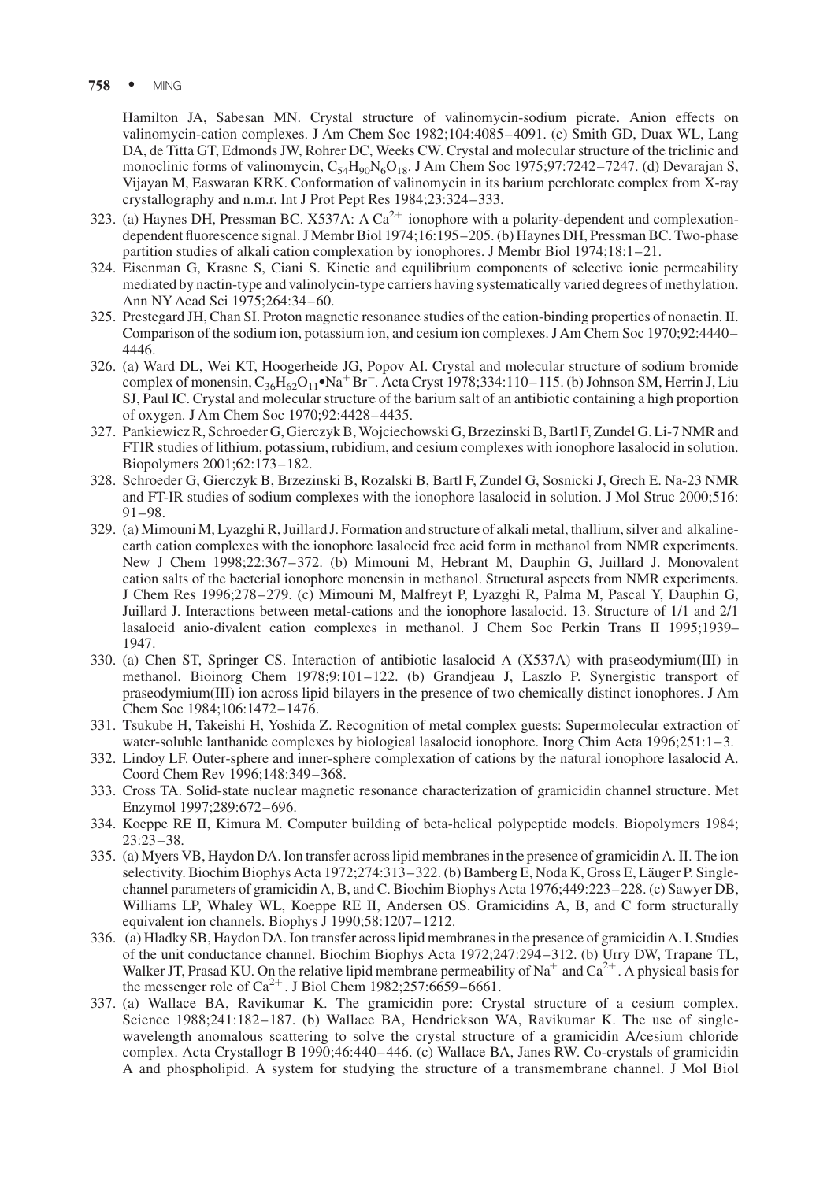Hamilton JA, Sabesan MN. Crystal structure of valinomycin-sodium picrate. Anion effects on valinomycin-cation complexes. J Am Chem Soc 1982;104:4085–4091. (c) Smith GD, Duax WL, Lang DA, de Titta GT, Edmonds JW, Rohrer DC, Weeks CW. Crystal and molecular structure of the triclinic and monoclinic forms of valinomycin, $C_{54}H_{90}N_6O_{18}$. J Am Chem Soc 1975;97:7242–7247. (d) Devarajan S, Vijayan M, Easwaran KRK. Conformation of valinomycin in its barium perchlorate complex from X-ray crystallography and n.m.r. Int J Prot Pept Res 1984;23:324–333.

323. (a) Haynes DH, Pressman BC. X537A: A $Ca^{2+}$ ionophore with a polarity-dependent and complexation-dependent fluorescence signal. J Membr Biol 1974;16:195–205. (b) Haynes DH, Pressman BC. Two-phase partition studies of alkali cation complexation by ionophores. J Membr Biol 1974;18:1–21.
324. Eisenman G, Krasne S, Ciani S. Kinetic and equilibrium components of selective ionic permeability mediated by nactin-type and valinolycin-type carriers having systematically varied degrees of methylation. Ann NY Acad Sci 1975;264:34–60.
325. Prestegard JH, Chan SI. Proton magnetic resonance studies of the cation-binding properties of nonactin. II. Comparison of the sodium ion, potassium ion, and cesium ion complexes. J Am Chem Soc 1970;92:4440–4446.
326. (a) Ward DL, Wei KT, Hoogerheide JG, Popov AI. Crystal and molecular structure of sodium bromide complex of monensin, $C_{36}H_{62}O_{11}$•$Na^{+}$ $Br^{-}$. Acta Cryst 1978;334:110–115. (b) Johnson SM, Herrin J, Liu SJ, Paul IC. Crystal and molecular structure of the barium salt of an antibiotic containing a high proportion of oxygen. J Am Chem Soc 1970;92:4428–4435.
327. Pankiewicz R, Schroeder G, Gierczyk B, Wojciechowski G, Brzezinski B, Bartl F, Zundel G. Li-7 NMR and FTIR studies of lithium, potassium, rubidium, and cesium complexes with ionophore lasalocid in solution. Biopolymers 2001;62:173–182.
328. Schroeder G, Gierczyk B, Brzezinski B, Rozalski B, Bartl F, Zundel G, Sosnicki J, Grech E. Na-23 NMR and FT-IR studies of sodium complexes with the ionophore lasalocid in solution. J Mol Struc 2000;516: 91–98.
329. (a) Mimouni M, Lyazghi R, Juillard J. Formation and structure of alkali metal, thallium, silver and alkaline-earth cation complexes with the ionophore lasalocid free acid form in methanol from NMR experiments. New J Chem 1998;22:367–372. (b) Mimouni M, Hebrant M, Dauphin G, Juillard J. Monovalent cation salts of the bacterial ionophore monensin in methanol. Structural aspects from NMR experiments. J Chem Res 1996;278–279. (c) Mimouni M, Malfreyt P, Lyazghi R, Palma M, Pascal Y, Dauphin G, Juillard J. Interactions between metal-cations and the ionophore lasalocid. 13. Structure of 1/1 and 2/1 lasalocid anio-divalent cation complexes in methanol. J Chem Soc Perkin Trans II 1995;1939–1947.
330. (a) Chen ST, Springer CS. Interaction of antibiotic lasalocid A (X537A) with praseodymium(III) in methanol. Bioinorg Chem 1978;9:101–122. (b) Grandjeau J, Laszlo P. Synergistic transport of praseodymium(III) ion across lipid bilayers in the presence of two chemically distinct ionophores. J Am Chem Soc 1984;106:1472–1476.
331. Tsukube H, Takeishi H, Yoshida Z. Recognition of metal complex guests: Supermolecular extraction of water-soluble lanthanide complexes by biological lasalocid ionophore. Inorg Chim Acta 1996;251:1–3.
332. Lindoy LF. Outer-sphere and inner-sphere complexation of cations by the natural ionophore lasalocid A. Coord Chem Rev 1996;148:349–368.
333. Cross TA. Solid-state nuclear magnetic resonance characterization of gramicidin channel structure. Met Enzymol 1997;289:672–696.
334. Koeppe RE II, Kimura M. Computer building of beta-helical polypeptide models. Biopolymers 1984; 23:23–38.
335. (a) Myers VB, Haydon DA. Ion transfer across lipid membranes in the presence of gramicidin A. II. The ion selectivity. Biochim Biophys Acta 1972;274:313–322. (b) Bamberg E, Noda K, Gross E, Läuger P. Single-channel parameters of gramicidin A, B, and C. Biochim Biophys Acta 1976;449:223–228. (c) Sawyer DB, Williams LP, Whaley WL, Koeppe RE II, Andersen OS. Gramicidins A, B, and C form structurally equivalent ion channels. Biophys J 1990;58:1207–1212.
336. (a) Hladky SB, Haydon DA. Ion transfer across lipid membranes in the presence of gramicidin A. I. Studies of the unit conductance channel. Biochim Biophys Acta 1972;247:294–312. (b) Urry DW, Trapane TL, Walker JT, Prasad KU. On the relative lipid membrane permeability of $Na^{+}$ and $Ca^{2+}$. A physical basis for the messenger role of $Ca^{2+}$. J Biol Chem 1982;257:6659–6661.
337. (a) Wallace BA, Ravikumar K. The gramicidin pore: Crystal structure of a cesium complex. Science 1988;241:182–187. (b) Wallace BA, Hendrickson WA, Ravikumar K. The use of single-wavelength anomalous scattering to solve the crystal structure of a gramicidin A/cesium chloride complex. Acta Crystallogr B 1990;46:440–446. (c) Wallace BA, Janes RW. Co-crystals of gramicidin A and phospholipid. A system for studying the structure of a transmembrane channel. J Mol Biol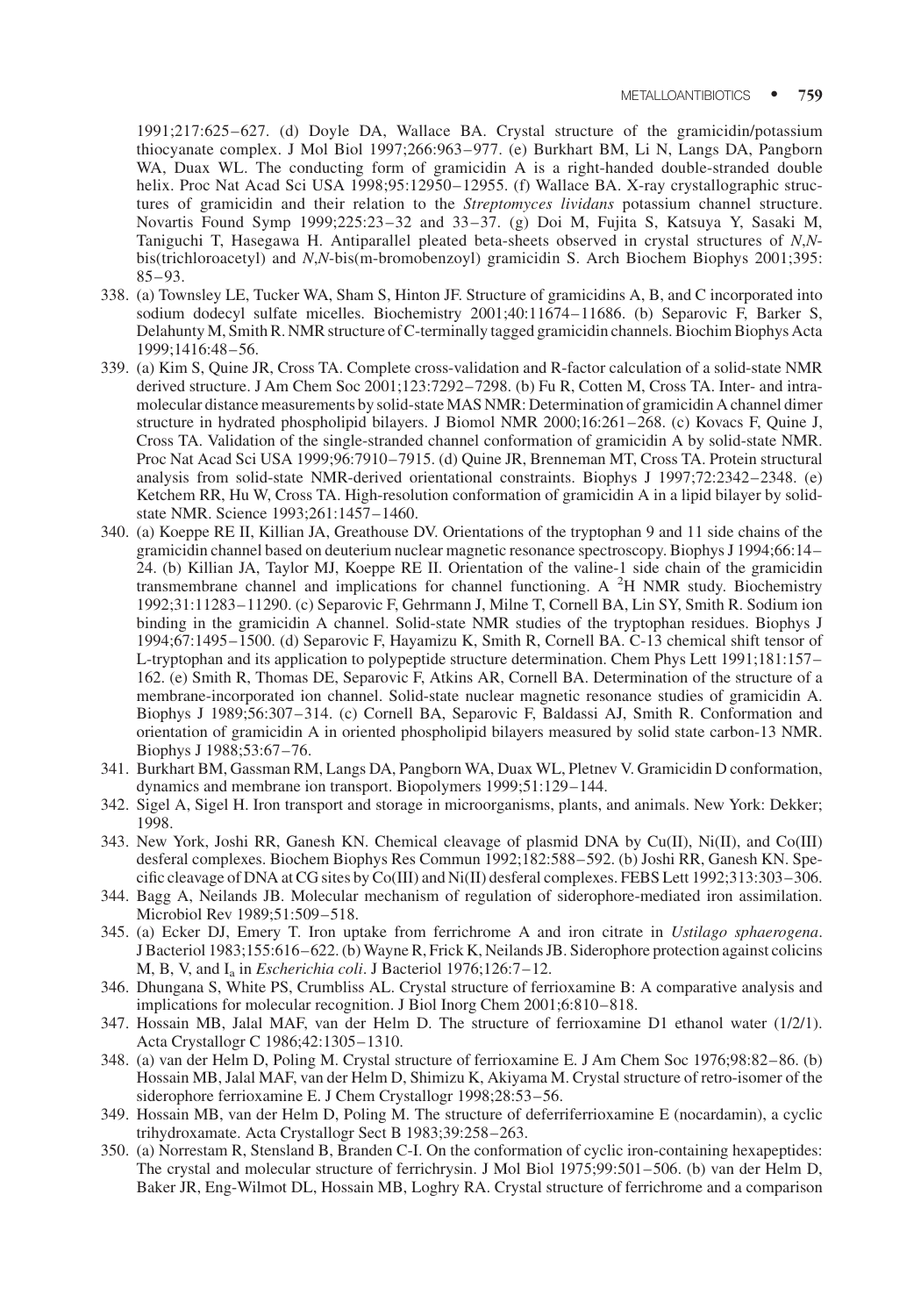1991;217:625–627. (d) Doyle DA, Wallace BA. Crystal structure of the gramicidin/potassium thiocyanate complex. J Mol Biol 1997;266:963–977. (e) Burkhart BM, Li N, Langs DA, Pangborn WA, Duax WL. The conducting form of gramicidin A is a right-handed double-stranded double helix. Proc Nat Acad Sci USA 1998;95:12950–12955. (f) Wallace BA. X-ray crystallographic structures of gramicidin and their relation to the *Streptomyces lividans* potassium channel structure. Novartis Found Symp 1999;225:23–32 and 33–37. (g) Doi M, Fujita S, Katsuya Y, Sasaki M, Taniguchi T, Hasegawa H. Antiparallel pleated beta-sheets observed in crystal structures of *N,N*-bis(trichloroacetyl) and *N,N*-bis(m-bromobenzoyl) gramicidin S. Arch Biochem Biophys 2001;395: 85–93.

338. (a) Townsley LE, Tucker WA, Sham S, Hinton JF. Structure of gramicidins A, B, and C incorporated into sodium dodecyl sulfate micelles. Biochemistry 2001;40:11674–11686. (b) Separovic F, Barker S, Delahunty M, Smith R. NMR structure of C-terminally tagged gramicidin channels. Biochim Biophys Acta 1999;1416:48–56.
339. (a) Kim S, Quine JR, Cross TA. Complete cross-validation and R-factor calculation of a solid-state NMR derived structure. J Am Chem Soc 2001;123:7292–7298. (b) Fu R, Cotten M, Cross TA. Inter- and intramolecular distance measurements by solid-state MAS NMR: Determination of gramicidin A channel dimer structure in hydrated phospholipid bilayers. J Biomol NMR 2000;16:261–268. (c) Kovacs F, Quine J, Cross TA. Validation of the single-stranded channel conformation of gramicidin A by solid-state NMR. Proc Nat Acad Sci USA 1999;96:7910–7915. (d) Quine JR, Brenneman MT, Cross TA. Protein structural analysis from solid-state NMR-derived orientational constraints. Biophys J 1997;72:2342–2348. (e) Ketchem RR, Hu W, Cross TA. High-resolution conformation of gramicidin A in a lipid bilayer by solid-state NMR. Science 1993;261:1457–1460.
340. (a) Koeppe RE II, Killian JA, Greathouse DV. Orientations of the tryptophan 9 and 11 side chains of the gramicidin channel based on deuterium nuclear magnetic resonance spectroscopy. Biophys J 1994;66:14–24. (b) Killian JA, Taylor MJ, Koeppe RE II. Orientation of the valine-1 side chain of the gramicidin transmembrane channel and implications for channel functioning. A $^2$H NMR study. Biochemistry 1992;31:11283–11290. (c) Separovic F, Gehrmann J, Milne T, Cornell BA, Lin SY, Smith R. Sodium ion binding in the gramicidin A channel. Solid-state NMR studies of the tryptophan residues. Biophys J 1994;67:1495–1500. (d) Separovic F, Hayamizu K, Smith R, Cornell BA. C-13 chemical shift tensor of L-tryptophan and its application to polypeptide structure determination. Chem Phys Lett 1991;181:157–162. (e) Smith R, Thomas DE, Separovic F, Atkins AR, Cornell BA. Determination of the structure of a membrane-incorporated ion channel. Solid-state nuclear magnetic resonance studies of gramicidin A. Biophys J 1989;56:307–314. (c) Cornell BA, Separovic F, Baldassi AJ, Smith R. Conformation and orientation of gramicidin A in oriented phospholipid bilayers measured by solid state carbon-13 NMR. Biophys J 1988;53:67–76.
341. Burkhart BM, Gassman RM, Langs DA, Pangborn WA, Duax WL, Pletnev V. Gramicidin D conformation, dynamics and membrane ion transport. Biopolymers 1999;51:129–144.
342. Sigel A, Sigel H. Iron transport and storage in microorganisms, plants, and animals. New York: Dekker; 1998.
343. New York, Joshi RR, Ganesh KN. Chemical cleavage of plasmid DNA by Cu(II), Ni(II), and Co(III) desferal complexes. Biochem Biophys Res Commun 1992;182:588–592. (b) Joshi RR, Ganesh KN. Specific cleavage of DNA at CG sites by Co(III) and Ni(II) desferal complexes. FEBS Lett 1992;313:303–306.
344. Bagg A, Neilands JB. Molecular mechanism of regulation of siderophore-mediated iron assimilation. Microbiol Rev 1989;51:509–518.
345. (a) Ecker DJ, Emery T. Iron uptake from ferrichrome A and iron citrate in *Ustilago sphaerogena*. J Bacteriol 1983;155:616–622. (b) Wayne R, Frick K, Neilands JB. Siderophore protection against colicins M, B, V, and $I_a$ in *Escherichia coli*. J Bacteriol 1976;126:7–12.
346. Dhungana S, White PS, Crumbliss AL. Crystal structure of ferrioxamine B: A comparative analysis and implications for molecular recognition. J Biol Inorg Chem 2001;6:810–818.
347. Hossain MB, Jalal MAF, van der Helm D. The structure of ferrioxamine D1 ethanol water (1/2/1). Acta Crystallogr C 1986;42:1305–1310.
348. (a) van der Helm D, Poling M. Crystal structure of ferrioxamine E. J Am Chem Soc 1976;98:82–86. (b) Hossain MB, Jalal MAF, van der Helm D, Shimizu K, Akiyama M. Crystal structure of retro-isomer of the siderophore ferrioxamine E. J Chem Crystallogr 1998;28:53–56.
349. Hossain MB, van der Helm D, Poling M. The structure of deferriferrioxamine E (nocardamin), a cyclic trihydroxamate. Acta Crystallogr Sect B 1983;39:258–263.
350. (a) Norrestam R, Stensland B, Branden C-I. On the conformation of cyclic iron-containing hexapeptides: The crystal and molecular structure of ferrichrysin. J Mol Biol 1975;99:501–506. (b) van der Helm D, Baker JR, Eng-Wilmot DL, Hossain MB, Loghry RA. Crystal structure of ferrichrome and a comparison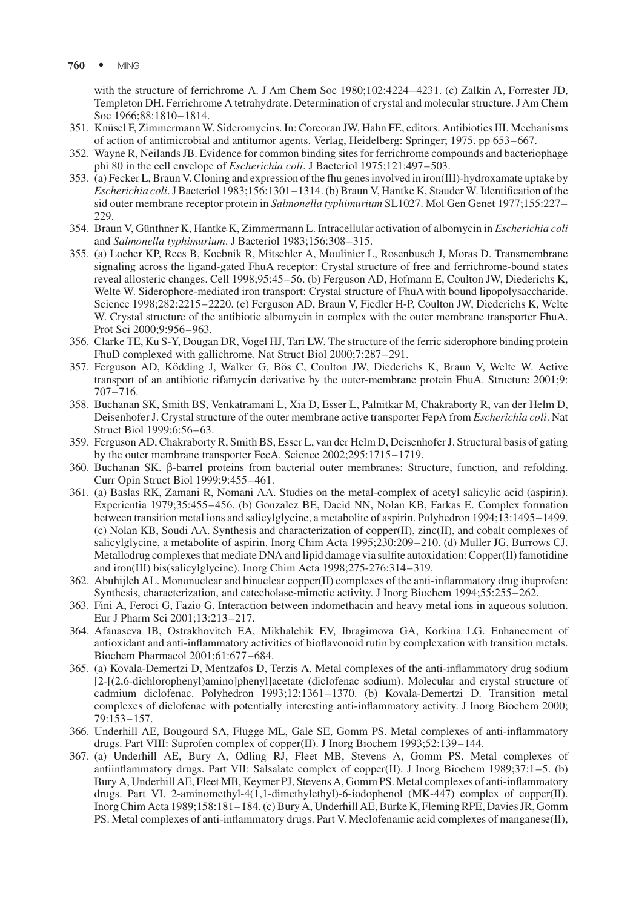with the structure of ferrichrome A. J Am Chem Soc 1980;102:4224–4231. (c) Zalkin A, Forrester JD, Templeton DH. Ferrichrome A tetrahydrate. Determination of crystal and molecular structure. J Am Chem Soc 1966;88:1810–1814.

351. Knüsel F, Zimmermann W. Sideromycins. In: Corcoran JW, Hahn FE, editors. Antibiotics III. Mechanisms of action of antimicrobial and antitumor agents. Verlag, Heidelberg: Springer; 1975. pp 653–667.
352. Wayne R, Neilands JB. Evidence for common binding sites for ferrichrome compounds and bacteriophage phi 80 in the cell envelope of *Escherichia coli*. J Bacteriol 1975;121:497–503.
353. (a) Fecker L, Braun V. Cloning and expression of the fhu genes involved in iron(III)-hydroxamate uptake by *Escherichia coli*. J Bacteriol 1983;156:1301–1314. (b) Braun V, Hantke K, Stauder W. Identification of the sid outer membrane receptor protein in *Salmonella typhimurium* SL1027. Mol Gen Genet 1977;155:227–229.
354. Braun V, Günthner K, Hantke K, Zimmermann L. Intracellular activation of albomycin in *Escherichia coli* and *Salmonella typhimurium*. J Bacteriol 1983;156:308–315.
355. (a) Locher KP, Rees B, Koebnik R, Mitschler A, Moulinier L, Rosenbusch J, Moras D. Transmembrane signaling across the ligand-gated FhuA receptor: Crystal structure of free and ferrichrome-bound states reveal allosteric changes. Cell 1998;95:45–56. (b) Ferguson AD, Hofmann E, Coulton JW, Diederichs K, Welte W. Siderophore-mediated iron transport: Crystal structure of FhuA with bound lipopolysaccharide. Science 1998;282:2215–2220. (c) Ferguson AD, Braun V, Fiedler H-P, Coulton JW, Diederichs K, Welte W. Crystal structure of the antibiotic albomycin in complex with the outer membrane transporter FhuA. Prot Sci 2000;9:956–963.
356. Clarke TE, Ku S-Y, Dougan DR, Vogel HJ, Tari LW. The structure of the ferric siderophore binding protein FhuD complexed with gallichrome. Nat Struct Biol 2000;7:287–291.
357. Ferguson AD, Ködding J, Walker G, Bös C, Coulton JW, Diederichs K, Braun V, Welte W. Active transport of an antibiotic rifamycin derivative by the outer-membrane protein FhuA. Structure 2001;9: 707–716.
358. Buchanan SK, Smith BS, Venkatramani L, Xia D, Esser L, Palnitkar M, Chakraborty R, van der Helm D, Deisenhofer J. Crystal structure of the outer membrane active transporter FepA from *Escherichia coli*. Nat Struct Biol 1999;6:56–63.
359. Ferguson AD, Chakraborty R, Smith BS, Esser L, van der Helm D, Deisenhofer J. Structural basis of gating by the outer membrane transporter FecA. Science 2002;295:1715–1719.
360. Buchanan SK. β-barrel proteins from bacterial outer membranes: Structure, function, and refolding. Curr Opin Struct Biol 1999;9:455–461.
361. (a) Baslas RK, Zamani R, Nomani AA. Studies on the metal-complex of acetyl salicylic acid (aspirin). Experientia 1979;35:455–456. (b) Gonzalez BE, Daeid NN, Nolan KB, Farkas E. Complex formation between transition metal ions and salicylglycine, a metabolite of aspirin. Polyhedron 1994;13:1495–1499. (c) Nolan KB, Soudi AA. Synthesis and characterization of copper(II), zinc(II), and cobalt complexes of salicylglycine, a metabolite of aspirin. Inorg Chim Acta 1995;230:209–210. (d) Muller JG, Burrows CJ. Metallodrug complexes that mediate DNA and lipid damage via sulfite autoxidation: Copper(II) famotidine and iron(III) bis(salicylglycine). Inorg Chim Acta 1998;275-276:314–319.
362. Abuhijleh AL. Mononuclear and binuclear copper(II) complexes of the anti-inflammatory drug ibuprofen: Synthesis, characterization, and catecholase-mimetic activity. J Inorg Biochem 1994;55:255–262.
363. Fini A, Feroci G, Fazio G. Interaction between indomethacin and heavy metal ions in aqueous solution. Eur J Pharm Sci 2001;13:213–217.
364. Afanaseva IB, Ostrakhovitch EA, Mikhalchik EV, Ibragimova GA, Korkina LG. Enhancement of antioxidant and anti-inflammatory activities of bioflavonoid rutin by complexation with transition metals. Biochem Pharmacol 2001;61:677–684.
365. (a) Kovala-Demertzi D, Mentzafos D, Terzis A. Metal complexes of the anti-inflammatory drug sodium [2-[(2,6-dichlorophenyl)amino]phenyl]acetate (diclofenac sodium). Molecular and crystal structure of cadmium diclofenac. Polyhedron 1993;12:1361–1370. (b) Kovala-Demertzi D. Transition metal complexes of diclofenac with potentially interesting anti-inflammatory activity. J Inorg Biochem 2000; 79:153–157.
366. Underhill AE, Bougourd SA, Flugge ML, Gale SE, Gomm PS. Metal complexes of anti-inflammatory drugs. Part VIII: Suprofen complex of copper(II). J Inorg Biochem 1993;52:139–144.
367. (a) Underhill AE, Bury A, Odling RJ, Fleet MB, Stevens A, Gomm PS. Metal complexes of antiinflammatory drugs. Part VII: Salsalate complex of copper(II). J Inorg Biochem 1989;37:1–5. (b) Bury A, Underhill AE, Fleet MB, Keymer PJ, Stevens A, Gomm PS. Metal complexes of anti-inflammatory drugs. Part VI. 2-aminomethyl-4(1,1-dimethylethyl)-6-iodophenol (MK-447) complex of copper(II). Inorg Chim Acta 1989;158:181–184. (c) Bury A, Underhill AE, Burke K, Fleming RPE, Davies JR, Gomm PS. Metal complexes of anti-inflammatory drugs. Part V. Meclofenamic acid complexes of manganese(II),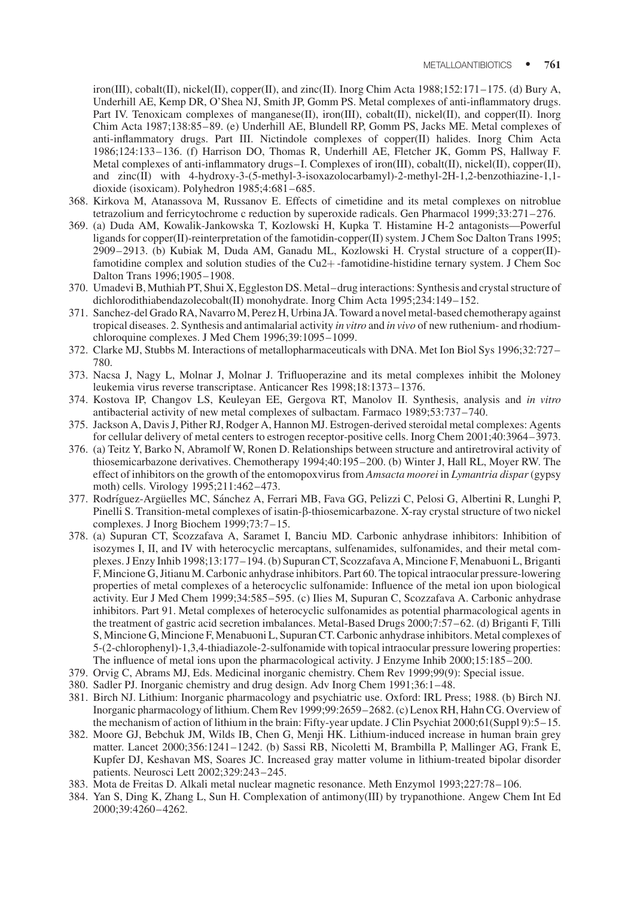iron(III), cobalt(II), nickel(II), copper(II), and zinc(II). Inorg Chim Acta 1988;152:171–175. (d) Bury A, Underhill AE, Kemp DR, O'Shea NJ, Smith JP, Gomm PS. Metal complexes of anti-inflammatory drugs. Part IV. Tenoxicam complexes of manganese(II), iron(III), cobalt(II), nickel(II), and copper(II). Inorg Chim Acta 1987;138:85–89. (e) Underhill AE, Blundell RP, Gomm PS, Jacks ME. Metal complexes of anti-inflammatory drugs. Part III. Nictindole complexes of copper(II) halides. Inorg Chim Acta 1986;124:133–136. (f) Harrison DO, Thomas R, Underhill AE, Fletcher JK, Gomm PS, Hallway F. Metal complexes of anti-inflammatory drugs–I. Complexes of iron(III), cobalt(II), nickel(II), copper(II), and zinc(II) with 4-hydroxy-3-(5-methyl-3-isoxazolocarbamyl)-2-methyl-2H-1,2-benzothiazine-1,1-dioxide (isoxicam). Polyhedron 1985;4:681–685.

368. Kirkova M, Atanassova M, Russanov E. Effects of cimetidine and its metal complexes on nitroblue tetrazolium and ferricytochrome c reduction by superoxide radicals. Gen Pharmacol 1999;33:271–276.
369. (a) Duda AM, Kowalik-Jankowska T, Kozlowski H, Kupka T. Histamine H-2 antagonists—Powerful ligands for copper(II)-reinterpretation of the famotidin-copper(II) system. J Chem Soc Dalton Trans 1995; 2909–2913. (b) Kubiak M, Duda AM, Ganadu ML, Kozlowski H. Crystal structure of a copper(II)-famotidine complex and solution studies of the Cu2+-famotidine-histidine ternary system. J Chem Soc Dalton Trans 1996;1905–1908.
370. Umadevi B, Muthiah PT, Shui X, Eggleston DS. Metal–drug interactions: Synthesis and crystal structure of dichlorodithiabendazolecobalt(II) monohydrate. Inorg Chim Acta 1995;234:149–152.
371. Sanchez-del Grado RA, Navarro M, Perez H, Urbina JA. Toward a novel metal-based chemotherapy against tropical diseases. 2. Synthesis and antimalarial activity *in vitro* and *in vivo* of new ruthenium- and rhodium-chloroquine complexes. J Med Chem 1996;39:1095–1099.
372. Clarke MJ, Stubbs M. Interactions of metallopharmaceuticals with DNA. Met Ion Biol Sys 1996;32:727–780.
373. Nacsa J, Nagy L, Molnar J, Molnar J. Trifluoperazine and its metal complexes inhibit the Moloney leukemia virus reverse transcriptase. Anticancer Res 1998;18:1373–1376.
374. Kostova IP, Changov LS, Keuleyan EE, Gergova RT, Manolov II. Synthesis, analysis and *in vitro* antibacterial activity of new metal complexes of sulbactam. Farmaco 1989;53:737–740.
375. Jackson A, Davis J, Pither RJ, Rodger A, Hannon MJ. Estrogen-derived steroidal metal complexes: Agents for cellular delivery of metal centers to estrogen receptor-positive cells. Inorg Chem 2001;40:3964–3973.
376. (a) Teitz Y, Barko N, Abramolf W, Ronen D. Relationships between structure and antiretroviral activity of thiosemicarbazone derivatives. Chemotherapy 1994;40:195–200. (b) Winter J, Hall RL, Moyer RW. The effect of inhibitors on the growth of the entomopoxvirus from *Amsacta moorei* in *Lymantria dispar* (gypsy moth) cells. Virology 1995;211:462–473.
377. Rodríguez-Argüelles MC, Sánchez A, Ferrari MB, Fava GG, Pelizzi C, Pelosi G, Albertini R, Lunghi P, Pinelli S. Transition-metal complexes of isatin-β-thiosemicarbazone. X-ray crystal structure of two nickel complexes. J Inorg Biochem 1999;73:7–15.
378. (a) Supuran CT, Scozzafava A, Saramet I, Banciu MD. Carbonic anhydrase inhibitors: Inhibition of isozymes I, II, and IV with heterocyclic mercaptans, sulfenamides, sulfonamides, and their metal complexes. J Enzy Inhib 1998;13:177–194. (b) Supuran CT, Scozzafava A, Mincione F, Menabuoni L, Briganti F, Mincione G, Jitianu M. Carbonic anhydrase inhibitors. Part 60. The topical intraocular pressure-lowering properties of metal complexes of a heterocyclic sulfonamide: Influence of the metal ion upon biological activity. Eur J Med Chem 1999;34:585–595. (c) Ilies M, Supuran C, Scozzafava A. Carbonic anhydrase inhibitors. Part 91. Metal complexes of heterocyclic sulfonamides as potential pharmacological agents in the treatment of gastric acid secretion imbalances. Metal-Based Drugs 2000;7:57–62. (d) Briganti F, Tilli S, Mincione G, Mincione F, Menabuoni L, Supuran CT. Carbonic anhydrase inhibitors. Metal complexes of 5-(2-chlorophenyl)-1,3,4-thiadiazole-2-sulfonamide with topical intraocular pressure lowering properties: The influence of metal ions upon the pharmacological activity. J Enzyme Inhib 2000;15:185–200.
379. Orvig C, Abrams MJ, Eds. Medicinal inorganic chemistry. Chem Rev 1999;99(9): Special issue.
380. Sadler PJ. Inorganic chemistry and drug design. Adv Inorg Chem 1991;36:1–48.
381. Birch NJ. Lithium: Inorganic pharmacology and psychiatric use. Oxford: IRL Press; 1988. (b) Birch NJ. Inorganic pharmacology of lithium. Chem Rev 1999;99:2659–2682. (c) Lenox RH, Hahn CG. Overview of the mechanism of action of lithium in the brain: Fifty-year update. J Clin Psychiat 2000;61(Suppl 9):5–15.
382. Moore GJ, Bebchuk JM, Wilds IB, Chen G, Menji HK. Lithium-induced increase in human brain grey matter. Lancet 2000;356:1241–1242. (b) Sassi RB, Nicoletti M, Brambilla P, Mallinger AG, Frank E, Kupfer DJ, Keshavan MS, Soares JC. Increased gray matter volume in lithium-treated bipolar disorder patients. Neurosci Lett 2002;329:243–245.
383. Mota de Freitas D. Alkali metal nuclear magnetic resonance. Meth Enzymol 1993;227:78–106.
384. Yan S, Ding K, Zhang L, Sun H. Complexation of antimony(III) by trypanothione. Angew Chem Int Ed 2000;39:4260–4262.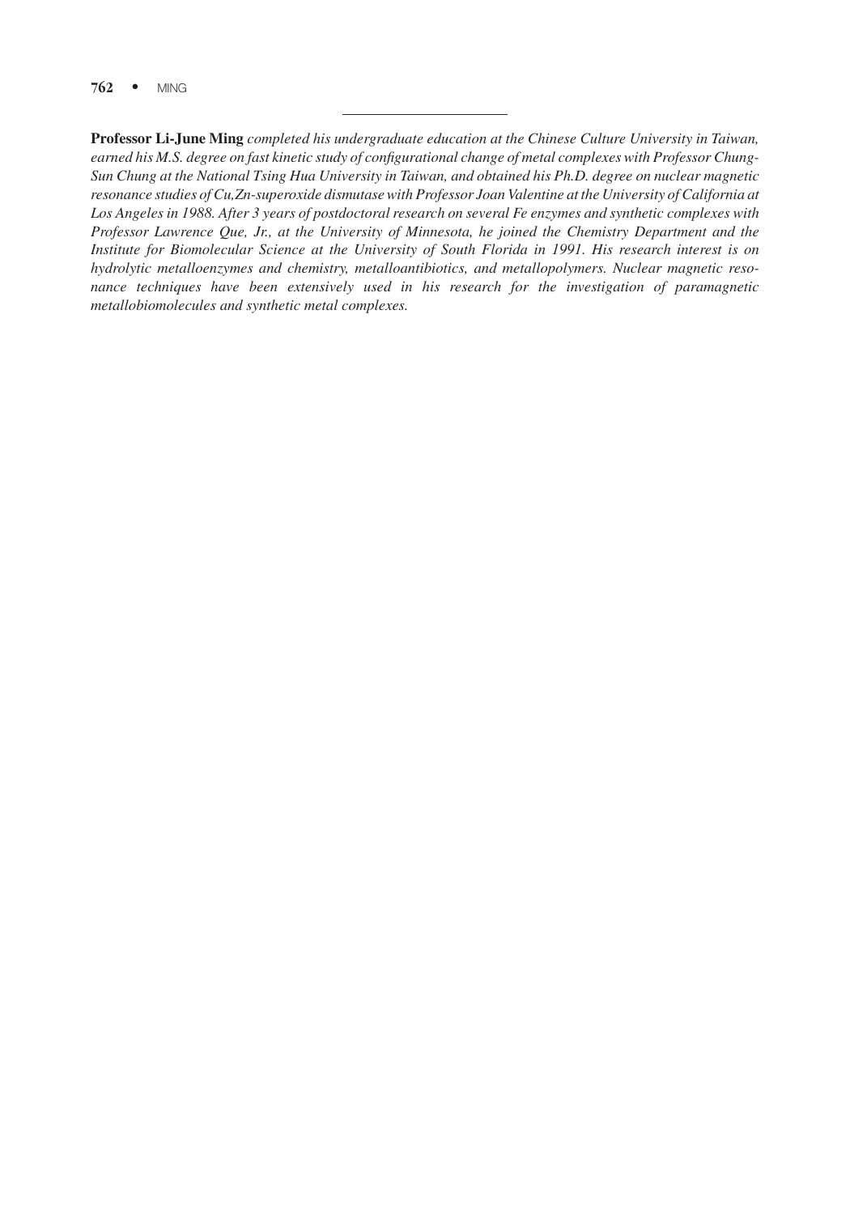**Professor Li-June Ming** *completed his undergraduate education at the Chinese Culture University in Taiwan, earned his M.S. degree on fast kinetic study of configurational change of metal complexes with Professor Chung-Sun Chung at the National Tsing Hua University in Taiwan, and obtained his Ph.D. degree on nuclear magnetic resonance studies of Cu,Zn-superoxide dismutase with Professor Joan Valentine at the University of California at Los Angeles in 1988. After 3 years of postdoctoral research on several Fe enzymes and synthetic complexes with Professor Lawrence Que, Jr., at the University of Minnesota, he joined the Chemistry Department and the Institute for Biomolecular Science at the University of South Florida in 1991. His research interest is on hydrolytic metalloenzymes and chemistry, metalloantibiotics, and metallopolymers. Nuclear magnetic resonance techniques have been extensively used in his research for the investigation of paramagnetic metallobiomolecules and synthetic metal complexes.*